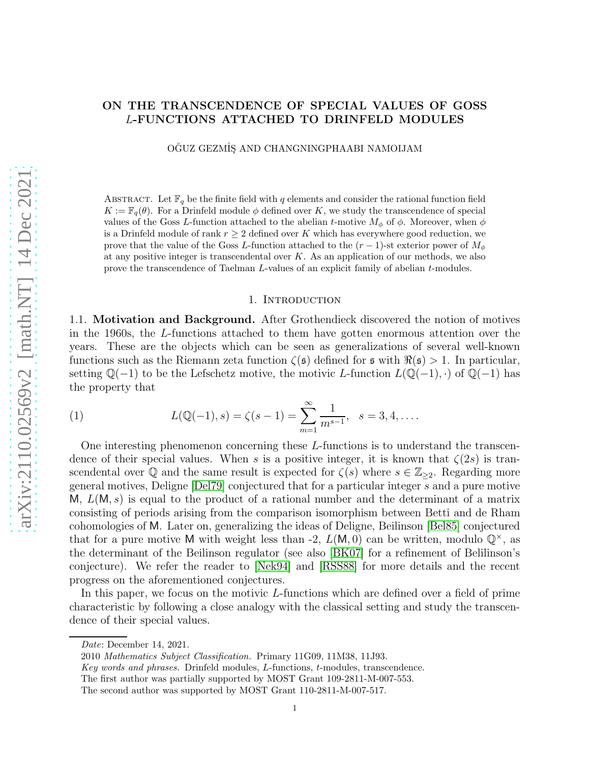# ON THE TRANSCENDENCE OF SPECIAL VALUES OF GOSS $L$-FUNCTIONS ATTACHED TO DRINFELD MODULES

OĞUZ GEZMİŞ AND CHANGNINGPHAABI NAMOIJAM

Abstract. Let $\mathbb{F}_q$ be the finite field with $q$ elements and consider the rational function field $K := \mathbb{F}_q(\theta)$. For a Drinfeld module $\phi$ defined over $K$, we study the transcendence of special values of the Goss $L$-function attached to the abelian $t$-motive $M_\phi$ of $\phi$. Moreover, when $\phi$ is a Drinfeld module of rank $r \geq 2$ defined over $K$ which has everywhere good reduction, we prove that the value of the Goss $L$-function attached to the $(r-1)$-st exterior power of $M_\phi$ at any positive integer is transcendental over $K$. As an application of our methods, we also prove the transcendence of Taelman $L$-values of an explicit family of abelian $t$-modules.

## 1. Introduction

**1.1. Motivation and Background.** After Grothendieck discovered the notion of motives in the 1960s, the $L$-functions attached to them have gotten enormous attention over the years. These are the objects which can be seen as generalizations of several well-known functions such as the Riemann zeta function $\zeta(\mathfrak{s})$ defined for $\mathfrak{s}$ with $\Re(\mathfrak{s}) > 1$. In particular, setting $\mathbb{Q}(-1)$ to be the Lefschetz motive, the motivic $L$-function $L(\mathbb{Q}(-1), \cdot)$ of $\mathbb{Q}(-1)$ has the property that

$$L(\mathbb{Q}(-1), s) = \zeta(s-1) = \sum_{m=1}^{\infty} \frac{1}{m^{s-1}}, \quad s = 3, 4, \ldots. \tag{1}$$

One interesting phenomenon concerning these $L$-functions is to understand the transcendence of their special values. When $s$ is a positive integer, it is known that $\zeta(2s)$ is transcendental over $\mathbb{Q}$ and the same result is expected for $\zeta(s)$ where $s \in \mathbb{Z}_{\geq 2}$. Regarding more general motives, Deligne [Del79] conjectured that for a particular integer $s$ and a pure motive $\mathsf{M}$, $L(\mathsf{M}, s)$ is equal to the product of a rational number and the determinant of a matrix consisting of periods arising from the comparison isomorphism between Betti and de Rham cohomologies of $\mathsf{M}$. Later on, generalizing the ideas of Deligne, Beilinson [Bel85] conjectured that for a pure motive $\mathsf{M}$ with weight less than -2, $L(\mathsf{M}, 0)$ can be written, modulo $\mathbb{Q}^\times$, as the determinant of the Beilinson regulator (see also [BK07] for a refinement of Belilinson's conjecture). We refer the reader to [Nek94] and [RSS88] for more details and the recent progress on the aforementioned conjectures.

In this paper, we focus on the motivic $L$-functions which are defined over a field of prime characteristic by following a close analogy with the classical setting and study the transcendence of their special values.

---

*Date*: December 14, 2021.

2010 *Mathematics Subject Classification.* Primary 11G09, 11M38, 11J93.

*Key words and phrases.* Drinfeld modules, $L$-functions, $t$-modules, transcendence.

The first author was partially supported by MOST Grant 109-2811-M-007-553.

The second author was supported by MOST Grant 110-2811-M-007-517.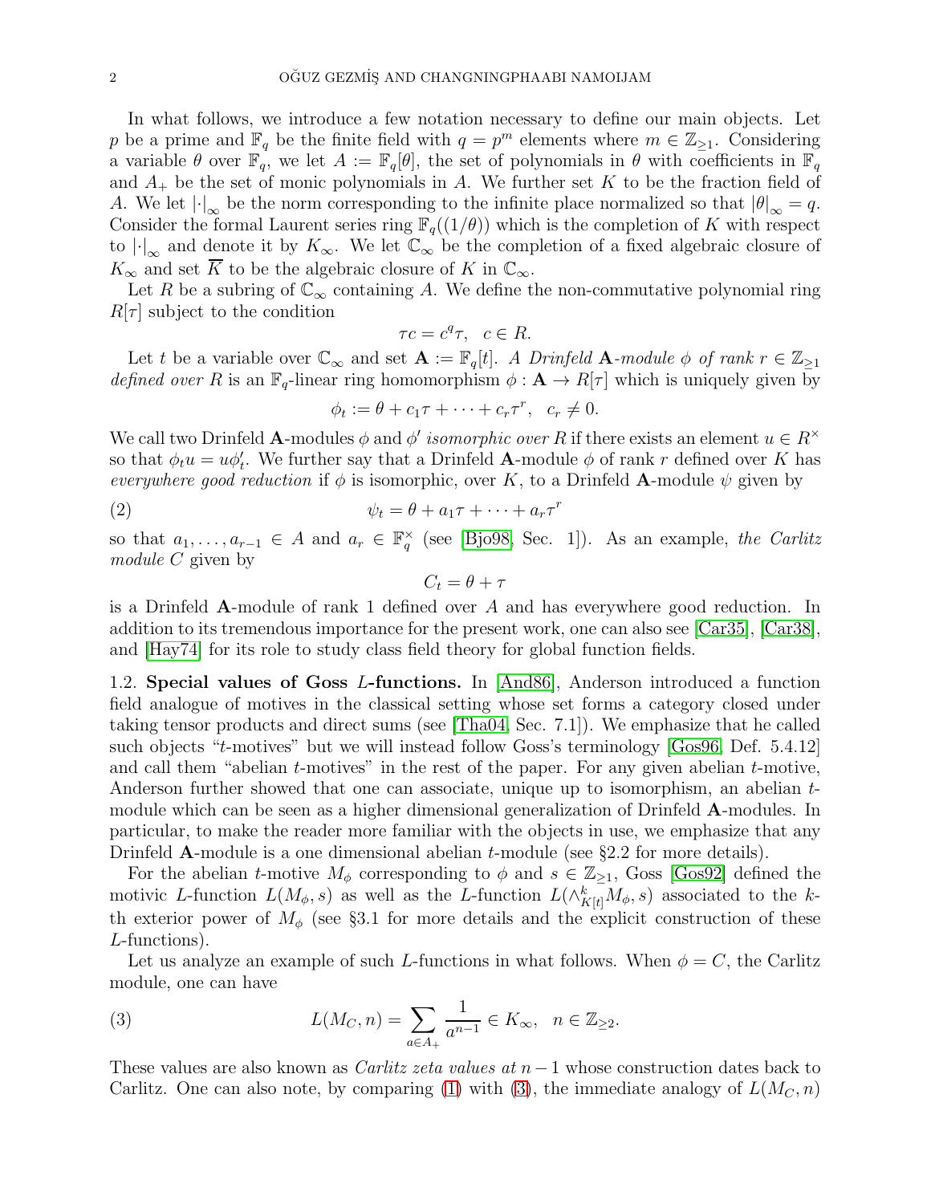In what follows, we introduce a few notation necessary to define our main objects. Let $p$ be a prime and $\mathbb{F}_q$ be the finite field with $q = p^m$ elements where $m \in \mathbb{Z}_{\geq 1}$. Considering a variable $\theta$ over $\mathbb{F}_q$, we let $A := \mathbb{F}_q[\theta]$, the set of polynomials in $\theta$ with coefficients in $\mathbb{F}_q$ and $A_+$ be the set of monic polynomials in $A$. We further set $K$ to be the fraction field of $A$. We let $|\cdot|_\infty$ be the norm corresponding to the infinite place normalized so that $|\theta|_\infty = q$. Consider the formal Laurent series ring $\mathbb{F}_q((1/\theta))$ which is the completion of $K$ with respect to $|\cdot|_\infty$ and denote it by $K_\infty$. We let $\mathbb{C}_\infty$ be the completion of a fixed algebraic closure of $K_\infty$ and set $\overline{K}$ to be the algebraic closure of $K$ in $\mathbb{C}_\infty$.

Let $R$ be a subring of $\mathbb{C}_\infty$ containing $A$. We define the non-commutative polynomial ring $R[\tau]$ subject to the condition

$$\tau c = c^q \tau, \quad c \in R.$$

Let $t$ be a variable over $\mathbb{C}_\infty$ and set $\mathbf{A} := \mathbb{F}_q[t]$. *A Drinfeld $\mathbf{A}$-module $\phi$ of rank $r \in \mathbb{Z}_{\geq 1}$ defined over $R$* is an $\mathbb{F}_q$-linear ring homomorphism $\phi : \mathbf{A} \to R[\tau]$ which is uniquely given by

$$\phi_t := \theta + c_1\tau + \cdots + c_r\tau^r, \quad c_r \neq 0.$$

We call two Drinfeld $\mathbf{A}$-modules $\phi$ and $\phi'$ *isomorphic over $R$* if there exists an element $u \in R^\times$ so that $\phi_t u = u\phi'_t$. We further say that a Drinfeld $\mathbf{A}$-module $\phi$ of rank $r$ defined over $K$ has *everywhere good reduction* if $\phi$ is isomorphic, over $K$, to a Drinfeld $\mathbf{A}$-module $\psi$ given by

$$\psi_t = \theta + a_1\tau + \cdots + a_r\tau^r \tag{2}$$

so that $a_1, \ldots, a_{r-1} \in A$ and $a_r \in \mathbb{F}_q^\times$ (see [Bjo98, Sec. 1]). As an example, *the Carlitz module $C$* given by

$$C_t = \theta + \tau$$

is a Drinfeld $\mathbf{A}$-module of rank 1 defined over $A$ and has everywhere good reduction. In addition to its tremendous importance for the present work, one can also see [Car35], [Car38], and [Hay74] for its role to study class field theory for global function fields.

## 1.2. Special values of Goss $L$-functions.

In [And86], Anderson introduced a function field analogue of motives in the classical setting whose set forms a category closed under taking tensor products and direct sums (see [Tha04, Sec. 7.1]). We emphasize that he called such objects "$t$-motives" but we will instead follow Goss's terminology [Gos96, Def. 5.4.12] and call them "abelian $t$-motives" in the rest of the paper. For any given abelian $t$-motive, Anderson further showed that one can associate, unique up to isomorphism, an abelian $t$-module which can be seen as a higher dimensional generalization of Drinfeld $\mathbf{A}$-modules. In particular, to make the reader more familiar with the objects in use, we emphasize that any Drinfeld $\mathbf{A}$-module is a one dimensional abelian $t$-module (see §2.2 for more details).

For the abelian $t$-motive $M_\phi$ corresponding to $\phi$ and $s \in \mathbb{Z}_{\geq 1}$, Goss [Gos92] defined the motivic $L$-function $L(M_\phi, s)$ as well as the $L$-function $L(\wedge^k_{K[t]} M_\phi, s)$ associated to the $k$-th exterior power of $M_\phi$ (see §3.1 for more details and the explicit construction of these $L$-functions).

Let us analyze an example of such $L$-functions in what follows. When $\phi = C$, the Carlitz module, one can have

$$L(M_C, n) = \sum_{a \in A_+} \frac{1}{a^{n-1}} \in K_\infty, \quad n \in \mathbb{Z}_{\geq 2}. \tag{3}$$

These values are also known as *Carlitz zeta values at $n-1$* whose construction dates back to Carlitz. One can also note, by comparing (1) with (3), the immediate analogy of $L(M_C, n)$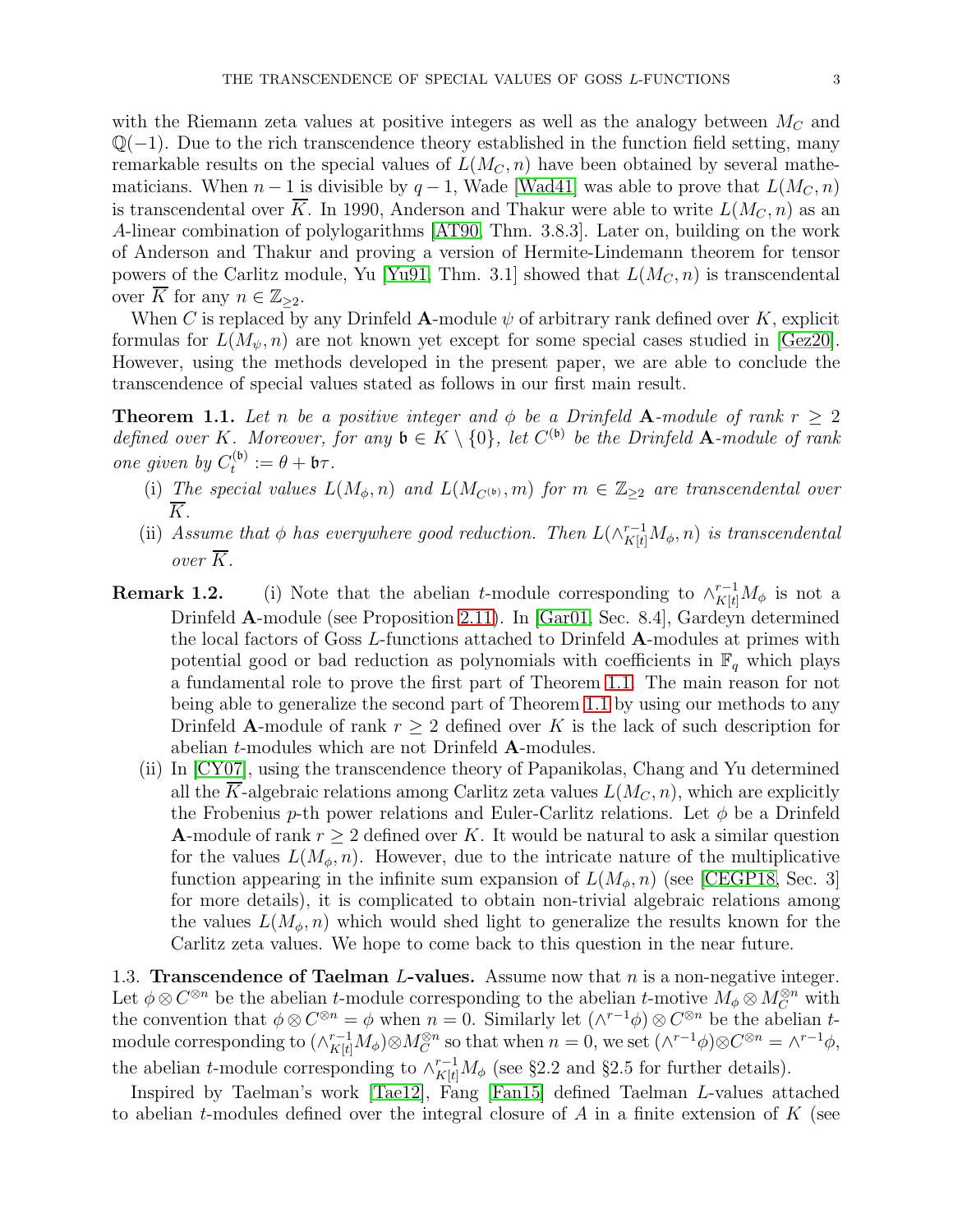with the Riemann zeta values at positive integers as well as the analogy between $M_C$ and $\mathbb{Q}(-1)$. Due to the rich transcendence theory established in the function field setting, many remarkable results on the special values of $L(M_C, n)$ have been obtained by several mathematicians. When $n-1$ is divisible by $q-1$, Wade [Wad41] was able to prove that $L(M_C, n)$ is transcendental over $\overline{K}$. In 1990, Anderson and Thakur were able to write $L(M_C, n)$ as an $A$-linear combination of polylogarithms [AT90, Thm. 3.8.3]. Later on, building on the work of Anderson and Thakur and proving a version of Hermite-Lindemann theorem for tensor powers of the Carlitz module, Yu [Yu91, Thm. 3.1] showed that $L(M_C, n)$ is transcendental over $\overline{K}$ for any $n \in \mathbb{Z}_{\geq 2}$.

When $C$ is replaced by any Drinfeld $\mathbf{A}$-module $\psi$ of arbitrary rank defined over $K$, explicit formulas for $L(M_\psi, n)$ are not known yet except for some special cases studied in [Gez20]. However, using the methods developed in the present paper, we are able to conclude the transcendence of special values stated as follows in our first main result.

**Theorem 1.1.** *Let $n$ be a positive integer and $\phi$ be a Drinfeld $\mathbf{A}$-module of rank $r \geq 2$ defined over $K$. Moreover, for any $\mathfrak{b} \in K \setminus \{0\}$, let $C^{(\mathfrak{b})}$ be the Drinfeld $\mathbf{A}$-module of rank one given by $C_t^{(\mathfrak{b})} := \theta + \mathfrak{b}\tau$.*

(i) *The special values $L(M_\phi, n)$ and $L(M_{C^{(\mathfrak{b})}}, m)$ for $m \in \mathbb{Z}_{\geq 2}$ are transcendental over $\overline{K}$.*

(ii) *Assume that $\phi$ has everywhere good reduction. Then $L(\wedge^{r-1}_{K[t]} M_\phi, n)$ is transcendental over $\overline{K}$.*

**Remark 1.2.** (i) Note that the abelian $t$-module corresponding to $\wedge^{r-1}_{K[t]} M_\phi$ is not a Drinfeld $\mathbf{A}$-module (see Proposition 2.11). In [Gar01, Sec. 8.4], Gardeyn determined the local factors of Goss $L$-functions attached to Drinfeld $\mathbf{A}$-modules at primes with potential good or bad reduction as polynomials with coefficients in $\mathbb{F}_q$ which plays a fundamental role to prove the first part of Theorem 1.1. The main reason for not being able to generalize the second part of Theorem 1.1 by using our methods to any Drinfeld $\mathbf{A}$-module of rank $r \geq 2$ defined over $K$ is the lack of such description for abelian $t$-modules which are not Drinfeld $\mathbf{A}$-modules.

(ii) In [CY07], using the transcendence theory of Papanikolas, Chang and Yu determined all the $\overline{K}$-algebraic relations among Carlitz zeta values $L(M_C, n)$, which are explicitly the Frobenius $p$-th power relations and Euler-Carlitz relations. Let $\phi$ be a Drinfeld $\mathbf{A}$-module of rank $r \geq 2$ defined over $K$. It would be natural to ask a similar question for the values $L(M_\phi, n)$. However, due to the intricate nature of the multiplicative function appearing in the infinite sum expansion of $L(M_\phi, n)$ (see [CEGP18, Sec. 3] for more details), it is complicated to obtain non-trivial algebraic relations among the values $L(M_\phi, n)$ which would shed light to generalize the results known for the Carlitz zeta values. We hope to come back to this question in the near future.

1.3. **Transcendence of Taelman $L$-values.** Assume now that $n$ is a non-negative integer. Let $\phi \otimes C^{\otimes n}$ be the abelian $t$-module corresponding to the abelian $t$-motive $M_\phi \otimes M_C^{\otimes n}$ with the convention that $\phi \otimes C^{\otimes n} = \phi$ when $n = 0$. Similarly let $(\wedge^{r-1}\phi) \otimes C^{\otimes n}$ be the abelian $t$-module corresponding to $(\wedge^{r-1}_{K[t]} M_\phi) \otimes M_C^{\otimes n}$ so that when $n = 0$, we set $(\wedge^{r-1}\phi) \otimes C^{\otimes n} = \wedge^{r-1}\phi$, the abelian $t$-module corresponding to $\wedge^{r-1}_{K[t]} M_\phi$ (see §2.2 and §2.5 for further details).

Inspired by Taelman's work [Tae12], Fang [Fan15] defined Taelman $L$-values attached to abelian $t$-modules defined over the integral closure of $A$ in a finite extension of $K$ (see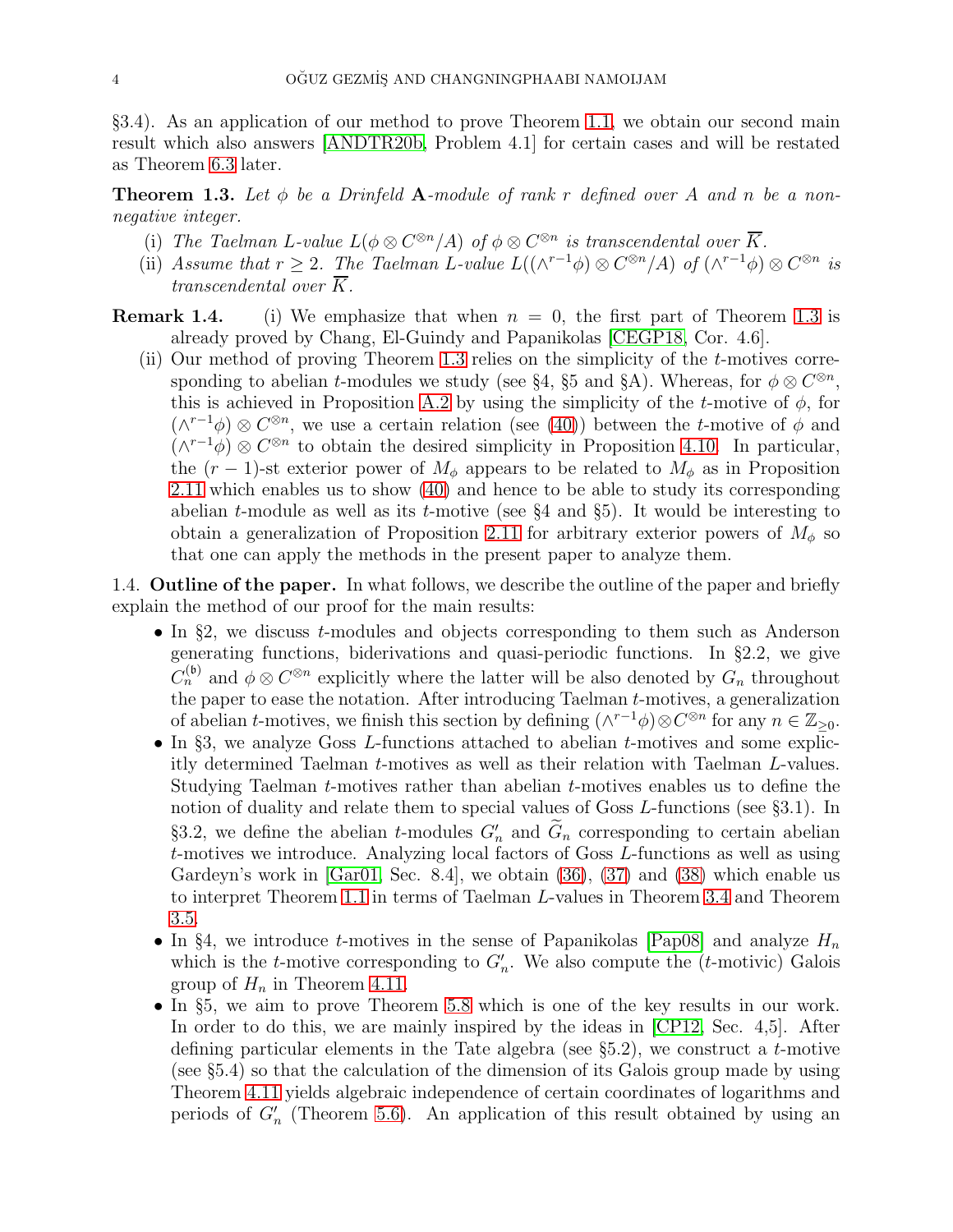§3.4). As an application of our method to prove Theorem 1.1, we obtain our second main result which also answers [ANDTR20b, Problem 4.1] for certain cases and will be restated as Theorem 6.3 later.

**Theorem 1.3.** *Let $\phi$ be a Drinfeld $\mathbf{A}$-module of rank $r$ defined over $A$ and $n$ be a non-negative integer.*

(i) *The Taelman $L$-value $L(\phi \otimes C^{\otimes n}/A)$ of $\phi \otimes C^{\otimes n}$ is transcendental over $\overline{K}$.*

(ii) *Assume that $r \geq 2$. The Taelman $L$-value $L((\wedge^{r-1}\phi) \otimes C^{\otimes n}/A)$ of $(\wedge^{r-1}\phi) \otimes C^{\otimes n}$ is transcendental over $\overline{K}$.*

**Remark 1.4.** (i) We emphasize that when $n = 0$, the first part of Theorem 1.3 is already proved by Chang, El-Guindy and Papanikolas [CEGP18, Cor. 4.6].

(ii) Our method of proving Theorem 1.3 relies on the simplicity of the $t$-motives corresponding to abelian $t$-modules we study (see §4, §5 and §A). Whereas, for $\phi \otimes C^{\otimes n}$, this is achieved in Proposition A.2 by using the simplicity of the $t$-motive of $\phi$, for $(\wedge^{r-1}\phi) \otimes C^{\otimes n}$, we use a certain relation (see (40)) between the $t$-motive of $\phi$ and $(\wedge^{r-1}\phi) \otimes C^{\otimes n}$ to obtain the desired simplicity in Proposition 4.10. In particular, the $(r-1)$-st exterior power of $M_\phi$ appears to be related to $M_\phi$ as in Proposition 2.11 which enables us to show (40) and hence to be able to study its corresponding abelian $t$-module as well as its $t$-motive (see §4 and §5). It would be interesting to obtain a generalization of Proposition 2.11 for arbitrary exterior powers of $M_\phi$ so that one can apply the methods in the present paper to analyze them.

1.4. **Outline of the paper.** In what follows, we describe the outline of the paper and briefly explain the method of our proof for the main results:

- In §2, we discuss $t$-modules and objects corresponding to them such as Anderson generating functions, biderivations and quasi-periodic functions. In §2.2, we give $C_n^{(\mathfrak{b})}$ and $\phi \otimes C^{\otimes n}$ explicitly where the latter will be also denoted by $G_n$ throughout the paper to ease the notation. After introducing Taelman $t$-motives, a generalization of abelian $t$-motives, we finish this section by defining $(\wedge^{r-1}\phi) \otimes C^{\otimes n}$ for any $n \in \mathbb{Z}_{\geq 0}$.
- In §3, we analyze Goss $L$-functions attached to abelian $t$-motives and some explicitly determined Taelman $t$-motives as well as their relation with Taelman $L$-values. Studying Taelman $t$-motives rather than abelian $t$-motives enables us to define the notion of duality and relate them to special values of Goss $L$-functions (see §3.1). In §3.2, we define the abelian $t$-modules $G_n'$ and $\widetilde{G}_n$ corresponding to certain abelian $t$-motives we introduce. Analyzing local factors of Goss $L$-functions as well as using Gardeyn's work in [Gar01, Sec. 8.4], we obtain (36), (37) and (38) which enable us to interpret Theorem 1.1 in terms of Taelman $L$-values in Theorem 3.4 and Theorem 3.5.
- In §4, we introduce $t$-motives in the sense of Papanikolas [Pap08] and analyze $H_n$ which is the $t$-motive corresponding to $G_n'$. We also compute the ($t$-motivic) Galois group of $H_n$ in Theorem 4.11.
- In §5, we aim to prove Theorem 5.8 which is one of the key results in our work. In order to do this, we are mainly inspired by the ideas in [CP12, Sec. 4,5]. After defining particular elements in the Tate algebra (see §5.2), we construct a $t$-motive (see §5.4) so that the calculation of the dimension of its Galois group made by using Theorem 4.11 yields algebraic independence of certain coordinates of logarithms and periods of $G_n'$ (Theorem 5.6). An application of this result obtained by using an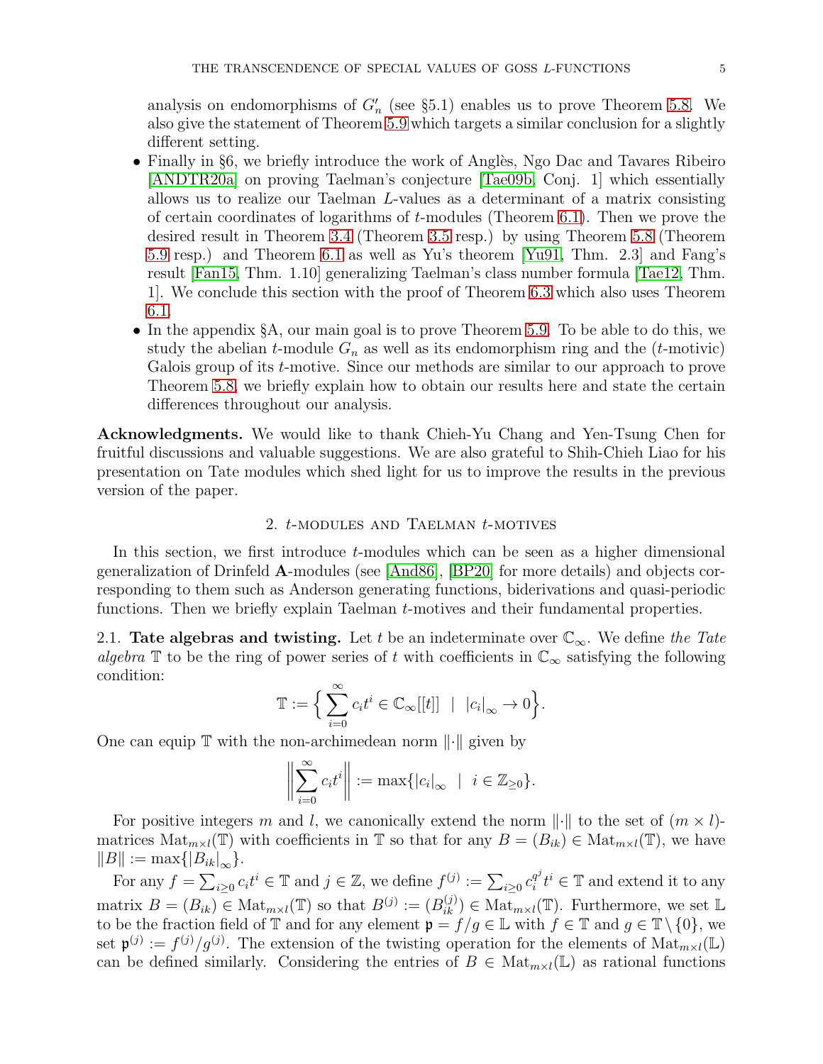analysis on endomorphisms of $G_n'$ (see §5.1) enables us to prove Theorem 5.8. We also give the statement of Theorem 5.9 which targets a similar conclusion for a slightly different setting.

- Finally in §6, we briefly introduce the work of Anglès, Ngo Dac and Tavares Ribeiro [ANDTR20a] on proving Taelman's conjecture [Tae09b, Conj. 1] which essentially allows us to realize our Taelman $L$-values as a determinant of a matrix consisting of certain coordinates of logarithms of $t$-modules (Theorem 6.1). Then we prove the desired result in Theorem 3.4 (Theorem 3.5 resp.) by using Theorem 5.8 (Theorem 5.9 resp.) and Theorem 6.1 as well as Yu's theorem [Yu91, Thm. 2.3] and Fang's result [Fan15, Thm. 1.10] generalizing Taelman's class number formula [Tae12, Thm. 1]. We conclude this section with the proof of Theorem 6.3 which also uses Theorem 6.1.
- In the appendix §A, our main goal is to prove Theorem 5.9. To be able to do this, we study the abelian $t$-module $G_n$ as well as its endomorphism ring and the ($t$-motivic) Galois group of its $t$-motive. Since our methods are similar to our approach to prove Theorem 5.8, we briefly explain how to obtain our results here and state the certain differences throughout our analysis.

**Acknowledgments.** We would like to thank Chieh-Yu Chang and Yen-Tsung Chen for fruitful discussions and valuable suggestions. We are also grateful to Shih-Chieh Liao for his presentation on Tate modules which shed light for us to improve the results in the previous version of the paper.

## 2. $t$-modules and Taelman $t$-motives

In this section, we first introduce $t$-modules which can be seen as a higher dimensional generalization of Drinfeld $\mathbf{A}$-modules (see [And86], [BP20] for more details) and objects corresponding to them such as Anderson generating functions, biderivations and quasi-periodic functions. Then we briefly explain Taelman $t$-motives and their fundamental properties.

2.1. **Tate algebras and twisting.** Let $t$ be an indeterminate over $\mathbb{C}_\infty$. We define *the Tate algebra* $\mathbb{T}$ to be the ring of power series of $t$ with coefficients in $\mathbb{C}_\infty$ satisfying the following condition:

$$\mathbb{T} := \Big\{ \sum_{i=0}^{\infty} c_i t^i \in \mathbb{C}_\infty[[t]] \ \ | \ \ |c_i|_\infty \to 0 \Big\}.$$

One can equip $\mathbb{T}$ with the non-archimedean norm $\|\cdot\|$ given by

$$\left\| \sum_{i=0}^{\infty} c_i t^i \right\| := \max\{|c_i|_\infty \ \ | \ \ i \in \mathbb{Z}_{\geq 0}\}.$$

For positive integers $m$ and $l$, we canonically extend the norm $\|\cdot\|$ to the set of $(m \times l)$-matrices $\operatorname{Mat}_{m\times l}(\mathbb{T})$ with coefficients in $\mathbb{T}$ so that for any $B = (B_{ik}) \in \operatorname{Mat}_{m\times l}(\mathbb{T})$, we have $\|B\| := \max\{|B_{ik}|_\infty\}$.

For any $f = \sum_{i\geq 0} c_i t^i \in \mathbb{T}$ and $j \in \mathbb{Z}$, we define $f^{(j)} := \sum_{i\geq 0} c_i^{q^j} t^i \in \mathbb{T}$ and extend it to any matrix $B = (B_{ik}) \in \operatorname{Mat}_{m\times l}(\mathbb{T})$ so that $B^{(j)} := (B_{ik}^{(j)}) \in \operatorname{Mat}_{m\times l}(\mathbb{T})$. Furthermore, we set $\mathbb{L}$ to be the fraction field of $\mathbb{T}$ and for any element $\mathfrak{p} = f/g \in \mathbb{L}$ with $f \in \mathbb{T}$ and $g \in \mathbb{T}\setminus\{0\}$, we set $\mathfrak{p}^{(j)} := f^{(j)}/g^{(j)}$. The extension of the twisting operation for the elements of $\operatorname{Mat}_{m\times l}(\mathbb{L})$ can be defined similarly. Considering the entries of $B \in \operatorname{Mat}_{m\times l}(\mathbb{L})$ as rational functions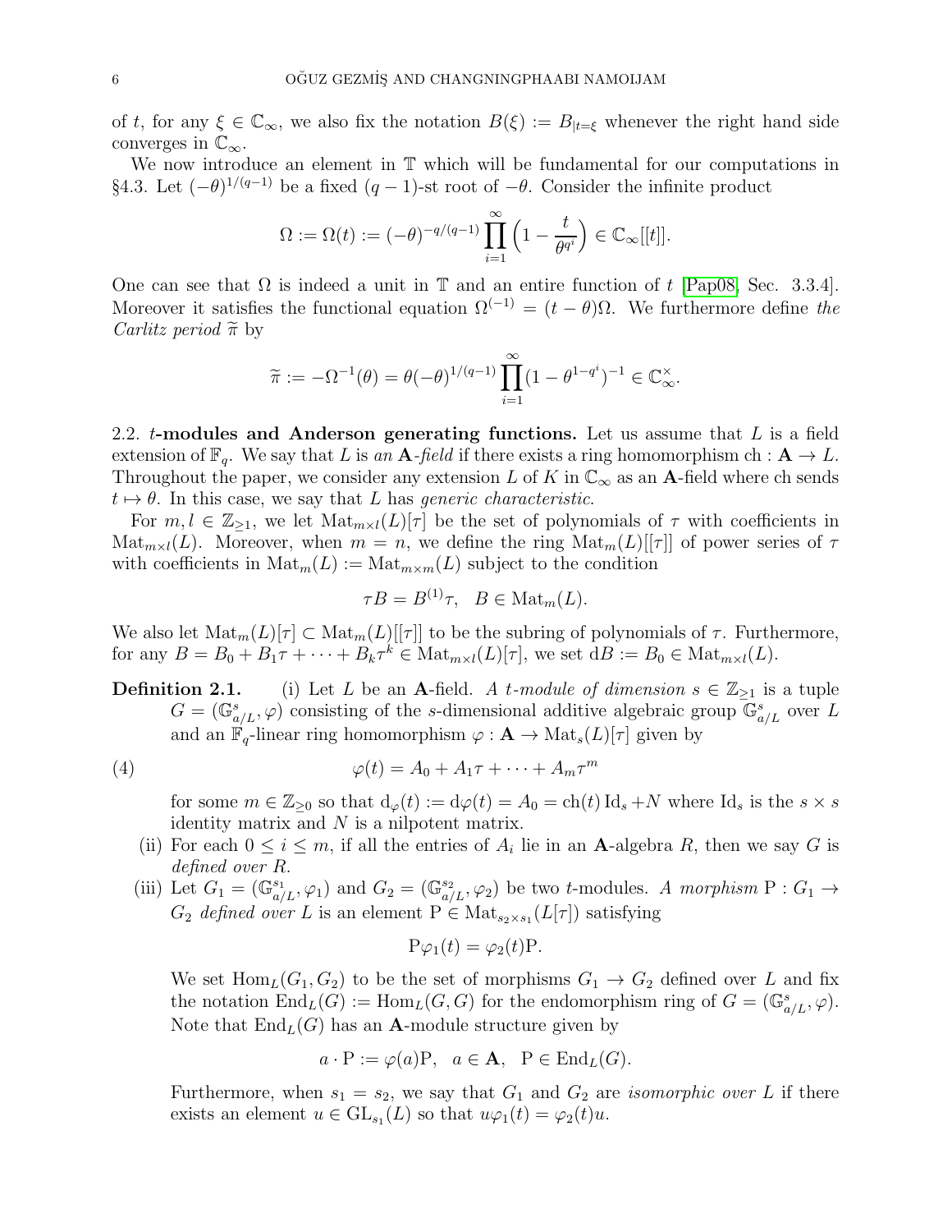of $t$, for any $\xi \in \mathbb{C}_\infty$, we also fix the notation $B(\xi) := B_{|t=\xi}$ whenever the right hand side converges in $\mathbb{C}_\infty$.

We now introduce an element in $\mathbb{T}$ which will be fundamental for our computations in §4.3. Let $(-\theta)^{1/(q-1)}$ be a fixed $(q-1)$-st root of $-\theta$. Consider the infinite product

$$\Omega := \Omega(t) := (-\theta)^{-q/(q-1)} \prod_{i=1}^{\infty} \left(1 - \frac{t}{\theta^{q^i}}\right) \in \mathbb{C}_\infty[[t]].$$

One can see that $\Omega$ is indeed a unit in $\mathbb{T}$ and an entire function of $t$ [Pap08, Sec. 3.3.4]. Moreover it satisfies the functional equation $\Omega^{(-1)} = (t-\theta)\Omega$. We furthermore define *the Carlitz period* $\widetilde{\pi}$ by

$$\widetilde{\pi} := -\Omega^{-1}(\theta) = \theta(-\theta)^{1/(q-1)} \prod_{i=1}^{\infty} (1 - \theta^{1-q^i})^{-1} \in \mathbb{C}_\infty^\times.$$

**2.2. $t$-modules and Anderson generating functions.** Let us assume that $L$ is a field extension of $\mathbb{F}_q$. We say that $L$ is *an* $\mathbf{A}$*-field* if there exists a ring homomorphism $\mathrm{ch} : \mathbf{A} \to L$. Throughout the paper, we consider any extension $L$ of $K$ in $\mathbb{C}_\infty$ as an $\mathbf{A}$-field where ch sends $t \mapsto \theta$. In this case, we say that $L$ has *generic characteristic*.

For $m, l \in \mathbb{Z}_{\geq 1}$, we let $\mathrm{Mat}_{m \times l}(L)[\tau]$ be the set of polynomials of $\tau$ with coefficients in $\mathrm{Mat}_{m\times l}(L)$. Moreover, when $m = n$, we define the ring $\mathrm{Mat}_m(L)[[\tau]]$ of power series of $\tau$ with coefficients in $\mathrm{Mat}_m(L) := \mathrm{Mat}_{m\times m}(L)$ subject to the condition

$$\tau B = B^{(1)}\tau, \quad B \in \mathrm{Mat}_m(L).$$

We also let $\mathrm{Mat}_m(L)[\tau] \subset \mathrm{Mat}_m(L)[[\tau]]$ to be the subring of polynomials of $\tau$. Furthermore, for any $B = B_0 + B_1\tau + \cdots + B_k\tau^k \in \mathrm{Mat}_{m\times l}(L)[\tau]$, we set $\mathrm{d}B := B_0 \in \mathrm{Mat}_{m\times l}(L)$.

**Definition 2.1.** (i) Let $L$ be an $\mathbf{A}$-field. *A $t$-module of dimension $s \in \mathbb{Z}_{\geq 1}$* is a tuple $G = (\mathbb{G}^s_{a/L}, \varphi)$ consisting of the $s$-dimensional additive algebraic group $\mathbb{G}^s_{a/L}$ over $L$ and an $\mathbb{F}_q$-linear ring homomorphism $\varphi : \mathbf{A} \to \mathrm{Mat}_s(L)[\tau]$ given by

$$\varphi(t) = A_0 + A_1\tau + \cdots + A_m\tau^m \tag{4}$$

for some $m \in \mathbb{Z}_{\geq 0}$ so that $\mathrm{d}_\varphi(t) := \mathrm{d}\varphi(t) = A_0 = \mathrm{ch}(t)\,\mathrm{Id}_s + N$ where $\mathrm{Id}_s$ is the $s \times s$ identity matrix and $N$ is a nilpotent matrix.

(ii) For each $0 \leq i \leq m$, if all the entries of $A_i$ lie in an $\mathbf{A}$-algebra $R$, then we say $G$ is *defined over* $R$.

(iii) Let $G_1 = (\mathbb{G}^{s_1}_{a/L}, \varphi_1)$ and $G_2 = (\mathbb{G}^{s_2}_{a/L}, \varphi_2)$ be two $t$-modules. *A morphism* $\mathrm{P} : G_1 \to G_2$ *defined over* $L$ is an element $\mathrm{P} \in \mathrm{Mat}_{s_2\times s_1}(L[\tau])$ satisfying

$$\mathrm{P}\varphi_1(t) = \varphi_2(t)\mathrm{P}.$$

We set $\mathrm{Hom}_L(G_1, G_2)$ to be the set of morphisms $G_1 \to G_2$ defined over $L$ and fix the notation $\mathrm{End}_L(G) := \mathrm{Hom}_L(G, G)$ for the endomorphism ring of $G = (\mathbb{G}^s_{a/L}, \varphi)$. Note that $\mathrm{End}_L(G)$ has an $\mathbf{A}$-module structure given by

$$a \cdot \mathrm{P} := \varphi(a)\mathrm{P}, \quad a \in \mathbf{A}, \quad \mathrm{P} \in \mathrm{End}_L(G).$$

Furthermore, when $s_1 = s_2$, we say that $G_1$ and $G_2$ are *isomorphic over* $L$ if there exists an element $u \in \mathrm{GL}_{s_1}(L)$ so that $u\varphi_1(t) = \varphi_2(t)u$.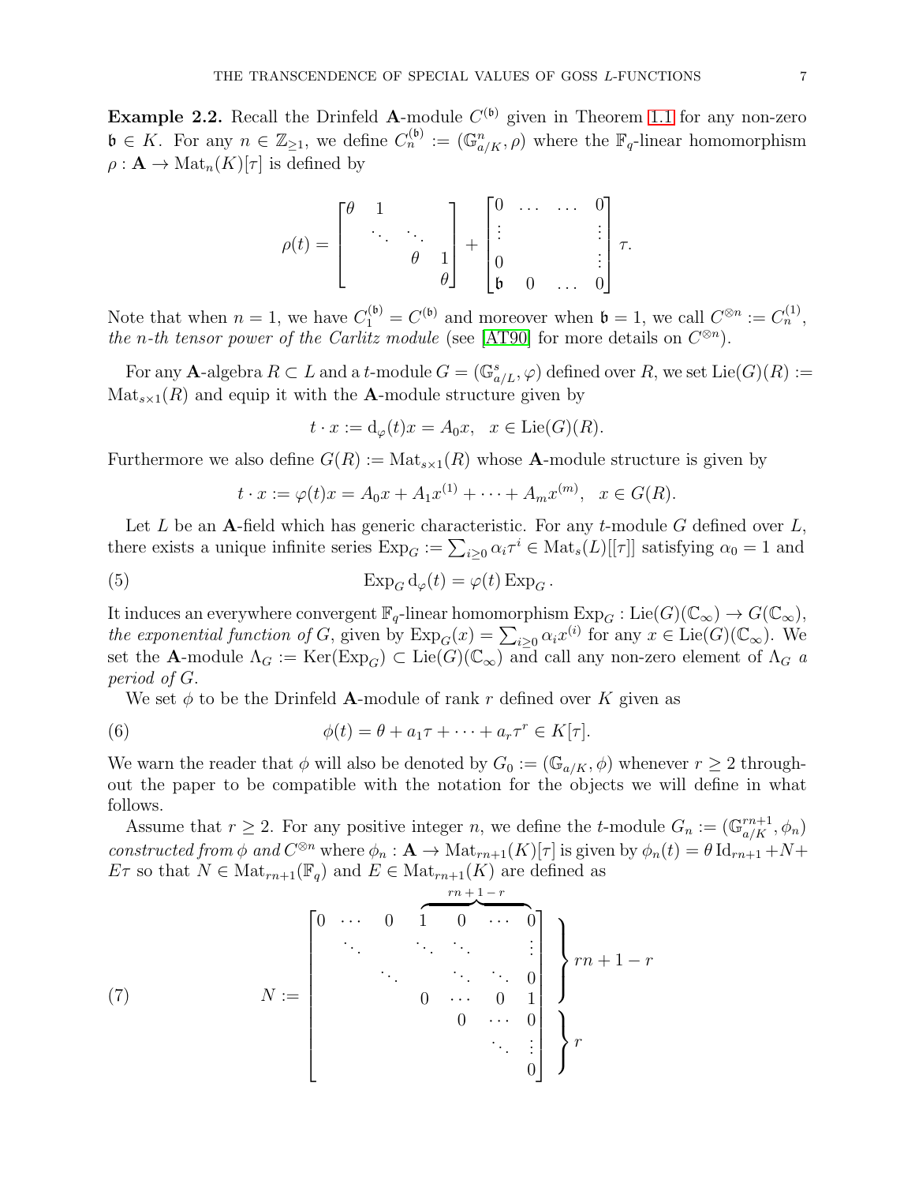**Example 2.2.** Recall the Drinfeld $\mathbf{A}$-module $C^{(\mathfrak{b})}$ given in Theorem 1.1 for any non-zero $\mathfrak{b} \in K$. For any $n \in \mathbb{Z}_{\geq 1}$, we define $C_n^{(\mathfrak{b})} := (\mathbb{G}_{a/K}^n, \rho)$ where the $\mathbb{F}_q$-linear homomorphism $\rho : \mathbf{A} \to \mathrm{Mat}_n(K)[\tau]$ is defined by

$$\rho(t) = \begin{bmatrix} \theta & 1 & & \\ & \ddots & \ddots & \\ & & \theta & 1 \\ & & & \theta \end{bmatrix} + \begin{bmatrix} 0 & \dots & \dots & 0 \\ \vdots & & & \vdots \\ 0 & & & \vdots \\ \mathfrak{b} & 0 & \dots & 0 \end{bmatrix} \tau.$$

Note that when $n = 1$, we have $C_1^{(\mathfrak{b})} = C^{(\mathfrak{b})}$ and moreover when $\mathfrak{b} = 1$, we call $C^{\otimes n} := C_n^{(1)}$, *the $n$-th tensor power of the Carlitz module* (see [AT90] for more details on $C^{\otimes n}$).

For any $\mathbf{A}$-algebra $R \subset L$ and a $t$-module $G = (\mathbb{G}_{a/L}^s, \varphi)$ defined over $R$, we set $\mathrm{Lie}(G)(R) := \mathrm{Mat}_{s\times 1}(R)$ and equip it with the $\mathbf{A}$-module structure given by

$$t \cdot x := \mathrm{d}_\varphi(t)x = A_0 x, \quad x \in \mathrm{Lie}(G)(R).$$

Furthermore we also define $G(R) := \mathrm{Mat}_{s\times 1}(R)$ whose $\mathbf{A}$-module structure is given by

$$t \cdot x := \varphi(t)x = A_0 x + A_1 x^{(1)} + \cdots + A_m x^{(m)}, \quad x \in G(R).$$

Let $L$ be an $\mathbf{A}$-field which has generic characteristic. For any $t$-module $G$ defined over $L$, there exists a unique infinite series $\mathrm{Exp}_G := \sum_{i\geq 0} \alpha_i \tau^i \in \mathrm{Mat}_s(L)[[\tau]]$ satisfying $\alpha_0 = 1$ and

$$\mathrm{Exp}_G \, \mathrm{d}_\varphi(t) = \varphi(t) \, \mathrm{Exp}_G . \tag{5}$$

It induces an everywhere convergent $\mathbb{F}_q$-linear homomorphism $\mathrm{Exp}_G : \mathrm{Lie}(G)(\mathbb{C}_\infty) \to G(\mathbb{C}_\infty)$, *the exponential function of* $G$, given by $\mathrm{Exp}_G(x) = \sum_{i\geq 0} \alpha_i x^{(i)}$ for any $x \in \mathrm{Lie}(G)(\mathbb{C}_\infty)$. We set the $\mathbf{A}$-module $\Lambda_G := \mathrm{Ker}(\mathrm{Exp}_G) \subset \mathrm{Lie}(G)(\mathbb{C}_\infty)$ and call any non-zero element of $\Lambda_G$ *a period of* $G$.

We set $\phi$ to be the Drinfeld $\mathbf{A}$-module of rank $r$ defined over $K$ given as

$$\phi(t) = \theta + a_1\tau + \cdots + a_r\tau^r \in K[\tau]. \tag{6}$$

We warn the reader that $\phi$ will also be denoted by $G_0 := (\mathbb{G}_{a/K}, \phi)$ whenever $r \geq 2$ throughout the paper to be compatible with the notation for the objects we will define in what follows.

Assume that $r \geq 2$. For any positive integer $n$, we define the $t$-module $G_n := (\mathbb{G}_{a/K}^{rn+1}, \phi_n)$ *constructed from* $\phi$ *and* $C^{\otimes n}$ where $\phi_n : \mathbf{A} \to \mathrm{Mat}_{rn+1}(K)[\tau]$ is given by $\phi_n(t) = \theta \,\mathrm{Id}_{rn+1} + N + E\tau$ so that $N \in \mathrm{Mat}_{rn+1}(\mathbb{F}_q)$ and $E \in \mathrm{Mat}_{rn+1}(K)$ are defined as

$$N := \left[\begin{array}{ccccccc} 0 & \cdots & 0 & \overbrace{1 \quad 0}^{rn+1-r} & \cdots & 0 \\ & \ddots & & \ddots \quad \ddots & & \vdots \\ & & \ddots & & \ddots \quad \ddots & 0 \\ & & & 0 \quad \cdots & 0 & 1 \\ & & & & 0 \quad \cdots & 0 \\ & & & & \ddots & \vdots \\ & & & & & 0 \end{array}\right] \begin{array}{l} \left.\vphantom{\begin{array}{c}1\\1\\1\\1\end{array}}\right\} rn+1-r \\ \left.\vphantom{\begin{array}{c}1\\1\\1\end{array}}\right\} r \end{array} \tag{7}$$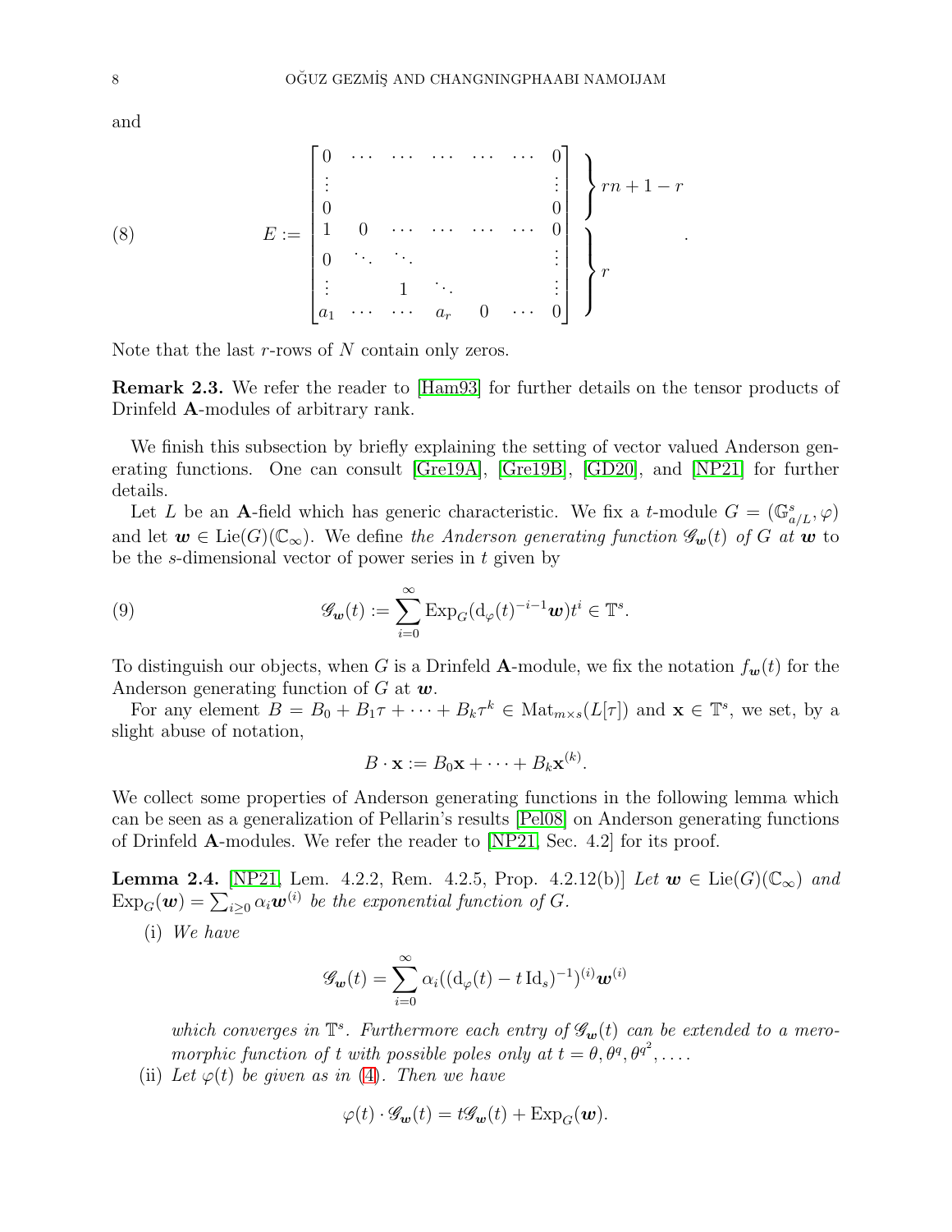and

$$
E := \begin{bmatrix} 0 & \cdots & \cdots & \cdots & \cdots & \cdots & 0 \\ \vdots & & & & & & \vdots \\ 0 & & & & & & 0 \\ 1 & 0 & \cdots & \cdots & \cdots & \cdots & 0 \\ 0 & \ddots & \ddots & & & & \vdots \\ \vdots & & 1 & \ddots & & & \vdots \\ a_1 & \cdots & \cdots & a_r & 0 & \cdots & 0 \end{bmatrix} \begin{matrix} \left.\vphantom{\begin{matrix}0\\ \vdots\\0\end{matrix}}\right\} rn+1-r \\ \left.\vphantom{\begin{matrix}1\\0\\ \vdots\\a_1\end{matrix}}\right\} r \end{matrix} . \tag{8}
$$

Note that the last $r$-rows of $N$ contain only zeros.

**Remark 2.3.** We refer the reader to [Ham93] for further details on the tensor products of Drinfeld $\mathbf{A}$-modules of arbitrary rank.

We finish this subsection by briefly explaining the setting of vector valued Anderson generating functions. One can consult [Gre19A], [Gre19B], [GD20], and [NP21] for further details.

Let $L$ be an $\mathbf{A}$-field which has generic characteristic. We fix a $t$-module $G = (\mathbb{G}_{a/L}^s, \varphi)$ and let $\boldsymbol{w} \in \mathrm{Lie}(G)(\mathbb{C}_\infty)$. We define *the Anderson generating function $\mathscr{G}_{\boldsymbol{w}}(t)$ of $G$ at $\boldsymbol{w}$* to be the $s$-dimensional vector of power series in $t$ given by

$$
\mathscr{G}_{\boldsymbol{w}}(t) := \sum_{i=0}^{\infty} \mathrm{Exp}_G(\mathrm{d}_\varphi(t)^{-i-1}\boldsymbol{w})t^i \in \mathbb{T}^s. \tag{9}
$$

To distinguish our objects, when $G$ is a Drinfeld $\mathbf{A}$-module, we fix the notation $f_{\boldsymbol{w}}(t)$ for the Anderson generating function of $G$ at $\boldsymbol{w}$.

For any element $B = B_0 + B_1\tau + \cdots + B_k\tau^k \in \mathrm{Mat}_{m\times s}(L[\tau])$ and $\mathbf{x} \in \mathbb{T}^s$, we set, by a slight abuse of notation,

$$
B \cdot \mathbf{x} := B_0\mathbf{x} + \cdots + B_k\mathbf{x}^{(k)}.
$$

We collect some properties of Anderson generating functions in the following lemma which can be seen as a generalization of Pellarin's results [Pel08] on Anderson generating functions of Drinfeld $\mathbf{A}$-modules. We refer the reader to [NP21, Sec. 4.2] for its proof.

**Lemma 2.4.** [NP21, Lem. 4.2.2, Rem. 4.2.5, Prop. 4.2.12(b)] *Let $\boldsymbol{w} \in \mathrm{Lie}(G)(\mathbb{C}_\infty)$ and $\mathrm{Exp}_G(\boldsymbol{w}) = \sum_{i\geq 0} \alpha_i \boldsymbol{w}^{(i)}$ be the exponential function of $G$.*

(i) *We have*

$$
\mathscr{G}_{\boldsymbol{w}}(t) = \sum_{i=0}^{\infty} \alpha_i((\mathrm{d}_\varphi(t) - t\,\mathrm{Id}_s)^{-1})^{(i)}\boldsymbol{w}^{(i)}
$$

*which converges in $\mathbb{T}^s$. Furthermore each entry of $\mathscr{G}_{\boldsymbol{w}}(t)$ can be extended to a meromorphic function of $t$ with possible poles only at $t = \theta, \theta^q, \theta^{q^2}, \ldots$.*

(ii) *Let $\varphi(t)$ be given as in (4). Then we have*

$$
\varphi(t) \cdot \mathscr{G}_{\boldsymbol{w}}(t) = t\mathscr{G}_{\boldsymbol{w}}(t) + \mathrm{Exp}_G(\boldsymbol{w}).
$$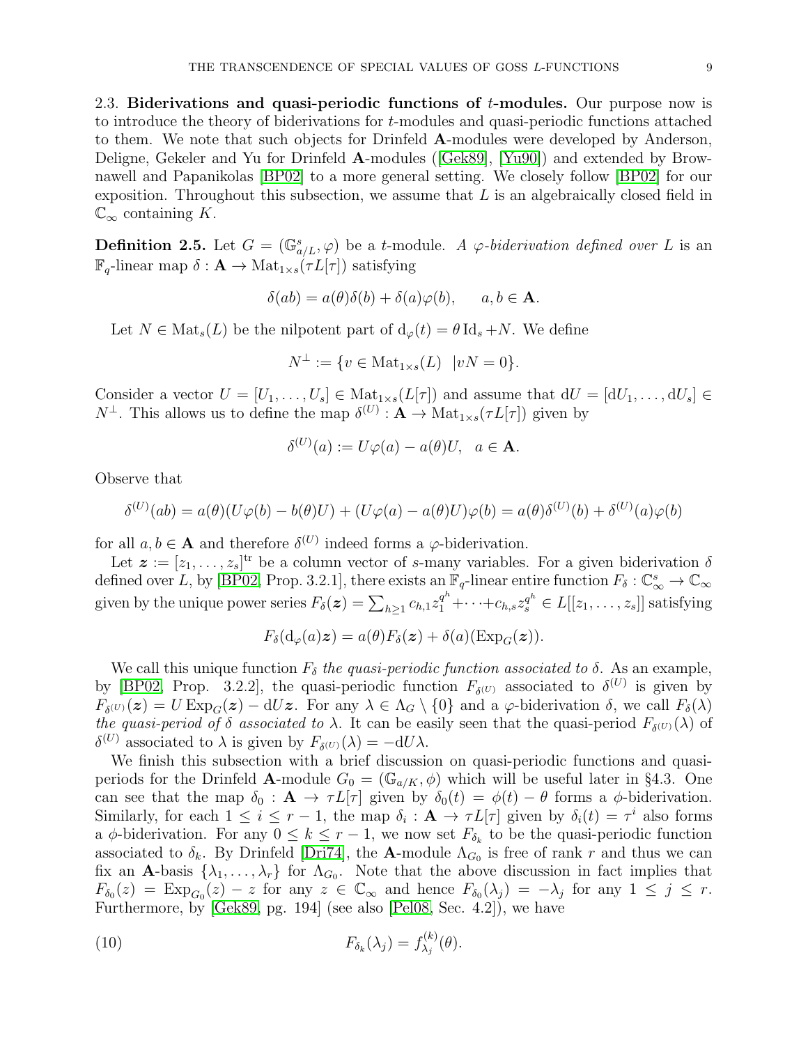**2.3. Biderivations and quasi-periodic functions of $t$-modules.** Our purpose now is to introduce the theory of biderivations for $t$-modules and quasi-periodic functions attached to them. We note that such objects for Drinfeld $\mathbf{A}$-modules were developed by Anderson, Deligne, Gekeler and Yu for Drinfeld $\mathbf{A}$-modules ([Gek89], [Yu90]) and extended by Brownawell and Papanikolas [BP02] to a more general setting. We closely follow [BP02] for our exposition. Throughout this subsection, we assume that $L$ is an algebraically closed field in $\mathbb{C}_\infty$ containing $K$.

**Definition 2.5.** Let $G = (\mathbb{G}_{a/L}^s, \varphi)$ be a $t$-module. *A $\varphi$-biderivation defined over $L$* is an $\mathbb{F}_q$-linear map $\delta : \mathbf{A} \to \operatorname{Mat}_{1\times s}(\tau L[\tau])$ satisfying

$$\delta(ab) = a(\theta)\delta(b) + \delta(a)\varphi(b), \qquad a, b \in \mathbf{A}.$$

Let $N \in \operatorname{Mat}_s(L)$ be the nilpotent part of $\mathrm{d}_\varphi(t) = \theta \operatorname{Id}_s + N$. We define

$$N^\perp := \{v \in \operatorname{Mat}_{1\times s}(L) \ \ | vN = 0\}.$$

Consider a vector $U = [U_1, \ldots, U_s] \in \operatorname{Mat}_{1\times s}(L[\tau])$ and assume that $\mathrm{d}U = [\mathrm{d}U_1, \ldots, \mathrm{d}U_s] \in N^\perp$. This allows us to define the map $\delta^{(U)} : \mathbf{A} \to \operatorname{Mat}_{1\times s}(\tau L[\tau])$ given by

$$\delta^{(U)}(a) := U\varphi(a) - a(\theta)U, \ \ a \in \mathbf{A}.$$

Observe that

$$\delta^{(U)}(ab) = a(\theta)(U\varphi(b) - b(\theta)U) + (U\varphi(a) - a(\theta)U)\varphi(b) = a(\theta)\delta^{(U)}(b) + \delta^{(U)}(a)\varphi(b)$$

for all $a, b \in \mathbf{A}$ and therefore $\delta^{(U)}$ indeed forms a $\varphi$-biderivation.

Let $\boldsymbol{z} := [z_1, \ldots, z_s]^{\mathrm{tr}}$ be a column vector of $s$-many variables. For a given biderivation $\delta$ defined over $L$, by [BP02, Prop. 3.2.1], there exists an $\mathbb{F}_q$-linear entire function $F_\delta : \mathbb{C}_\infty^s \to \mathbb{C}_\infty$ given by the unique power series $F_\delta(\boldsymbol{z}) = \sum_{h\geq 1} c_{h,1}z_1^{q^h} + \cdots + c_{h,s}z_s^{q^h} \in L[[z_1, \ldots, z_s]]$ satisfying

$$F_\delta(\mathrm{d}_\varphi(a)\boldsymbol{z}) = a(\theta)F_\delta(\boldsymbol{z}) + \delta(a)(\operatorname{Exp}_G(\boldsymbol{z})).$$

We call this unique function $F_\delta$ *the quasi-periodic function associated to* $\delta$. As an example, by [BP02, Prop. 3.2.2], the quasi-periodic function $F_{\delta^{(U)}}$ associated to $\delta^{(U)}$ is given by $F_{\delta^{(U)}}(\boldsymbol{z}) = U \operatorname{Exp}_G(\boldsymbol{z}) - \mathrm{d}U\boldsymbol{z}$. For any $\lambda \in \Lambda_G \setminus \{0\}$ and a $\varphi$-biderivation $\delta$, we call $F_\delta(\lambda)$ *the quasi-period of $\delta$ associated to* $\lambda$. It can be easily seen that the quasi-period $F_{\delta^{(U)}}(\lambda)$ of $\delta^{(U)}$ associated to $\lambda$ is given by $F_{\delta^{(U)}}(\lambda) = -\mathrm{d}U\lambda$.

We finish this subsection with a brief discussion on quasi-periodic functions and quasi-periods for the Drinfeld $\mathbf{A}$-module $G_0 = (\mathbb{G}_{a/K}, \phi)$ which will be useful later in §4.3. One can see that the map $\delta_0 : \mathbf{A} \to \tau L[\tau]$ given by $\delta_0(t) = \phi(t) - \theta$ forms a $\phi$-biderivation. Similarly, for each $1 \leq i \leq r-1$, the map $\delta_i : \mathbf{A} \to \tau L[\tau]$ given by $\delta_i(t) = \tau^i$ also forms a $\phi$-biderivation. For any $0 \leq k \leq r-1$, we now set $F_{\delta_k}$ to be the quasi-periodic function associated to $\delta_k$. By Drinfeld [Dri74], the $\mathbf{A}$-module $\Lambda_{G_0}$ is free of rank $r$ and thus we can fix an $\mathbf{A}$-basis $\{\lambda_1, \ldots, \lambda_r\}$ for $\Lambda_{G_0}$. Note that the above discussion in fact implies that $F_{\delta_0}(z) = \operatorname{Exp}_{G_0}(z) - z$ for any $z \in \mathbb{C}_\infty$ and hence $F_{\delta_0}(\lambda_j) = -\lambda_j$ for any $1 \leq j \leq r$. Furthermore, by [Gek89, pg. 194] (see also [Pel08, Sec. 4.2]), we have

$$F_{\delta_k}(\lambda_j) = f_{\lambda_j}^{(k)}(\theta). \tag{10}$$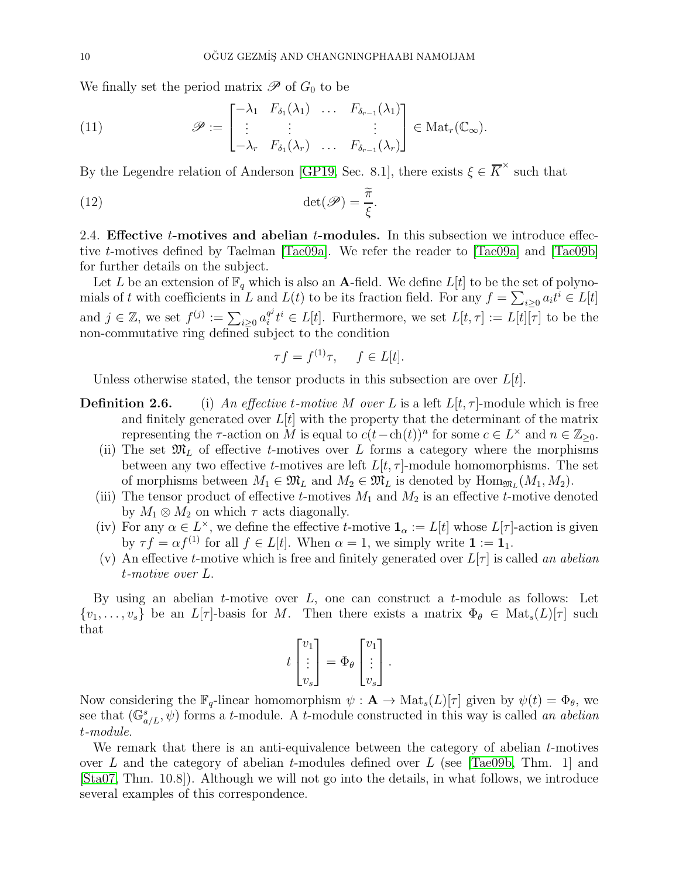We finally set the period matrix $\mathscr{P}$ of $G_0$ to be

$$\mathscr{P} := \begin{bmatrix} -\lambda_1 & F_{\delta_1}(\lambda_1) & \dots & F_{\delta_{r-1}}(\lambda_1) \\ \vdots & \vdots & & \vdots \\ -\lambda_r & F_{\delta_1}(\lambda_r) & \dots & F_{\delta_{r-1}}(\lambda_r) \end{bmatrix} \in \mathrm{Mat}_r(\mathbb{C}_\infty). \tag{11}$$

By the Legendre relation of Anderson [GP19, Sec. 8.1], there exists $\xi \in \overline{K}^\times$ such that

$$\det(\mathscr{P}) = \frac{\widetilde{\pi}}{\xi}. \tag{12}$$

2.4. **Effective $t$-motives and abelian $t$-modules.** In this subsection we introduce effective $t$-motives defined by Taelman [Tae09a]. We refer the reader to [Tae09a] and [Tae09b] for further details on the subject.

Let $L$ be an extension of $\mathbb{F}_q$ which is also an $\mathbf{A}$-field. We define $L[t]$ to be the set of polynomials of $t$ with coefficients in $L$ and $L(t)$ to be its fraction field. For any $f = \sum_{i\geq 0} a_i t^i \in L[t]$ and $j \in \mathbb{Z}$, we set $f^{(j)} := \sum_{i\geq 0} a_i^{q^j} t^i \in L[t]$. Furthermore, we set $L[t,\tau] := L[t][\tau]$ to be the non-commutative ring defined subject to the condition

$$\tau f = f^{(1)}\tau, \quad f \in L[t].$$

Unless otherwise stated, the tensor products in this subsection are over $L[t]$.

**Definition 2.6.** (i) *An effective $t$-motive $M$ over $L$* is a left $L[t,\tau]$-module which is free and finitely generated over $L[t]$ with the property that the determinant of the matrix representing the $\tau$-action on $M$ is equal to $c(t-\mathrm{ch}(t))^n$ for some $c \in L^\times$ and $n \in \mathbb{Z}_{\geq 0}$.

(ii) The set $\mathfrak{M}_L$ of effective $t$-motives over $L$ forms a category where the morphisms between any two effective $t$-motives are left $L[t,\tau]$-module homomorphisms. The set of morphisms between $M_1 \in \mathfrak{M}_L$ and $M_2 \in \mathfrak{M}_L$ is denoted by $\mathrm{Hom}_{\mathfrak{M}_L}(M_1, M_2)$.

(iii) The tensor product of effective $t$-motives $M_1$ and $M_2$ is an effective $t$-motive denoted by $M_1 \otimes M_2$ on which $\tau$ acts diagonally.

(iv) For any $\alpha \in L^\times$, we define the effective $t$-motive $\mathbf{1}_\alpha := L[t]$ whose $L[\tau]$-action is given by $\tau f = \alpha f^{(1)}$ for all $f \in L[t]$. When $\alpha = 1$, we simply write $\mathbf{1} := \mathbf{1}_1$.

(v) An effective $t$-motive which is free and finitely generated over $L[\tau]$ is called *an abelian $t$-motive over $L$*.

By using an abelian $t$-motive over $L$, one can construct a $t$-module as follows: Let $\{v_1, \dots, v_s\}$ be an $L[\tau]$-basis for $M$. Then there exists a matrix $\Phi_\theta \in \mathrm{Mat}_s(L)[\tau]$ such that

$$t \begin{bmatrix} v_1 \\ \vdots \\ v_s \end{bmatrix} = \Phi_\theta \begin{bmatrix} v_1 \\ \vdots \\ v_s \end{bmatrix}.$$

Now considering the $\mathbb{F}_q$-linear homomorphism $\psi : \mathbf{A} \to \mathrm{Mat}_s(L)[\tau]$ given by $\psi(t) = \Phi_\theta$, we see that $(\mathbb{G}_{a/L}^s, \psi)$ forms a $t$-module. A $t$-module constructed in this way is called *an abelian $t$-module*.

We remark that there is an anti-equivalence between the category of abelian $t$-motives over $L$ and the category of abelian $t$-modules defined over $L$ (see [Tae09b, Thm. 1] and [Sta07, Thm. 10.8]). Although we will not go into the details, in what follows, we introduce several examples of this correspondence.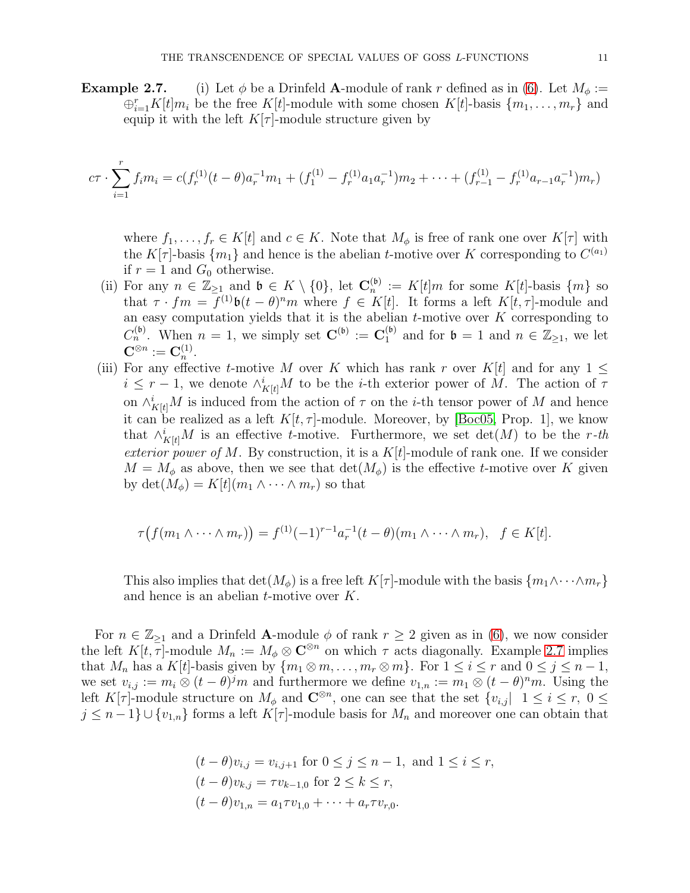**Example 2.7.** (i) Let $\phi$ be a Drinfeld $\mathbf{A}$-module of rank $r$ defined as in (6). Let $M_\phi := \oplus_{i=1}^r K[t]m_i$ be the free $K[t]$-module with some chosen $K[t]$-basis $\{m_1, \dots, m_r\}$ and equip it with the left $K[\tau]$-module structure given by

$$c\tau \cdot \sum_{i=1}^r f_i m_i = c(f_r^{(1)}(t-\theta)a_r^{-1}m_1 + (f_1^{(1)} - f_r^{(1)}a_1 a_r^{-1})m_2 + \cdots + (f_{r-1}^{(1)} - f_r^{(1)}a_{r-1}a_r^{-1})m_r)$$

where $f_1, \dots, f_r \in K[t]$ and $c \in K$. Note that $M_\phi$ is free of rank one over $K[\tau]$ with the $K[\tau]$-basis $\{m_1\}$ and hence is the abelian $t$-motive over $K$ corresponding to $C^{(a_1)}$ if $r = 1$ and $G_0$ otherwise.

(ii) For any $n \in \mathbb{Z}_{\geq 1}$ and $\mathfrak{b} \in K \setminus \{0\}$, let $\mathbf{C}_n^{(\mathfrak{b})} := K[t]m$ for some $K[t]$-basis $\{m\}$ so that $\tau \cdot fm = f^{(1)}\mathfrak{b}(t-\theta)^n m$ where $f \in K[t]$. It forms a left $K[t,\tau]$-module and an easy computation yields that it is the abelian $t$-motive over $K$ corresponding to $C_n^{(\mathfrak{b})}$. When $n = 1$, we simply set $\mathbf{C}^{(\mathfrak{b})} := \mathbf{C}_1^{(\mathfrak{b})}$ and for $\mathfrak{b} = 1$ and $n \in \mathbb{Z}_{\geq 1}$, we let $\mathbf{C}^{\otimes n} := \mathbf{C}_n^{(1)}$.

(iii) For any effective $t$-motive $M$ over $K$ which has rank $r$ over $K[t]$ and for any $1 \leq i \leq r-1$, we denote $\wedge_{K[t]}^i M$ to be the $i$-th exterior power of $M$. The action of $\tau$ on $\wedge_{K[t]}^i M$ is induced from the action of $\tau$ on the $i$-th tensor power of $M$ and hence it can be realized as a left $K[t,\tau]$-module. Moreover, by [Boc05, Prop. 1], we know that $\wedge_{K[t]}^i M$ is an effective $t$-motive. Furthermore, we set $\det(M)$ to be the *$r$-th exterior power of $M$*. By construction, it is a $K[t]$-module of rank one. If we consider $M = M_\phi$ as above, then we see that $\det(M_\phi)$ is the effective $t$-motive over $K$ given by $\det(M_\phi) = K[t](m_1 \wedge \cdots \wedge m_r)$ so that

$$\tau\big(f(m_1 \wedge \cdots \wedge m_r)\big) = f^{(1)}(-1)^{r-1}a_r^{-1}(t-\theta)(m_1 \wedge \cdots \wedge m_r), \quad f \in K[t].$$

This also implies that $\det(M_\phi)$ is a free left $K[\tau]$-module with the basis $\{m_1 \wedge \cdots \wedge m_r\}$ and hence is an abelian $t$-motive over $K$.

For $n \in \mathbb{Z}_{\geq 1}$ and a Drinfeld $\mathbf{A}$-module $\phi$ of rank $r \geq 2$ given as in (6), we now consider the left $K[t,\tau]$-module $M_n := M_\phi \otimes \mathbf{C}^{\otimes n}$ on which $\tau$ acts diagonally. Example 2.7 implies that $M_n$ has a $K[t]$-basis given by $\{m_1 \otimes m, \dots, m_r \otimes m\}$. For $1 \leq i \leq r$ and $0 \leq j \leq n-1$, we set $v_{i,j} := m_i \otimes (t-\theta)^j m$ and furthermore we define $v_{1,n} := m_1 \otimes (t-\theta)^n m$. Using the left $K[\tau]$-module structure on $M_\phi$ and $\mathbf{C}^{\otimes n}$, one can see that the set $\{v_{i,j} |\ 1 \leq i \leq r,\ 0 \leq j \leq n-1\} \cup \{v_{1,n}\}$ forms a left $K[\tau]$-module basis for $M_n$ and moreover one can obtain that

$$\begin{aligned}
&(t-\theta)v_{i,j} = v_{i,j+1} \text{ for } 0 \leq j \leq n-1, \text{ and } 1 \leq i \leq r, \\
&(t-\theta)v_{k,j} = \tau v_{k-1,0} \text{ for } 2 \leq k \leq r, \\
&(t-\theta)v_{1,n} = a_1\tau v_{1,0} + \cdots + a_r \tau v_{r,0}.
\end{aligned}$$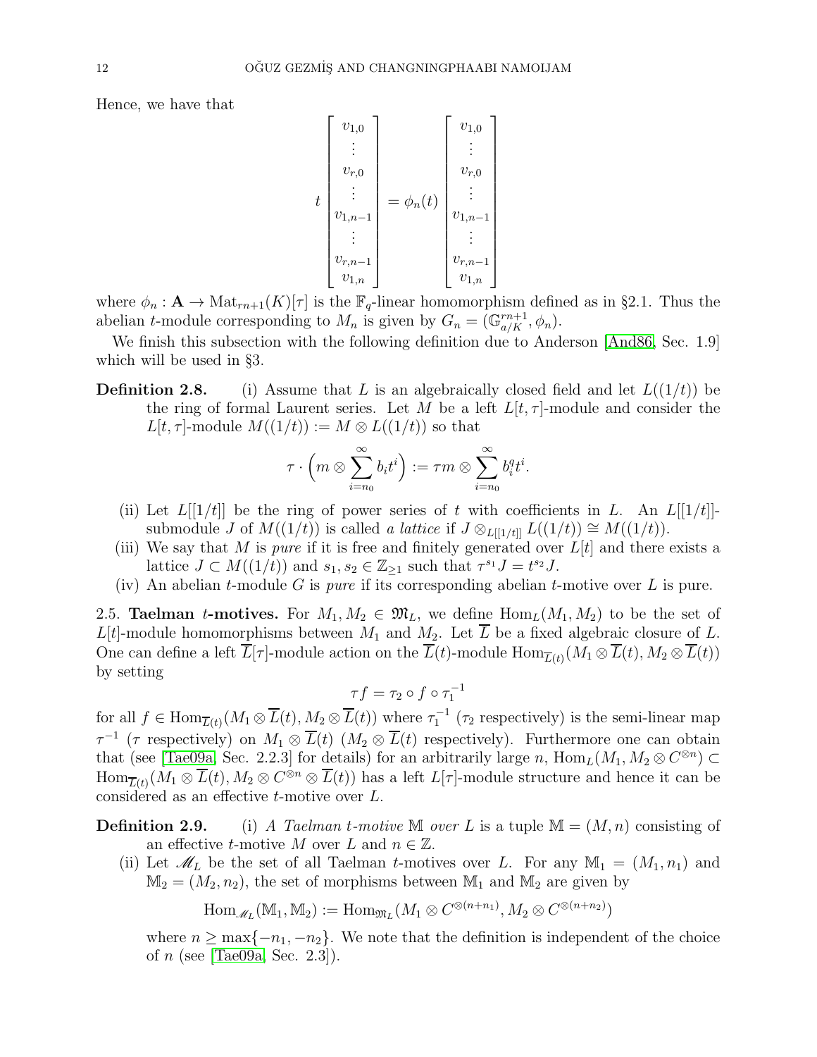Hence, we have that

$$
t\begin{bmatrix} v_{1,0} \\ \vdots \\ v_{r,0} \\ \vdots \\ v_{1,n-1} \\ \vdots \\ v_{r,n-1} \\ v_{1,n} \end{bmatrix} = \phi_n(t)\begin{bmatrix} v_{1,0} \\ \vdots \\ v_{r,0} \\ \vdots \\ v_{1,n-1} \\ \vdots \\ v_{r,n-1} \\ v_{1,n} \end{bmatrix}
$$

where $\phi_n : \mathbf{A} \to \mathrm{Mat}_{rn+1}(K)[\tau]$ is the $\mathbb{F}_q$-linear homomorphism defined as in §2.1. Thus the abelian $t$-module corresponding to $M_n$ is given by $G_n = (\mathbb{G}_{a/K}^{rn+1}, \phi_n)$.

We finish this subsection with the following definition due to Anderson [And86, Sec. 1.9] which will be used in §3.

**Definition 2.8.** (i) Assume that $L$ is an algebraically closed field and let $L((1/t))$ be the ring of formal Laurent series. Let $M$ be a left $L[t,\tau]$-module and consider the $L[t,\tau]$-module $M((1/t)) := M \otimes L((1/t))$ so that

$$
\tau \cdot \Big( m \otimes \sum_{i=n_0}^{\infty} b_i t^i \Big) := \tau m \otimes \sum_{i=n_0}^{\infty} b_i^q t^i.
$$

(ii) Let $L[[1/t]]$ be the ring of power series of $t$ with coefficients in $L$. An $L[[1/t]]$-submodule $J$ of $M((1/t))$ is called *a lattice* if $J \otimes_{L[[1/t]]} L((1/t)) \cong M((1/t))$.

(iii) We say that $M$ is *pure* if it is free and finitely generated over $L[t]$ and there exists a lattice $J \subset M((1/t))$ and $s_1, s_2 \in \mathbb{Z}_{\geq 1}$ such that $\tau^{s_1} J = t^{s_2} J$.

(iv) An abelian $t$-module $G$ is *pure* if its corresponding abelian $t$-motive over $L$ is pure.

## 2.5. **Taelman $t$-motives.**

For $M_1, M_2 \in \mathfrak{M}_L$, we define $\mathrm{Hom}_L(M_1, M_2)$ to be the set of $L[t]$-module homomorphisms between $M_1$ and $M_2$. Let $\overline{L}$ be a fixed algebraic closure of $L$. One can define a left $\overline{L}[\tau]$-module action on the $\overline{L}(t)$-module $\mathrm{Hom}_{\overline{L}(t)}(M_1 \otimes \overline{L}(t), M_2 \otimes \overline{L}(t))$ by setting

$$
\tau f = \tau_2 \circ f \circ \tau_1^{-1}
$$

for all $f \in \mathrm{Hom}_{\overline{L}(t)}(M_1 \otimes \overline{L}(t), M_2 \otimes \overline{L}(t))$ where $\tau_1^{-1}$ ($\tau_2$ respectively) is the semi-linear map $\tau^{-1}$ ($\tau$ respectively) on $M_1 \otimes \overline{L}(t)$ ($M_2 \otimes \overline{L}(t)$ respectively). Furthermore one can obtain that (see [Tae09a, Sec. 2.2.3] for details) for an arbitrarily large $n$, $\mathrm{Hom}_L(M_1, M_2 \otimes C^{\otimes n}) \subset \mathrm{Hom}_{\overline{L}(t)}(M_1 \otimes \overline{L}(t), M_2 \otimes C^{\otimes n} \otimes \overline{L}(t))$ has a left $L[\tau]$-module structure and hence it can be considered as an effective $t$-motive over $L$.

**Definition 2.9.** (i) *A Taelman $t$-motive* $\mathbb{M}$ *over* $L$ is a tuple $\mathbb{M} = (M, n)$ consisting of an effective $t$-motive $M$ over $L$ and $n \in \mathbb{Z}$.

(ii) Let $\mathscr{M}_L$ be the set of all Taelman $t$-motives over $L$. For any $\mathbb{M}_1 = (M_1, n_1)$ and $\mathbb{M}_2 = (M_2, n_2)$, the set of morphisms between $\mathbb{M}_1$ and $\mathbb{M}_2$ are given by

$$
\mathrm{Hom}_{\mathscr{M}_L}(\mathbb{M}_1, \mathbb{M}_2) := \mathrm{Hom}_{\mathfrak{M}_L}(M_1 \otimes C^{\otimes(n+n_1)}, M_2 \otimes C^{\otimes(n+n_2)})
$$

where $n \geq \max\{-n_1, -n_2\}$. We note that the definition is independent of the choice of $n$ (see [Tae09a, Sec. 2.3]).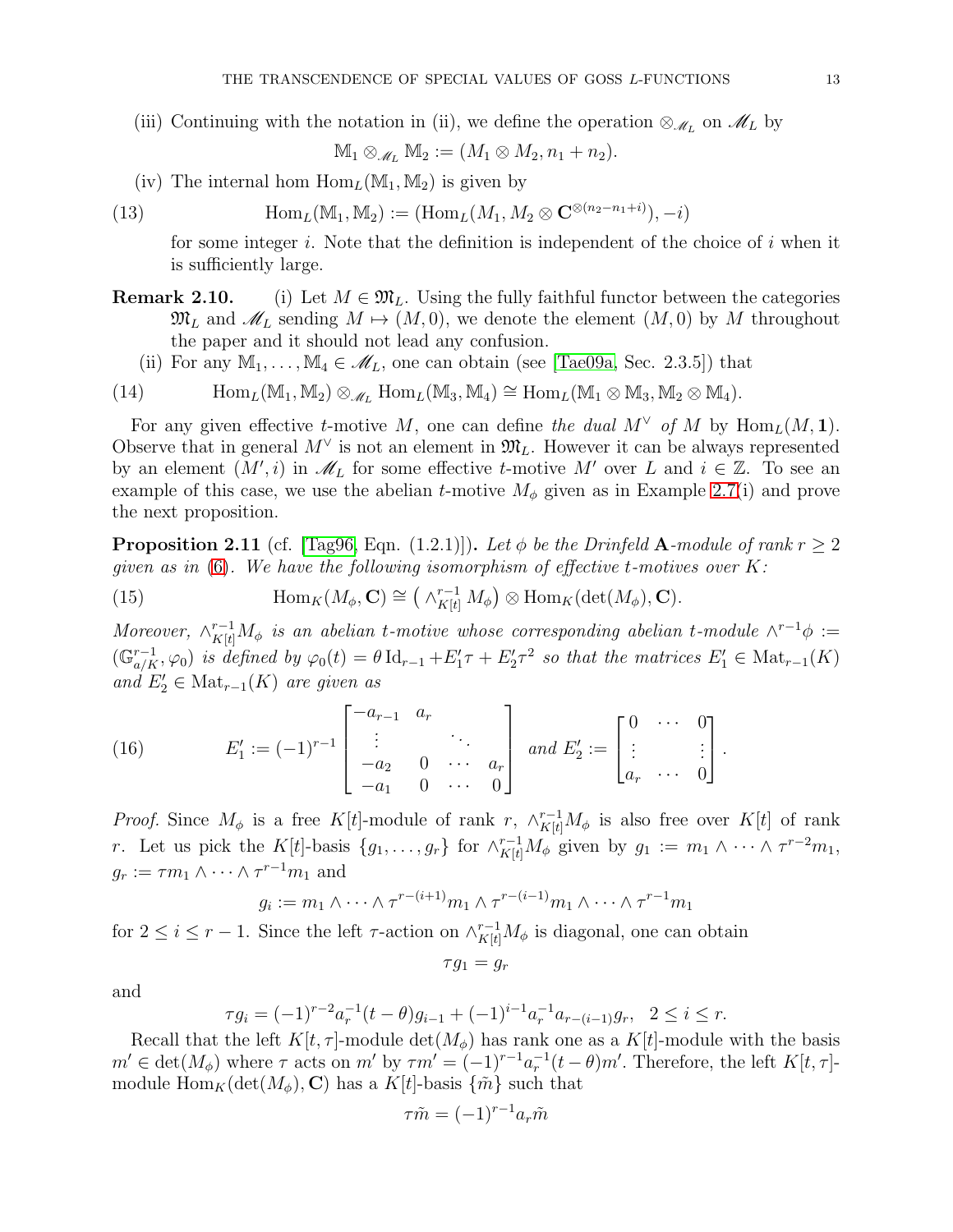(iii) Continuing with the notation in (ii), we define the operation $\otimes_{\mathscr{M}_L}$ on $\mathscr{M}_L$ by

$$\mathbb{M}_1 \otimes_{\mathscr{M}_L} \mathbb{M}_2 := (M_1 \otimes M_2, n_1 + n_2).$$

(iv) The internal hom $\operatorname{Hom}_L(\mathbb{M}_1, \mathbb{M}_2)$ is given by

$$\operatorname{Hom}_L(\mathbb{M}_1, \mathbb{M}_2) := (\operatorname{Hom}_L(M_1, M_2 \otimes \mathbf{C}^{\otimes(n_2 - n_1 + i)}), -i) \tag{13}$$

for some integer $i$. Note that the definition is independent of the choice of $i$ when it is sufficiently large.

**Remark 2.10.** (i) Let $M \in \mathfrak{M}_L$. Using the fully faithful functor between the categories $\mathfrak{M}_L$ and $\mathscr{M}_L$ sending $M \mapsto (M, 0)$, we denote the element $(M, 0)$ by $M$ throughout the paper and it should not lead any confusion.

(ii) For any $\mathbb{M}_1, \ldots, \mathbb{M}_4 \in \mathscr{M}_L$, one can obtain (see [Tae09a, Sec. 2.3.5]) that

$$\operatorname{Hom}_L(\mathbb{M}_1, \mathbb{M}_2) \otimes_{\mathscr{M}_L} \operatorname{Hom}_L(\mathbb{M}_3, \mathbb{M}_4) \cong \operatorname{Hom}_L(\mathbb{M}_1 \otimes \mathbb{M}_3, \mathbb{M}_2 \otimes \mathbb{M}_4). \tag{14}$$

For any given effective $t$-motive $M$, one can define *the dual $M^\vee$ of $M$* by $\operatorname{Hom}_L(M, \mathbf{1})$. Observe that in general $M^\vee$ is not an element in $\mathfrak{M}_L$. However it can be always represented by an element $(M', i)$ in $\mathscr{M}_L$ for some effective $t$-motive $M'$ over $L$ and $i \in \mathbb{Z}$. To see an example of this case, we use the abelian $t$-motive $M_\phi$ given as in Example 2.7(i) and prove the next proposition.

**Proposition 2.11** (cf. [Tag96, Eqn. (1.2.1)]). *Let $\phi$ be the Drinfeld $\mathbf{A}$-module of rank $r \geq 2$ given as in (6). We have the following isomorphism of effective $t$-motives over $K$:*

$$\operatorname{Hom}_K(M_\phi, \mathbf{C}) \cong \big(\wedge^{r-1}_{K[t]} M_\phi\big) \otimes \operatorname{Hom}_K(\det(M_\phi), \mathbf{C}). \tag{15}$$

*Moreover, $\wedge^{r-1}_{K[t]} M_\phi$ is an abelian $t$-motive whose corresponding abelian $t$-module $\wedge^{r-1}\phi := (\mathbb{G}^{r-1}_{a/K}, \varphi_0)$ is defined by $\varphi_0(t) = \theta \operatorname{Id}_{r-1} + E_1'\tau + E_2'\tau^2$ so that the matrices $E_1' \in \operatorname{Mat}_{r-1}(K)$ and $E_2' \in \operatorname{Mat}_{r-1}(K)$ are given as*

$$E_1' := (-1)^{r-1} \begin{bmatrix} -a_{r-1} & a_r & & \\ \vdots & & \ddots & \\ -a_2 & 0 & \cdots & a_r \\ -a_1 & 0 & \cdots & 0 \end{bmatrix} \text{ and } E_2' := \begin{bmatrix} 0 & \cdots & 0 \\ \vdots & & \vdots \\ a_r & \cdots & 0 \end{bmatrix}. \tag{16}$$

*Proof.* Since $M_\phi$ is a free $K[t]$-module of rank $r$, $\wedge^{r-1}_{K[t]} M_\phi$ is also free over $K[t]$ of rank $r$. Let us pick the $K[t]$-basis $\{g_1, \ldots, g_r\}$ for $\wedge^{r-1}_{K[t]} M_\phi$ given by $g_1 := m_1 \wedge \cdots \wedge \tau^{r-2} m_1$, $g_r := \tau m_1 \wedge \cdots \wedge \tau^{r-1} m_1$ and

$$g_i := m_1 \wedge \cdots \wedge \tau^{r-(i+1)} m_1 \wedge \tau^{r-(i-1)} m_1 \wedge \cdots \wedge \tau^{r-1} m_1$$

for $2 \leq i \leq r-1$. Since the left $\tau$-action on $\wedge^{r-1}_{K[t]} M_\phi$ is diagonal, one can obtain

$$\tau g_1 = g_r$$

and

$$\tau g_i = (-1)^{r-2} a_r^{-1}(t - \theta) g_{i-1} + (-1)^{i-1} a_r^{-1} a_{r-(i-1)} g_r, \quad 2 \leq i \leq r.$$

Recall that the left $K[t, \tau]$-module $\det(M_\phi)$ has rank one as a $K[t]$-module with the basis $m' \in \det(M_\phi)$ where $\tau$ acts on $m'$ by $\tau m' = (-1)^{r-1} a_r^{-1}(t - \theta) m'$. Therefore, the left $K[t, \tau]$-module $\operatorname{Hom}_K(\det(M_\phi), \mathbf{C})$ has a $K[t]$-basis $\{\tilde{m}\}$ such that

$$\tau \tilde{m} = (-1)^{r-1} a_r \tilde{m}$$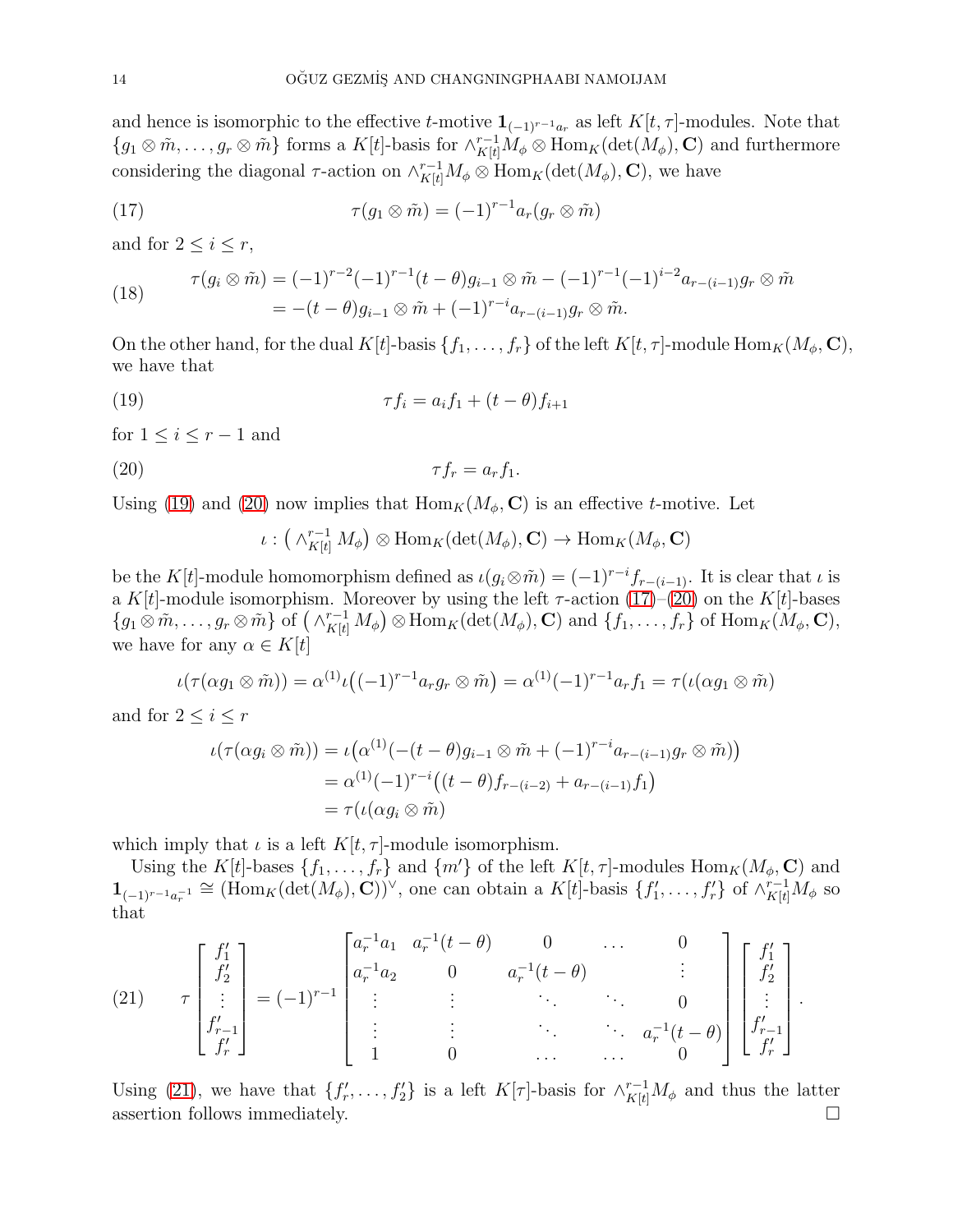and hence is isomorphic to the effective $t$-motive $\mathbf{1}_{(-1)^{r-1}a_r}$ as left $K[t,\tau]$-modules. Note that $\{g_1 \otimes \tilde{m}, \ldots, g_r \otimes \tilde{m}\}$ forms a $K[t]$-basis for $\wedge^{r-1}_{K[t]} M_\phi \otimes \mathrm{Hom}_K(\det(M_\phi), \mathbf{C})$ and furthermore considering the diagonal $\tau$-action on $\wedge^{r-1}_{K[t]} M_\phi \otimes \mathrm{Hom}_K(\det(M_\phi), \mathbf{C})$, we have

$$\tau(g_1 \otimes \tilde{m}) = (-1)^{r-1} a_r (g_r \otimes \tilde{m}) \tag{17}$$

and for $2 \leq i \leq r$,

$$\begin{aligned}\tau(g_i \otimes \tilde{m}) &= (-1)^{r-2}(-1)^{r-1}(t-\theta) g_{i-1} \otimes \tilde{m} - (-1)^{r-1}(-1)^{i-2} a_{r-(i-1)} g_r \otimes \tilde{m} \\ &= -(t-\theta) g_{i-1} \otimes \tilde{m} + (-1)^{r-i} a_{r-(i-1)} g_r \otimes \tilde{m}.\end{aligned} \tag{18}$$

On the other hand, for the dual $K[t]$-basis $\{f_1, \ldots, f_r\}$ of the left $K[t,\tau]$-module $\mathrm{Hom}_K(M_\phi, \mathbf{C})$, we have that

$$\tau f_i = a_i f_1 + (t-\theta) f_{i+1} \tag{19}$$

for $1 \leq i \leq r-1$ and

$$\tau f_r = a_r f_1. \tag{20}$$

Using (19) and (20) now implies that $\mathrm{Hom}_K(M_\phi, \mathbf{C})$ is an effective $t$-motive. Let

$$\iota : \left(\wedge^{r-1}_{K[t]} M_\phi\right) \otimes \mathrm{Hom}_K(\det(M_\phi), \mathbf{C}) \to \mathrm{Hom}_K(M_\phi, \mathbf{C})$$

be the $K[t]$-module homomorphism defined as $\iota(g_i \otimes \tilde{m}) = (-1)^{r-i} f_{r-(i-1)}$. It is clear that $\iota$ is a $K[t]$-module isomorphism. Moreover by using the left $\tau$-action (17)–(20) on the $K[t]$-bases $\{g_1 \otimes \tilde{m}, \ldots, g_r \otimes \tilde{m}\}$ of $\left(\wedge^{r-1}_{K[t]} M_\phi\right) \otimes \mathrm{Hom}_K(\det(M_\phi), \mathbf{C})$ and $\{f_1, \ldots, f_r\}$ of $\mathrm{Hom}_K(M_\phi, \mathbf{C})$, we have for any $\alpha \in K[t]$

$$\iota(\tau(\alpha g_1 \otimes \tilde{m})) = \alpha^{(1)} \iota\big((-1)^{r-1} a_r g_r \otimes \tilde{m}\big) = \alpha^{(1)} (-1)^{r-1} a_r f_1 = \tau(\iota(\alpha g_1 \otimes \tilde{m}))$$

and for $2 \leq i \leq r$

$$\begin{aligned}\iota(\tau(\alpha g_i \otimes \tilde{m})) &= \iota\big(\alpha^{(1)}(-(t-\theta) g_{i-1} \otimes \tilde{m} + (-1)^{r-i} a_{r-(i-1)} g_r \otimes \tilde{m})\big) \\ &= \alpha^{(1)} (-1)^{r-i}\big((t-\theta) f_{r-(i-2)} + a_{r-(i-1)} f_1\big) \\ &= \tau(\iota(\alpha g_i \otimes \tilde{m}))\end{aligned}$$

which imply that $\iota$ is a left $K[t,\tau]$-module isomorphism.

Using the $K[t]$-bases $\{f_1, \ldots, f_r\}$ and $\{m'\}$ of the left $K[t,\tau]$-modules $\mathrm{Hom}_K(M_\phi, \mathbf{C})$ and $\mathbf{1}_{(-1)^{r-1}a_r^{-1}} \cong (\mathrm{Hom}_K(\det(M_\phi), \mathbf{C}))^\vee$, one can obtain a $K[t]$-basis $\{f'_1, \ldots, f'_r\}$ of $\wedge^{r-1}_{K[t]} M_\phi$ so that

$$\tau \begin{bmatrix} f'_1 \\ f'_2 \\ \vdots \\ f'_{r-1} \\ f'_r \end{bmatrix} = (-1)^{r-1} \begin{bmatrix} a_r^{-1} a_1 & a_r^{-1}(t-\theta) & 0 & \ldots & 0 \\ a_r^{-1} a_2 & 0 & a_r^{-1}(t-\theta) & & \vdots \\ \vdots & \vdots & \ddots & \ddots & 0 \\ \vdots & \vdots & \ddots & \ddots & a_r^{-1}(t-\theta) \\ 1 & 0 & \ldots & \ldots & 0 \end{bmatrix} \begin{bmatrix} f'_1 \\ f'_2 \\ \vdots \\ f'_{r-1} \\ f'_r \end{bmatrix}. \tag{21}$$

Using (21), we have that $\{f'_r, \ldots, f'_2\}$ is a left $K[\tau]$-basis for $\wedge^{r-1}_{K[t]} M_\phi$ and thus the latter assertion follows immediately. $\square$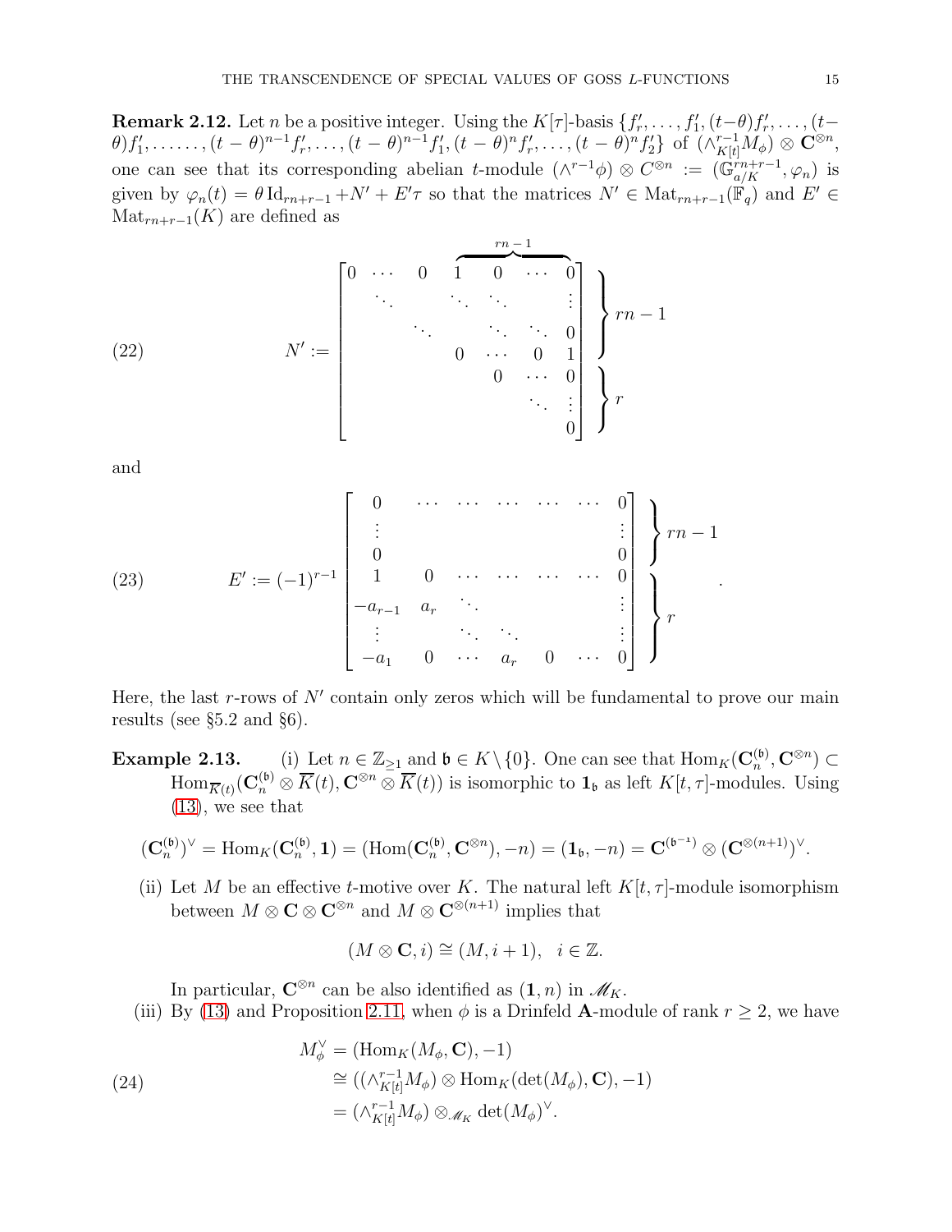**Remark 2.12.** Let $n$ be a positive integer. Using the $K[\tau]$-basis $\{f'_r, \dots, f'_1, (t-\theta)f'_r, \dots, (t-\theta)f'_1, \dots\dots, (t-\theta)^{n-1}f'_r, \dots, (t-\theta)^{n-1}f'_1, (t-\theta)^n f'_r, \dots, (t-\theta)^n f'_2\}$ of $(\wedge^{r-1}_{K[t]} M_\phi) \otimes \mathbf{C}^{\otimes n}$, one can see that its corresponding abelian $t$-module $(\wedge^{r-1}\phi) \otimes C^{\otimes n} := (\mathbb{G}_{a/K}^{rn+r-1}, \varphi_n)$ is given by $\varphi_n(t) = \theta \operatorname{Id}_{rn+r-1} + N' + E'\tau$ so that the matrices $N' \in \operatorname{Mat}_{rn+r-1}(\mathbb{F}_q)$ and $E' \in \operatorname{Mat}_{rn+r-1}(K)$ are defined as

$$
N' := \begin{bmatrix}
0 & \cdots & 0 & \overbrace{1 \quad 0 \quad \cdots \quad 0}^{rn-1} \\
 & \ddots & & \ddots \quad \ddots \qquad \vdots \\
 & & \ddots & \qquad \ddots \quad \ddots \quad 0 \\
 & & & 0 \quad \cdots \quad 0 \quad 1 \\
 & & & \qquad 0 \quad \cdots \quad 0 \\
 & & & \qquad\qquad \ddots \quad \vdots \\
 & & & \qquad\qquad\qquad 0
\end{bmatrix}
\begin{matrix} \left.\vphantom{\begin{matrix}1\\1\\1\\1\end{matrix}}\right\} rn-1 \\ \left.\vphantom{\begin{matrix}1\\1\\1\end{matrix}}\right\} r \end{matrix}
\tag{22}
$$

and

$$
E' := (-1)^{r-1} \begin{bmatrix}
0 & \cdots & \cdots & \cdots & \cdots & \cdots & 0 \\
\vdots & & & & & & \vdots \\
0 & & & & & & 0 \\
1 & 0 & \cdots & \cdots & \cdots & \cdots & 0 \\
-a_{r-1} & a_r & \ddots & & & & \vdots \\
\vdots & & \ddots & \ddots & & & \vdots \\
-a_1 & 0 & \cdots & a_r & 0 & \cdots & 0
\end{bmatrix}
\begin{matrix} \left.\vphantom{\begin{matrix}1\\1\\1\end{matrix}}\right\} rn-1 \\ \left.\vphantom{\begin{matrix}1\\1\\1\\1\end{matrix}}\right\} r \end{matrix}.
\tag{23}
$$

Here, the last $r$-rows of $N'$ contain only zeros which will be fundamental to prove our main results (see §5.2 and §6).

**Example 2.13.** (i) Let $n \in \mathbb{Z}_{\geq 1}$ and $\mathfrak{b} \in K \setminus \{0\}$. One can see that $\operatorname{Hom}_K(\mathbf{C}_n^{(\mathfrak{b})}, \mathbf{C}^{\otimes n}) \subset \operatorname{Hom}_{\overline{K}(t)}(\mathbf{C}_n^{(\mathfrak{b})} \otimes \overline{K}(t), \mathbf{C}^{\otimes n} \otimes \overline{K}(t))$ is isomorphic to $\mathbf{1}_\mathfrak{b}$ as left $K[t,\tau]$-modules. Using (13), we see that

$$
(\mathbf{C}_n^{(\mathfrak{b})})^\vee = \operatorname{Hom}_K(\mathbf{C}_n^{(\mathfrak{b})}, \mathbf{1}) = (\operatorname{Hom}(\mathbf{C}_n^{(\mathfrak{b})}, \mathbf{C}^{\otimes n}), -n) = (\mathbf{1}_\mathfrak{b}, -n) = \mathbf{C}^{(\mathfrak{b}^{-1})} \otimes (\mathbf{C}^{\otimes(n+1)})^\vee.
$$

(ii) Let $M$ be an effective $t$-motive over $K$. The natural left $K[t,\tau]$-module isomorphism between $M \otimes \mathbf{C} \otimes \mathbf{C}^{\otimes n}$ and $M \otimes \mathbf{C}^{\otimes(n+1)}$ implies that

$$
(M \otimes \mathbf{C}, i) \cong (M, i+1), \quad i \in \mathbb{Z}.
$$

In particular, $\mathbf{C}^{\otimes n}$ can be also identified as $(\mathbf{1}, n)$ in $\mathscr{M}_K$.

(iii) By (13) and Proposition 2.11, when $\phi$ is a Drinfeld $\mathbf{A}$-module of rank $r \geq 2$, we have

$$
\begin{aligned}
M_\phi^\vee &= (\operatorname{Hom}_K(M_\phi, \mathbf{C}), -1) \\
&\cong ((\wedge^{r-1}_{K[t]} M_\phi) \otimes \operatorname{Hom}_K(\det(M_\phi), \mathbf{C}), -1) \\
&= (\wedge^{r-1}_{K[t]} M_\phi) \otimes_{\mathscr{M}_K} \det(M_\phi)^\vee.
\end{aligned}
\tag{24}
$$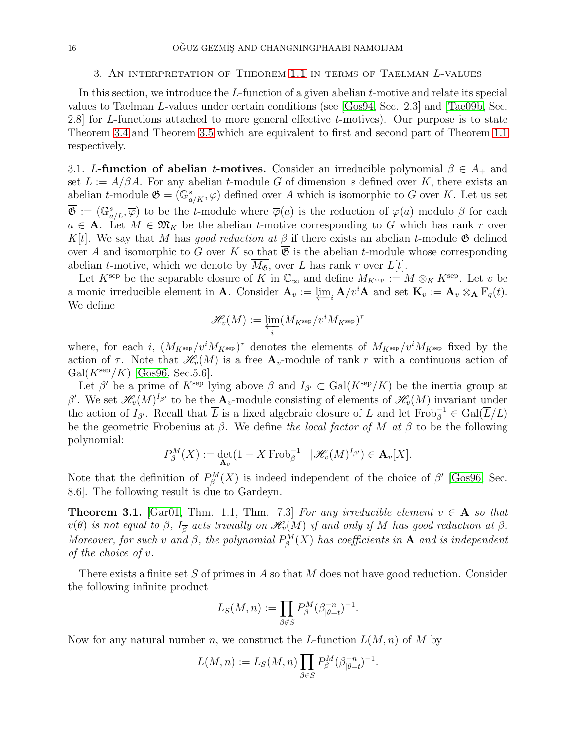## 3. An interpretation of Theorem 1.1 in terms of Taelman $L$-values

In this section, we introduce the $L$-function of a given abelian $t$-motive and relate its special values to Taelman $L$-values under certain conditions (see [Gos94, Sec. 2.3] and [Tae09b, Sec. 2.8] for $L$-functions attached to more general effective $t$-motives). Our purpose is to state Theorem 3.4 and Theorem 3.5 which are equivalent to first and second part of Theorem 1.1 respectively.

3.1. ***L*-function of abelian *t*-motives.** Consider an irreducible polynomial $\beta \in A_+$ and set $L := A/\beta A$. For any abelian $t$-module $G$ of dimension $s$ defined over $K$, there exists an abelian $t$-module $\mathfrak{G} = (\mathbb{G}^s_{a/K}, \varphi)$ defined over $A$ which is isomorphic to $G$ over $K$. Let us set $\overline{\mathfrak{G}} := (\mathbb{G}^s_{a/L}, \overline{\varphi})$ to be the $t$-module where $\overline{\varphi}(a)$ is the reduction of $\varphi(a)$ modulo $\beta$ for each $a \in \mathbf{A}$. Let $M \in \mathfrak{M}_K$ be the abelian $t$-motive corresponding to $G$ which has rank $r$ over $K[t]$. We say that $M$ has *good reduction at* $\beta$ if there exists an abelian $t$-module $\mathfrak{G}$ defined over $A$ and isomorphic to $G$ over $K$ so that $\overline{\mathfrak{G}}$ is the abelian $t$-module whose corresponding abelian $t$-motive, which we denote by $\overline{M_{\mathfrak{G}}}$, over $L$ has rank $r$ over $L[t]$.

Let $K^{\mathrm{sep}}$ be the separable closure of $K$ in $\mathbb{C}_\infty$ and define $M_{K^{\mathrm{sep}}} := M \otimes_K K^{\mathrm{sep}}$. Let $v$ be a monic irreducible element in $\mathbf{A}$. Consider $\mathbf{A}_v := \varprojlim_i \mathbf{A}/v^i\mathbf{A}$ and set $\mathbf{K}_v := \mathbf{A}_v \otimes_{\mathbf{A}} \mathbb{F}_q(t)$. We define

$$\mathscr{H}_v(M) := \varprojlim_i (M_{K^{\mathrm{sep}}}/v^i M_{K^{\mathrm{sep}}})^\tau$$

where, for each $i$, $(M_{K^{\mathrm{sep}}}/v^i M_{K^{\mathrm{sep}}})^\tau$ denotes the elements of $M_{K^{\mathrm{sep}}}/v^i M_{K^{\mathrm{sep}}}$ fixed by the action of $\tau$. Note that $\mathscr{H}_v(M)$ is a free $\mathbf{A}_v$-module of rank $r$ with a continuous action of $\mathrm{Gal}(K^{\mathrm{sep}}/K)$ [Gos96, Sec.5.6].

Let $\beta'$ be a prime of $K^{\mathrm{sep}}$ lying above $\beta$ and $I_{\beta'} \subset \mathrm{Gal}(K^{\mathrm{sep}}/K)$ be the inertia group at $\beta'$. We set $\mathscr{H}_v(M)^{I_{\beta'}}$ to be the $\mathbf{A}_v$-module consisting of elements of $\mathscr{H}_v(M)$ invariant under the action of $I_{\beta'}$. Recall that $\overline{L}$ is a fixed algebraic closure of $L$ and let $\mathrm{Frob}_\beta^{-1} \in \mathrm{Gal}(\overline{L}/L)$ be the geometric Frobenius at $\beta$. We define *the local factor of* $M$ *at* $\beta$ to be the following polynomial:

$$P_\beta^M(X) := \det_{\mathbf{A}_v}(1 - X\,\mathrm{Frob}_\beta^{-1} \quad | \mathscr{H}_v(M)^{I_{\beta'}}) \in \mathbf{A}_v[X].$$

Note that the definition of $P_\beta^M(X)$ is indeed independent of the choice of $\beta'$ [Gos96, Sec. 8.6]. The following result is due to Gardeyn.

**Theorem 3.1.** [Gar01, Thm. 1.1, Thm. 7.3] *For any irreducible element $v \in \mathbf{A}$ so that $v(\theta)$ is not equal to $\beta$, $I_{\overline{\beta}}$ acts trivially on $\mathscr{H}_v(M)$ if and only if $M$ has good reduction at $\beta$. Moreover, for such $v$ and $\beta$, the polynomial $P_\beta^M(X)$ has coefficients in $\mathbf{A}$ and is independent of the choice of $v$.*

There exists a finite set $S$ of primes in $A$ so that $M$ does not have good reduction. Consider the following infinite product

$$L_S(M, n) := \prod_{\beta \notin S} P_\beta^M(\beta_{|\theta=t}^{-n})^{-1}.$$

Now for any natural number $n$, we construct the $L$-function $L(M, n)$ of $M$ by

$$L(M, n) := L_S(M, n) \prod_{\beta \in S} P_\beta^M(\beta_{|\theta=t}^{-n})^{-1}.$$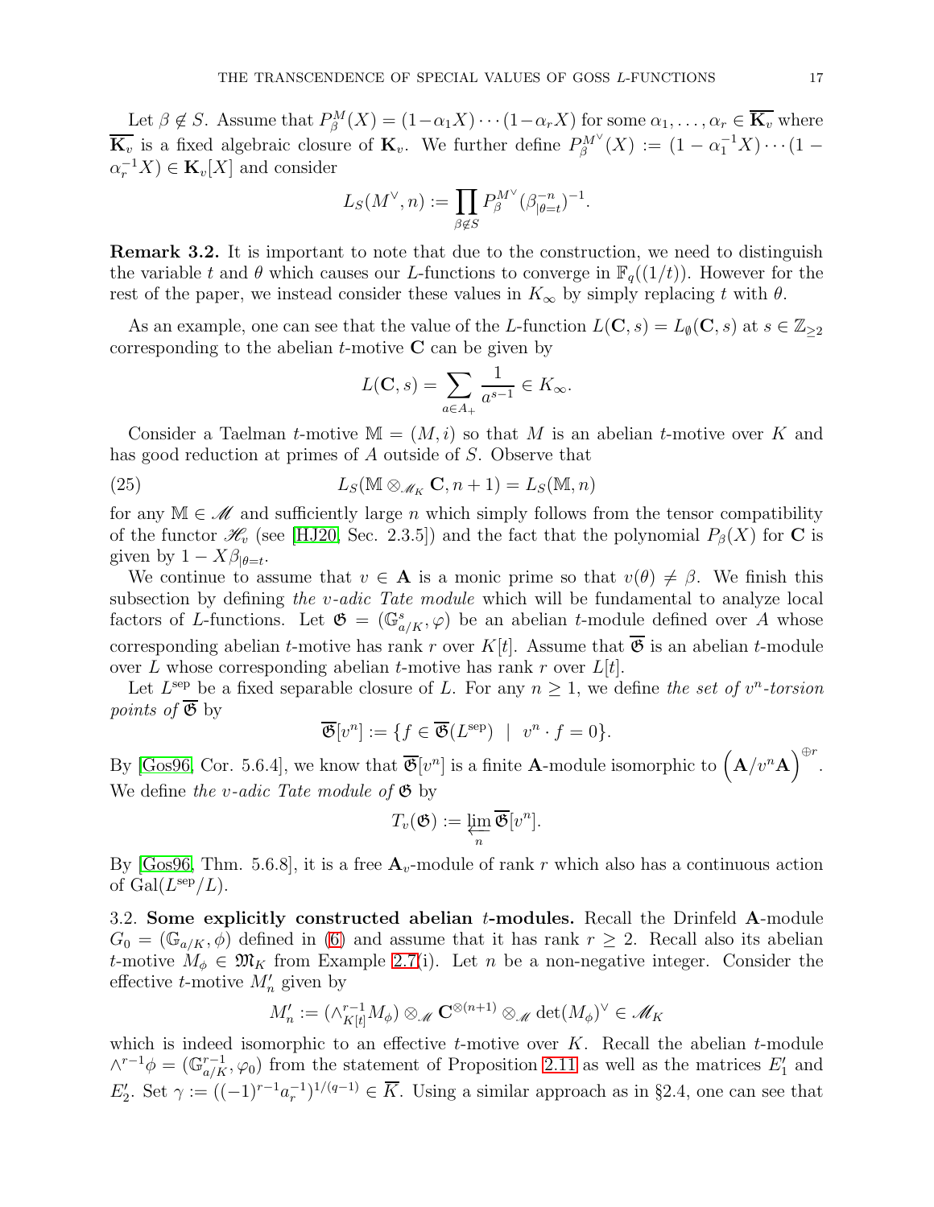Let $\beta \notin S$. Assume that $P_\beta^M(X) = (1-\alpha_1 X)\cdots(1-\alpha_r X)$ for some $\alpha_1,\dots,\alpha_r \in \overline{\mathbf{K}_v}$ where $\overline{\mathbf{K}_v}$ is a fixed algebraic closure of $\mathbf{K}_v$. We further define $P_\beta^{M^\vee}(X) := (1-\alpha_1^{-1}X)\cdots(1-\alpha_r^{-1}X) \in \mathbf{K}_v[X]$ and consider

$$L_S(M^\vee, n) := \prod_{\beta \notin S} P_\beta^{M^\vee}(\beta_{|\theta=t}^{-n})^{-1}.$$

**Remark 3.2.** It is important to note that due to the construction, we need to distinguish the variable $t$ and $\theta$ which causes our $L$-functions to converge in $\mathbb{F}_q((1/t))$. However for the rest of the paper, we instead consider these values in $K_\infty$ by simply replacing $t$ with $\theta$.

As an example, one can see that the value of the $L$-function $L(\mathbf{C}, s) = L_\emptyset(\mathbf{C}, s)$ at $s \in \mathbb{Z}_{\geq 2}$ corresponding to the abelian $t$-motive $\mathbf{C}$ can be given by

$$L(\mathbf{C}, s) = \sum_{a \in A_+} \frac{1}{a^{s-1}} \in K_\infty.$$

Consider a Taelman $t$-motive $\mathbb{M} = (M, i)$ so that $M$ is an abelian $t$-motive over $K$ and has good reduction at primes of $A$ outside of $S$. Observe that

$$L_S(\mathbb{M} \otimes_{\mathscr{M}_K} \mathbf{C}, n+1) = L_S(\mathbb{M}, n) \tag{25}$$

for any $\mathbb{M} \in \mathscr{M}$ and sufficiently large $n$ which simply follows from the tensor compatibility of the functor $\mathscr{H}_v$ (see [HJ20, Sec. 2.3.5]) and the fact that the polynomial $P_\beta(X)$ for $\mathbf{C}$ is given by $1 - X\beta_{|\theta=t}$.

We continue to assume that $v \in \mathbf{A}$ is a monic prime so that $v(\theta) \neq \beta$. We finish this subsection by defining *the $v$-adic Tate module* which will be fundamental to analyze local factors of $L$-functions. Let $\mathfrak{G} = (\mathbb{G}_{a/K}^s, \varphi)$ be an abelian $t$-module defined over $A$ whose corresponding abelian $t$-motive has rank $r$ over $K[t]$. Assume that $\overline{\mathfrak{G}}$ is an abelian $t$-module over $L$ whose corresponding abelian $t$-motive has rank $r$ over $L[t]$.

Let $L^{\text{sep}}$ be a fixed separable closure of $L$. For any $n \geq 1$, we define *the set of $v^n$-torsion points of $\overline{\mathfrak{G}}$* by

$$\overline{\mathfrak{G}}[v^n] := \{f \in \overline{\mathfrak{G}}(L^{\text{sep}}) \mid v^n \cdot f = 0\}.$$

By [Gos96, Cor. 5.6.4], we know that $\overline{\mathfrak{G}}[v^n]$ is a finite $\mathbf{A}$-module isomorphic to $\left(\mathbf{A}/v^n\mathbf{A}\right)^{\oplus r}$. We define *the $v$-adic Tate module of $\mathfrak{G}$* by

$$T_v(\mathfrak{G}) := \varprojlim_n \overline{\mathfrak{G}}[v^n].$$

By [Gos96, Thm. 5.6.8], it is a free $\mathbf{A}_v$-module of rank $r$ which also has a continuous action of $\mathrm{Gal}(L^{\text{sep}}/L)$.

### 3.2. Some explicitly constructed abelian $t$-modules.

Recall the Drinfeld $\mathbf{A}$-module $G_0 = (\mathbb{G}_{a/K}, \phi)$ defined in (6) and assume that it has rank $r \geq 2$. Recall also its abelian $t$-motive $M_\phi \in \mathfrak{M}_K$ from Example 2.7(i). Let $n$ be a non-negative integer. Consider the effective $t$-motive $M_n'$ given by

$$M_n' := (\wedge_{K[t]}^{r-1} M_\phi) \otimes_{\mathscr{M}} \mathbf{C}^{\otimes(n+1)} \otimes_{\mathscr{M}} \det(M_\phi)^\vee \in \mathscr{M}_K$$

which is indeed isomorphic to an effective $t$-motive over $K$. Recall the abelian $t$-module $\wedge^{r-1}\phi = (\mathbb{G}_{a/K}^{r-1}, \varphi_0)$ from the statement of Proposition 2.11 as well as the matrices $E_1'$ and $E_2'$. Set $\gamma := ((-1)^{r-1}a_r^{-1})^{1/(q-1)} \in \overline{K}$. Using a similar approach as in §2.4, one can see that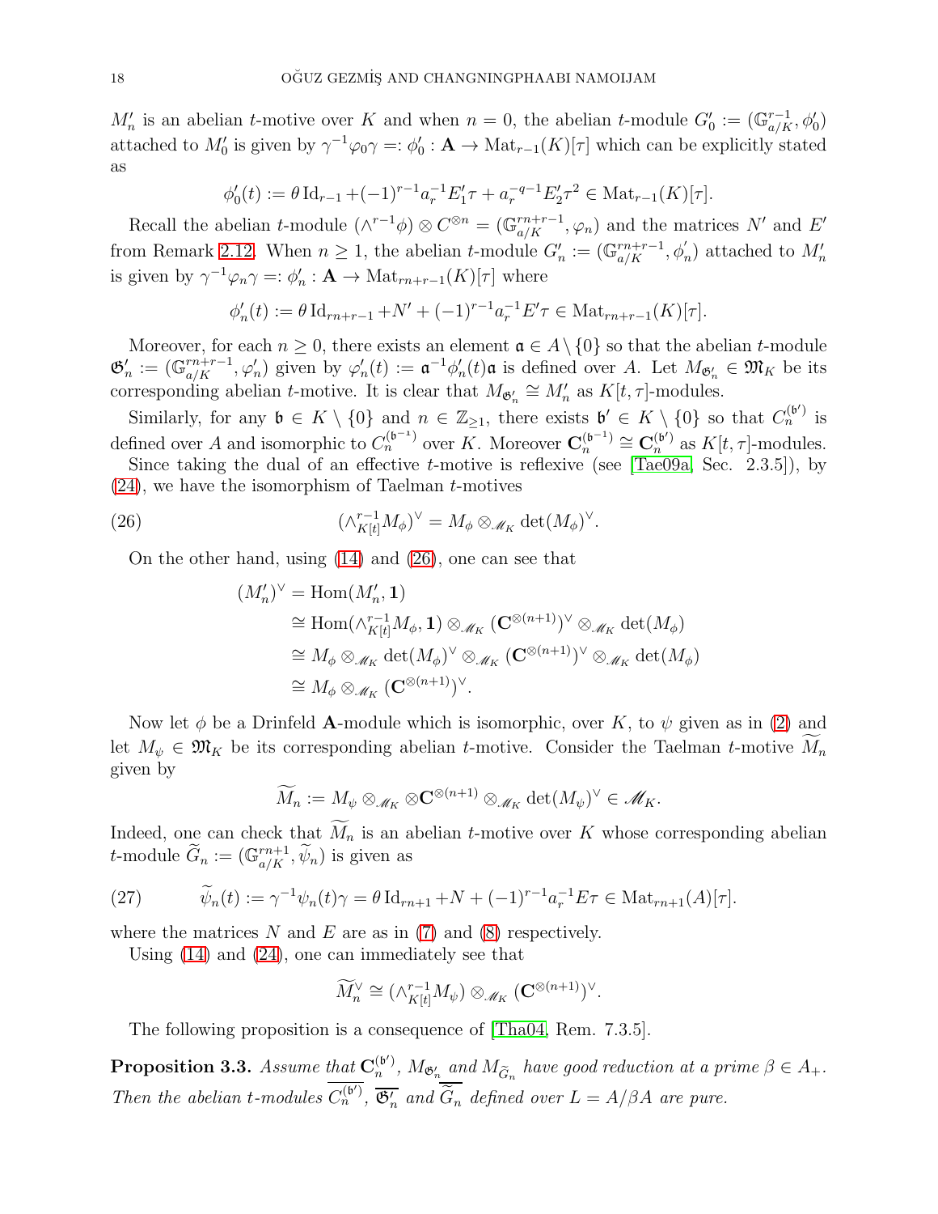$M'_n$ is an abelian $t$-motive over $K$ and when $n = 0$, the abelian $t$-module $G'_0 := (\mathbb{G}_{a/K}^{r-1}, \phi'_0)$ attached to $M'_0$ is given by $\gamma^{-1}\varphi_0\gamma =: \phi'_0 : \mathbf{A} \to \mathrm{Mat}_{r-1}(K)[\tau]$ which can be explicitly stated as

$$\phi'_0(t) := \theta\,\mathrm{Id}_{r-1} + (-1)^{r-1}a_r^{-1}E'_1\tau + a_r^{-q-1}E'_2\tau^2 \in \mathrm{Mat}_{r-1}(K)[\tau].$$

Recall the abelian $t$-module $(\wedge^{r-1}\phi) \otimes C^{\otimes n} = (\mathbb{G}_{a/K}^{rn+r-1}, \varphi_n)$ and the matrices $N'$ and $E'$ from Remark 2.12. When $n \geq 1$, the abelian $t$-module $G'_n := (\mathbb{G}_{a/K}^{rn+r-1}, \phi'_n)$ attached to $M'_n$ is given by $\gamma^{-1}\varphi_n\gamma =: \phi'_n : \mathbf{A} \to \mathrm{Mat}_{rn+r-1}(K)[\tau]$ where

$$\phi'_n(t) := \theta\,\mathrm{Id}_{rn+r-1} + N' + (-1)^{r-1}a_r^{-1}E'\tau \in \mathrm{Mat}_{rn+r-1}(K)[\tau].$$

Moreover, for each $n \geq 0$, there exists an element $\mathfrak{a} \in A \setminus \{0\}$ so that the abelian $t$-module $\mathfrak{G}'_n := (\mathbb{G}_{a/K}^{rn+r-1}, \varphi'_n)$ given by $\varphi'_n(t) := \mathfrak{a}^{-1}\phi'_n(t)\mathfrak{a}$ is defined over $A$. Let $M_{\mathfrak{G}'_n} \in \mathfrak{M}_K$ be its corresponding abelian $t$-motive. It is clear that $M_{\mathfrak{G}'_n} \cong M'_n$ as $K[t,\tau]$-modules.

Similarly, for any $\mathfrak{b} \in K \setminus \{0\}$ and $n \in \mathbb{Z}_{\geq 1}$, there exists $\mathfrak{b}' \in K \setminus \{0\}$ so that $C_n^{(\mathfrak{b}')}$ is defined over $A$ and isomorphic to $C_n^{(\mathfrak{b}^{-1})}$ over $K$. Moreover $\mathbf{C}_n^{(\mathfrak{b}^{-1})} \cong \mathbf{C}_n^{(\mathfrak{b}')}$ as $K[t,\tau]$-modules.

Since taking the dual of an effective $t$-motive is reflexive (see [Tae09a, Sec. 2.3.5]), by (24), we have the isomorphism of Taelman $t$-motives

$$(\wedge_{K[t]}^{r-1}M_\phi)^\vee = M_\phi \otimes_{\mathscr{M}_K} \det(M_\phi)^\vee. \tag{26}$$

On the other hand, using (14) and (26), one can see that

$$\begin{aligned}
(M'_n)^\vee &= \mathrm{Hom}(M'_n, \mathbf{1}) \\
&\cong \mathrm{Hom}(\wedge_{K[t]}^{r-1}M_\phi, \mathbf{1}) \otimes_{\mathscr{M}_K} (\mathbf{C}^{\otimes(n+1)})^\vee \otimes_{\mathscr{M}_K} \det(M_\phi) \\
&\cong M_\phi \otimes_{\mathscr{M}_K} \det(M_\phi)^\vee \otimes_{\mathscr{M}_K} (\mathbf{C}^{\otimes(n+1)})^\vee \otimes_{\mathscr{M}_K} \det(M_\phi) \\
&\cong M_\phi \otimes_{\mathscr{M}_K} (\mathbf{C}^{\otimes(n+1)})^\vee.
\end{aligned}$$

Now let $\phi$ be a Drinfeld $\mathbf{A}$-module which is isomorphic, over $K$, to $\psi$ given as in (2) and let $M_\psi \in \mathfrak{M}_K$ be its corresponding abelian $t$-motive. Consider the Taelman $t$-motive $\widetilde{M}_n$ given by

$$\widetilde{M}_n := M_\psi \otimes_{\mathscr{M}_K} \otimes \mathbf{C}^{\otimes(n+1)} \otimes_{\mathscr{M}_K} \det(M_\psi)^\vee \in \mathscr{M}_K.$$

Indeed, one can check that $\widetilde{M}_n$ is an abelian $t$-motive over $K$ whose corresponding abelian $t$-module $\widetilde{G}_n := (\mathbb{G}_{a/K}^{rn+1}, \widetilde{\psi}_n)$ is given as

$$\widetilde{\psi}_n(t) := \gamma^{-1}\psi_n(t)\gamma = \theta\,\mathrm{Id}_{rn+1} + N + (-1)^{r-1}a_r^{-1}E\tau \in \mathrm{Mat}_{rn+1}(A)[\tau]. \tag{27}$$

where the matrices $N$ and $E$ are as in (7) and (8) respectively.

Using (14) and (24), one can immediately see that

$$\widetilde{M}_n^\vee \cong (\wedge_{K[t]}^{r-1}M_\psi) \otimes_{\mathscr{M}_K} (\mathbf{C}^{\otimes(n+1)})^\vee.$$

The following proposition is a consequence of [Tha04, Rem. 7.3.5].

**Proposition 3.3.** *Assume that $\mathbf{C}_n^{(\mathfrak{b}')}$, $M_{\mathfrak{G}'_n}$ and $M_{\widetilde{G}_n}$ have good reduction at a prime $\beta \in A_+$. Then the abelian $t$-modules $\overline{C_n^{(\mathfrak{b}')}}$, $\overline{\mathfrak{G}'_n}$ and $\overline{\widetilde{G}_n}$ defined over $L = A/\beta A$ are pure.*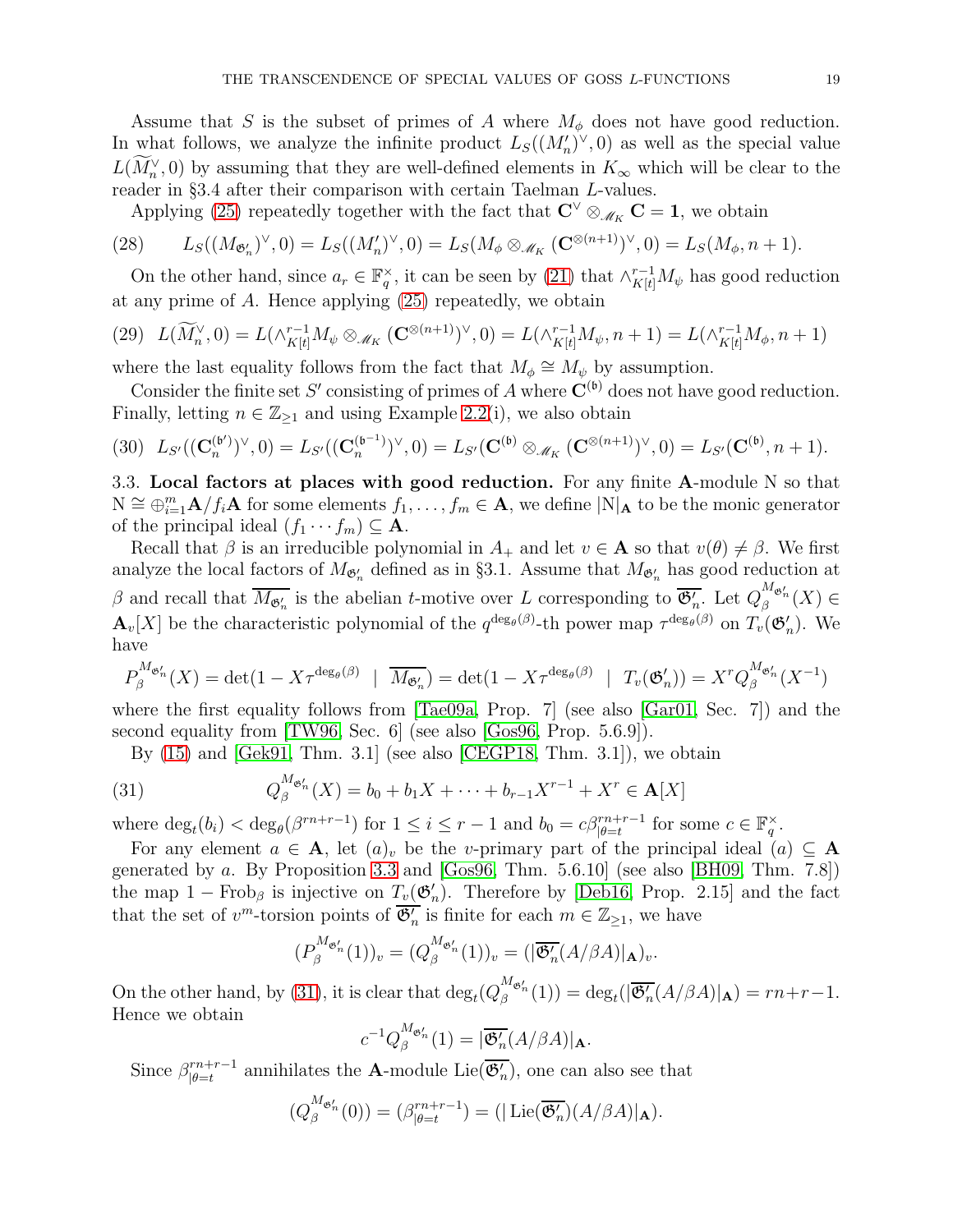Assume that $S$ is the subset of primes of $A$ where $M_\phi$ does not have good reduction. In what follows, we analyze the infinite product $L_S((M'_n)^\vee, 0)$ as well as the special value $L(\widetilde{M}_n^\vee, 0)$ by assuming that they are well-defined elements in $K_\infty$ which will be clear to the reader in §3.4 after their comparison with certain Taelman $L$-values.

Applying (25) repeatedly together with the fact that $\mathbf{C}^\vee \otimes_{\mathscr{M}_K} \mathbf{C} = \mathbf{1}$, we obtain

$$L_S((M_{\mathfrak{G}'_n})^\vee, 0) = L_S((M'_n)^\vee, 0) = L_S(M_\phi \otimes_{\mathscr{M}_K} (\mathbf{C}^{\otimes(n+1)})^\vee, 0) = L_S(M_\phi, n+1). \tag{28}$$

On the other hand, since $a_r \in \mathbb{F}_q^\times$, it can be seen by (21) that $\wedge_{K[t]}^{r-1} M_\psi$ has good reduction at any prime of $A$. Hence applying (25) repeatedly, we obtain

$$L(\widetilde{M}_n^\vee, 0) = L(\wedge_{K[t]}^{r-1} M_\psi \otimes_{\mathscr{M}_K} (\mathbf{C}^{\otimes(n+1)})^\vee, 0) = L(\wedge_{K[t]}^{r-1} M_\psi, n+1) = L(\wedge_{K[t]}^{r-1} M_\phi, n+1) \tag{29}$$

where the last equality follows from the fact that $M_\phi \cong M_\psi$ by assumption.

Consider the finite set $S'$ consisting of primes of $A$ where $\mathbf{C}^{(\mathfrak{b})}$ does not have good reduction. Finally, letting $n \in \mathbb{Z}_{\geq 1}$ and using Example 2.2(i), we also obtain

$$L_{S'}((\mathbf{C}_n^{(\mathfrak{b}')})^\vee, 0) = L_{S'}((\mathbf{C}_n^{(\mathfrak{b}^{-1})})^\vee, 0) = L_{S'}(\mathbf{C}^{(\mathfrak{b})} \otimes_{\mathscr{M}_K} (\mathbf{C}^{\otimes(n+1)})^\vee, 0) = L_{S'}(\mathbf{C}^{(\mathfrak{b})}, n+1). \tag{30}$$

### 3.3. Local factors at places with good reduction.

For any finite $\mathbf{A}$-module N so that $\mathrm{N} \cong \oplus_{i=1}^m \mathbf{A}/f_i\mathbf{A}$ for some elements $f_1, \dots, f_m \in \mathbf{A}$, we define $|\mathrm{N}|_{\mathbf{A}}$ to be the monic generator of the principal ideal $(f_1 \cdots f_m) \subseteq \mathbf{A}$.

Recall that $\beta$ is an irreducible polynomial in $A_+$ and let $v \in \mathbf{A}$ so that $v(\theta) \neq \beta$. We first analyze the local factors of $M_{\mathfrak{G}'_n}$ defined as in §3.1. Assume that $M_{\mathfrak{G}'_n}$ has good reduction at $\beta$ and recall that $\overline{M_{\mathfrak{G}'_n}}$ is the abelian $t$-motive over $L$ corresponding to $\overline{\mathfrak{G}'_n}$. Let $Q_\beta^{M_{\mathfrak{G}'_n}}(X) \in \mathbf{A}_v[X]$ be the characteristic polynomial of the $q^{\deg_\theta(\beta)}$-th power map $\tau^{\deg_\theta(\beta)}$ on $T_v(\mathfrak{G}'_n)$. We have

$$P_\beta^{M_{\mathfrak{G}'_n}}(X) = \det(1 - X\tau^{\deg_\theta(\beta)} \;\mid\; \overline{M_{\mathfrak{G}'_n}}) = \det(1 - X\tau^{\deg_\theta(\beta)} \;\mid\; T_v(\mathfrak{G}'_n)) = X^r Q_\beta^{M_{\mathfrak{G}'_n}}(X^{-1})$$

where the first equality follows from [Tae09a, Prop. 7] (see also [Gar01, Sec. 7]) and the second equality from [TW96, Sec. 6] (see also [Gos96, Prop. 5.6.9]).

By (15) and [Gek91, Thm. 3.1] (see also [CEGP18, Thm. 3.1]), we obtain

$$Q_\beta^{M_{\mathfrak{G}'_n}}(X) = b_0 + b_1 X + \cdots + b_{r-1}X^{r-1} + X^r \in \mathbf{A}[X] \tag{31}$$

where $\deg_t(b_i) < \deg_\theta(\beta^{rn+r-1})$ for $1 \leq i \leq r-1$ and $b_0 = c\beta_{|\theta=t}^{rn+r-1}$ for some $c \in \mathbb{F}_q^\times$.

For any element $a \in \mathbf{A}$, let $(a)_v$ be the $v$-primary part of the principal ideal $(a) \subseteq \mathbf{A}$ generated by $a$. By Proposition 3.3 and [Gos96, Thm. 5.6.10] (see also [BH09, Thm. 7.8]) the map $1 - \mathrm{Frob}_\beta$ is injective on $T_v(\mathfrak{G}'_n)$. Therefore by [Deb16, Prop. 2.15] and the fact that the set of $v^m$-torsion points of $\overline{\mathfrak{G}'_n}$ is finite for each $m \in \mathbb{Z}_{\geq 1}$, we have

$$(P_\beta^{M_{\mathfrak{G}'_n}}(1))_v = (Q_\beta^{M_{\mathfrak{G}'_n}}(1))_v = (|\overline{\mathfrak{G}'_n}(A/\beta A)|_{\mathbf{A}})_v.$$

On the other hand, by (31), it is clear that $\deg_t(Q_\beta^{M_{\mathfrak{G}'_n}}(1)) = \deg_t(|\overline{\mathfrak{G}'_n}(A/\beta A)|_{\mathbf{A}}) = rn+r-1$. Hence we obtain

$$c^{-1} Q_\beta^{M_{\mathfrak{G}'_n}}(1) = |\overline{\mathfrak{G}'_n}(A/\beta A)|_{\mathbf{A}}.$$

Since $\beta_{|\theta=t}^{rn+r-1}$ annihilates the $\mathbf{A}$-module $\mathrm{Lie}(\overline{\mathfrak{G}'_n})$, one can also see that

$$(Q_\beta^{M_{\mathfrak{G}'_n}}(0)) = (\beta_{|\theta=t}^{rn+r-1}) = (|\,\mathrm{Lie}(\overline{\mathfrak{G}'_n})(A/\beta A)|_{\mathbf{A}}).$$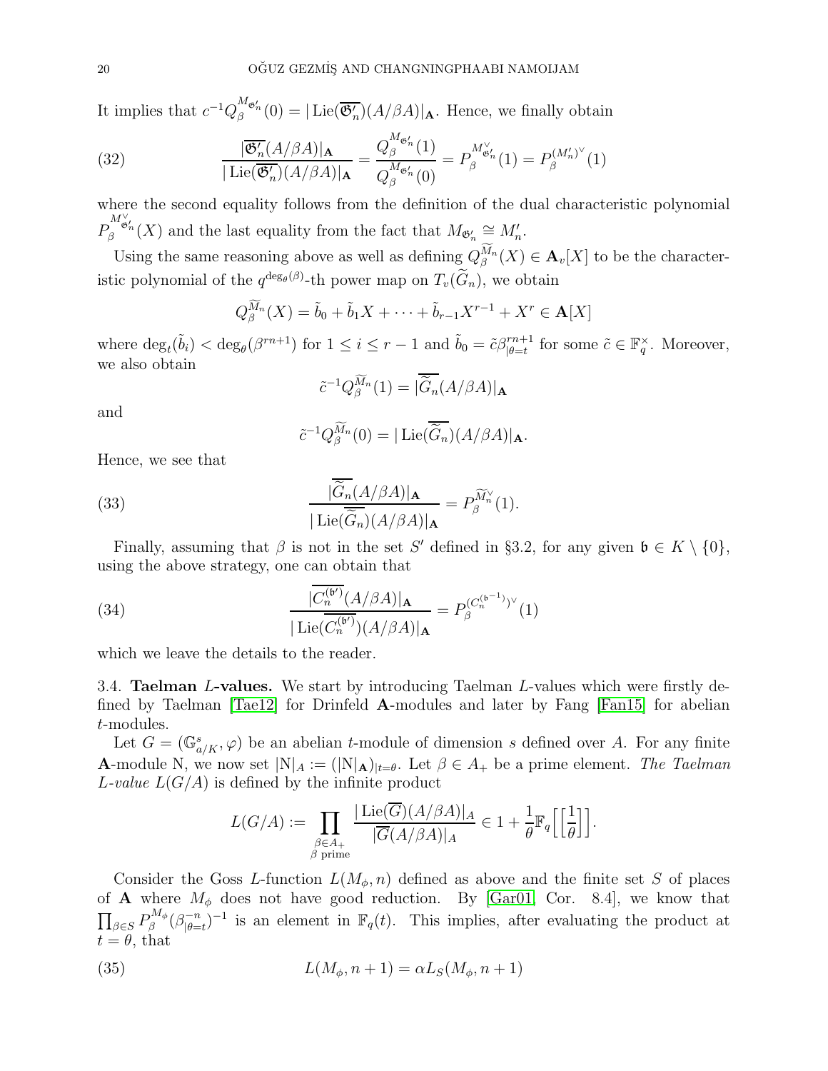It implies that $c^{-1}Q_\beta^{M_{\mathfrak{G}'_n}}(0) = |\operatorname{Lie}(\overline{\mathfrak{G}'_n})(A/\beta A)|_{\mathbf{A}}$. Hence, we finally obtain

$$\frac{|\overline{\mathfrak{G}'_n}(A/\beta A)|_{\mathbf{A}}}{|\operatorname{Lie}(\overline{\mathfrak{G}'_n})(A/\beta A)|_{\mathbf{A}}} = \frac{Q_\beta^{M_{\mathfrak{G}'_n}}(1)}{Q_\beta^{M_{\mathfrak{G}'_n}}(0)} = P_\beta^{M^\vee_{\mathfrak{G}'_n}}(1) = P_\beta^{(M'_n)^\vee}(1) \tag{32}$$

where the second equality follows from the definition of the dual characteristic polynomial $P_\beta^{M^\vee_{\mathfrak{G}'_n}}(X)$ and the last equality from the fact that $M_{\mathfrak{G}'_n} \cong M'_n$.

Using the same reasoning above as well as defining $Q_\beta^{\widetilde{M}_n}(X) \in \mathbf{A}_v[X]$ to be the characteristic polynomial of the $q^{\deg_\theta(\beta)}$-th power map on $T_v(\widetilde{G}_n)$, we obtain

$$Q_\beta^{\widetilde{M}_n}(X) = \tilde{b}_0 + \tilde{b}_1 X + \cdots + \tilde{b}_{r-1}X^{r-1} + X^r \in \mathbf{A}[X]$$

where $\deg_t(\tilde{b}_i) < \deg_\theta(\beta^{rn+1})$ for $1 \leq i \leq r-1$ and $\tilde{b}_0 = \tilde{c}\beta^{rn+1}_{|\theta=t}$ for some $\tilde{c} \in \mathbb{F}_q^\times$. Moreover, we also obtain

$$\tilde{c}^{-1}Q_\beta^{\widetilde{M}_n}(1) = |\overline{\widetilde{G}}_n(A/\beta A)|_{\mathbf{A}}$$

and

$$\tilde{c}^{-1}Q_\beta^{\widetilde{M}_n}(0) = |\operatorname{Lie}(\overline{\widetilde{G}}_n)(A/\beta A)|_{\mathbf{A}}.$$

Hence, we see that

$$\frac{|\overline{\widetilde{G}}_n(A/\beta A)|_{\mathbf{A}}}{|\operatorname{Lie}(\overline{\widetilde{G}}_n)(A/\beta A)|_{\mathbf{A}}} = P_\beta^{\widetilde{M}_n^\vee}(1). \tag{33}$$

Finally, assuming that $\beta$ is not in the set $S'$ defined in §3.2, for any given $\mathfrak{b} \in K \setminus \{0\}$, using the above strategy, one can obtain that

$$\frac{|\overline{C_n^{(\mathfrak{b}')}}(A/\beta A)|_{\mathbf{A}}}{|\operatorname{Lie}(\overline{C_n^{(\mathfrak{b}')}})(A/\beta A)|_{\mathbf{A}}} = P_\beta^{(C_n^{(\mathfrak{b}^{-1})})^\vee}(1) \tag{34}$$

which we leave the details to the reader.

3.4. **Taelman $L$-values.** We start by introducing Taelman $L$-values which were firstly defined by Taelman [Tae12] for Drinfeld $\mathbf{A}$-modules and later by Fang [Fan15] for abelian $t$-modules.

Let $G = (\mathbb{G}^s_{a/K}, \varphi)$ be an abelian $t$-module of dimension $s$ defined over $A$. For any finite $\mathbf{A}$-module N, we now set $|\mathrm{N}|_A := (|\mathrm{N}|_{\mathbf{A}})_{|t=\theta}$. Let $\beta \in A_+$ be a prime element. *The Taelman $L$-value $L(G/A)$* is defined by the infinite product

$$L(G/A) := \prod_{\substack{\beta \in A_+ \\ \beta \text{ prime}}} \frac{|\operatorname{Lie}(\overline{G})(A/\beta A)|_A}{|\overline{G}(A/\beta A)|_A} \in 1 + \frac{1}{\theta}\mathbb{F}_q\Big[\Big[\frac{1}{\theta}\Big]\Big].$$

Consider the Goss $L$-function $L(M_\phi, n)$ defined as above and the finite set $S$ of places of $\mathbf{A}$ where $M_\phi$ does not have good reduction. By [Gar01, Cor. 8.4], we know that $\prod_{\beta \in S} P_\beta^{M_\phi}(\beta^{-n}_{|\theta=t})^{-1}$ is an element in $\mathbb{F}_q(t)$. This implies, after evaluating the product at $t = \theta$, that

$$L(M_\phi, n+1) = \alpha L_S(M_\phi, n+1) \tag{35}$$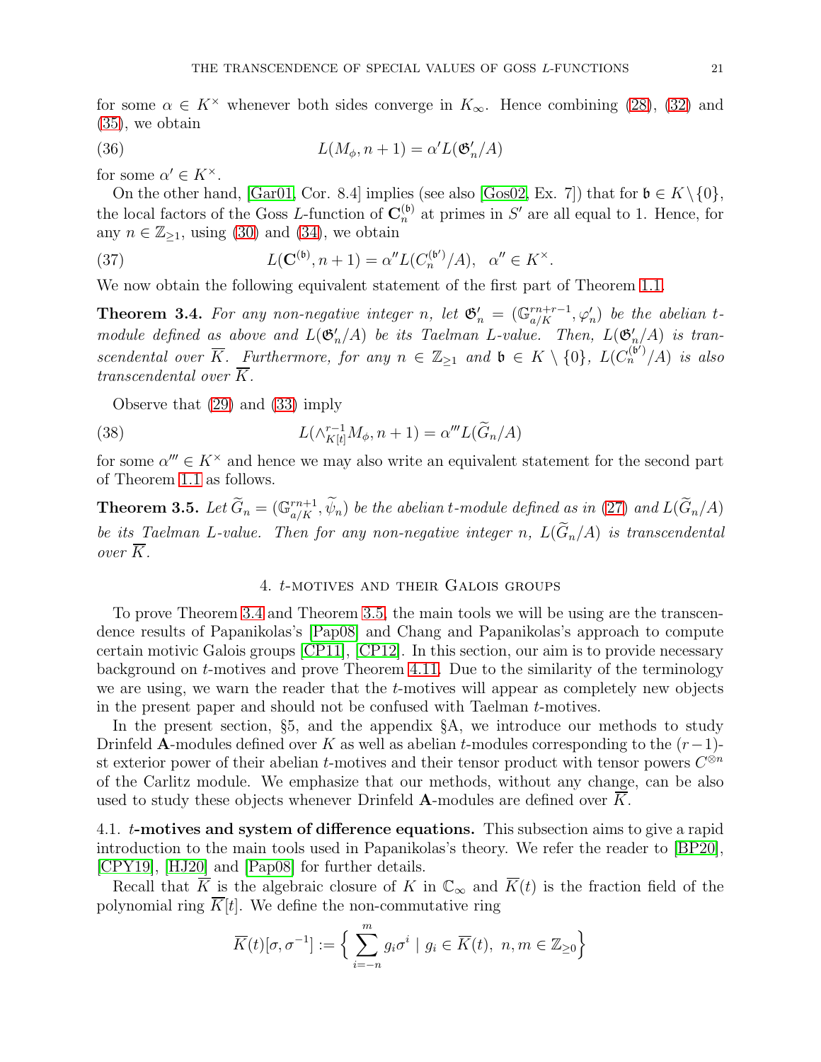for some $\alpha \in K^\times$ whenever both sides converge in $K_\infty$. Hence combining (28), (32) and (35), we obtain

$$L(M_\phi, n+1) = \alpha' L(\mathfrak{G}'_n/A) \tag{36}$$

for some $\alpha' \in K^\times$.

On the other hand, [Gar01, Cor. 8.4] implies (see also [Gos02, Ex. 7]) that for $\mathfrak{b} \in K \setminus \{0\}$, the local factors of the Goss $L$-function of $\mathbf{C}_n^{(\mathfrak{b})}$ at primes in $S'$ are all equal to 1. Hence, for any $n \in \mathbb{Z}_{\geq 1}$, using (30) and (34), we obtain

$$L(\mathbf{C}^{(\mathfrak{b})}, n+1) = \alpha'' L(C_n^{(\mathfrak{b}')}/A), \quad \alpha'' \in K^\times. \tag{37}$$

We now obtain the following equivalent statement of the first part of Theorem 1.1.

**Theorem 3.4.** *For any non-negative integer $n$, let $\mathfrak{G}'_n = (\mathbb{G}_{a/K}^{rn+r-1}, \varphi'_n)$ be the abelian $t$-module defined as above and $L(\mathfrak{G}'_n/A)$ be its Taelman $L$-value. Then, $L(\mathfrak{G}'_n/A)$ is transcendental over $\overline{K}$. Furthermore, for any $n \in \mathbb{Z}_{\geq 1}$ and $\mathfrak{b} \in K \setminus \{0\}$, $L(C_n^{(\mathfrak{b}')}/A)$ is also transcendental over $\overline{K}$.*

Observe that (29) and (33) imply

$$L(\wedge^{r-1}_{K[t]} M_\phi, n+1) = \alpha''' L(\widetilde{G}_n/A) \tag{38}$$

for some $\alpha''' \in K^\times$ and hence we may also write an equivalent statement for the second part of Theorem 1.1 as follows.

**Theorem 3.5.** *Let $\widetilde{G}_n = (\mathbb{G}_{a/K}^{rn+1}, \widetilde{\psi}_n)$ be the abelian $t$-module defined as in (27) and $L(\widetilde{G}_n/A)$ be its Taelman $L$-value. Then for any non-negative integer $n$, $L(\widetilde{G}_n/A)$ is transcendental over $\overline{K}$.*

## 4. $t$-motives and their Galois groups

To prove Theorem 3.4 and Theorem 3.5, the main tools we will be using are the transcendence results of Papanikolas's [Pap08] and Chang and Papanikolas's approach to compute certain motivic Galois groups [CP11], [CP12]. In this section, our aim is to provide necessary background on $t$-motives and prove Theorem 4.11. Due to the similarity of the terminology we are using, we warn the reader that the $t$-motives will appear as completely new objects in the present paper and should not be confused with Taelman $t$-motives.

In the present section, §5, and the appendix §A, we introduce our methods to study Drinfeld $\mathbf{A}$-modules defined over $K$ as well as abelian $t$-modules corresponding to the $(r-1)$-st exterior power of their abelian $t$-motives and their tensor product with tensor powers $C^{\otimes n}$ of the Carlitz module. We emphasize that our methods, without any change, can be also used to study these objects whenever Drinfeld $\mathbf{A}$-modules are defined over $\overline{K}$.

### 4.1. $t$-motives and system of difference equations.

This subsection aims to give a rapid introduction to the main tools used in Papanikolas's theory. We refer the reader to [BP20], [CPY19], [HJ20] and [Pap08] for further details.

Recall that $\overline{K}$ is the algebraic closure of $K$ in $\mathbb{C}_\infty$ and $\overline{K}(t)$ is the fraction field of the polynomial ring $\overline{K}[t]$. We define the non-commutative ring

$$\overline{K}(t)[\sigma, \sigma^{-1}] := \Big\{ \sum_{i=-n}^{m} g_i \sigma^i \mid g_i \in \overline{K}(t),\ n, m \in \mathbb{Z}_{\geq 0} \Big\}$$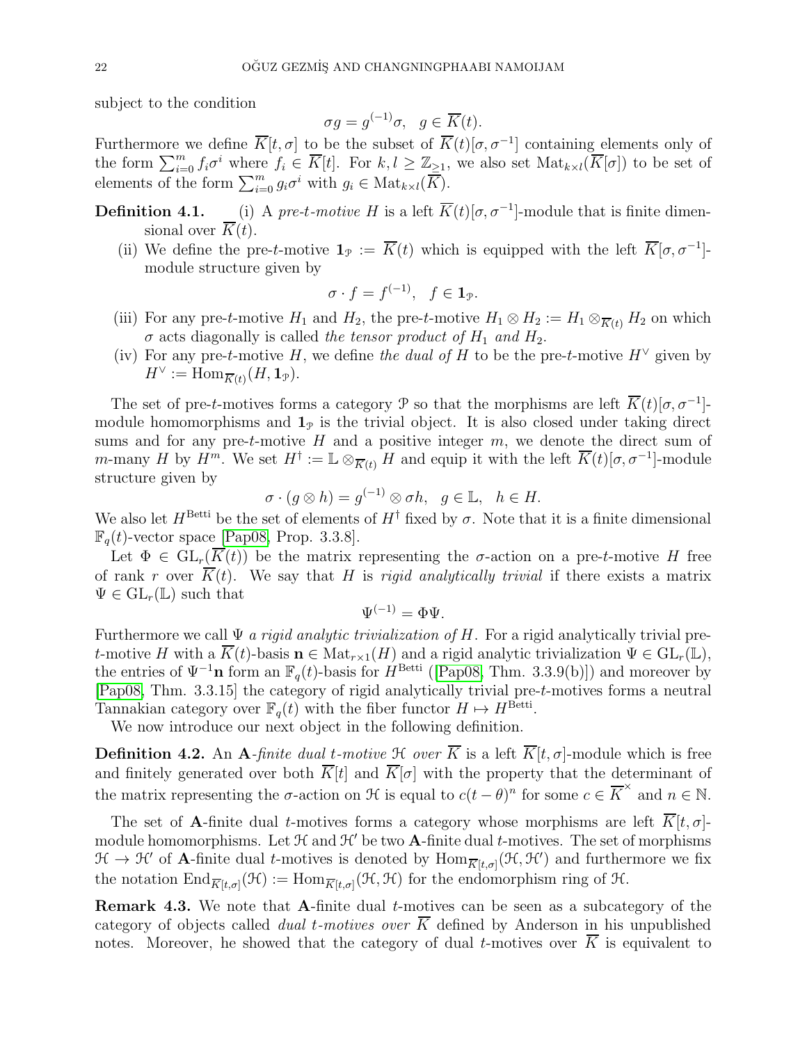subject to the condition

$$\sigma g = g^{(-1)}\sigma, \quad g \in \overline{K}(t).$$

Furthermore we define $\overline{K}[t,\sigma]$ to be the subset of $\overline{K}(t)[\sigma,\sigma^{-1}]$ containing elements only of the form $\sum_{i=0}^{m} f_i\sigma^i$ where $f_i \in \overline{K}[t]$. For $k,l \geq \mathbb{Z}_{\geq 1}$, we also set $\operatorname{Mat}_{k\times l}(\overline{K}[\sigma])$ to be set of elements of the form $\sum_{i=0}^{m} g_i\sigma^i$ with $g_i \in \operatorname{Mat}_{k\times l}(\overline{K})$.

**Definition 4.1.** (i) A *pre-$t$-motive* $H$ is a left $\overline{K}(t)[\sigma,\sigma^{-1}]$-module that is finite dimensional over $\overline{K}(t)$.

(ii) We define the pre-$t$-motive $\mathbf{1}_{\mathcal{P}} := \overline{K}(t)$ which is equipped with the left $\overline{K}[\sigma,\sigma^{-1}]$-module structure given by

$$\sigma \cdot f = f^{(-1)}, \quad f \in \mathbf{1}_{\mathcal{P}}.$$

(iii) For any pre-$t$-motive $H_1$ and $H_2$, the pre-$t$-motive $H_1 \otimes H_2 := H_1 \otimes_{\overline{K}(t)} H_2$ on which $\sigma$ acts diagonally is called *the tensor product of $H_1$ and $H_2$*.

(iv) For any pre-$t$-motive $H$, we define *the dual of* $H$ to be the pre-$t$-motive $H^\vee$ given by $H^\vee := \operatorname{Hom}_{\overline{K}(t)}(H, \mathbf{1}_{\mathcal{P}})$.

The set of pre-$t$-motives forms a category $\mathcal{P}$ so that the morphisms are left $\overline{K}(t)[\sigma,\sigma^{-1}]$-module homomorphisms and $\mathbf{1}_{\mathcal{P}}$ is the trivial object. It is also closed under taking direct sums and for any pre-$t$-motive $H$ and a positive integer $m$, we denote the direct sum of $m$-many $H$ by $H^m$. We set $H^\dagger := \mathbb{L} \otimes_{\overline{K}(t)} H$ and equip it with the left $\overline{K}(t)[\sigma,\sigma^{-1}]$-module structure given by

$$\sigma \cdot (g \otimes h) = g^{(-1)} \otimes \sigma h, \quad g \in \mathbb{L}, \quad h \in H.$$

We also let $H^{\text{Betti}}$ be the set of elements of $H^\dagger$ fixed by $\sigma$. Note that it is a finite dimensional $\mathbb{F}_q(t)$-vector space [Pap08, Prop. 3.3.8].

Let $\Phi \in \operatorname{GL}_r(\overline{K}(t))$ be the matrix representing the $\sigma$-action on a pre-$t$-motive $H$ free of rank $r$ over $\overline{K}(t)$. We say that $H$ is *rigid analytically trivial* if there exists a matrix $\Psi \in \operatorname{GL}_r(\mathbb{L})$ such that

$$\Psi^{(-1)} = \Phi\Psi.$$

Furthermore we call $\Psi$ *a rigid analytic trivialization of* $H$. For a rigid analytically trivial pre-$t$-motive $H$ with a $\overline{K}(t)$-basis $\mathbf{n} \in \operatorname{Mat}_{r\times 1}(H)$ and a rigid analytic trivialization $\Psi \in \operatorname{GL}_r(\mathbb{L})$, the entries of $\Psi^{-1}\mathbf{n}$ form an $\mathbb{F}_q(t)$-basis for $H^{\text{Betti}}$ ([Pap08, Thm. 3.3.9(b)]) and moreover by [Pap08, Thm. 3.3.15] the category of rigid analytically trivial pre-$t$-motives forms a neutral Tannakian category over $\mathbb{F}_q(t)$ with the fiber functor $H \mapsto H^{\text{Betti}}$.

We now introduce our next object in the following definition.

**Definition 4.2.** An **A**-*finite dual $t$-motive* $\mathcal{H}$ *over* $\overline{K}$ is a left $\overline{K}[t,\sigma]$-module which is free and finitely generated over both $\overline{K}[t]$ and $\overline{K}[\sigma]$ with the property that the determinant of the matrix representing the $\sigma$-action on $\mathcal{H}$ is equal to $c(t-\theta)^n$ for some $c \in \overline{K}^\times$ and $n \in \mathbb{N}$.

The set of **A**-finite dual $t$-motives forms a category whose morphisms are left $\overline{K}[t,\sigma]$-module homomorphisms. Let $\mathcal{H}$ and $\mathcal{H}'$ be two **A**-finite dual $t$-motives. The set of morphisms $\mathcal{H} \to \mathcal{H}'$ of **A**-finite dual $t$-motives is denoted by $\operatorname{Hom}_{\overline{K}[t,\sigma]}(\mathcal{H},\mathcal{H}')$ and furthermore we fix the notation $\operatorname{End}_{\overline{K}[t,\sigma]}(\mathcal{H}) := \operatorname{Hom}_{\overline{K}[t,\sigma]}(\mathcal{H},\mathcal{H})$ for the endomorphism ring of $\mathcal{H}$.

**Remark 4.3.** We note that **A**-finite dual $t$-motives can be seen as a subcategory of the category of objects called *dual $t$-motives over* $\overline{K}$ defined by Anderson in his unpublished notes. Moreover, he showed that the category of dual $t$-motives over $\overline{K}$ is equivalent to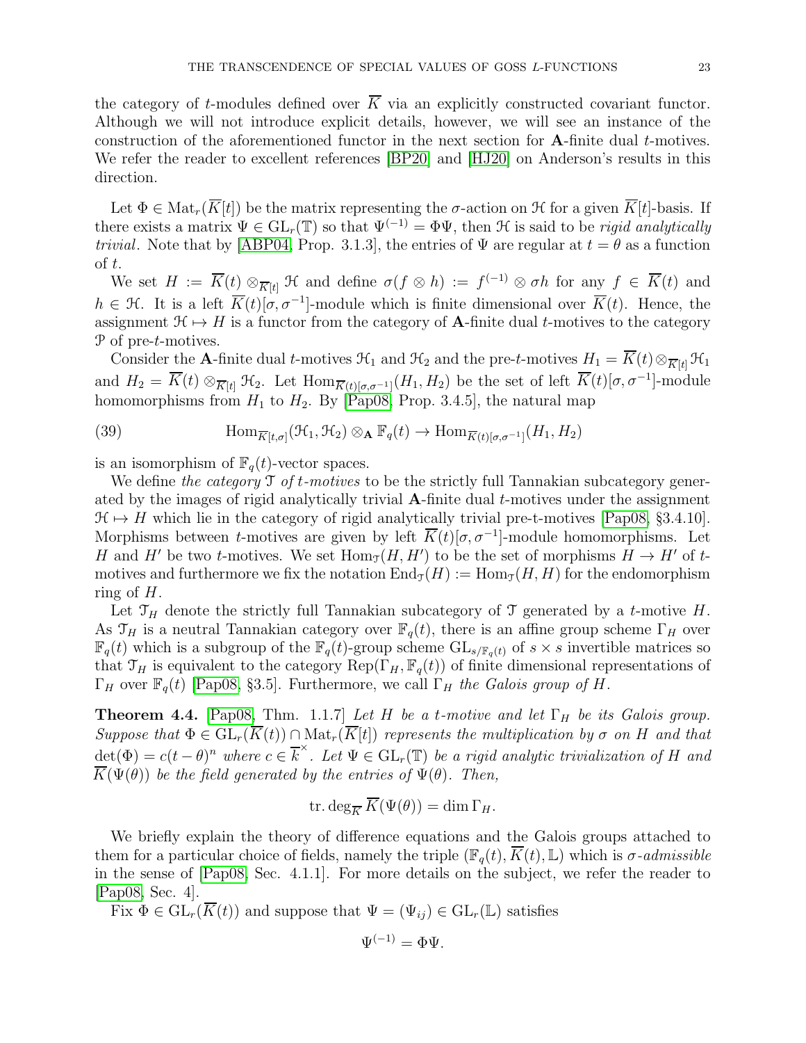the category of $t$-modules defined over $\overline{K}$ via an explicitly constructed covariant functor. Although we will not introduce explicit details, however, we will see an instance of the construction of the aforementioned functor in the next section for $\mathbf{A}$-finite dual $t$-motives. We refer the reader to excellent references [BP20] and [HJ20] on Anderson's results in this direction.

Let $\Phi \in \operatorname{Mat}_r(\overline{K}[t])$ be the matrix representing the $\sigma$-action on $\mathcal{H}$ for a given $\overline{K}[t]$-basis. If there exists a matrix $\Psi \in \operatorname{GL}_r(\mathbb{T})$ so that $\Psi^{(-1)} = \Phi\Psi$, then $\mathcal{H}$ is said to be *rigid analytically trivial*. Note that by [ABP04, Prop. 3.1.3], the entries of $\Psi$ are regular at $t = \theta$ as a function of $t$.

We set $H := \overline{K}(t) \otimes_{\overline{K}[t]} \mathcal{H}$ and define $\sigma(f \otimes h) := f^{(-1)} \otimes \sigma h$ for any $f \in \overline{K}(t)$ and $h \in \mathcal{H}$. It is a left $\overline{K}(t)[\sigma, \sigma^{-1}]$-module which is finite dimensional over $\overline{K}(t)$. Hence, the assignment $\mathcal{H} \mapsto H$ is a functor from the category of $\mathbf{A}$-finite dual $t$-motives to the category $\mathcal{P}$ of pre-$t$-motives.

Consider the $\mathbf{A}$-finite dual $t$-motives $\mathcal{H}_1$ and $\mathcal{H}_2$ and the pre-$t$-motives $H_1 = \overline{K}(t) \otimes_{\overline{K}[t]} \mathcal{H}_1$ and $H_2 = \overline{K}(t) \otimes_{\overline{K}[t]} \mathcal{H}_2$. Let $\operatorname{Hom}_{\overline{K}(t)[\sigma,\sigma^{-1}]}(H_1, H_2)$ be the set of left $\overline{K}(t)[\sigma, \sigma^{-1}]$-module homomorphisms from $H_1$ to $H_2$. By [Pap08, Prop. 3.4.5], the natural map

$$\operatorname{Hom}_{\overline{K}[t,\sigma]}(\mathcal{H}_1, \mathcal{H}_2) \otimes_{\mathbf{A}} \mathbb{F}_q(t) \to \operatorname{Hom}_{\overline{K}(t)[\sigma,\sigma^{-1}]}(H_1, H_2) \tag{39}$$

is an isomorphism of $\mathbb{F}_q(t)$-vector spaces.

We define *the category $\mathcal{T}$ of $t$-motives* to be the strictly full Tannakian subcategory generated by the images of rigid analytically trivial $\mathbf{A}$-finite dual $t$-motives under the assignment $\mathcal{H} \mapsto H$ which lie in the category of rigid analytically trivial pre-t-motives [Pap08, §3.4.10]. Morphisms between $t$-motives are given by left $\overline{K}(t)[\sigma, \sigma^{-1}]$-module homomorphisms. Let $H$ and $H'$ be two $t$-motives. We set $\operatorname{Hom}_{\mathcal{T}}(H, H')$ to be the set of morphisms $H \to H'$ of $t$-motives and furthermore we fix the notation $\operatorname{End}_{\mathcal{T}}(H) := \operatorname{Hom}_{\mathcal{T}}(H, H)$ for the endomorphism ring of $H$.

Let $\mathcal{T}_H$ denote the strictly full Tannakian subcategory of $\mathcal{T}$ generated by a $t$-motive $H$. As $\mathcal{T}_H$ is a neutral Tannakian category over $\mathbb{F}_q(t)$, there is an affine group scheme $\Gamma_H$ over $\mathbb{F}_q(t)$ which is a subgroup of the $\mathbb{F}_q(t)$-group scheme $\operatorname{GL}_{s/\mathbb{F}_q(t)}$ of $s \times s$ invertible matrices so that $\mathcal{T}_H$ is equivalent to the category $\operatorname{Rep}(\Gamma_H, \mathbb{F}_q(t))$ of finite dimensional representations of $\Gamma_H$ over $\mathbb{F}_q(t)$ [Pap08, §3.5]. Furthermore, we call $\Gamma_H$ *the Galois group of $H$*.

**Theorem 4.4.** [Pap08, Thm. 1.1.7] *Let $H$ be a $t$-motive and let $\Gamma_H$ be its Galois group. Suppose that $\Phi \in \operatorname{GL}_r(\overline{K}(t)) \cap \operatorname{Mat}_r(\overline{K}[t])$ represents the multiplication by $\sigma$ on $H$ and that $\det(\Phi) = c(t-\theta)^n$ where $c \in \overline{k}^{\times}$. Let $\Psi \in \operatorname{GL}_r(\mathbb{T})$ be a rigid analytic trivialization of $H$ and $\overline{K}(\Psi(\theta))$ be the field generated by the entries of $\Psi(\theta)$. Then,*

$$\operatorname{tr.deg}_{\overline{K}} \overline{K}(\Psi(\theta)) = \dim \Gamma_H.$$

We briefly explain the theory of difference equations and the Galois groups attached to them for a particular choice of fields, namely the triple $(\mathbb{F}_q(t), \overline{K}(t), \mathbb{L})$ which is *$\sigma$-admissible* in the sense of [Pap08, Sec. 4.1.1]. For more details on the subject, we refer the reader to [Pap08, Sec. 4].

Fix $\Phi \in \operatorname{GL}_r(\overline{K}(t))$ and suppose that $\Psi = (\Psi_{ij}) \in \operatorname{GL}_r(\mathbb{L})$ satisfies

$$\Psi^{(-1)} = \Phi\Psi.$$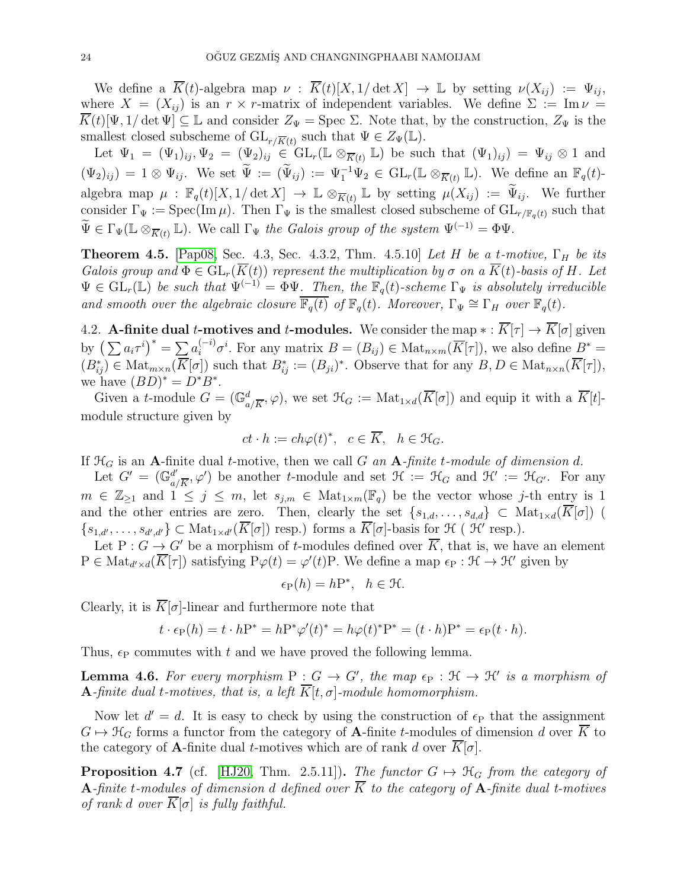We define a $\overline{K}(t)$-algebra map $\nu : \overline{K}(t)[X, 1/\det X] \to \mathbb{L}$ by setting $\nu(X_{ij}) := \Psi_{ij}$, where $X = (X_{ij})$ is an $r \times r$-matrix of independent variables. We define $\Sigma := \operatorname{Im} \nu = \overline{K}(t)[\Psi, 1/\det \Psi] \subseteq \mathbb{L}$ and consider $Z_\Psi = \operatorname{Spec} \Sigma$. Note that, by the construction, $Z_\Psi$ is the smallest closed subscheme of $\operatorname{GL}_{r/\overline{K}(t)}$ such that $\Psi \in Z_\Psi(\mathbb{L})$.

Let $\Psi_1 = (\Psi_1)_{ij}, \Psi_2 = (\Psi_2)_{ij} \in \operatorname{GL}_r(\mathbb{L} \otimes_{\overline{K}(t)} \mathbb{L})$ be such that $(\Psi_1)_{ij}) = \Psi_{ij} \otimes 1$ and $(\Psi_2)_{ij}) = 1 \otimes \Psi_{ij}$. We set $\widetilde{\Psi} := (\widetilde{\Psi}_{ij}) := \Psi_1^{-1}\Psi_2 \in \operatorname{GL}_r(\mathbb{L} \otimes_{\overline{K}(t)} \mathbb{L})$. We define an $\mathbb{F}_q(t)$-algebra map $\mu : \mathbb{F}_q(t)[X, 1/\det X] \to \mathbb{L} \otimes_{\overline{K}(t)} \mathbb{L}$ by setting $\mu(X_{ij}) := \widetilde{\Psi}_{ij}$. We further consider $\Gamma_\Psi := \operatorname{Spec}(\operatorname{Im} \mu)$. Then $\Gamma_\Psi$ is the smallest closed subscheme of $\operatorname{GL}_{r/\mathbb{F}_q(t)}$ such that $\widetilde{\Psi} \in \Gamma_\Psi(\mathbb{L} \otimes_{\overline{K}(t)} \mathbb{L})$. We call $\Gamma_\Psi$ *the Galois group of the system* $\Psi^{(-1)} = \Phi\Psi$.

**Theorem 4.5.** [Pap08, Sec. 4.3, Sec. 4.3.2, Thm. 4.5.10] *Let $H$ be a $t$-motive, $\Gamma_H$ be its Galois group and $\Phi \in \operatorname{GL}_r(\overline{K}(t))$ represent the multiplication by $\sigma$ on a $\overline{K}(t)$-basis of $H$. Let $\Psi \in \operatorname{GL}_r(\mathbb{L})$ be such that $\Psi^{(-1)} = \Phi\Psi$. Then, the $\mathbb{F}_q(t)$-scheme $\Gamma_\Psi$ is absolutely irreducible and smooth over the algebraic closure $\overline{\mathbb{F}_q(t)}$ of $\mathbb{F}_q(t)$. Moreover, $\Gamma_\Psi \cong \Gamma_H$ over $\mathbb{F}_q(t)$.*

## 4.2. A-finite dual $t$-motives and $t$-modules.

We consider the map $* : \overline{K}[\tau] \to \overline{K}[\sigma]$ given by $\left(\sum a_i \tau^i\right)^* = \sum a_i^{(-i)} \sigma^i$. For any matrix $B = (B_{ij}) \in \operatorname{Mat}_{n\times m}(\overline{K}[\tau])$, we also define $B^* = (B_{ij}^*) \in \operatorname{Mat}_{m\times n}(\overline{K}[\sigma])$ such that $B_{ij}^* := (B_{ji})^*$. Observe that for any $B, D \in \operatorname{Mat}_{n\times n}(\overline{K}[\tau])$, we have $(BD)^* = D^*B^*$.

Given a $t$-module $G = (\mathbb{G}^d_{a/\overline{K}}, \varphi)$, we set $\mathcal{H}_G := \operatorname{Mat}_{1\times d}(\overline{K}[\sigma])$ and equip it with a $\overline{K}[t]$-module structure given by

$$ct \cdot h := ch\varphi(t)^*, \quad c \in \overline{K}, \quad h \in \mathcal{H}_G.$$

If $\mathcal{H}_G$ is an **A**-finite dual $t$-motive, then we call $G$ *an* **A***-finite $t$-module of dimension* $d$.

Let $G' = (\mathbb{G}^{d'}_{a/\overline{K}}, \varphi')$ be another $t$-module and set $\mathcal{H} := \mathcal{H}_G$ and $\mathcal{H}' := \mathcal{H}_{G'}$. For any $m \in \mathbb{Z}_{\geq 1}$ and $1 \leq j \leq m$, let $s_{j,m} \in \operatorname{Mat}_{1\times m}(\mathbb{F}_q)$ be the vector whose $j$-th entry is 1 and the other entries are zero. Then, clearly the set $\{s_{1,d}, \ldots, s_{d,d}\} \subset \operatorname{Mat}_{1\times d}(\overline{K}[\sigma])$ ( $\{s_{1,d'}, \ldots, s_{d',d'}\} \subset \operatorname{Mat}_{1\times d'}(\overline{K}[\sigma])$ resp.) forms a $\overline{K}[\sigma]$-basis for $\mathcal{H}$ ( $\mathcal{H}'$ resp.).

Let $\mathrm{P} : G \to G'$ be a morphism of $t$-modules defined over $\overline{K}$, that is, we have an element $\mathrm{P} \in \operatorname{Mat}_{d'\times d}(\overline{K}[\tau])$ satisfying $\mathrm{P}\varphi(t) = \varphi'(t)\mathrm{P}$. We define a map $\epsilon_\mathrm{P} : \mathcal{H} \to \mathcal{H}'$ given by

$$\epsilon_\mathrm{P}(h) = h\mathrm{P}^*, \quad h \in \mathcal{H}.$$

Clearly, it is $\overline{K}[\sigma]$-linear and furthermore note that

$$t \cdot \epsilon_\mathrm{P}(h) = t \cdot h\mathrm{P}^* = h\mathrm{P}^*\varphi'(t)^* = h\varphi(t)^*\mathrm{P}^* = (t \cdot h)\mathrm{P}^* = \epsilon_\mathrm{P}(t \cdot h).$$

Thus, $\epsilon_\mathrm{P}$ commutes with $t$ and we have proved the following lemma.

**Lemma 4.6.** *For every morphism $\mathrm{P} : G \to G'$, the map $\epsilon_\mathrm{P} : \mathcal{H} \to \mathcal{H}'$ is a morphism of* **A***-finite dual $t$-motives, that is, a left $\overline{K}[t, \sigma]$-module homomorphism.*

Now let $d' = d$. It is easy to check by using the construction of $\epsilon_\mathrm{P}$ that the assignment $G \mapsto \mathcal{H}_G$ forms a functor from the category of **A**-finite $t$-modules of dimension $d$ over $\overline{K}$ to the category of **A**-finite dual $t$-motives which are of rank $d$ over $\overline{K}[\sigma]$.

**Proposition 4.7** (cf. [HJ20, Thm. 2.5.11]). *The functor $G \mapsto \mathcal{H}_G$ from the category of* **A***-finite $t$-modules of dimension $d$ defined over $\overline{K}$ to the category of* **A***-finite dual $t$-motives of rank $d$ over $\overline{K}[\sigma]$ is fully faithful.*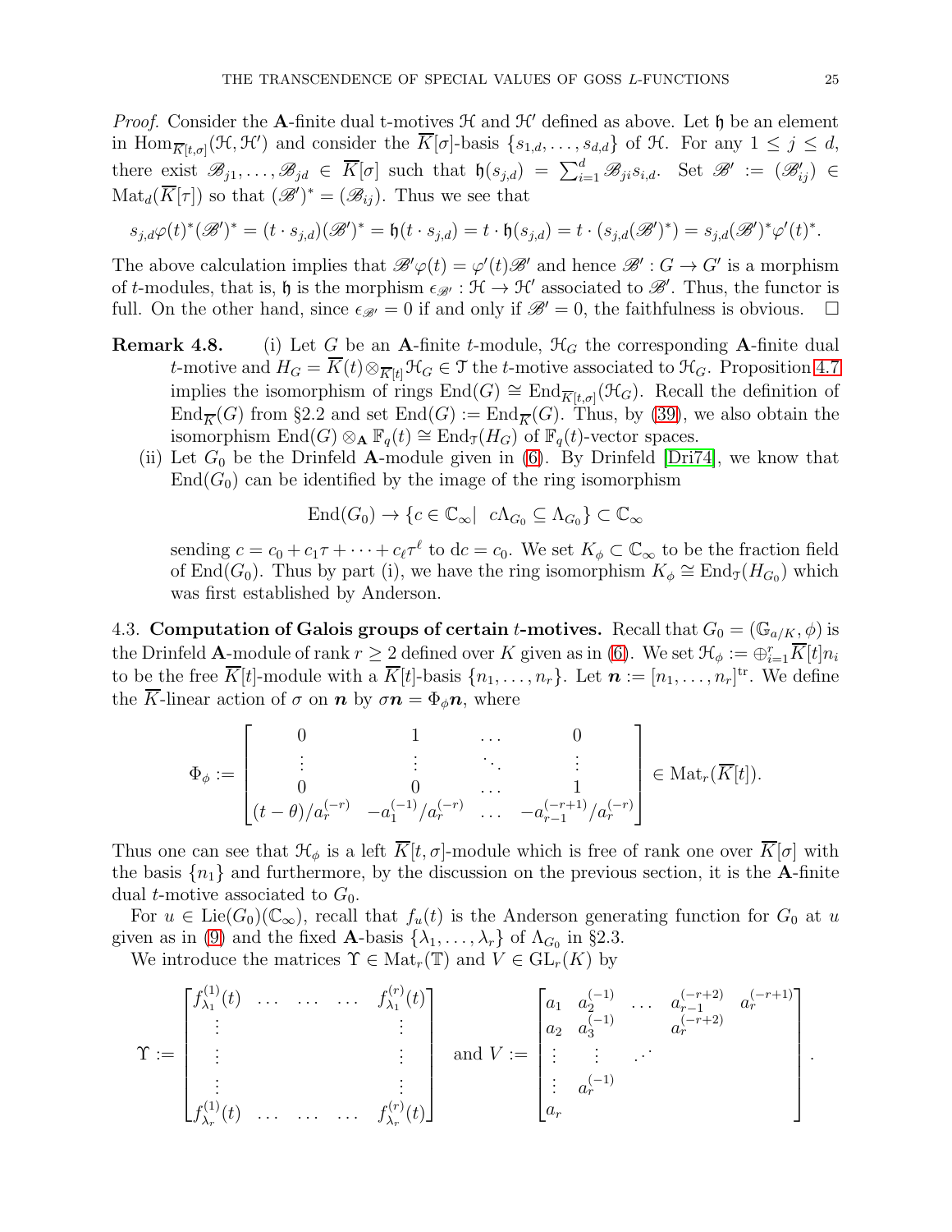*Proof.* Consider the $\mathbf{A}$-finite dual t-motives $\mathcal{H}$ and $\mathcal{H}'$ defined as above. Let $\mathfrak{h}$ be an element in $\operatorname{Hom}_{\overline{K}[t,\sigma]}(\mathcal{H},\mathcal{H}')$ and consider the $\overline{K}[\sigma]$-basis $\{s_{1,d},\dots,s_{d,d}\}$ of $\mathcal{H}$. For any $1\leq j\leq d$, there exist $\mathscr{B}_{j1},\dots,\mathscr{B}_{jd}\in\overline{K}[\sigma]$ such that $\mathfrak{h}(s_{j,d})=\sum_{i=1}^{d}\mathscr{B}_{ji}s_{i,d}$. Set $\mathscr{B}':=(\mathscr{B}'_{ij})\in\operatorname{Mat}_d(\overline{K}[\tau])$ so that $(\mathscr{B}')^*=(\mathscr{B}_{ij})$. Thus we see that

$$s_{j,d}\varphi(t)^*(\mathscr{B}')^*=(t\cdot s_{j,d})(\mathscr{B}')^*=\mathfrak{h}(t\cdot s_{j,d})=t\cdot\mathfrak{h}(s_{j,d})=t\cdot(s_{j,d}(\mathscr{B}')^*)=s_{j,d}(\mathscr{B}')^*\varphi'(t)^*.$$

The above calculation implies that $\mathscr{B}'\varphi(t)=\varphi'(t)\mathscr{B}'$ and hence $\mathscr{B}':G\to G'$ is a morphism of $t$-modules, that is, $\mathfrak{h}$ is the morphism $\epsilon_{\mathscr{B}'}:\mathcal{H}\to\mathcal{H}'$ associated to $\mathscr{B}'$. Thus, the functor is full. On the other hand, since $\epsilon_{\mathscr{B}'}=0$ if and only if $\mathscr{B}'=0$, the faithfulness is obvious. □

**Remark 4.8.** (i) Let $G$ be an $\mathbf{A}$-finite $t$-module, $\mathcal{H}_G$ the corresponding $\mathbf{A}$-finite dual $t$-motive and $H_G=\overline{K}(t)\otimes_{\overline{K}[t]}\mathcal{H}_G\in\mathcal{T}$ the $t$-motive associated to $\mathcal{H}_G$. Proposition 4.7 implies the isomorphism of rings $\operatorname{End}(G)\cong\operatorname{End}_{\overline{K}[t,\sigma]}(\mathcal{H}_G)$. Recall the definition of $\operatorname{End}_{\overline{K}}(G)$ from §2.2 and set $\operatorname{End}(G):=\operatorname{End}_{\overline{K}}(G)$. Thus, by (39), we also obtain the isomorphism $\operatorname{End}(G)\otimes_{\mathbf{A}}\mathbb{F}_q(t)\cong\operatorname{End}_{\mathcal{T}}(H_G)$ of $\mathbb{F}_q(t)$-vector spaces.

(ii) Let $G_0$ be the Drinfeld $\mathbf{A}$-module given in (6). By Drinfeld [Dri74], we know that $\operatorname{End}(G_0)$ can be identified by the image of the ring isomorphism

$$\operatorname{End}(G_0)\to\{c\in\mathbb{C}_\infty|\ \ c\Lambda_{G_0}\subseteq\Lambda_{G_0}\}\subset\mathbb{C}_\infty$$

sending $c=c_0+c_1\tau+\cdots+c_\ell\tau^\ell$ to $\mathrm{d}c=c_0$. We set $K_\phi\subset\mathbb{C}_\infty$ to be the fraction field of $\operatorname{End}(G_0)$. Thus by part (i), we have the ring isomorphism $K_\phi\cong\operatorname{End}_{\mathcal{T}}(H_{G_0})$ which was first established by Anderson.

## 4.3. Computation of Galois groups of certain $t$-motives.

Recall that $G_0=(\mathbb{G}_{a/K},\phi)$ is the Drinfeld $\mathbf{A}$-module of rank $r\geq 2$ defined over $K$ given as in (6). We set $\mathcal{H}_\phi:=\oplus_{i=1}^r\overline{K}[t]n_i$ to be the free $\overline{K}[t]$-module with a $\overline{K}[t]$-basis $\{n_1,\dots,n_r\}$. Let $\boldsymbol{n}:=[n_1,\dots,n_r]^{\mathrm{tr}}$. We define the $\overline{K}$-linear action of $\sigma$ on $\boldsymbol{n}$ by $\sigma\boldsymbol{n}=\Phi_\phi\boldsymbol{n}$, where

$$\Phi_\phi:=\begin{bmatrix}0&1&\dots&0\\ \vdots&\vdots&\ddots&\vdots\\ 0&0&\dots&1\\ (t-\theta)/a_r^{(-r)}&-a_1^{(-1)}/a_r^{(-r)}&\dots&-a_{r-1}^{(-r+1)}/a_r^{(-r)}\end{bmatrix}\in\operatorname{Mat}_r(\overline{K}[t]).$$

Thus one can see that $\mathcal{H}_\phi$ is a left $\overline{K}[t,\sigma]$-module which is free of rank one over $\overline{K}[\sigma]$ with the basis $\{n_1\}$ and furthermore, by the discussion on the previous section, it is the $\mathbf{A}$-finite dual $t$-motive associated to $G_0$.

For $u\in\operatorname{Lie}(G_0)(\mathbb{C}_\infty)$, recall that $f_u(t)$ is the Anderson generating function for $G_0$ at $u$ given as in (9) and the fixed $\mathbf{A}$-basis $\{\lambda_1,\dots,\lambda_r\}$ of $\Lambda_{G_0}$ in §2.3.

We introduce the matrices $\Upsilon\in\operatorname{Mat}_r(\mathbb{T})$ and $V\in\operatorname{GL}_r(K)$ by

$$\Upsilon:=\begin{bmatrix}f_{\lambda_1}^{(1)}(t)&\dots&\dots&\dots&f_{\lambda_1}^{(r)}(t)\\ \vdots&&&&\vdots\\ \vdots&&&&\vdots\\ \vdots&&&&\vdots\\ f_{\lambda_r}^{(1)}(t)&\dots&\dots&\dots&f_{\lambda_r}^{(r)}(t)\end{bmatrix}\ \text{ and }\ V:=\begin{bmatrix}a_1&a_2^{(-1)}&\dots&a_{r-1}^{(-r+2)}&a_r^{(-r+1)}\\ a_2&a_3^{(-1)}&&a_r^{(-r+2)}&\\ \vdots&\vdots&\iddots&&\\ \vdots&a_r^{(-1)}&&&\\ a_r&&&&\end{bmatrix}.$$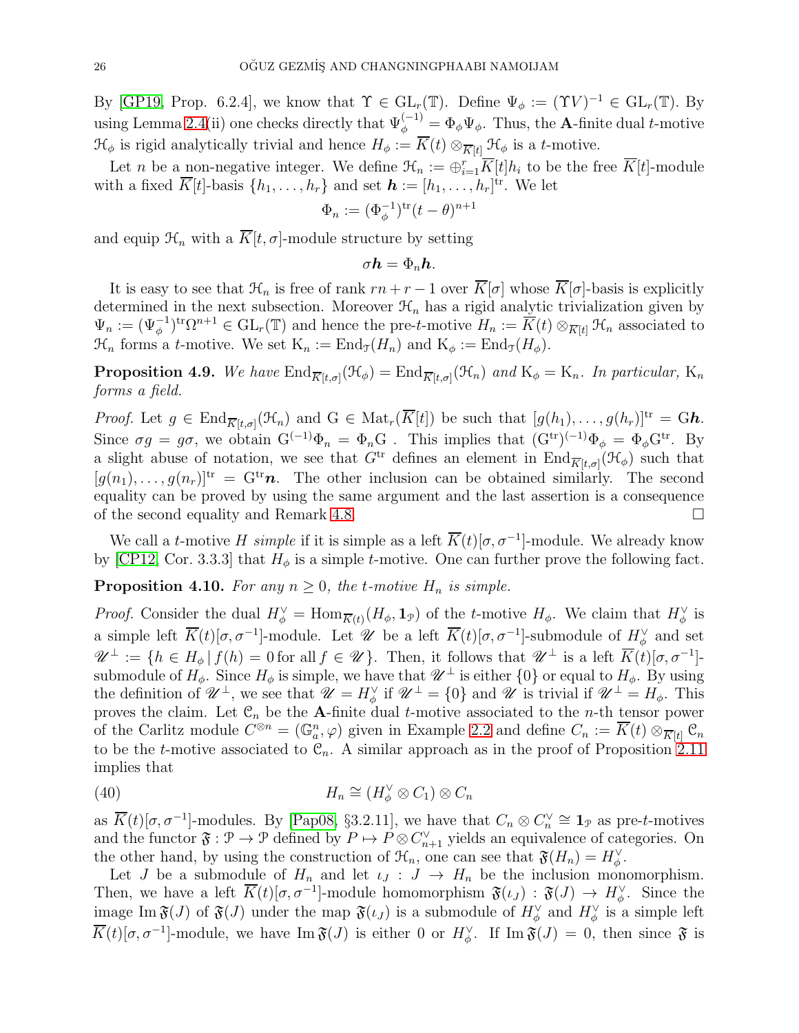By [GP19, Prop. 6.2.4], we know that $\Upsilon \in \mathrm{GL}_r(\mathbb{T})$. Define $\Psi_\phi := (\Upsilon V)^{-1} \in \mathrm{GL}_r(\mathbb{T})$. By using Lemma 2.4(ii) one checks directly that $\Psi_\phi^{(-1)} = \Phi_\phi \Psi_\phi$. Thus, the **A**-finite dual $t$-motive $\mathcal{H}_\phi$ is rigid analytically trivial and hence $H_\phi := \overline{K}(t) \otimes_{\overline{K}[t]} \mathcal{H}_\phi$ is a $t$-motive.

Let $n$ be a non-negative integer. We define $\mathcal{H}_n := \oplus_{i=1}^r \overline{K}[t] h_i$ to be the free $\overline{K}[t]$-module with a fixed $\overline{K}[t]$-basis $\{h_1, \dots, h_r\}$ and set $\boldsymbol{h} := [h_1, \dots, h_r]^{\mathrm{tr}}$. We let

$$\Phi_n := (\Phi_\phi^{-1})^{\mathrm{tr}} (t-\theta)^{n+1}$$

and equip $\mathcal{H}_n$ with a $\overline{K}[t,\sigma]$-module structure by setting

$$\sigma \boldsymbol{h} = \Phi_n \boldsymbol{h}.$$

It is easy to see that $\mathcal{H}_n$ is free of rank $rn + r - 1$ over $\overline{K}[\sigma]$ whose $\overline{K}[\sigma]$-basis is explicitly determined in the next subsection. Moreover $\mathcal{H}_n$ has a rigid analytic trivialization given by $\Psi_n := (\Psi_\phi^{-1})^{\mathrm{tr}} \Omega^{n+1} \in \mathrm{GL}_r(\mathbb{T})$ and hence the pre-$t$-motive $H_n := \overline{K}(t) \otimes_{\overline{K}[t]} \mathcal{H}_n$ associated to $\mathcal{H}_n$ forms a $t$-motive. We set $\mathrm{K}_n := \mathrm{End}_{\mathcal{T}}(H_n)$ and $\mathrm{K}_\phi := \mathrm{End}_{\mathcal{T}}(H_\phi)$.

**Proposition 4.9.** *We have $\mathrm{End}_{\overline{K}[t,\sigma]}(\mathcal{H}_\phi) = \mathrm{End}_{\overline{K}[t,\sigma]}(\mathcal{H}_n)$ and $\mathrm{K}_\phi = \mathrm{K}_n$. In particular, $\mathrm{K}_n$ forms a field.*

*Proof.* Let $g \in \mathrm{End}_{\overline{K}[t,\sigma]}(\mathcal{H}_n)$ and $\mathrm{G} \in \mathrm{Mat}_r(\overline{K}[t])$ be such that $[g(h_1), \dots, g(h_r)]^{\mathrm{tr}} = \mathrm{G}\boldsymbol{h}$. Since $\sigma g = g\sigma$, we obtain $\mathrm{G}^{(-1)}\Phi_n = \Phi_n \mathrm{G}$ . This implies that $(\mathrm{G}^{\mathrm{tr}})^{(-1)}\Phi_\phi = \Phi_\phi \mathrm{G}^{\mathrm{tr}}$. By a slight abuse of notation, we see that $G^{\mathrm{tr}}$ defines an element in $\mathrm{End}_{\overline{K}[t,\sigma]}(\mathcal{H}_\phi)$ such that $[g(n_1), \dots, g(n_r)]^{\mathrm{tr}} = \mathrm{G}^{\mathrm{tr}}\boldsymbol{n}$. The other inclusion can be obtained similarly. The second equality can be proved by using the same argument and the last assertion is a consequence of the second equality and Remark 4.8. □

We call a $t$-motive $H$ *simple* if it is simple as a left $\overline{K}(t)[\sigma, \sigma^{-1}]$-module. We already know by [CP12, Cor. 3.3.3] that $H_\phi$ is a simple $t$-motive. One can further prove the following fact.

**Proposition 4.10.** *For any $n \geq 0$, the $t$-motive $H_n$ is simple.*

*Proof.* Consider the dual $H_\phi^\vee = \mathrm{Hom}_{\overline{K}(t)}(H_\phi, \mathbf{1}_{\mathcal{P}})$ of the $t$-motive $H_\phi$. We claim that $H_\phi^\vee$ is a simple left $\overline{K}(t)[\sigma, \sigma^{-1}]$-module. Let $\mathscr{U}$ be a left $\overline{K}(t)[\sigma, \sigma^{-1}]$-submodule of $H_\phi^\vee$ and set $\mathscr{U}^\perp := \{h \in H_\phi \,|\, f(h) = 0 \text{ for all } f \in \mathscr{U}\}$. Then, it follows that $\mathscr{U}^\perp$ is a left $\overline{K}(t)[\sigma, \sigma^{-1}]$-submodule of $H_\phi$. Since $H_\phi$ is simple, we have that $\mathscr{U}^\perp$ is either $\{0\}$ or equal to $H_\phi$. By using the definition of $\mathscr{U}^\perp$, we see that $\mathscr{U} = H_\phi^\vee$ if $\mathscr{U}^\perp = \{0\}$ and $\mathscr{U}$ is trivial if $\mathscr{U}^\perp = H_\phi$. This proves the claim. Let $\mathcal{C}_n$ be the **A**-finite dual $t$-motive associated to the $n$-th tensor power of the Carlitz module $C^{\otimes n} = (\mathbb{G}_a^n, \varphi)$ given in Example 2.2 and define $C_n := \overline{K}(t) \otimes_{\overline{K}[t]} \mathcal{C}_n$ to be the $t$-motive associated to $\mathcal{C}_n$. A similar approach as in the proof of Proposition 2.11 implies that

$$H_n \cong (H_\phi^\vee \otimes C_1) \otimes C_n \tag{40}$$

as $\overline{K}(t)[\sigma, \sigma^{-1}]$-modules. By [Pap08, §3.2.11], we have that $C_n \otimes C_n^\vee \cong \mathbf{1}_{\mathcal{P}}$ as pre-$t$-motives and the functor $\mathfrak{F} : \mathcal{P} \to \mathcal{P}$ defined by $P \mapsto P \otimes C_{n+1}^\vee$ yields an equivalence of categories. On the other hand, by using the construction of $\mathcal{H}_n$, one can see that $\mathfrak{F}(H_n) = H_\phi^\vee$.

Let $J$ be a submodule of $H_n$ and let $\iota_J : J \to H_n$ be the inclusion monomorphism. Then, we have a left $\overline{K}(t)[\sigma, \sigma^{-1}]$-module homomorphism $\mathfrak{F}(\iota_J) : \mathfrak{F}(J) \to H_\phi^\vee$. Since the image $\mathrm{Im}\,\mathfrak{F}(J)$ of $\mathfrak{F}(J)$ under the map $\mathfrak{F}(\iota_J)$ is a submodule of $H_\phi^\vee$ and $H_\phi^\vee$ is a simple left $\overline{K}(t)[\sigma, \sigma^{-1}]$-module, we have $\mathrm{Im}\,\mathfrak{F}(J)$ is either 0 or $H_\phi^\vee$. If $\mathrm{Im}\,\mathfrak{F}(J) = 0$, then since $\mathfrak{F}$ is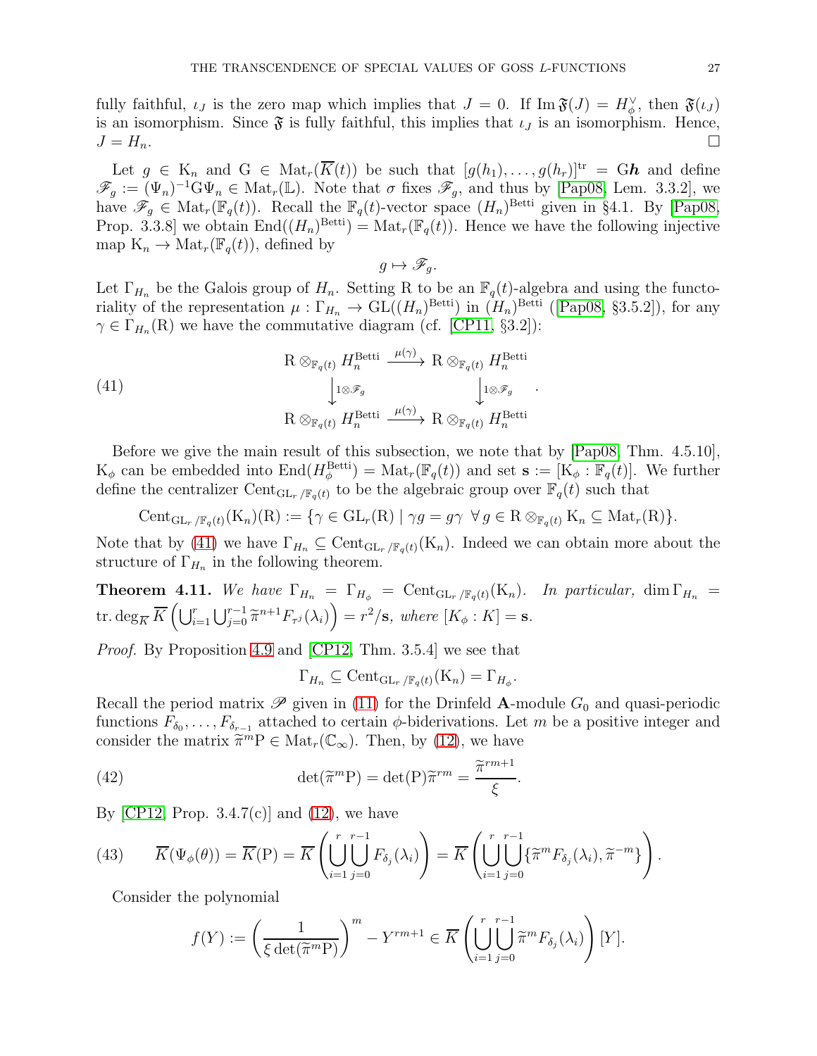fully faithful, $\iota_J$ is the zero map which implies that $J = 0$. If $\operatorname{Im}\mathfrak{F}(J) = H_\phi^\vee$, then $\mathfrak{F}(\iota_J)$ is an isomorphism. Since $\mathfrak{F}$ is fully faithful, this implies that $\iota_J$ is an isomorphism. Hence, $J = H_n$. □

Let $g \in \mathrm{K}_n$ and $\mathrm{G} \in \mathrm{Mat}_r(\overline{K}(t))$ be such that $[g(h_1), \dots, g(h_r)]^{\mathrm{tr}} = \mathrm{G}\boldsymbol{h}$ and define $\mathscr{F}_g := (\Psi_n)^{-1}\mathrm{G}\Psi_n \in \mathrm{Mat}_r(\mathbb{L})$. Note that $\sigma$ fixes $\mathscr{F}_g$, and thus by [Pap08, Lem. 3.3.2], we have $\mathscr{F}_g \in \mathrm{Mat}_r(\mathbb{F}_q(t))$. Recall the $\mathbb{F}_q(t)$-vector space $(H_n)^{\mathrm{Betti}}$ given in §4.1. By [Pap08, Prop. 3.3.8] we obtain $\mathrm{End}((H_n)^{\mathrm{Betti}}) = \mathrm{Mat}_r(\mathbb{F}_q(t))$. Hence we have the following injective map $\mathrm{K}_n \to \mathrm{Mat}_r(\mathbb{F}_q(t))$, defined by

$$g \mapsto \mathscr{F}_g.$$

Let $\Gamma_{H_n}$ be the Galois group of $H_n$. Setting R to be an $\mathbb{F}_q(t)$-algebra and using the functoriality of the representation $\mu : \Gamma_{H_n} \to \mathrm{GL}((H_n)^{\mathrm{Betti}})$ in $(H_n)^{\mathrm{Betti}}$ ([Pap08, §3.5.2]), for any $\gamma \in \Gamma_{H_n}(\mathrm{R})$ we have the commutative diagram (cf. [CP11, §3.2]):

$$\begin{array}{ccc} \mathrm{R} \otimes_{\mathbb{F}_q(t)} H_n^{\mathrm{Betti}} & \xrightarrow{\mu(\gamma)} & \mathrm{R} \otimes_{\mathbb{F}_q(t)} H_n^{\mathrm{Betti}} \\ \big\downarrow{\scriptstyle 1\otimes\mathscr{F}_g} & & \big\downarrow{\scriptstyle 1\otimes\mathscr{F}_g} \\ \mathrm{R} \otimes_{\mathbb{F}_q(t)} H_n^{\mathrm{Betti}} & \xrightarrow{\mu(\gamma)} & \mathrm{R} \otimes_{\mathbb{F}_q(t)} H_n^{\mathrm{Betti}} \end{array} \quad . \tag{41}$$

Before we give the main result of this subsection, we note that by [Pap08, Thm. 4.5.10], $\mathrm{K}_\phi$ can be embedded into $\mathrm{End}(H_\phi^{\mathrm{Betti}}) = \mathrm{Mat}_r(\mathbb{F}_q(t))$ and set $\mathbf{s} := [\mathrm{K}_\phi : \mathbb{F}_q(t)]$. We further define the centralizer $\mathrm{Cent}_{\mathrm{GL}_r/\mathbb{F}_q(t)}$ to be the algebraic group over $\mathbb{F}_q(t)$ such that

$$\mathrm{Cent}_{\mathrm{GL}_r/\mathbb{F}_q(t)}(\mathrm{K}_n)(\mathrm{R}) := \{\gamma \in \mathrm{GL}_r(\mathrm{R}) \mid \gamma g = g\gamma \ \ \forall\, g \in \mathrm{R} \otimes_{\mathbb{F}_q(t)} \mathrm{K}_n \subseteq \mathrm{Mat}_r(\mathrm{R})\}.$$

Note that by (41) we have $\Gamma_{H_n} \subseteq \mathrm{Cent}_{\mathrm{GL}_r/\mathbb{F}_q(t)}(\mathrm{K}_n)$. Indeed we can obtain more about the structure of $\Gamma_{H_n}$ in the following theorem.

**Theorem 4.11.** *We have* $\Gamma_{H_n} = \Gamma_{H_\phi} = \mathrm{Cent}_{\mathrm{GL}_r/\mathbb{F}_q(t)}(\mathrm{K}_n)$. *In particular,* $\dim \Gamma_{H_n} = \operatorname{tr.deg}_{\overline{K}} \overline{K}\left(\bigcup_{i=1}^{r}\bigcup_{j=0}^{r-1} \widetilde{\pi}^{n+1} F_{\tau^j}(\lambda_i)\right) = r^2/\mathbf{s}$*, where* $[K_\phi : K] = \mathbf{s}$.

*Proof.* By Proposition 4.9 and [CP12, Thm. 3.5.4] we see that

$$\Gamma_{H_n} \subseteq \mathrm{Cent}_{\mathrm{GL}_r/\mathbb{F}_q(t)}(\mathrm{K}_n) = \Gamma_{H_\phi}.$$

Recall the period matrix $\mathscr{P}$ given in (11) for the Drinfeld $\mathbf{A}$-module $G_0$ and quasi-periodic functions $F_{\delta_0}, \dots, F_{\delta_{r-1}}$ attached to certain $\phi$-biderivations. Let $m$ be a positive integer and consider the matrix $\widetilde{\pi}^m \mathrm{P} \in \mathrm{Mat}_r(\mathbb{C}_\infty)$. Then, by (12), we have

$$\det(\widetilde{\pi}^m \mathrm{P}) = \det(\mathrm{P})\widetilde{\pi}^{rm} = \frac{\widetilde{\pi}^{rm+1}}{\xi}. \tag{42}$$

By [CP12, Prop. 3.4.7(c)] and (12), we have

$$\overline{K}(\Psi_\phi(\theta)) = \overline{K}(\mathrm{P}) = \overline{K}\left(\bigcup_{i=1}^{r}\bigcup_{j=0}^{r-1} F_{\delta_j}(\lambda_i)\right) = \overline{K}\left(\bigcup_{i=1}^{r}\bigcup_{j=0}^{r-1} \{\widetilde{\pi}^m F_{\delta_j}(\lambda_i), \widetilde{\pi}^{-m}\}\right). \tag{43}$$

Consider the polynomial

$$f(Y) := \left(\frac{1}{\xi \det(\widetilde{\pi}^m \mathrm{P})}\right)^m - Y^{rm+1} \in \overline{K}\left(\bigcup_{i=1}^{r}\bigcup_{j=0}^{r-1} \widetilde{\pi}^m F_{\delta_j}(\lambda_i)\right)[Y].$$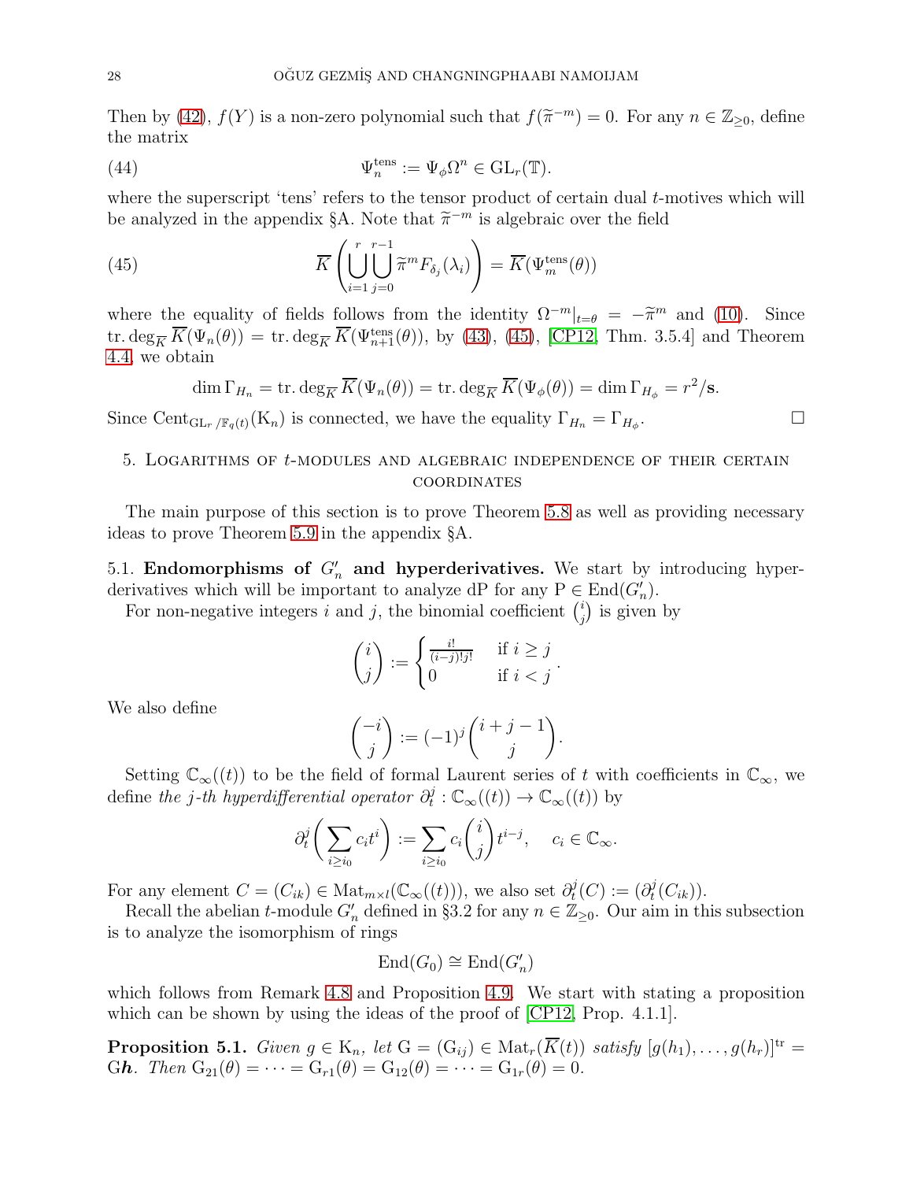Then by (42), $f(Y)$ is a non-zero polynomial such that $f(\widetilde{\pi}^{-m}) = 0$. For any $n \in \mathbb{Z}_{\geq 0}$, define the matrix

$$\Psi_n^{\mathrm{tens}} := \Psi_\phi \Omega^n \in \mathrm{GL}_r(\mathbb{T}). \tag{44}$$

where the superscript 'tens' refers to the tensor product of certain dual $t$-motives which will be analyzed in the appendix §A. Note that $\widetilde{\pi}^{-m}$ is algebraic over the field

$$\overline{K}\left(\bigcup_{i=1}^{r}\bigcup_{j=0}^{r-1} \widetilde{\pi}^m F_{\delta_j}(\lambda_i)\right) = \overline{K}(\Psi_m^{\mathrm{tens}}(\theta)) \tag{45}$$

where the equality of fields follows from the identity $\Omega^{-m}|_{t=\theta} = -\widetilde{\pi}^m$ and (10). Since $\mathrm{tr.deg}_{\overline{K}}\, \overline{K}(\Psi_n(\theta)) = \mathrm{tr.deg}_{\overline{K}}\, \overline{K}(\Psi_{n+1}^{\mathrm{tens}}(\theta))$, by (43), (45), [CP12, Thm. 3.5.4] and Theorem 4.4, we obtain

$$\dim \Gamma_{H_n} = \mathrm{tr.deg}_{\overline{K}}\, \overline{K}(\Psi_n(\theta)) = \mathrm{tr.deg}_{\overline{K}}\, \overline{K}(\Psi_\phi(\theta)) = \dim \Gamma_{H_\phi} = r^2/\mathbf{s}.$$

Since $\mathrm{Cent}_{\mathrm{GL}_r/\mathbb{F}_q(t)}(\mathrm{K}_n)$ is connected, we have the equality $\Gamma_{H_n} = \Gamma_{H_\phi}$. □

## 5. Logarithms of $t$-modules and algebraic independence of their certain coordinates

The main purpose of this section is to prove Theorem 5.8 as well as providing necessary ideas to prove Theorem 5.9 in the appendix §A.

### 5.1. Endomorphisms of $G_n'$ and hyperderivatives.

We start by introducing hyperderivatives which will be important to analyze $\mathrm{dP}$ for any $\mathrm{P} \in \mathrm{End}(G_n')$.

For non-negative integers $i$ and $j$, the binomial coefficient $\binom{i}{j}$ is given by

$$\binom{i}{j} := \begin{cases} \frac{i!}{(i-j)!j!} & \text{if } i \geq j \\ 0 & \text{if } i < j \end{cases}.$$

We also define

$$\binom{-i}{j} := (-1)^j \binom{i+j-1}{j}.$$

Setting $\mathbb{C}_\infty((t))$ to be the field of formal Laurent series of $t$ with coefficients in $\mathbb{C}_\infty$, we define *the $j$-th hyperdifferential operator* $\partial_t^j : \mathbb{C}_\infty((t)) \to \mathbb{C}_\infty((t))$ by

$$\partial_t^j\left(\sum_{i\geq i_0} c_i t^i\right) := \sum_{i \geq i_0} c_i \binom{i}{j} t^{i-j}, \quad c_i \in \mathbb{C}_\infty.$$

For any element $C = (C_{ik}) \in \mathrm{Mat}_{m\times l}(\mathbb{C}_\infty((t)))$, we also set $\partial_t^j(C) := (\partial_t^j(C_{ik}))$.

Recall the abelian $t$-module $G_n'$ defined in §3.2 for any $n \in \mathbb{Z}_{\geq 0}$. Our aim in this subsection is to analyze the isomorphism of rings

$$\mathrm{End}(G_0) \cong \mathrm{End}(G_n')$$

which follows from Remark 4.8 and Proposition 4.9. We start with stating a proposition which can be shown by using the ideas of the proof of [CP12, Prop. 4.1.1].

**Proposition 5.1.** *Given $g \in \mathrm{K}_n$, let $\mathrm{G} = (\mathrm{G}_{ij}) \in \mathrm{Mat}_r(\overline{K}(t))$ satisfy $[g(h_1), \dots, g(h_r)]^{\mathrm{tr}} = \mathrm{G}\boldsymbol{h}$. Then $\mathrm{G}_{21}(\theta) = \cdots = \mathrm{G}_{r1}(\theta) = \mathrm{G}_{12}(\theta) = \cdots = \mathrm{G}_{1r}(\theta) = 0$.*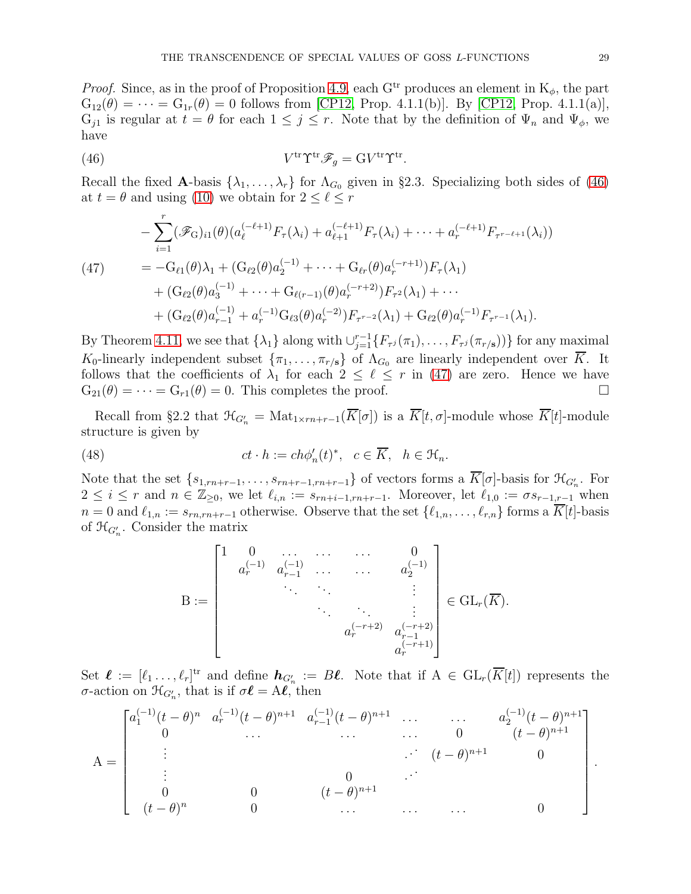*Proof.* Since, as in the proof of Proposition 4.9, each $\mathrm{G}^{\mathrm{tr}}$ produces an element in $\mathrm{K}_\phi$, the part $\mathrm{G}_{12}(\theta) = \cdots = \mathrm{G}_{1r}(\theta) = 0$ follows from [CP12, Prop. 4.1.1(b)]. By [CP12, Prop. 4.1.1(a)], $\mathrm{G}_{j1}$ is regular at $t = \theta$ for each $1 \leq j \leq r$. Note that by the definition of $\Psi_n$ and $\Psi_\phi$, we have

$$V^{\mathrm{tr}}\Upsilon^{\mathrm{tr}}\mathscr{F}_g = \mathrm{G}V^{\mathrm{tr}}\Upsilon^{\mathrm{tr}}. \tag{46}$$

Recall the fixed $\mathbf{A}$-basis $\{\lambda_1, \ldots, \lambda_r\}$ for $\Lambda_{G_0}$ given in §2.3. Specializing both sides of (46) at $t = \theta$ and using (10) we obtain for $2 \leq \ell \leq r$

$$\begin{aligned}
&-\sum_{i=1}^{r}(\mathscr{F}_{\mathrm{G}})_{i1}(\theta)(a_\ell^{(-\ell+1)}F_\tau(\lambda_i) + a_{\ell+1}^{(-\ell+1)}F_\tau(\lambda_i) + \cdots + a_r^{(-\ell+1)}F_{\tau^{r-\ell+1}}(\lambda_i)) \\
&= -\mathrm{G}_{\ell 1}(\theta)\lambda_1 + (\mathrm{G}_{\ell 2}(\theta)a_2^{(-1)} + \cdots + \mathrm{G}_{\ell r}(\theta)a_r^{(-r+1)})F_\tau(\lambda_1) \\
&\quad + (\mathrm{G}_{\ell 2}(\theta)a_3^{(-1)} + \cdots + \mathrm{G}_{\ell(r-1)}(\theta)a_r^{(-r+2)})F_{\tau^2}(\lambda_1) + \cdots \\
&\quad + (\mathrm{G}_{\ell 2}(\theta)a_{r-1}^{(-1)} + a_r^{(-1)}\mathrm{G}_{\ell 3}(\theta)a_r^{(-2)})F_{\tau^{r-2}}(\lambda_1) + \mathrm{G}_{\ell 2}(\theta)a_r^{(-1)}F_{\tau^{r-1}}(\lambda_1).
\end{aligned} \tag{47}$$

By Theorem 4.11, we see that $\{\lambda_1\}$ along with $\cup_{j=1}^{r-1}\{F_{\tau^j}(\pi_1), \ldots, F_{\tau^j}(\pi_{r/\mathbf{s}})\}$ for any maximal $K_0$-linearly independent subset $\{\pi_1, \ldots, \pi_{r/\mathbf{s}}\}$ of $\Lambda_{G_0}$ are linearly independent over $\overline{K}$. It follows that the coefficients of $\lambda_1$ for each $2 \leq \ell \leq r$ in (47) are zero. Hence we have $\mathrm{G}_{21}(\theta) = \cdots = \mathrm{G}_{r1}(\theta) = 0$. This completes the proof. $\square$

Recall from §2.2 that $\mathcal{H}_{G'_n} = \mathrm{Mat}_{1\times rn+r-1}(\overline{K}[\sigma])$ is a $\overline{K}[t,\sigma]$-module whose $\overline{K}[t]$-module structure is given by

$$ct \cdot h := ch\phi'_n(t)^*, \quad c \in \overline{K}, \quad h \in \mathcal{H}_n. \tag{48}$$

Note that the set $\{s_{1,rn+r-1}, \ldots, s_{rn+r-1,rn+r-1}\}$ of vectors forms a $\overline{K}[\sigma]$-basis for $\mathcal{H}_{G'_n}$. For $2 \leq i \leq r$ and $n \in \mathbb{Z}_{\geq 0}$, we let $\ell_{i,n} := s_{rn+i-1,rn+r-1}$. Moreover, let $\ell_{1,0} := \sigma s_{r-1,r-1}$ when $n = 0$ and $\ell_{1,n} := s_{rn,rn+r-1}$ otherwise. Observe that the set $\{\ell_{1,n}, \ldots, \ell_{r,n}\}$ forms a $\overline{K}[t]$-basis of $\mathcal{H}_{G'_n}$. Consider the matrix

$$\mathrm{B} := \begin{bmatrix} 1 & 0 & \ldots & \ldots & \ldots & 0 \\ & a_r^{(-1)} & a_{r-1}^{(-1)} & \ldots & \ldots & a_2^{(-1)} \\ & & \ddots & \ddots & & \vdots \\ & & & \ddots & \ddots & \vdots \\ & & & & a_r^{(-r+2)} & a_{r-1}^{(-r+2)} \\ & & & & & a_r^{(-r+1)} \end{bmatrix} \in \mathrm{GL}_r(\overline{K}).$$

Set $\boldsymbol{\ell} := [\ell_1 \ldots, \ell_r]^{\mathrm{tr}}$ and define $\boldsymbol{h}_{G'_n} := B\boldsymbol{\ell}$. Note that if $\mathrm{A} \in \mathrm{GL}_r(\overline{K}[t])$ represents the $\sigma$-action on $\mathcal{H}_{G'_n}$, that is if $\sigma\boldsymbol{\ell} = \mathrm{A}\boldsymbol{\ell}$, then

$$\mathrm{A} = \begin{bmatrix} a_1^{(-1)}(t-\theta)^n & a_r^{(-1)}(t-\theta)^{n+1} & a_{r-1}^{(-1)}(t-\theta)^{n+1} & \ldots & \ldots & a_2^{(-1)}(t-\theta)^{n+1} \\ 0 & \ldots & \ldots & \ldots & 0 & (t-\theta)^{n+1} \\ \vdots & & & \iddots & (t-\theta)^{n+1} & 0 \\ \vdots & & 0 & \iddots & & \\ 0 & 0 & (t-\theta)^{n+1} & & & \\ (t-\theta)^n & 0 & \ldots & \ldots & \ldots & 0 \end{bmatrix}.$$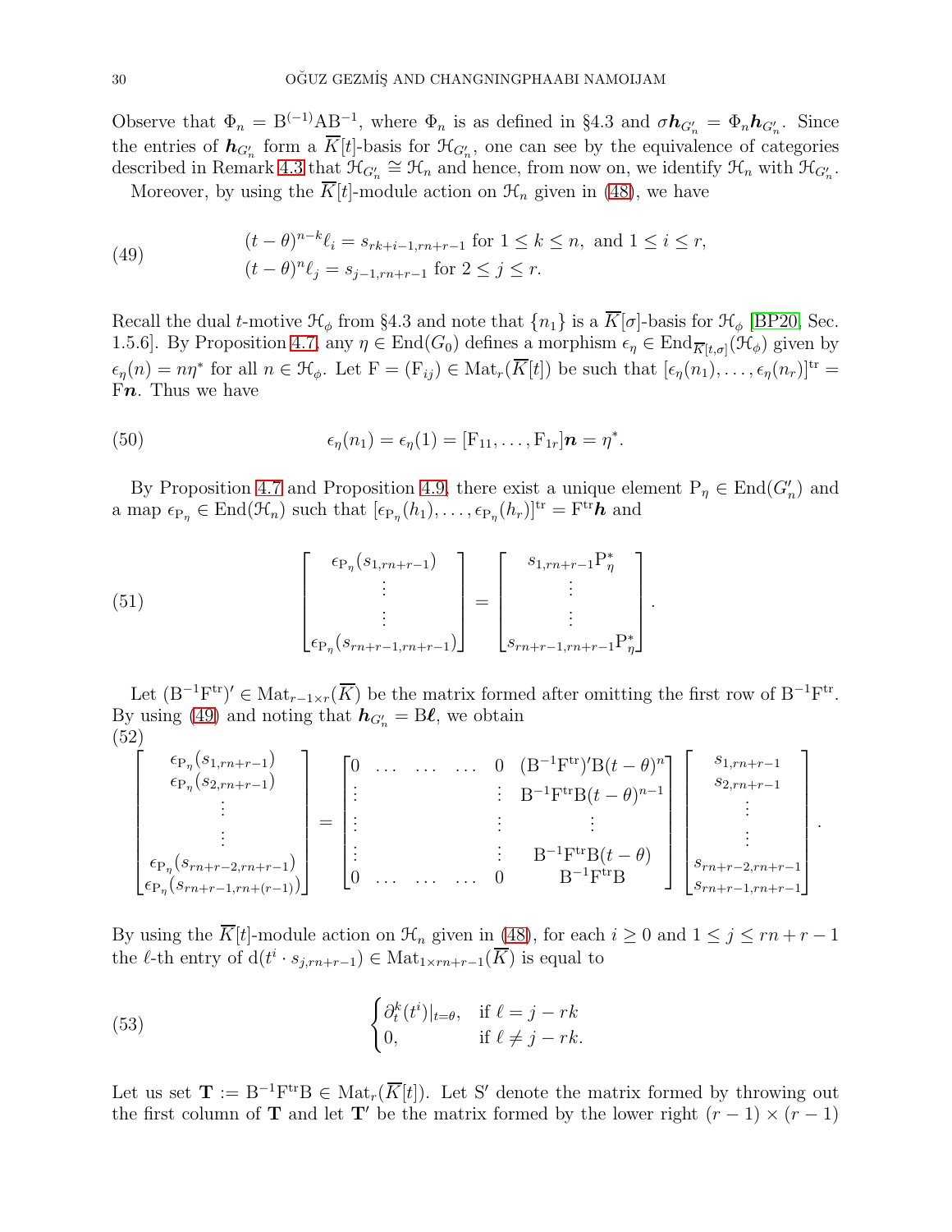Observe that $\Phi_n = \mathrm{B}^{(-1)}\mathrm{A}\mathrm{B}^{-1}$, where $\Phi_n$ is as defined in §4.3 and $\sigma \boldsymbol{h}_{G'_n} = \Phi_n \boldsymbol{h}_{G'_n}$. Since the entries of $\boldsymbol{h}_{G'_n}$ form a $\overline{K}[t]$-basis for $\mathcal{H}_{G'_n}$, one can see by the equivalence of categories described in Remark 4.3 that $\mathcal{H}_{G'_n} \cong \mathcal{H}_n$ and hence, from now on, we identify $\mathcal{H}_n$ with $\mathcal{H}_{G'_n}$.

Moreover, by using the $\overline{K}[t]$-module action on $\mathcal{H}_n$ given in (48), we have

$$
\begin{aligned}
&(t-\theta)^{n-k}\ell_i = s_{rk+i-1,rn+r-1} \text{ for } 1 \leq k \leq n, \text{ and } 1 \leq i \leq r, \\
&(t-\theta)^{n}\ell_j = s_{j-1,rn+r-1} \text{ for } 2 \leq j \leq r.
\end{aligned} \tag{49}
$$

Recall the dual $t$-motive $\mathcal{H}_\phi$ from §4.3 and note that $\{n_1\}$ is a $\overline{K}[\sigma]$-basis for $\mathcal{H}_\phi$ [BP20, Sec. 1.5.6]. By Proposition 4.7, any $\eta \in \mathrm{End}(G_0)$ defines a morphism $\epsilon_\eta \in \mathrm{End}_{\overline{K}[t,\sigma]}(\mathcal{H}_\phi)$ given by $\epsilon_\eta(n) = n\eta^*$ for all $n \in \mathcal{H}_\phi$. Let $\mathrm{F} = (\mathrm{F}_{ij}) \in \mathrm{Mat}_r(\overline{K}[t])$ be such that $[\epsilon_\eta(n_1), \ldots, \epsilon_\eta(n_r)]^{\mathrm{tr}} = \mathrm{F}\boldsymbol{n}$. Thus we have

$$
\epsilon_\eta(n_1) = \epsilon_\eta(1) = [\mathrm{F}_{11}, \ldots, \mathrm{F}_{1r}]\boldsymbol{n} = \eta^*. \tag{50}
$$

By Proposition 4.7 and Proposition 4.9, there exist a unique element $\mathrm{P}_\eta \in \mathrm{End}(G'_n)$ and a map $\epsilon_{\mathrm{P}_\eta} \in \mathrm{End}(\mathcal{H}_n)$ such that $[\epsilon_{\mathrm{P}_\eta}(h_1), \ldots, \epsilon_{\mathrm{P}_\eta}(h_r)]^{\mathrm{tr}} = \mathrm{F}^{\mathrm{tr}}\boldsymbol{h}$ and

$$
\begin{bmatrix} \epsilon_{\mathrm{P}_\eta}(s_{1,rn+r-1}) \\ \vdots \\ \vdots \\ \epsilon_{\mathrm{P}_\eta}(s_{rn+r-1,rn+r-1}) \end{bmatrix} = \begin{bmatrix} s_{1,rn+r-1}\mathrm{P}_\eta^* \\ \vdots \\ \vdots \\ s_{rn+r-1,rn+r-1}\mathrm{P}_\eta^* \end{bmatrix}. \tag{51}
$$

Let $(\mathrm{B}^{-1}\mathrm{F}^{\mathrm{tr}})' \in \mathrm{Mat}_{r-1\times r}(\overline{K})$ be the matrix formed after omitting the first row of $\mathrm{B}^{-1}\mathrm{F}^{\mathrm{tr}}$. By using (49) and noting that $\boldsymbol{h}_{G'_n} = \mathrm{B}\boldsymbol{\ell}$, we obtain

$$
\begin{bmatrix} \epsilon_{\mathrm{P}_\eta}(s_{1,rn+r-1}) \\ \epsilon_{\mathrm{P}_\eta}(s_{2,rn+r-1}) \\ \vdots \\ \vdots \\ \epsilon_{\mathrm{P}_\eta}(s_{rn+r-2,rn+r-1}) \\ \epsilon_{\mathrm{P}_\eta}(s_{rn+r-1,rn+(r-1)}) \end{bmatrix} = \begin{bmatrix} 0 & \ldots & \ldots & \ldots & 0 & (\mathrm{B}^{-1}\mathrm{F}^{\mathrm{tr}})'\mathrm{B}(t-\theta)^n \\ \vdots & & & & \vdots & \mathrm{B}^{-1}\mathrm{F}^{\mathrm{tr}}\mathrm{B}(t-\theta)^{n-1} \\ \vdots & & & & \vdots & \vdots \\ \vdots & & & & \vdots & \mathrm{B}^{-1}\mathrm{F}^{\mathrm{tr}}\mathrm{B}(t-\theta) \\ 0 & \ldots & \ldots & \ldots & 0 & \mathrm{B}^{-1}\mathrm{F}^{\mathrm{tr}}\mathrm{B} \end{bmatrix} \begin{bmatrix} s_{1,rn+r-1} \\ s_{2,rn+r-1} \\ \vdots \\ \vdots \\ s_{rn+r-2,rn+r-1} \\ s_{rn+r-1,rn+r-1} \end{bmatrix}. \tag{52}
$$

By using the $\overline{K}[t]$-module action on $\mathcal{H}_n$ given in (48), for each $i \geq 0$ and $1 \leq j \leq rn+r-1$ the $\ell$-th entry of $\mathrm{d}(t^i \cdot s_{j,rn+r-1}) \in \mathrm{Mat}_{1\times rn+r-1}(\overline{K})$ is equal to

$$
\begin{cases} \partial_t^k(t^i)|_{t=\theta}, & \text{if } \ell = j - rk \\ 0, & \text{if } \ell \neq j - rk. \end{cases} \tag{53}
$$

Let us set $\mathbf{T} := \mathrm{B}^{-1}\mathrm{F}^{\mathrm{tr}}\mathrm{B} \in \mathrm{Mat}_r(\overline{K}[t])$. Let $\mathrm{S}'$ denote the matrix formed by throwing out the first column of $\mathbf{T}$ and let $\mathbf{T}'$ be the matrix formed by the lower right $(r-1)\times(r-1)$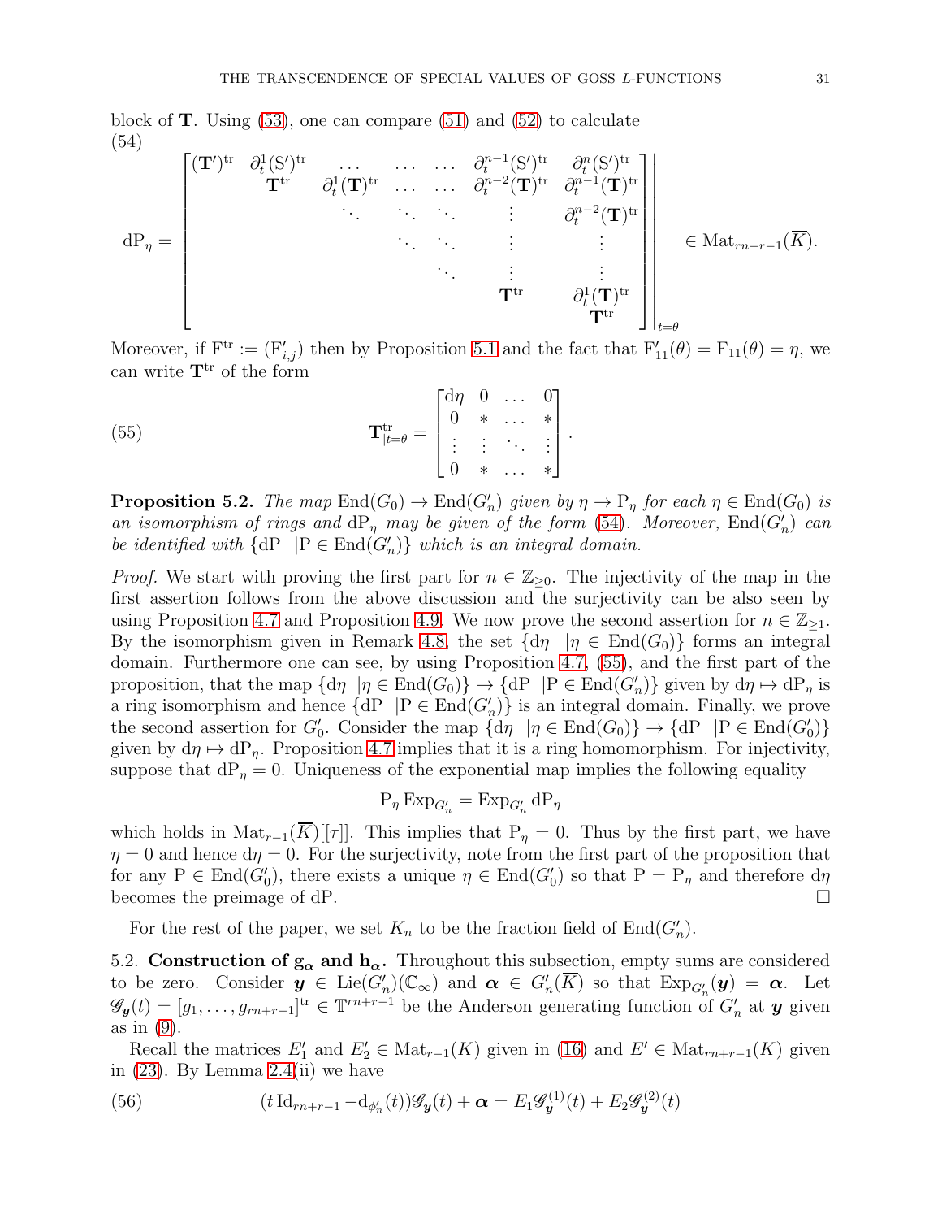block of $\mathbf{T}$. Using (53), one can compare (51) and (52) to calculate
(54)

$$\mathrm{dP}_\eta = \begin{bmatrix} (\mathbf{T}')^{\mathrm{tr}} & \partial_t^1(\mathrm{S}')^{\mathrm{tr}} & \dots & \dots & \dots & \partial_t^{n-1}(\mathrm{S}')^{\mathrm{tr}} & \partial_t^{n}(\mathrm{S}')^{\mathrm{tr}} \\ & \mathbf{T}^{\mathrm{tr}} & \partial_t^1(\mathbf{T})^{\mathrm{tr}} & \dots & \dots & \partial_t^{n-2}(\mathbf{T})^{\mathrm{tr}} & \partial_t^{n-1}(\mathbf{T})^{\mathrm{tr}} \\ & & \ddots & \ddots & \ddots & \vdots & \partial_t^{n-2}(\mathbf{T})^{\mathrm{tr}} \\ & & & \ddots & \ddots & \vdots & \vdots \\ & & & & \ddots & \vdots & \vdots \\ & & & & & \mathbf{T}^{\mathrm{tr}} & \partial_t^1(\mathbf{T})^{\mathrm{tr}} \\ & & & & & & \mathbf{T}^{\mathrm{tr}} \end{bmatrix}\Bigg|_{t=\theta} \in \mathrm{Mat}_{rn+r-1}(\overline{K}).$$

Moreover, if $\mathrm{F}^{\mathrm{tr}} := (\mathrm{F}'_{i,j})$ then by Proposition 5.1 and the fact that $\mathrm{F}'_{11}(\theta) = \mathrm{F}_{11}(\theta) = \eta$, we can write $\mathbf{T}^{\mathrm{tr}}$ of the form

$$\mathbf{T}^{\mathrm{tr}}_{|t=\theta} = \begin{bmatrix} \mathrm{d}\eta & 0 & \dots & 0 \\ 0 & * & \dots & * \\ \vdots & \vdots & \ddots & \vdots \\ 0 & * & \dots & * \end{bmatrix}. \tag{55}$$

**Proposition 5.2.** *The map $\mathrm{End}(G_0) \to \mathrm{End}(G'_n)$ given by $\eta \to \mathrm{P}_\eta$ for each $\eta \in \mathrm{End}(G_0)$ is an isomorphism of rings and $\mathrm{dP}_\eta$ may be given of the form (54). Moreover, $\mathrm{End}(G'_n)$ can be identified with $\{\mathrm{dP} \ \ |\mathrm{P} \in \mathrm{End}(G'_n)\}$ which is an integral domain.*

*Proof.* We start with proving the first part for $n \in \mathbb{Z}_{\geq 0}$. The injectivity of the map in the first assertion follows from the above discussion and the surjectivity can be also seen by using Proposition 4.7 and Proposition 4.9. We now prove the second assertion for $n \in \mathbb{Z}_{\geq 1}$. By the isomorphism given in Remark 4.8, the set $\{\mathrm{d}\eta \ \ |\eta \in \mathrm{End}(G_0)\}$ forms an integral domain. Furthermore one can see, by using Proposition 4.7, (55), and the first part of the proposition, that the map $\{\mathrm{d}\eta \ \ |\eta \in \mathrm{End}(G_0)\} \to \{\mathrm{dP} \ \ |\mathrm{P} \in \mathrm{End}(G'_n)\}$ given by $\mathrm{d}\eta \mapsto \mathrm{dP}_\eta$ is a ring isomorphism and hence $\{\mathrm{dP} \ \ |\mathrm{P} \in \mathrm{End}(G'_n)\}$ is an integral domain. Finally, we prove the second assertion for $G'_0$. Consider the map $\{\mathrm{d}\eta \ \ |\eta \in \mathrm{End}(G_0)\} \to \{\mathrm{dP} \ \ |\mathrm{P} \in \mathrm{End}(G'_0)\}$ given by $\mathrm{d}\eta \mapsto \mathrm{dP}_\eta$. Proposition 4.7 implies that it is a ring homomorphism. For injectivity, suppose that $\mathrm{dP}_\eta = 0$. Uniqueness of the exponential map implies the following equality

$$\mathrm{P}_\eta \operatorname{Exp}_{G'_n} = \operatorname{Exp}_{G'_n} \mathrm{dP}_\eta$$

which holds in $\mathrm{Mat}_{r-1}(\overline{K})[[\tau]]$. This implies that $\mathrm{P}_\eta = 0$. Thus by the first part, we have $\eta = 0$ and hence $\mathrm{d}\eta = 0$. For the surjectivity, note from the first part of the proposition that for any $\mathrm{P} \in \mathrm{End}(G'_0)$, there exists a unique $\eta \in \mathrm{End}(G'_0)$ so that $\mathrm{P} = \mathrm{P}_\eta$ and therefore $\mathrm{d}\eta$ becomes the preimage of $\mathrm{dP}$. $\square$

For the rest of the paper, we set $K_n$ to be the fraction field of $\mathrm{End}(G'_n)$.

5.2. **Construction of $\mathbf{g}_{\boldsymbol{\alpha}}$ and $\mathbf{h}_{\boldsymbol{\alpha}}$.** Throughout this subsection, empty sums are considered to be zero. Consider $\boldsymbol{y} \in \mathrm{Lie}(G'_n)(\mathbb{C}_\infty)$ and $\boldsymbol{\alpha} \in G'_n(\overline{K})$ so that $\operatorname{Exp}_{G'_n}(\boldsymbol{y}) = \boldsymbol{\alpha}$. Let $\mathscr{G}_{\boldsymbol{y}}(t) = [g_1, \dots, g_{rn+r-1}]^{\mathrm{tr}} \in \mathbb{T}^{rn+r-1}$ be the Anderson generating function of $G'_n$ at $\boldsymbol{y}$ given as in (9).

Recall the matrices $E'_1$ and $E'_2 \in \mathrm{Mat}_{r-1}(K)$ given in (16) and $E' \in \mathrm{Mat}_{rn+r-1}(K)$ given in (23). By Lemma 2.4(ii) we have

$$(t\,\mathrm{Id}_{rn+r-1} - \mathrm{d}_{\phi'_n}(t))\mathscr{G}_{\boldsymbol{y}}(t) + \boldsymbol{\alpha} = E_1\mathscr{G}_{\boldsymbol{y}}^{(1)}(t) + E_2\mathscr{G}_{\boldsymbol{y}}^{(2)}(t) \tag{56}$$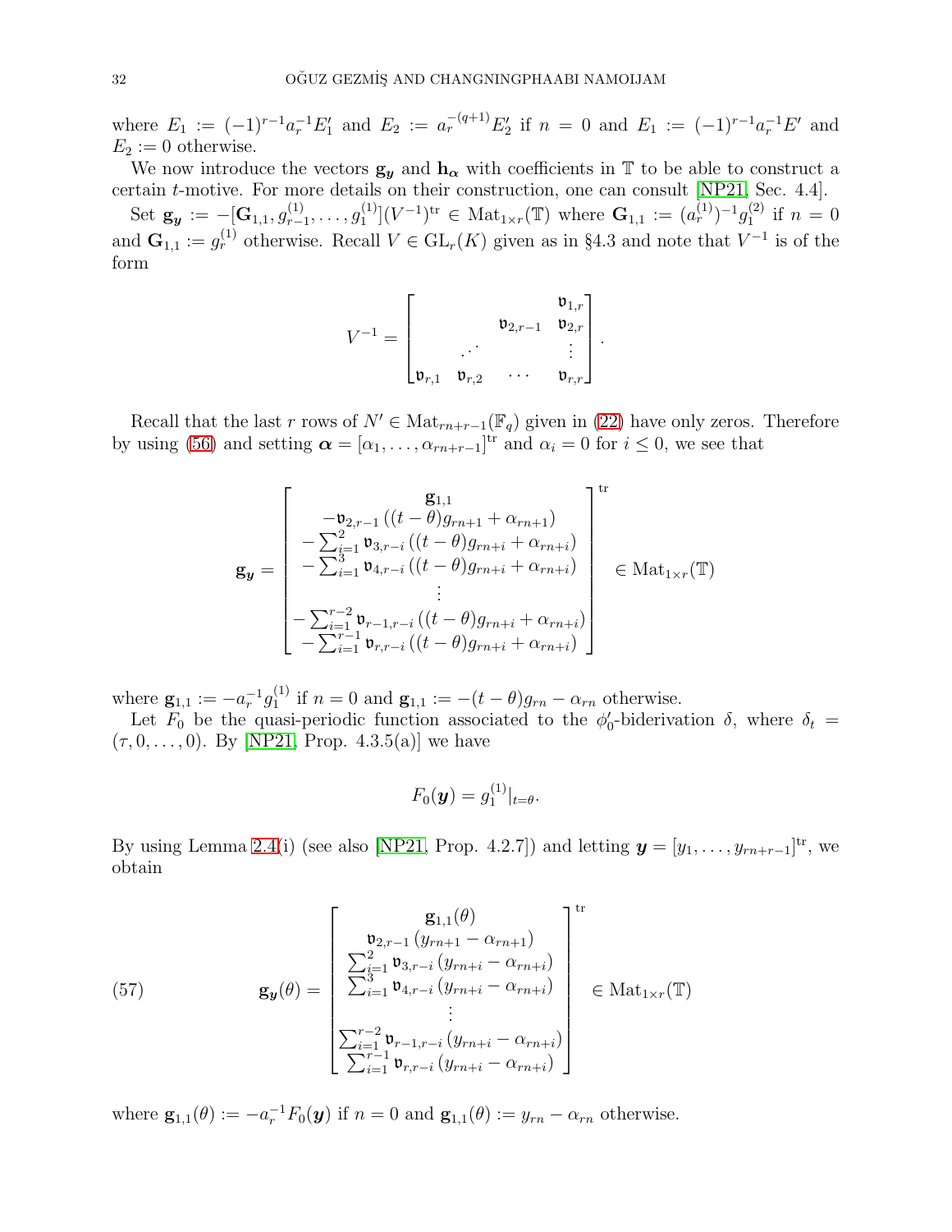where $E_1 := (-1)^{r-1}a_r^{-1}E_1'$ and $E_2 := a_r^{-(q+1)}E_2'$ if $n = 0$ and $E_1 := (-1)^{r-1}a_r^{-1}E'$ and $E_2 := 0$ otherwise.

We now introduce the vectors $\mathbf{g}_{\boldsymbol{y}}$ and $\mathbf{h}_{\boldsymbol{\alpha}}$ with coefficients in $\mathbb{T}$ to be able to construct a certain $t$-motive. For more details on their construction, one can consult [NP21, Sec. 4.4].

Set $\mathbf{g}_{\boldsymbol{y}} := -[\mathbf{G}_{1,1}, g_{r-1}^{(1)}, \dots, g_1^{(1)}](V^{-1})^{\mathrm{tr}} \in \mathrm{Mat}_{1\times r}(\mathbb{T})$ where $\mathbf{G}_{1,1} := (a_r^{(1)})^{-1}g_1^{(2)}$ if $n = 0$ and $\mathbf{G}_{1,1} := g_r^{(1)}$ otherwise. Recall $V \in \mathrm{GL}_r(K)$ given as in §4.3 and note that $V^{-1}$ is of the form

$$
V^{-1} = \begin{bmatrix} & & & \mathfrak{v}_{1,r} \\ & & \mathfrak{v}_{2,r-1} & \mathfrak{v}_{2,r} \\ & \iddots & & \vdots \\ \mathfrak{v}_{r,1} & \mathfrak{v}_{r,2} & \cdots & \mathfrak{v}_{r,r} \end{bmatrix}.
$$

Recall that the last $r$ rows of $N' \in \mathrm{Mat}_{rn+r-1}(\mathbb{F}_q)$ given in (22) have only zeros. Therefore by using (56) and setting $\boldsymbol{\alpha} = [\alpha_1, \dots, \alpha_{rn+r-1}]^{\mathrm{tr}}$ and $\alpha_i = 0$ for $i \le 0$, we see that

$$
\mathbf{g}_{\boldsymbol{y}} = \begin{bmatrix} \mathbf{g}_{1,1} \\ -\mathfrak{v}_{2,r-1}\left((t-\theta)g_{rn+1} + \alpha_{rn+1}\right) \\ -\sum_{i=1}^{2}\mathfrak{v}_{3,r-i}\left((t-\theta)g_{rn+i} + \alpha_{rn+i}\right) \\ -\sum_{i=1}^{3}\mathfrak{v}_{4,r-i}\left((t-\theta)g_{rn+i} + \alpha_{rn+i}\right) \\ \vdots \\ -\sum_{i=1}^{r-2}\mathfrak{v}_{r-1,r-i}\left((t-\theta)g_{rn+i} + \alpha_{rn+i}\right) \\ -\sum_{i=1}^{r-1}\mathfrak{v}_{r,r-i}\left((t-\theta)g_{rn+i} + \alpha_{rn+i}\right) \end{bmatrix}^{\mathrm{tr}} \in \mathrm{Mat}_{1\times r}(\mathbb{T})
$$

where $\mathbf{g}_{1,1} := -a_r^{-1}g_1^{(1)}$ if $n = 0$ and $\mathbf{g}_{1,1} := -(t-\theta)g_{rn} - \alpha_{rn}$ otherwise.

Let $F_0$ be the quasi-periodic function associated to the $\phi_0'$-biderivation $\delta$, where $\delta_t = (\tau, 0, \dots, 0)$. By [NP21, Prop. 4.3.5(a)] we have

$$
F_0(\boldsymbol{y}) = g_1^{(1)}|_{t=\theta}.
$$

By using Lemma 2.4(i) (see also [NP21, Prop. 4.2.7]) and letting $\boldsymbol{y} = [y_1, \dots, y_{rn+r-1}]^{\mathrm{tr}}$, we obtain

$$
\mathbf{g}_{\boldsymbol{y}}(\theta) = \begin{bmatrix} \mathbf{g}_{1,1}(\theta) \\ \mathfrak{v}_{2,r-1}\left(y_{rn+1} - \alpha_{rn+1}\right) \\ \sum_{i=1}^{2}\mathfrak{v}_{3,r-i}\left(y_{rn+i} - \alpha_{rn+i}\right) \\ \sum_{i=1}^{3}\mathfrak{v}_{4,r-i}\left(y_{rn+i} - \alpha_{rn+i}\right) \\ \vdots \\ \sum_{i=1}^{r-2}\mathfrak{v}_{r-1,r-i}\left(y_{rn+i} - \alpha_{rn+i}\right) \\ \sum_{i=1}^{r-1}\mathfrak{v}_{r,r-i}\left(y_{rn+i} - \alpha_{rn+i}\right) \end{bmatrix}^{\mathrm{tr}} \in \mathrm{Mat}_{1\times r}(\mathbb{T}) \tag{57}
$$

where $\mathbf{g}_{1,1}(\theta) := -a_r^{-1}F_0(\boldsymbol{y})$ if $n = 0$ and $\mathbf{g}_{1,1}(\theta) := y_{rn} - \alpha_{rn}$ otherwise.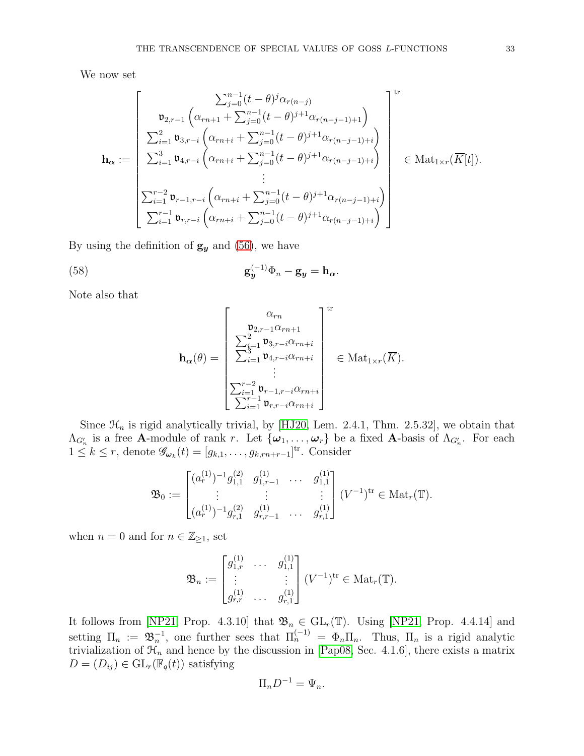We now set

$$\mathbf{h}_{\boldsymbol{\alpha}} := \begin{bmatrix} \sum_{j=0}^{n-1}(t-\theta)^j \alpha_{r(n-j)} \\ \mathfrak{v}_{2,r-1}\left(\alpha_{rn+1} + \sum_{j=0}^{n-1}(t-\theta)^{j+1}\alpha_{r(n-j-1)+1}\right) \\ \sum_{i=1}^{2} \mathfrak{v}_{3,r-i}\left(\alpha_{rn+i} + \sum_{j=0}^{n-1}(t-\theta)^{j+1}\alpha_{r(n-j-1)+i}\right) \\ \sum_{i=1}^{3} \mathfrak{v}_{4,r-i}\left(\alpha_{rn+i} + \sum_{j=0}^{n-1}(t-\theta)^{j+1}\alpha_{r(n-j-1)+i}\right) \\ \vdots \\ \sum_{i=1}^{r-2} \mathfrak{v}_{r-1,r-i}\left(\alpha_{rn+i} + \sum_{j=0}^{n-1}(t-\theta)^{j+1}\alpha_{r(n-j-1)+i}\right) \\ \sum_{i=1}^{r-1} \mathfrak{v}_{r,r-i}\left(\alpha_{rn+i} + \sum_{j=0}^{n-1}(t-\theta)^{j+1}\alpha_{r(n-j-1)+i}\right) \end{bmatrix}^{\mathrm{tr}} \in \mathrm{Mat}_{1\times r}(\overline{K}[t]).$$

By using the definition of $\mathbf{g}_{\boldsymbol{y}}$ and (56), we have

$$\mathbf{g}_{\boldsymbol{y}}^{(-1)}\Phi_n - \mathbf{g}_{\boldsymbol{y}} = \mathbf{h}_{\boldsymbol{\alpha}}. \tag{58}$$

Note also that

$$\mathbf{h}_{\boldsymbol{\alpha}}(\theta) = \begin{bmatrix} \alpha_{rn} \\ \mathfrak{v}_{2,r-1}\alpha_{rn+1} \\ \sum_{i=1}^{2} \mathfrak{v}_{3,r-i}\alpha_{rn+i} \\ \sum_{i=1}^{3} \mathfrak{v}_{4,r-i}\alpha_{rn+i} \\ \vdots \\ \sum_{i=1}^{r-2} \mathfrak{v}_{r-1,r-i}\alpha_{rn+i} \\ \sum_{i=1}^{r-1} \mathfrak{v}_{r,r-i}\alpha_{rn+i} \end{bmatrix}^{\mathrm{tr}} \in \mathrm{Mat}_{1\times r}(\overline{K}).$$

Since $\mathcal{H}_n$ is rigid analytically trivial, by [HJ20, Lem. 2.4.1, Thm. 2.5.32], we obtain that $\Lambda_{G_n'}$ is a free $\mathbf{A}$-module of rank $r$. Let $\{\boldsymbol{\omega}_1, \dots, \boldsymbol{\omega}_r\}$ be a fixed $\mathbf{A}$-basis of $\Lambda_{G_n'}$. For each $1 \leq k \leq r$, denote $\mathscr{G}_{\boldsymbol{\omega}_k}(t) = [g_{k,1}, \dots, g_{k,rn+r-1}]^{\mathrm{tr}}$. Consider

$$\mathfrak{B}_0 := \begin{bmatrix} (a_r^{(1)})^{-1}g_{1,1}^{(2)} & g_{1,r-1}^{(1)} & \dots & g_{1,1}^{(1)} \\ \vdots & \vdots & & \vdots \\ (a_r^{(1)})^{-1}g_{r,1}^{(2)} & g_{r,r-1}^{(1)} & \dots & g_{r,1}^{(1)} \end{bmatrix} (V^{-1})^{\mathrm{tr}} \in \mathrm{Mat}_r(\mathbb{T}).$$

when $n = 0$ and for $n \in \mathbb{Z}_{\geq 1}$, set

$$\mathfrak{B}_n := \begin{bmatrix} g_{1,r}^{(1)} & \dots & g_{1,1}^{(1)} \\ \vdots & & \vdots \\ g_{r,r}^{(1)} & \dots & g_{r,1}^{(1)} \end{bmatrix} (V^{-1})^{\mathrm{tr}} \in \mathrm{Mat}_r(\mathbb{T}).$$

It follows from [NP21, Prop. 4.3.10] that $\mathfrak{B}_n \in \mathrm{GL}_r(\mathbb{T})$. Using [NP21, Prop. 4.4.14] and setting $\Pi_n := \mathfrak{B}_n^{-1}$, one further sees that $\Pi_n^{(-1)} = \Phi_n \Pi_n$. Thus, $\Pi_n$ is a rigid analytic trivialization of $\mathcal{H}_n$ and hence by the discussion in [Pap08, Sec. 4.1.6], there exists a matrix $D = (D_{ij}) \in \mathrm{GL}_r(\mathbb{F}_q(t))$ satisfying

$$\Pi_n D^{-1} = \Psi_n.$$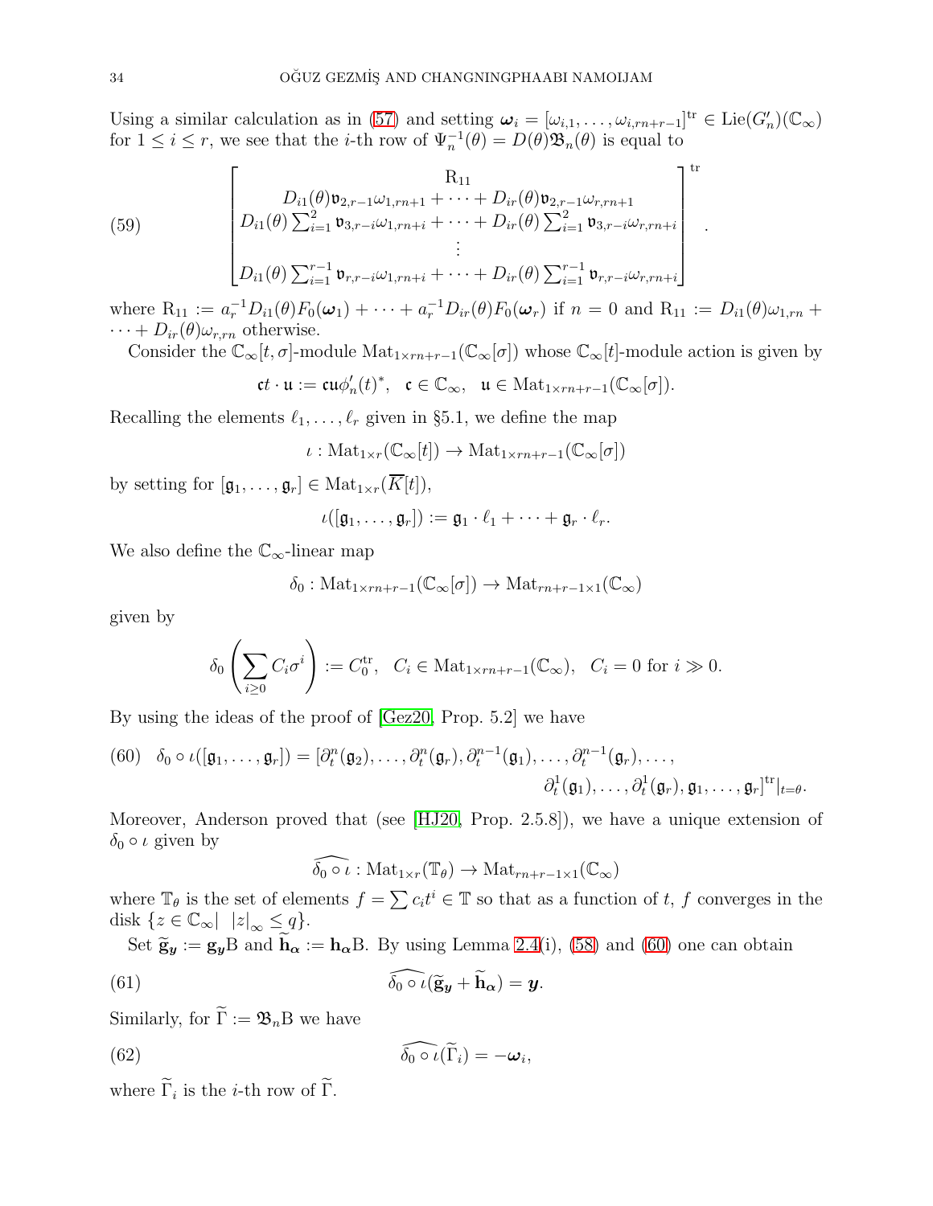Using a similar calculation as in (57) and setting $\boldsymbol{\omega}_i = [\omega_{i,1}, \dots, \omega_{i,rn+r-1}]^{\mathrm{tr}} \in \mathrm{Lie}(G'_n)(\mathbb{C}_\infty)$ for $1 \leq i \leq r$, we see that the $i$-th row of $\Psi_n^{-1}(\theta) = D(\theta)\mathfrak{B}_n(\theta)$ is equal to

$$
\begin{bmatrix}
\mathrm{R}_{11} \\
D_{i1}(\theta)\mathfrak{v}_{2,r-1}\omega_{1,rn+1} + \cdots + D_{ir}(\theta)\mathfrak{v}_{2,r-1}\omega_{r,rn+1} \\
D_{i1}(\theta)\sum_{i=1}^{2}\mathfrak{v}_{3,r-i}\omega_{1,rn+i} + \cdots + D_{ir}(\theta)\sum_{i=1}^{2}\mathfrak{v}_{3,r-i}\omega_{r,rn+i} \\
\vdots \\
D_{i1}(\theta)\sum_{i=1}^{r-1}\mathfrak{v}_{r,r-i}\omega_{1,rn+i} + \cdots + D_{ir}(\theta)\sum_{i=1}^{r-1}\mathfrak{v}_{r,r-i}\omega_{r,rn+i}
\end{bmatrix}^{\mathrm{tr}}. \tag{59}
$$

where $\mathrm{R}_{11} := a_r^{-1}D_{i1}(\theta)F_0(\boldsymbol{\omega}_1) + \cdots + a_r^{-1}D_{ir}(\theta)F_0(\boldsymbol{\omega}_r)$ if $n = 0$ and $\mathrm{R}_{11} := D_{i1}(\theta)\omega_{1,rn} + \cdots + D_{ir}(\theta)\omega_{r,rn}$ otherwise.

Consider the $\mathbb{C}_\infty[t,\sigma]$-module $\mathrm{Mat}_{1\times rn+r-1}(\mathbb{C}_\infty[\sigma])$ whose $\mathbb{C}_\infty[t]$-module action is given by

$$
\mathfrak{c}t \cdot \mathfrak{u} := \mathfrak{c}\mathfrak{u}\phi'_n(t)^*, \quad \mathfrak{c} \in \mathbb{C}_\infty, \quad \mathfrak{u} \in \mathrm{Mat}_{1\times rn+r-1}(\mathbb{C}_\infty[\sigma]).
$$

Recalling the elements $\ell_1, \dots, \ell_r$ given in §5.1, we define the map

$$
\iota : \mathrm{Mat}_{1\times r}(\mathbb{C}_\infty[t]) \to \mathrm{Mat}_{1\times rn+r-1}(\mathbb{C}_\infty[\sigma])
$$

by setting for $[\mathfrak{g}_1, \dots, \mathfrak{g}_r] \in \mathrm{Mat}_{1\times r}(\overline{K}[t])$,

$$
\iota([\mathfrak{g}_1, \dots, \mathfrak{g}_r]) := \mathfrak{g}_1 \cdot \ell_1 + \cdots + \mathfrak{g}_r \cdot \ell_r.
$$

We also define the $\mathbb{C}_\infty$-linear map

$$
\delta_0 : \mathrm{Mat}_{1\times rn+r-1}(\mathbb{C}_\infty[\sigma]) \to \mathrm{Mat}_{rn+r-1\times 1}(\mathbb{C}_\infty)
$$

given by

$$
\delta_0\left(\sum_{i\geq 0} C_i\sigma^i\right) := C_0^{\mathrm{tr}}, \quad C_i \in \mathrm{Mat}_{1\times rn+r-1}(\mathbb{C}_\infty), \quad C_i = 0 \text{ for } i \gg 0.
$$

By using the ideas of the proof of [Gez20, Prop. 5.2] we have

$$
\delta_0 \circ \iota([\mathfrak{g}_1, \dots, \mathfrak{g}_r]) = [\partial_t^n(\mathfrak{g}_2), \dots, \partial_t^n(\mathfrak{g}_r), \partial_t^{n-1}(\mathfrak{g}_1), \dots, \partial_t^{n-1}(\mathfrak{g}_r), \dots, \partial_t^1(\mathfrak{g}_1), \dots, \partial_t^1(\mathfrak{g}_r), \mathfrak{g}_1, \dots, \mathfrak{g}_r]^{\mathrm{tr}}|_{t=\theta}. \tag{60}
$$

Moreover, Anderson proved that (see [HJ20, Prop. 2.5.8]), we have a unique extension of $\delta_0 \circ \iota$ given by

$$
\widehat{\delta_0 \circ \iota} : \mathrm{Mat}_{1\times r}(\mathbb{T}_\theta) \to \mathrm{Mat}_{rn+r-1\times 1}(\mathbb{C}_\infty)
$$

where $\mathbb{T}_\theta$ is the set of elements $f = \sum c_i t^i \in \mathbb{T}$ so that as a function of $t$, $f$ converges in the disk $\{z \in \mathbb{C}_\infty | \ |z|_\infty \leq q\}$.

Set $\widetilde{\mathbf{g}}_{\boldsymbol{y}} := \mathbf{g}_{\boldsymbol{y}}\mathrm{B}$ and $\widetilde{\mathbf{h}}_{\boldsymbol{\alpha}} := \mathbf{h}_{\boldsymbol{\alpha}}\mathrm{B}$. By using Lemma 2.4(i), (58) and (60) one can obtain

$$
\widehat{\delta_0 \circ \iota}(\widetilde{\mathbf{g}}_{\boldsymbol{y}} + \widetilde{\mathbf{h}}_{\boldsymbol{\alpha}}) = \boldsymbol{y}. \tag{61}
$$

Similarly, for $\widetilde{\Gamma} := \mathfrak{B}_n\mathrm{B}$ we have

$$
\widehat{\delta_0 \circ \iota}(\widetilde{\Gamma}_i) = -\boldsymbol{\omega}_i, \tag{62}
$$

where $\widetilde{\Gamma}_i$ is the $i$-th row of $\widetilde{\Gamma}$.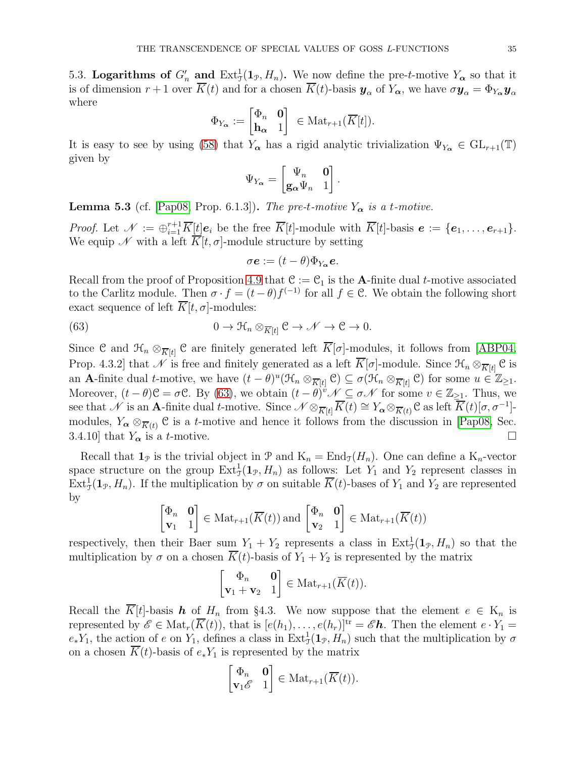5.3. **Logarithms of $G_n'$ and $\mathrm{Ext}^1_{\mathcal{T}}(\mathbf{1}_{\mathcal{P}}, H_n)$.** We now define the pre-$t$-motive $Y_{\boldsymbol{\alpha}}$ so that it is of dimension $r+1$ over $\overline{K}(t)$ and for a chosen $\overline{K}(t)$-basis $\boldsymbol{y}_\alpha$ of $Y_{\boldsymbol{\alpha}}$, we have $\sigma \boldsymbol{y}_\alpha = \Phi_{Y_{\boldsymbol{\alpha}}} \boldsymbol{y}_\alpha$ where

$$\Phi_{Y_{\boldsymbol{\alpha}}} := \begin{bmatrix} \Phi_n & \mathbf{0} \\ \mathbf{h}_{\boldsymbol{\alpha}} & 1 \end{bmatrix} \in \mathrm{Mat}_{r+1}(\overline{K}[t]).$$

It is easy to see by using (58) that $Y_{\boldsymbol{\alpha}}$ has a rigid analytic trivialization $\Psi_{Y_{\boldsymbol{\alpha}}} \in \mathrm{GL}_{r+1}(\mathbb{T})$ given by

$$\Psi_{Y_{\boldsymbol{\alpha}}} = \begin{bmatrix} \Psi_n & \mathbf{0} \\ \mathbf{g}_{\boldsymbol{\alpha}} \Psi_n & 1 \end{bmatrix}.$$

**Lemma 5.3** (cf. [Pap08, Prop. 6.1.3])**.** *The pre-$t$-motive $Y_{\boldsymbol{\alpha}}$ is a $t$-motive.*

*Proof.* Let $\mathscr{N} := \oplus_{i=1}^{r+1} \overline{K}[t] \boldsymbol{e}_i$ be the free $\overline{K}[t]$-module with $\overline{K}[t]$-basis $\boldsymbol{e} := \{\boldsymbol{e}_1, \dots, \boldsymbol{e}_{r+1}\}$. We equip $\mathscr{N}$ with a left $\overline{K}[t,\sigma]$-module structure by setting

$$\sigma \boldsymbol{e} := (t-\theta)\Phi_{Y_{\boldsymbol{\alpha}}} \boldsymbol{e}.$$

Recall from the proof of Proposition 4.9 that $\mathcal{C} := \mathcal{C}_1$ is the $\mathbf{A}$-finite dual $t$-motive associated to the Carlitz module. Then $\sigma \cdot f = (t-\theta) f^{(-1)}$ for all $f \in \mathcal{C}$. We obtain the following short exact sequence of left $\overline{K}[t,\sigma]$-modules:

$$0 \to \mathcal{H}_n \otimes_{\overline{K}[t]} \mathcal{C} \to \mathscr{N} \to \mathcal{C} \to 0. \tag{63}$$

Since $\mathcal{C}$ and $\mathcal{H}_n \otimes_{\overline{K}[t]} \mathcal{C}$ are finitely generated left $\overline{K}[\sigma]$-modules, it follows from [ABP04, Prop. 4.3.2] that $\mathscr{N}$ is free and finitely generated as a left $\overline{K}[\sigma]$-module. Since $\mathcal{H}_n \otimes_{\overline{K}[t]} \mathcal{C}$ is an $\mathbf{A}$-finite dual $t$-motive, we have $(t-\theta)^u(\mathcal{H}_n \otimes_{\overline{K}[t]} \mathcal{C}) \subseteq \sigma(\mathcal{H}_n \otimes_{\overline{K}[t]} \mathcal{C})$ for some $u \in \mathbb{Z}_{\geq 1}$. Moreover, $(t-\theta)\mathcal{C} = \sigma\mathcal{C}$. By (63), we obtain $(t-\theta)^v \mathscr{N} \subseteq \sigma \mathscr{N}$ for some $v \in \mathbb{Z}_{\geq 1}$. Thus, we see that $\mathscr{N}$ is an $\mathbf{A}$-finite dual $t$-motive. Since $\mathscr{N} \otimes_{\overline{K}[t]} \overline{K}(t) \cong Y_{\boldsymbol{\alpha}} \otimes_{\overline{K}(t)} \mathcal{C}$ as left $\overline{K}(t)[\sigma, \sigma^{-1}]$-modules, $Y_{\boldsymbol{\alpha}} \otimes_{\overline{K}(t)} \mathcal{C}$ is a $t$-motive and hence it follows from the discussion in [Pap08, Sec. 3.4.10] that $Y_{\boldsymbol{\alpha}}$ is a $t$-motive. $\square$

Recall that $\mathbf{1}_{\mathcal{P}}$ is the trivial object in $\mathcal{P}$ and $\mathrm{K}_n = \mathrm{End}_{\mathcal{T}}(H_n)$. One can define a $\mathrm{K}_n$-vector space structure on the group $\mathrm{Ext}^1_{\mathcal{T}}(\mathbf{1}_{\mathcal{P}}, H_n)$ as follows: Let $Y_1$ and $Y_2$ represent classes in $\mathrm{Ext}^1_{\mathcal{T}}(\mathbf{1}_{\mathcal{P}}, H_n)$. If the multiplication by $\sigma$ on suitable $\overline{K}(t)$-bases of $Y_1$ and $Y_2$ are represented by

$$\begin{bmatrix} \Phi_n & \mathbf{0} \\ \mathbf{v}_1 & 1 \end{bmatrix} \in \mathrm{Mat}_{r+1}(\overline{K}(t)) \text{ and } \begin{bmatrix} \Phi_n & \mathbf{0} \\ \mathbf{v}_2 & 1 \end{bmatrix} \in \mathrm{Mat}_{r+1}(\overline{K}(t))$$

respectively, then their Baer sum $Y_1 + Y_2$ represents a class in $\mathrm{Ext}^1_{\mathcal{T}}(\mathbf{1}_{\mathcal{P}}, H_n)$ so that the multiplication by $\sigma$ on a chosen $\overline{K}(t)$-basis of $Y_1 + Y_2$ is represented by the matrix

$$\begin{bmatrix} \Phi_n & \mathbf{0} \\ \mathbf{v}_1 + \mathbf{v}_2 & 1 \end{bmatrix} \in \mathrm{Mat}_{r+1}(\overline{K}(t)).$$

Recall the $\overline{K}[t]$-basis $\boldsymbol{h}$ of $H_n$ from §4.3. We now suppose that the element $e \in \mathrm{K}_n$ is represented by $\mathscr{E} \in \mathrm{Mat}_r(\overline{K}(t))$, that is $[e(h_1), \dots, e(h_r)]^{\mathrm{tr}} = \mathscr{E}\boldsymbol{h}$. Then the element $e \cdot Y_1 = e_* Y_1$, the action of $e$ on $Y_1$, defines a class in $\mathrm{Ext}^1_{\mathcal{T}}(\mathbf{1}_{\mathcal{P}}, H_n)$ such that the multiplication by $\sigma$ on a chosen $\overline{K}(t)$-basis of $e_* Y_1$ is represented by the matrix

$$\begin{bmatrix} \Phi_n & \mathbf{0} \\ \mathbf{v}_1 \mathscr{E} & 1 \end{bmatrix} \in \mathrm{Mat}_{r+1}(\overline{K}(t)).$$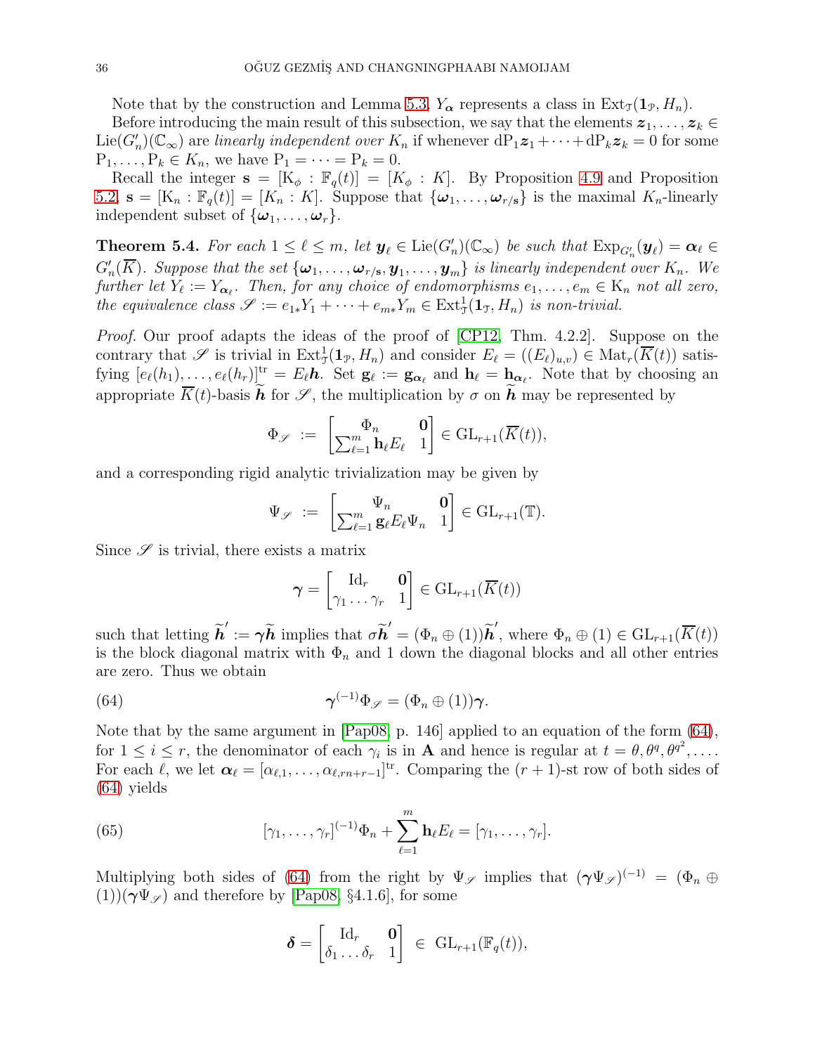Note that by the construction and Lemma 5.3, $Y_{\boldsymbol{\alpha}}$ represents a class in $\operatorname{Ext}_{\mathcal{T}}(\mathbf{1}_{\mathcal{P}}, H_n)$.

Before introducing the main result of this subsection, we say that the elements $\boldsymbol{z}_1, \ldots, \boldsymbol{z}_k \in \operatorname{Lie}(G_n')(\mathbb{C}_\infty)$ are *linearly independent over* $K_n$ if whenever $\mathrm{dP}_1\boldsymbol{z}_1 + \cdots + \mathrm{dP}_k\boldsymbol{z}_k = 0$ for some $\mathrm{P}_1, \ldots, \mathrm{P}_k \in K_n$, we have $\mathrm{P}_1 = \cdots = \mathrm{P}_k = 0$.

Recall the integer $\mathbf{s} = [\mathrm{K}_\phi : \mathbb{F}_q(t)] = [K_\phi : K]$. By Proposition 4.9 and Proposition 5.2, $\mathbf{s} = [\mathrm{K}_n : \mathbb{F}_q(t)] = [K_n : K]$. Suppose that $\{\boldsymbol{\omega}_1, \ldots, \boldsymbol{\omega}_{r/\mathbf{s}}\}$ is the maximal $K_n$-linearly independent subset of $\{\boldsymbol{\omega}_1, \ldots, \boldsymbol{\omega}_r\}$.

**Theorem 5.4.** *For each $1 \leq \ell \leq m$, let $\boldsymbol{y}_\ell \in \operatorname{Lie}(G_n')(\mathbb{C}_\infty)$ be such that $\operatorname{Exp}_{G_n'}(\boldsymbol{y}_\ell) = \boldsymbol{\alpha}_\ell \in G_n'(\overline{K})$. Suppose that the set $\{\boldsymbol{\omega}_1, \ldots, \boldsymbol{\omega}_{r/\mathbf{s}}, \boldsymbol{y}_1, \ldots, \boldsymbol{y}_m\}$ is linearly independent over $K_n$. We further let $Y_\ell := Y_{\boldsymbol{\alpha}_\ell}$. Then, for any choice of endomorphisms $e_1, \ldots, e_m \in \mathrm{K}_n$ not all zero, the equivalence class $\mathscr{S} := e_{1*}Y_1 + \cdots + e_{m*}Y_m \in \operatorname{Ext}^1_{\mathcal{T}}(\mathbf{1}_{\mathcal{T}}, H_n)$ is non-trivial.*

*Proof.* Our proof adapts the ideas of the proof of [CP12, Thm. 4.2.2]. Suppose on the contrary that $\mathscr{S}$ is trivial in $\operatorname{Ext}^1_{\mathcal{T}}(\mathbf{1}_{\mathcal{P}}, H_n)$ and consider $E_\ell = ((E_\ell)_{u,v}) \in \operatorname{Mat}_r(\overline{K}(t))$ satisfying $[e_\ell(h_1), \ldots, e_\ell(h_r)]^{\mathrm{tr}} = E_\ell \boldsymbol{h}$. Set $\mathbf{g}_\ell := \mathbf{g}_{\boldsymbol{\alpha}_\ell}$ and $\mathbf{h}_\ell = \mathbf{h}_{\boldsymbol{\alpha}_\ell}$. Note that by choosing an appropriate $\overline{K}(t)$-basis $\widetilde{\boldsymbol{h}}$ for $\mathscr{S}$, the multiplication by $\sigma$ on $\widetilde{\boldsymbol{h}}$ may be represented by

$$\Phi_{\mathscr{S}} := \begin{bmatrix} \Phi_n & \mathbf{0} \\ \sum_{\ell=1}^m \mathbf{h}_\ell E_\ell & 1 \end{bmatrix} \in \mathrm{GL}_{r+1}(\overline{K}(t)),$$

and a corresponding rigid analytic trivialization may be given by

$$\Psi_{\mathscr{S}} := \begin{bmatrix} \Psi_n & \mathbf{0} \\ \sum_{\ell=1}^m \mathbf{g}_\ell E_\ell \Psi_n & 1 \end{bmatrix} \in \mathrm{GL}_{r+1}(\mathbb{T}).$$

Since $\mathscr{S}$ is trivial, there exists a matrix

$$\boldsymbol{\gamma} = \begin{bmatrix} \mathrm{Id}_r & \mathbf{0} \\ \gamma_1 \ldots \gamma_r & 1 \end{bmatrix} \in \mathrm{GL}_{r+1}(\overline{K}(t))$$

such that letting $\widetilde{\boldsymbol{h}}' := \boldsymbol{\gamma}\widetilde{\boldsymbol{h}}$ implies that $\sigma\widetilde{\boldsymbol{h}}' = (\Phi_n \oplus (1))\widetilde{\boldsymbol{h}}'$, where $\Phi_n \oplus (1) \in \mathrm{GL}_{r+1}(\overline{K}(t))$ is the block diagonal matrix with $\Phi_n$ and 1 down the diagonal blocks and all other entries are zero. Thus we obtain

$$\boldsymbol{\gamma}^{(-1)}\Phi_{\mathscr{S}} = (\Phi_n \oplus (1))\boldsymbol{\gamma}. \tag{64}$$

Note that by the same argument in [Pap08, p. 146] applied to an equation of the form (64), for $1 \leq i \leq r$, the denominator of each $\gamma_i$ is in $\mathbf{A}$ and hence is regular at $t = \theta, \theta^q, \theta^{q^2}, \ldots$. For each $\ell$, we let $\boldsymbol{\alpha}_\ell = [\alpha_{\ell,1}, \ldots, \alpha_{\ell,rn+r-1}]^{\mathrm{tr}}$. Comparing the $(r+1)$-st row of both sides of (64) yields

$$[\gamma_1, \ldots, \gamma_r]^{(-1)}\Phi_n + \sum_{\ell=1}^m \mathbf{h}_\ell E_\ell = [\gamma_1, \ldots, \gamma_r]. \tag{65}$$

Multiplying both sides of (64) from the right by $\Psi_{\mathscr{S}}$ implies that $(\boldsymbol{\gamma}\Psi_{\mathscr{S}})^{(-1)} = (\Phi_n \oplus (1))(\boldsymbol{\gamma}\Psi_{\mathscr{S}})$ and therefore by [Pap08, §4.1.6], for some

$$\boldsymbol{\delta} = \begin{bmatrix} \mathrm{Id}_r & \mathbf{0} \\ \delta_1 \ldots \delta_r & 1 \end{bmatrix} \in \mathrm{GL}_{r+1}(\mathbb{F}_q(t)),$$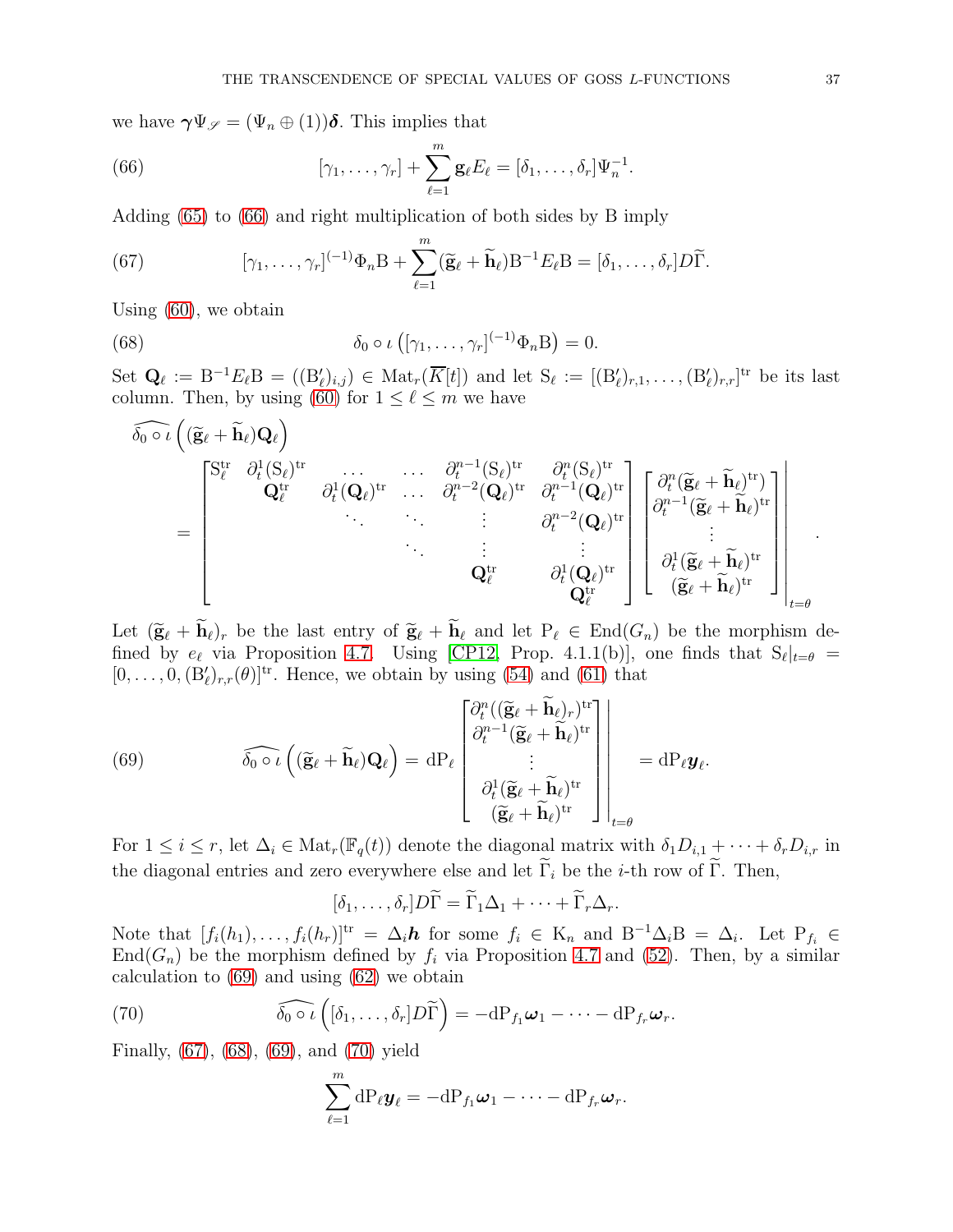we have $\boldsymbol{\gamma}\Psi_{\mathscr{S}} = (\Psi_n \oplus (1))\boldsymbol{\delta}$. This implies that

$$[\gamma_1,\dots,\gamma_r] + \sum_{\ell=1}^{m} \mathbf{g}_\ell E_\ell = [\delta_1,\dots,\delta_r]\Psi_n^{-1}. \tag{66}$$

Adding (65) to (66) and right multiplication of both sides by B imply

$$[\gamma_1,\dots,\gamma_r]^{(-1)}\Phi_n \mathrm{B} + \sum_{\ell=1}^{m} (\widetilde{\mathbf{g}}_\ell + \widetilde{\mathbf{h}}_\ell)\mathrm{B}^{-1}E_\ell \mathrm{B} = [\delta_1,\dots,\delta_r]D\widetilde{\Gamma}. \tag{67}$$

Using (60), we obtain

$$\delta_0 \circ \iota\left([\gamma_1,\dots,\gamma_r]^{(-1)}\Phi_n \mathrm{B}\right) = 0. \tag{68}$$

Set $\mathbf{Q}_\ell := \mathrm{B}^{-1}E_\ell\mathrm{B} = ((\mathrm{B}'_\ell)_{i,j}) \in \mathrm{Mat}_r(\overline{K}[t])$ and let $\mathrm{S}_\ell := [(\mathrm{B}'_\ell)_{r,1},\dots,(\mathrm{B}'_\ell)_{r,r}]^{\mathrm{tr}}$ be its last column. Then, by using (60) for $1 \le \ell \le m$ we have

$$\widehat{\delta_0\circ\iota}\left((\widetilde{\mathbf{g}}_\ell + \widetilde{\mathbf{h}}_\ell)\mathbf{Q}_\ell\right) = \begin{bmatrix} \mathrm{S}_\ell^{\mathrm{tr}} & \partial_t^1(\mathrm{S}_\ell)^{\mathrm{tr}} & \dots & \dots & \partial_t^{n-1}(\mathrm{S}_\ell)^{\mathrm{tr}} & \partial_t^{n}(\mathrm{S}_\ell)^{\mathrm{tr}} \\ & \mathbf{Q}_\ell^{\mathrm{tr}} & \partial_t^1(\mathbf{Q}_\ell)^{\mathrm{tr}} & \dots & \partial_t^{n-2}(\mathbf{Q}_\ell)^{\mathrm{tr}} & \partial_t^{n-1}(\mathbf{Q}_\ell)^{\mathrm{tr}} \\ & & \ddots & \ddots & \vdots & \partial_t^{n-2}(\mathbf{Q}_\ell)^{\mathrm{tr}} \\ & & & \ddots & \vdots & \vdots \\ & & & & \mathbf{Q}_\ell^{\mathrm{tr}} & \partial_t^1(\mathbf{Q}_\ell)^{\mathrm{tr}} \\ & & & & & \mathbf{Q}_\ell^{\mathrm{tr}} \end{bmatrix} \begin{bmatrix} \partial_t^n((\widetilde{\mathbf{g}}_\ell + \widetilde{\mathbf{h}}_\ell)^{\mathrm{tr}}) \\ \partial_t^{n-1}(\widetilde{\mathbf{g}}_\ell + \widetilde{\mathbf{h}}_\ell)^{\mathrm{tr}} \\ \vdots \\ \partial_t^{1}(\widetilde{\mathbf{g}}_\ell + \widetilde{\mathbf{h}}_\ell)^{\mathrm{tr}} \\ (\widetilde{\mathbf{g}}_\ell + \widetilde{\mathbf{h}}_\ell)^{\mathrm{tr}} \end{bmatrix}\Bigg|_{t=\theta}.$$

Let $(\widetilde{\mathbf{g}}_\ell + \widetilde{\mathbf{h}}_\ell)_r$ be the last entry of $\widetilde{\mathbf{g}}_\ell + \widetilde{\mathbf{h}}_\ell$ and let $\mathrm{P}_\ell \in \mathrm{End}(G_n)$ be the morphism defined by $e_\ell$ via Proposition 4.7. Using [CP12, Prop. 4.1.1(b)], one finds that $\mathrm{S}_\ell|_{t=\theta} = [0,\dots,0,(\mathrm{B}'_\ell)_{r,r}(\theta)]^{\mathrm{tr}}$. Hence, we obtain by using (54) and (61) that

$$\widehat{\delta_0\circ\iota}\left((\widetilde{\mathbf{g}}_\ell + \widetilde{\mathbf{h}}_\ell)\mathbf{Q}_\ell\right) = \mathrm{dP}_\ell \begin{bmatrix} \partial_t^n((\widetilde{\mathbf{g}}_\ell + \widetilde{\mathbf{h}}_\ell)_r)^{\mathrm{tr}} \\ \partial_t^{n-1}(\widetilde{\mathbf{g}}_\ell + \widetilde{\mathbf{h}}_\ell)^{\mathrm{tr}} \\ \vdots \\ \partial_t^{1}(\widetilde{\mathbf{g}}_\ell + \widetilde{\mathbf{h}}_\ell)^{\mathrm{tr}} \\ (\widetilde{\mathbf{g}}_\ell + \widetilde{\mathbf{h}}_\ell)^{\mathrm{tr}} \end{bmatrix}\Bigg|_{t=\theta} = \mathrm{dP}_\ell \boldsymbol{y}_\ell. \tag{69}$$

For $1 \le i \le r$, let $\Delta_i \in \mathrm{Mat}_r(\mathbb{F}_q(t))$ denote the diagonal matrix with $\delta_1 D_{i,1} + \dots + \delta_r D_{i,r}$ in the diagonal entries and zero everywhere else and let $\widetilde{\Gamma}_i$ be the $i$-th row of $\widetilde{\Gamma}$. Then,

$$[\delta_1,\dots,\delta_r]D\widetilde{\Gamma} = \widetilde{\Gamma}_1\Delta_1 + \dots + \widetilde{\Gamma}_r\Delta_r.$$

Note that $[f_i(h_1),\dots,f_i(h_r)]^{\mathrm{tr}} = \Delta_i \boldsymbol{h}$ for some $f_i \in \mathrm{K}_n$ and $\mathrm{B}^{-1}\Delta_i\mathrm{B} = \Delta_i$. Let $\mathrm{P}_{f_i} \in \mathrm{End}(G_n)$ be the morphism defined by $f_i$ via Proposition 4.7 and (52). Then, by a similar calculation to (69) and using (62) we obtain

$$\widehat{\delta_0\circ\iota}\left([\delta_1,\dots,\delta_r]D\widetilde{\Gamma}\right) = -\mathrm{dP}_{f_1}\boldsymbol{\omega}_1 - \dots - \mathrm{dP}_{f_r}\boldsymbol{\omega}_r. \tag{70}$$

Finally, (67), (68), (69), and (70) yield

$$\sum_{\ell=1}^{m} \mathrm{dP}_\ell \boldsymbol{y}_\ell = -\mathrm{dP}_{f_1}\boldsymbol{\omega}_1 - \dots - \mathrm{dP}_{f_r}\boldsymbol{\omega}_r.$$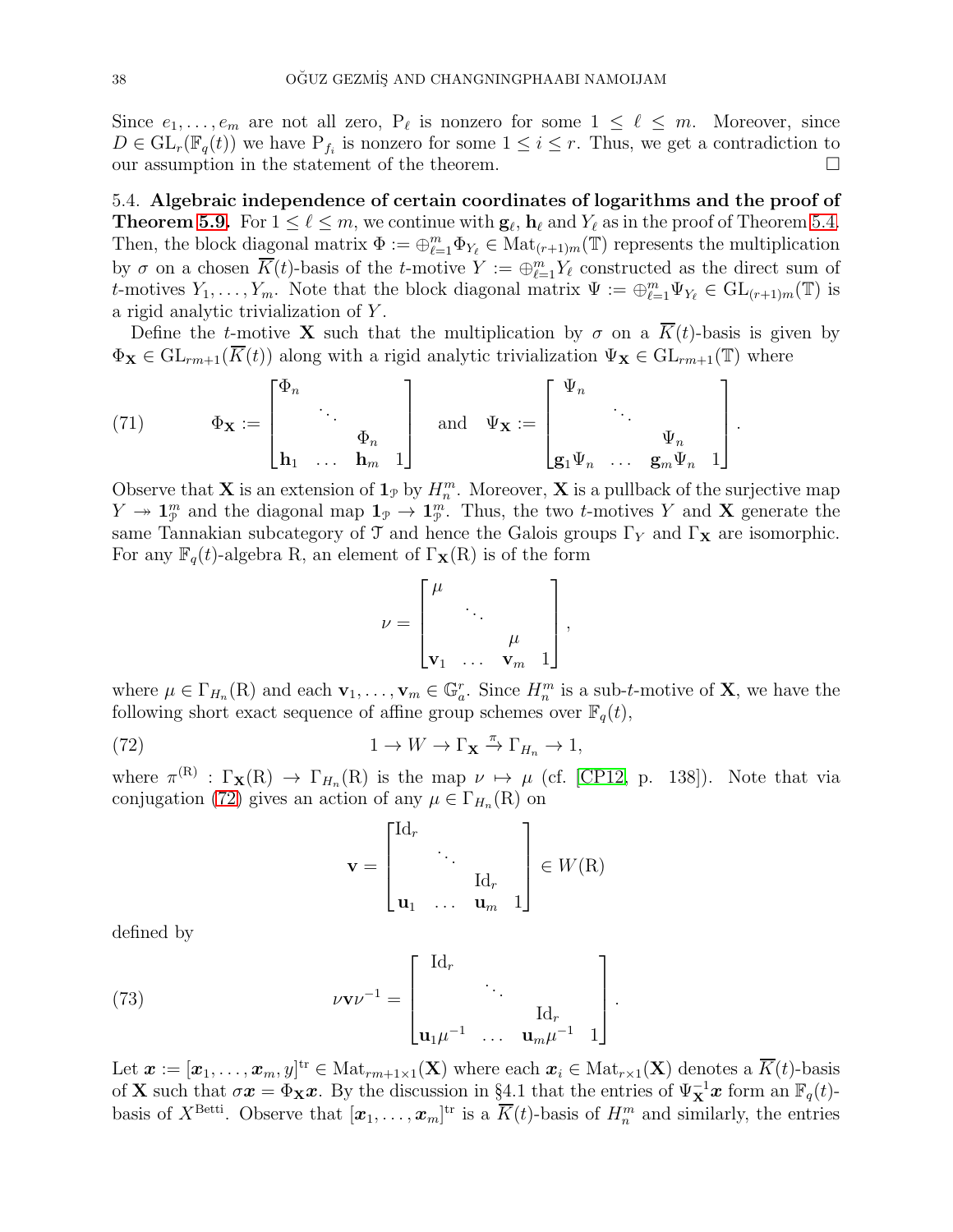Since $e_1, \ldots, e_m$ are not all zero, $\mathrm{P}_\ell$ is nonzero for some $1 \leq \ell \leq m$. Moreover, since $D \in \mathrm{GL}_r(\mathbb{F}_q(t))$ we have $\mathrm{P}_{f_i}$ is nonzero for some $1 \leq i \leq r$. Thus, we get a contradiction to our assumption in the statement of the theorem. $\square$

**5.4. Algebraic independence of certain coordinates of logarithms and the proof of Theorem 5.9.** For $1 \leq \ell \leq m$, we continue with $\mathbf{g}_\ell$, $\mathbf{h}_\ell$ and $Y_\ell$ as in the proof of Theorem 5.4. Then, the block diagonal matrix $\Phi := \oplus_{\ell=1}^m \Phi_{Y_\ell} \in \mathrm{Mat}_{(r+1)m}(\mathbb{T})$ represents the multiplication by $\sigma$ on a chosen $\overline{K}(t)$-basis of the $t$-motive $Y := \oplus_{\ell=1}^m Y_\ell$ constructed as the direct sum of $t$-motives $Y_1, \ldots, Y_m$. Note that the block diagonal matrix $\Psi := \oplus_{\ell=1}^m \Psi_{Y_\ell} \in \mathrm{GL}_{(r+1)m}(\mathbb{T})$ is a rigid analytic trivialization of $Y$.

Define the $t$-motive $\mathbf{X}$ such that the multiplication by $\sigma$ on a $\overline{K}(t)$-basis is given by $\Phi_{\mathbf{X}} \in \mathrm{GL}_{rm+1}(\overline{K}(t))$ along with a rigid analytic trivialization $\Psi_{\mathbf{X}} \in \mathrm{GL}_{rm+1}(\mathbb{T})$ where

$$\Phi_{\mathbf{X}} := \begin{bmatrix} \Phi_n & & & \\ & \ddots & & \\ & & \Phi_n & \\ \mathbf{h}_1 & \ldots & \mathbf{h}_m & 1 \end{bmatrix} \quad \text{and} \quad \Psi_{\mathbf{X}} := \begin{bmatrix} \Psi_n & & & \\ & \ddots & & \\ & & \Psi_n & \\ \mathbf{g}_1\Psi_n & \ldots & \mathbf{g}_m\Psi_n & 1 \end{bmatrix}. \tag{71}$$

Observe that $\mathbf{X}$ is an extension of $\mathbf{1}_{\mathcal{P}}$ by $H_n^m$. Moreover, $\mathbf{X}$ is a pullback of the surjective map $Y \twoheadrightarrow \mathbf{1}_{\mathcal{P}}^m$ and the diagonal map $\mathbf{1}_{\mathcal{P}} \to \mathbf{1}_{\mathcal{P}}^m$. Thus, the two $t$-motives $Y$ and $\mathbf{X}$ generate the same Tannakian subcategory of $\mathcal{T}$ and hence the Galois groups $\Gamma_Y$ and $\Gamma_{\mathbf{X}}$ are isomorphic. For any $\mathbb{F}_q(t)$-algebra R, an element of $\Gamma_{\mathbf{X}}(\mathrm{R})$ is of the form

$$\nu = \begin{bmatrix} \mu & & & \\ & \ddots & & \\ & & \mu & \\ \mathbf{v}_1 & \ldots & \mathbf{v}_m & 1 \end{bmatrix},$$

where $\mu \in \Gamma_{H_n}(\mathrm{R})$ and each $\mathbf{v}_1, \ldots, \mathbf{v}_m \in \mathbb{G}_a^r$. Since $H_n^m$ is a sub-$t$-motive of $\mathbf{X}$, we have the following short exact sequence of affine group schemes over $\mathbb{F}_q(t)$,

$$1 \to W \to \Gamma_{\mathbf{X}} \xrightarrow{\pi} \Gamma_{H_n} \to 1, \tag{72}$$

where $\pi^{(\mathrm{R})} : \Gamma_{\mathbf{X}}(\mathrm{R}) \to \Gamma_{H_n}(\mathrm{R})$ is the map $\nu \mapsto \mu$ (cf. [CP12, p. 138]). Note that via conjugation (72) gives an action of any $\mu \in \Gamma_{H_n}(\mathrm{R})$ on

$$\mathbf{v} = \begin{bmatrix} \mathrm{Id}_r & & & \\ & \ddots & & \\ & & \mathrm{Id}_r & \\ \mathbf{u}_1 & \ldots & \mathbf{u}_m & 1 \end{bmatrix} \in W(\mathrm{R})$$

defined by

$$\nu\mathbf{v}\nu^{-1} = \begin{bmatrix} \mathrm{Id}_r & & & \\ & \ddots & & \\ & & \mathrm{Id}_r & \\ \mathbf{u}_1\mu^{-1} & \ldots & \mathbf{u}_m\mu^{-1} & 1 \end{bmatrix}. \tag{73}$$

Let $\boldsymbol{x} := [\boldsymbol{x}_1, \ldots, \boldsymbol{x}_m, y]^{\mathrm{tr}} \in \mathrm{Mat}_{rm+1\times 1}(\mathbf{X})$ where each $\boldsymbol{x}_i \in \mathrm{Mat}_{r\times 1}(\mathbf{X})$ denotes a $\overline{K}(t)$-basis of $\mathbf{X}$ such that $\sigma\boldsymbol{x} = \Phi_{\mathbf{X}}\boldsymbol{x}$. By the discussion in §4.1 that the entries of $\Psi_{\mathbf{X}}^{-1}\boldsymbol{x}$ form an $\mathbb{F}_q(t)$-basis of $X^{\mathrm{Betti}}$. Observe that $[\boldsymbol{x}_1, \ldots, \boldsymbol{x}_m]^{\mathrm{tr}}$ is a $\overline{K}(t)$-basis of $H_n^m$ and similarly, the entries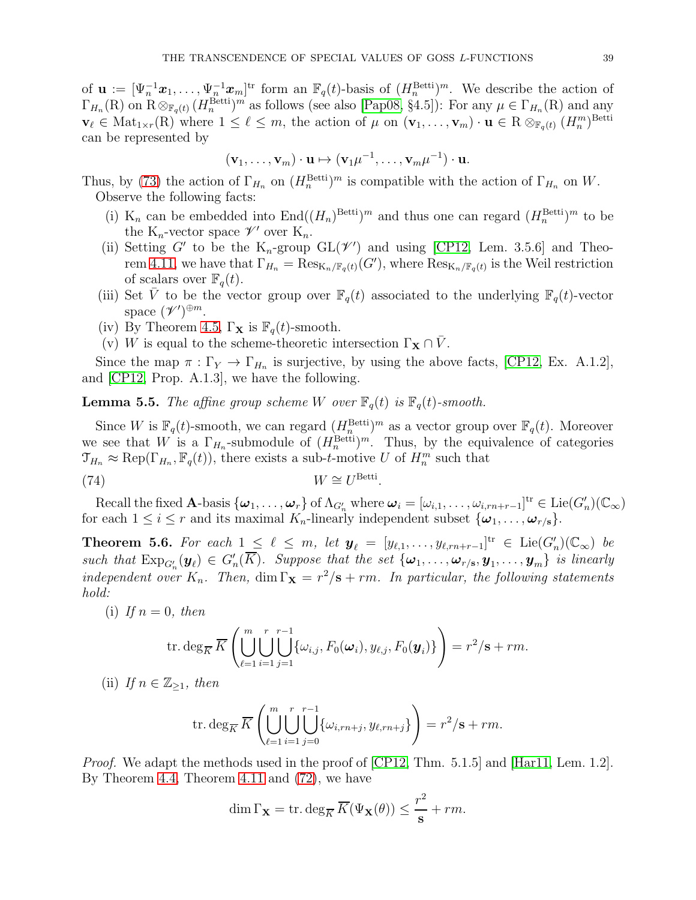of $\mathbf{u} := [\Psi_n^{-1}\boldsymbol{x}_1, \ldots, \Psi_n^{-1}\boldsymbol{x}_m]^{\mathrm{tr}}$ form an $\mathbb{F}_q(t)$-basis of $(H_n^{\mathrm{Betti}})^m$. We describe the action of $\Gamma_{H_n}(\mathrm{R})$ on $\mathrm{R} \otimes_{\mathbb{F}_q(t)} (H_n^{\mathrm{Betti}})^m$ as follows (see also [Pap08, §4.5]): For any $\mu \in \Gamma_{H_n}(\mathrm{R})$ and any $\mathbf{v}_\ell \in \mathrm{Mat}_{1\times r}(\mathrm{R})$ where $1 \leq \ell \leq m$, the action of $\mu$ on $(\mathbf{v}_1, \ldots, \mathbf{v}_m) \cdot \mathbf{u} \in \mathrm{R} \otimes_{\mathbb{F}_q(t)} (H_n^m)^{\mathrm{Betti}}$ can be represented by

$$(\mathbf{v}_1, \ldots, \mathbf{v}_m) \cdot \mathbf{u} \mapsto (\mathbf{v}_1 \mu^{-1}, \ldots, \mathbf{v}_m \mu^{-1}) \cdot \mathbf{u}.$$

Thus, by (73) the action of $\Gamma_{H_n}$ on $(H_n^{\mathrm{Betti}})^m$ is compatible with the action of $\Gamma_{H_n}$ on $W$.

Observe the following facts:

(i) $\mathrm{K}_n$ can be embedded into $\mathrm{End}((H_n)^{\mathrm{Betti}})^m$ and thus one can regard $(H_n^{\mathrm{Betti}})^m$ to be the $\mathrm{K}_n$-vector space $\mathscr{V}'$ over $\mathrm{K}_n$.

(ii) Setting $G'$ to be the $\mathrm{K}_n$-group $\mathrm{GL}(\mathscr{V}')$ and using [CP12, Lem. 3.5.6] and Theorem 4.11, we have that $\Gamma_{H_n} = \mathrm{Res}_{\mathrm{K}_n/\mathbb{F}_q(t)}(G')$, where $\mathrm{Res}_{\mathrm{K}_n/\mathbb{F}_q(t)}$ is the Weil restriction of scalars over $\mathbb{F}_q(t)$.

(iii) Set $\bar{V}$ to be the vector group over $\mathbb{F}_q(t)$ associated to the underlying $\mathbb{F}_q(t)$-vector space $(\mathscr{V}')^{\oplus m}$.

(iv) By Theorem 4.5, $\Gamma_{\mathbf{X}}$ is $\mathbb{F}_q(t)$-smooth.

(v) $W$ is equal to the scheme-theoretic intersection $\Gamma_{\mathbf{X}} \cap \bar{V}$.

Since the map $\pi : \Gamma_Y \to \Gamma_{H_n}$ is surjective, by using the above facts, [CP12, Ex. A.1.2], and [CP12, Prop. A.1.3], we have the following.

**Lemma 5.5.** *The affine group scheme $W$ over $\mathbb{F}_q(t)$ is $\mathbb{F}_q(t)$-smooth.*

Since $W$ is $\mathbb{F}_q(t)$-smooth, we can regard $(H_n^{\mathrm{Betti}})^m$ as a vector group over $\mathbb{F}_q(t)$. Moreover we see that $W$ is a $\Gamma_{H_n}$-submodule of $(H_n^{\mathrm{Betti}})^m$. Thus, by the equivalence of categories $\mathcal{T}_{H_n} \approx \mathrm{Rep}(\Gamma_{H_n}, \mathbb{F}_q(t))$, there exists a sub-$t$-motive $U$ of $H_n^m$ such that

$$W \cong U^{\mathrm{Betti}}. \tag{74}$$

Recall the fixed $\mathbf{A}$-basis $\{\boldsymbol{\omega}_1, \ldots, \boldsymbol{\omega}_r\}$ of $\Lambda_{G_n'}$ where $\boldsymbol{\omega}_i = [\omega_{i,1}, \ldots, \omega_{i,rn+r-1}]^{\mathrm{tr}} \in \mathrm{Lie}(G_n')(\mathbb{C}_\infty)$ for each $1 \leq i \leq r$ and its maximal $K_n$-linearly independent subset $\{\boldsymbol{\omega}_1, \ldots, \boldsymbol{\omega}_{r/\mathbf{s}}\}$.

**Theorem 5.6.** *For each $1 \leq \ell \leq m$, let $\boldsymbol{y}_\ell = [y_{\ell,1}, \ldots, y_{\ell,rn+r-1}]^{\mathrm{tr}} \in \mathrm{Lie}(G_n')(\mathbb{C}_\infty)$ be such that $\mathrm{Exp}_{G_n'}(\boldsymbol{y}_\ell) \in G_n'(\overline{K})$. Suppose that the set $\{\boldsymbol{\omega}_1, \ldots, \boldsymbol{\omega}_{r/\mathbf{s}}, \boldsymbol{y}_1, \ldots, \boldsymbol{y}_m\}$ is linearly independent over $K_n$. Then, $\dim \Gamma_{\mathbf{X}} = r^2/\mathbf{s} + rm$. In particular, the following statements hold:*

(i) *If $n = 0$, then*

$$\mathrm{tr.deg}_{\overline{K}}\, \overline{K}\left( \bigcup_{\ell=1}^{m} \bigcup_{i=1}^{r} \bigcup_{j=1}^{r-1} \{\omega_{i,j}, F_0(\boldsymbol{\omega}_i), y_{\ell,j}, F_0(\boldsymbol{y}_i)\} \right) = r^2/\mathbf{s} + rm.$$

(ii) *If $n \in \mathbb{Z}_{\geq 1}$, then*

$$\mathrm{tr.deg}_{\overline{K}}\, \overline{K}\left( \bigcup_{\ell=1}^{m} \bigcup_{i=1}^{r} \bigcup_{j=0}^{r-1} \{\omega_{i,rn+j}, y_{\ell,rn+j}\} \right) = r^2/\mathbf{s} + rm.$$

*Proof.* We adapt the methods used in the proof of [CP12, Thm. 5.1.5] and [Har11, Lem. 1.2]. By Theorem 4.4, Theorem 4.11 and (72), we have

$$\dim \Gamma_{\mathbf{X}} = \mathrm{tr.deg}_{\overline{K}}\, \overline{K}(\Psi_{\mathbf{X}}(\theta)) \leq \frac{r^2}{\mathbf{s}} + rm.$$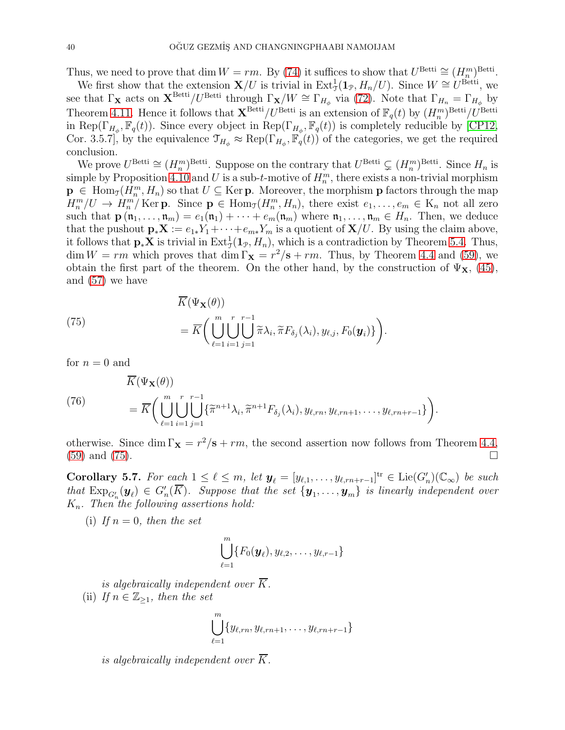Thus, we need to prove that $\dim W = rm$. By (74) it suffices to show that $U^{\mathrm{Betti}} \cong (H_n^m)^{\mathrm{Betti}}$.

We first show that the extension $\mathbf{X}/U$ is trivial in $\mathrm{Ext}^1_{\mathcal{T}}(\mathbf{1}_{\mathcal{P}}, H_n/U)$. Since $W \cong U^{\mathrm{Betti}}$, we see that $\Gamma_{\mathbf{X}}$ acts on $\mathbf{X}^{\mathrm{Betti}}/U^{\mathrm{Betti}}$ through $\Gamma_{\mathbf{X}}/W \cong \Gamma_{H_\phi}$ via (72). Note that $\Gamma_{H_n} = \Gamma_{H_\phi}$ by Theorem 4.11. Hence it follows that $\mathbf{X}^{\mathrm{Betti}}/U^{\mathrm{Betti}}$ is an extension of $\mathbb{F}_q(t)$ by $(H_n^m)^{\mathrm{Betti}}/U^{\mathrm{Betti}}$ in $\mathrm{Rep}(\Gamma_{H_\phi}, \mathbb{F}_q(t))$. Since every object in $\mathrm{Rep}(\Gamma_{H_\phi}, \mathbb{F}_q(t))$ is completely reducible by [CP12, Cor. 3.5.7], by the equivalence $\mathcal{T}_{H_\phi} \approx \mathrm{Rep}(\Gamma_{H_\phi}, \mathbb{F}_q(t))$ of the categories, we get the required conclusion.

We prove $U^{\mathrm{Betti}} \cong (H_n^m)^{\mathrm{Betti}}$. Suppose on the contrary that $U^{\mathrm{Betti}} \subsetneq (H_n^m)^{\mathrm{Betti}}$. Since $H_n$ is simple by Proposition 4.10 and $U$ is a sub-$t$-motive of $H_n^m$, there exists a non-trivial morphism $\mathbf{p} \in \mathrm{Hom}_{\mathcal{T}}(H_n^m, H_n)$ so that $U \subseteq \mathrm{Ker}\,\mathbf{p}$. Moreover, the morphism $\mathbf{p}$ factors through the map $H_n^m/U \to H_n^m/\mathrm{Ker}\,\mathbf{p}$. Since $\mathbf{p} \in \mathrm{Hom}_{\mathcal{T}}(H_n^m, H_n)$, there exist $e_1, \dots, e_m \in \mathrm{K}_n$ not all zero such that $\mathbf{p}(\mathfrak{n}_1, \dots, \mathfrak{n}_m) = e_1(\mathfrak{n}_1) + \cdots + e_m(\mathfrak{n}_m)$ where $\mathfrak{n}_1, \dots, \mathfrak{n}_m \in H_n$. Then, we deduce that the pushout $\mathbf{p}_*\mathbf{X} := e_{1*}Y_1 + \cdots + e_{m*}Y_m$ is a quotient of $\mathbf{X}/U$. By using the claim above, it follows that $\mathbf{p}_*\mathbf{X}$ is trivial in $\mathrm{Ext}^1_{\mathcal{T}}(\mathbf{1}_{\mathcal{P}}, H_n)$, which is a contradiction by Theorem 5.4. Thus, $\dim W = rm$ which proves that $\dim \Gamma_{\mathbf{X}} = r^2/\mathbf{s} + rm$. Thus, by Theorem 4.4 and (59), we obtain the first part of the theorem. On the other hand, by the construction of $\Psi_{\mathbf{X}}$, (45), and (57) we have

$$
\begin{aligned}
&\overline{K}(\Psi_{\mathbf{X}}(\theta)) \\
&= \overline{K}\bigg(\bigcup_{\ell=1}^{m}\bigcup_{i=1}^{r}\bigcup_{j=1}^{r-1} \widetilde{\pi}\lambda_i, \widetilde{\pi}F_{\delta_j}(\lambda_i), y_{\ell,j}, F_0(\boldsymbol{y}_i)\}\bigg).
\end{aligned} \tag{75}
$$

for $n = 0$ and

$$
\begin{aligned}
&\overline{K}(\Psi_{\mathbf{X}}(\theta)) \\
&= \overline{K}\bigg(\bigcup_{\ell=1}^{m}\bigcup_{i=1}^{r}\bigcup_{j=1}^{r-1} \{\widetilde{\pi}^{n+1}\lambda_i, \widetilde{\pi}^{n+1}F_{\delta_j}(\lambda_i), y_{\ell,rn}, y_{\ell,rn+1}, \dots, y_{\ell,rn+r-1}\}\bigg).
\end{aligned} \tag{76}
$$

otherwise. Since $\dim \Gamma_{\mathbf{X}} = r^2/\mathbf{s} + rm$, the second assertion now follows from Theorem 4.4, (59) and (75). $\square$

**Corollary 5.7.** *For each $1 \le \ell \le m$, let $\boldsymbol{y}_\ell = [y_{\ell,1}, \dots, y_{\ell,rn+r-1}]^{\mathrm{tr}} \in \mathrm{Lie}(G_n')(\mathbb{C}_\infty)$ be such that $\mathrm{Exp}_{G_n'}(\boldsymbol{y}_\ell) \in G_n'(\overline{K})$. Suppose that the set $\{\boldsymbol{y}_1, \dots, \boldsymbol{y}_m\}$ is linearly independent over $K_n$. Then the following assertions hold:*

(i) *If $n = 0$, then the set*

$$\bigcup_{\ell=1}^{m}\{F_0(\boldsymbol{y}_\ell), y_{\ell,2}, \dots, y_{\ell,r-1}\}$$

*is algebraically independent over $\overline{K}$.*

(ii) *If $n \in \mathbb{Z}_{\ge 1}$, then the set*

$$\bigcup_{\ell=1}^{m}\{y_{\ell,rn}, y_{\ell,rn+1}, \dots, y_{\ell,rn+r-1}\}$$

*is algebraically independent over $\overline{K}$.*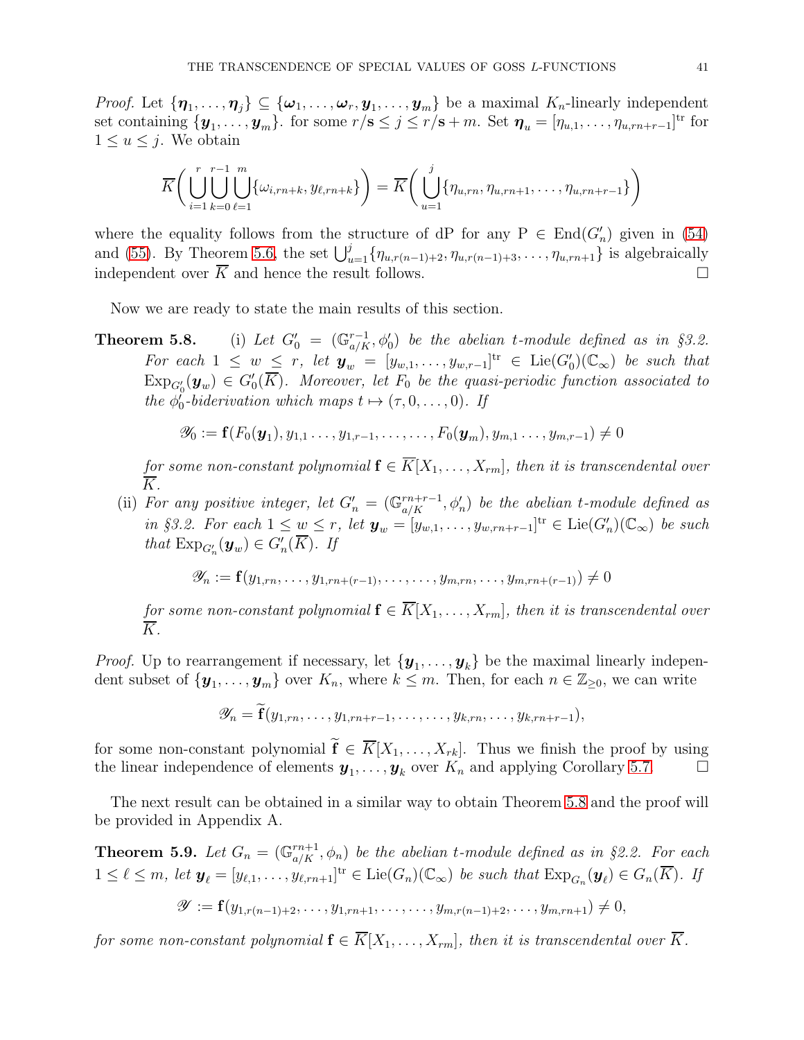*Proof.* Let $\{\boldsymbol{\eta}_1, \ldots, \boldsymbol{\eta}_j\} \subseteq \{\boldsymbol{\omega}_1, \ldots, \boldsymbol{\omega}_r, \boldsymbol{y}_1, \ldots, \boldsymbol{y}_m\}$ be a maximal $K_n$-linearly independent set containing $\{\boldsymbol{y}_1, \ldots, \boldsymbol{y}_m\}$. for some $r/\mathbf{s} \leq j \leq r/\mathbf{s} + m$. Set $\boldsymbol{\eta}_u = [\eta_{u,1}, \ldots, \eta_{u,rn+r-1}]^{\mathrm{tr}}$ for $1 \leq u \leq j$. We obtain

$$\overline{K}\left( \bigcup_{i=1}^{r} \bigcup_{k=0}^{r-1} \bigcup_{\ell=1}^{m} \{\omega_{i,rn+k}, y_{\ell,rn+k}\} \right) = \overline{K}\left( \bigcup_{u=1}^{j} \{\eta_{u,rn}, \eta_{u,rn+1}, \ldots, \eta_{u,rn+r-1}\} \right)$$

where the equality follows from the structure of dP for any $\mathrm{P} \in \mathrm{End}(G_n')$ given in (54) and (55). By Theorem 5.6, the set $\bigcup_{u=1}^{j} \{\eta_{u,r(n-1)+2}, \eta_{u,r(n-1)+3}, \ldots, \eta_{u,rn+1}\}$ is algebraically independent over $\overline{K}$ and hence the result follows. $\square$

Now we are ready to state the main results of this section.

**Theorem 5.8.** (i) *Let $G_0' = (\mathbb{G}_{a/K}^{r-1}, \phi_0')$ be the abelian $t$-module defined as in §3.2. For each $1 \leq w \leq r$, let $\boldsymbol{y}_w = [y_{w,1}, \ldots, y_{w,r-1}]^{\mathrm{tr}} \in \mathrm{Lie}(G_0')(\mathbb{C}_\infty)$ be such that $\mathrm{Exp}_{G_0'}(\boldsymbol{y}_w) \in G_0'(\overline{K})$. Moreover, let $F_0$ be the quasi-periodic function associated to the $\phi_0'$-biderivation which maps $t \mapsto (\tau, 0, \ldots, 0)$. If*

$$\mathscr{Y}_0 := \mathbf{f}(F_0(\boldsymbol{y}_1), y_{1,1} \ldots, y_{1,r-1}, \ldots, \ldots, F_0(\boldsymbol{y}_m), y_{m,1} \ldots, y_{m,r-1}) \neq 0$$

*for some non-constant polynomial $\mathbf{f} \in \overline{K}[X_1, \ldots, X_{rm}]$, then it is transcendental over $\overline{K}$.*

(ii) *For any positive integer, let $G_n' = (\mathbb{G}_{a/K}^{rn+r-1}, \phi_n')$ be the abelian $t$-module defined as in §3.2. For each $1 \leq w \leq r$, let $\boldsymbol{y}_w = [y_{w,1}, \ldots, y_{w,rn+r-1}]^{\mathrm{tr}} \in \mathrm{Lie}(G_n')(\mathbb{C}_\infty)$ be such that $\mathrm{Exp}_{G_n'}(\boldsymbol{y}_w) \in G_n'(\overline{K})$. If*

$$\mathscr{Y}_n := \mathbf{f}(y_{1,rn}, \ldots, y_{1,rn+(r-1)}, \ldots, \ldots, y_{m,rn}, \ldots, y_{m,rn+(r-1)}) \neq 0$$

*for some non-constant polynomial $\mathbf{f} \in \overline{K}[X_1, \ldots, X_{rm}]$, then it is transcendental over $\overline{K}$.*

*Proof.* Up to rearrangement if necessary, let $\{\boldsymbol{y}_1, \ldots, \boldsymbol{y}_k\}$ be the maximal linearly independent subset of $\{\boldsymbol{y}_1, \ldots, \boldsymbol{y}_m\}$ over $K_n$, where $k \leq m$. Then, for each $n \in \mathbb{Z}_{\geq 0}$, we can write

$$\mathscr{Y}_n = \widetilde{\mathbf{f}}(y_{1,rn}, \ldots, y_{1,rn+r-1}, \ldots, \ldots, y_{k,rn}, \ldots, y_{k,rn+r-1}),$$

for some non-constant polynomial $\widetilde{\mathbf{f}} \in \overline{K}[X_1, \ldots, X_{rk}]$. Thus we finish the proof by using the linear independence of elements $\boldsymbol{y}_1, \ldots, \boldsymbol{y}_k$ over $K_n$ and applying Corollary 5.7. $\square$

The next result can be obtained in a similar way to obtain Theorem 5.8 and the proof will be provided in Appendix A.

**Theorem 5.9.** *Let $G_n = (\mathbb{G}_{a/K}^{rn+1}, \phi_n)$ be the abelian $t$-module defined as in §2.2. For each $1 \leq \ell \leq m$, let $\boldsymbol{y}_\ell = [y_{\ell,1}, \ldots, y_{\ell,rn+1}]^{\mathrm{tr}} \in \mathrm{Lie}(G_n)(\mathbb{C}_\infty)$ be such that $\mathrm{Exp}_{G_n}(\boldsymbol{y}_\ell) \in G_n(\overline{K})$. If*

$$\mathscr{Y} := \mathbf{f}(y_{1,r(n-1)+2}, \ldots, y_{1,rn+1}, \ldots, \ldots, y_{m,r(n-1)+2}, \ldots, y_{m,rn+1}) \neq 0,$$

*for some non-constant polynomial $\mathbf{f} \in \overline{K}[X_1, \ldots, X_{rm}]$, then it is transcendental over $\overline{K}$.*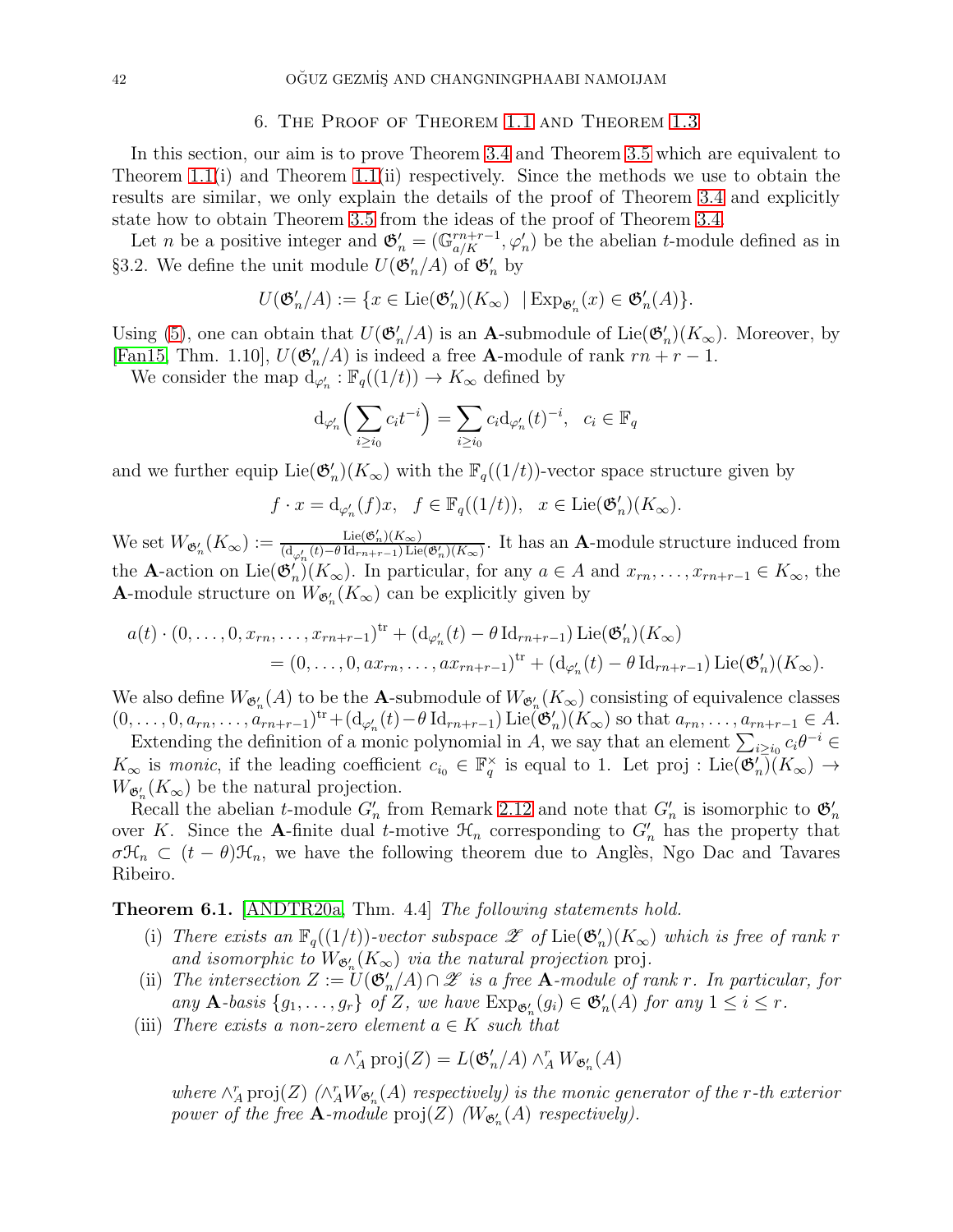## 6. The Proof of Theorem 1.1 and Theorem 1.3

In this section, our aim is to prove Theorem 3.4 and Theorem 3.5 which are equivalent to Theorem 1.1(i) and Theorem 1.1(ii) respectively. Since the methods we use to obtain the results are similar, we only explain the details of the proof of Theorem 3.4 and explicitly state how to obtain Theorem 3.5 from the ideas of the proof of Theorem 3.4.

Let $n$ be a positive integer and $\mathfrak{G}_n' = (\mathbb{G}_{a/K}^{rn+r-1}, \varphi_n')$ be the abelian $t$-module defined as in §3.2. We define the unit module $U(\mathfrak{G}_n'/A)$ of $\mathfrak{G}_n'$ by

$$U(\mathfrak{G}_n'/A) := \{x \in \operatorname{Lie}(\mathfrak{G}_n')(K_\infty) \ \ | \operatorname{Exp}_{\mathfrak{G}_n'}(x) \in \mathfrak{G}_n'(A)\}.$$

Using (5), one can obtain that $U(\mathfrak{G}_n'/A)$ is an $\mathbf{A}$-submodule of $\operatorname{Lie}(\mathfrak{G}_n')(K_\infty)$. Moreover, by [Fan15, Thm. 1.10], $U(\mathfrak{G}_n'/A)$ is indeed a free $\mathbf{A}$-module of rank $rn+r-1$.

We consider the map $\mathrm{d}_{\varphi_n'} : \mathbb{F}_q((1/t)) \to K_\infty$ defined by

$$\mathrm{d}_{\varphi_n'}\Big(\sum_{i\geq i_0} c_i t^{-i}\Big) = \sum_{i\geq i_0} c_i \mathrm{d}_{\varphi_n'}(t)^{-i}, \quad c_i \in \mathbb{F}_q$$

and we further equip $\operatorname{Lie}(\mathfrak{G}_n')(K_\infty)$ with the $\mathbb{F}_q((1/t))$-vector space structure given by

$$f\cdot x = \mathrm{d}_{\varphi_n'}(f)x, \quad f \in \mathbb{F}_q((1/t)), \quad x \in \operatorname{Lie}(\mathfrak{G}_n')(K_\infty).$$

We set $W_{\mathfrak{G}_n'}(K_\infty) := \frac{\operatorname{Lie}(\mathfrak{G}_n')(K_\infty)}{(\mathrm{d}_{\varphi_n'}(t)-\theta\operatorname{Id}_{rn+r-1})\operatorname{Lie}(\mathfrak{G}_n')(K_\infty)}$. It has an $\mathbf{A}$-module structure induced from the $\mathbf{A}$-action on $\operatorname{Lie}(\mathfrak{G}_n')(K_\infty)$. In particular, for any $a \in A$ and $x_{rn}, \dots, x_{rn+r-1} \in K_\infty$, the $\mathbf{A}$-module structure on $W_{\mathfrak{G}_n'}(K_\infty)$ can be explicitly given by

$$\begin{aligned} a(t)\cdot(0,\dots,0,x_{rn},\dots,x_{rn+r-1})^{\mathrm{tr}} + (\mathrm{d}_{\varphi_n'}(t) - \theta\operatorname{Id}_{rn+r-1})\operatorname{Lie}(\mathfrak{G}_n')(K_\infty) \\ = (0,\dots,0,ax_{rn},\dots,ax_{rn+r-1})^{\mathrm{tr}} + (\mathrm{d}_{\varphi_n'}(t) - \theta\operatorname{Id}_{rn+r-1})\operatorname{Lie}(\mathfrak{G}_n')(K_\infty). \end{aligned}$$

We also define $W_{\mathfrak{G}_n'}(A)$ to be the $\mathbf{A}$-submodule of $W_{\mathfrak{G}_n'}(K_\infty)$ consisting of equivalence classes $(0,\dots,0,a_{rn},\dots,a_{rn+r-1})^{\mathrm{tr}} + (\mathrm{d}_{\varphi_n'}(t)-\theta\operatorname{Id}_{rn+r-1})\operatorname{Lie}(\mathfrak{G}_n')(K_\infty)$ so that $a_{rn},\dots,a_{rn+r-1} \in A$.

Extending the definition of a monic polynomial in $A$, we say that an element $\sum_{i\geq i_0} c_i\theta^{-i} \in K_\infty$ is *monic*, if the leading coefficient $c_{i_0} \in \mathbb{F}_q^\times$ is equal to 1. Let $\operatorname{proj} : \operatorname{Lie}(\mathfrak{G}_n')(K_\infty) \to W_{\mathfrak{G}_n'}(K_\infty)$ be the natural projection.

Recall the abelian $t$-module $G_n'$ from Remark 2.12 and note that $G_n'$ is isomorphic to $\mathfrak{G}_n'$ over $K$. Since the $\mathbf{A}$-finite dual $t$-motive $\mathcal{H}_n$ corresponding to $G_n'$ has the property that $\sigma\mathcal{H}_n \subset (t-\theta)\mathcal{H}_n$, we have the following theorem due to Anglès, Ngo Dac and Tavares Ribeiro.

**Theorem 6.1.** [ANDTR20a, Thm. 4.4] *The following statements hold.*

(i) *There exists an $\mathbb{F}_q((1/t))$-vector subspace $\mathscr{Z}$ of $\operatorname{Lie}(\mathfrak{G}_n')(K_\infty)$ which is free of rank $r$ and isomorphic to $W_{\mathfrak{G}_n'}(K_\infty)$ via the natural projection* proj.

(ii) *The intersection $Z := U(\mathfrak{G}_n'/A) \cap \mathscr{Z}$ is a free $\mathbf{A}$-module of rank $r$. In particular, for any $\mathbf{A}$-basis $\{g_1,\dots,g_r\}$ of $Z$, we have $\operatorname{Exp}_{\mathfrak{G}_n'}(g_i) \in \mathfrak{G}_n'(A)$ for any $1 \leq i \leq r$.*

(iii) *There exists a non-zero element $a \in K$ such that*

$$a \wedge_A^r \operatorname{proj}(Z) = L(\mathfrak{G}_n'/A) \wedge_A^r W_{\mathfrak{G}_n'}(A)$$

*where $\wedge_A^r \operatorname{proj}(Z)$ ($\wedge_A^r W_{\mathfrak{G}_n'}(A)$ respectively) is the monic generator of the $r$-th exterior power of the free $\mathbf{A}$-module $\operatorname{proj}(Z)$ ($W_{\mathfrak{G}_n'}(A)$ respectively).*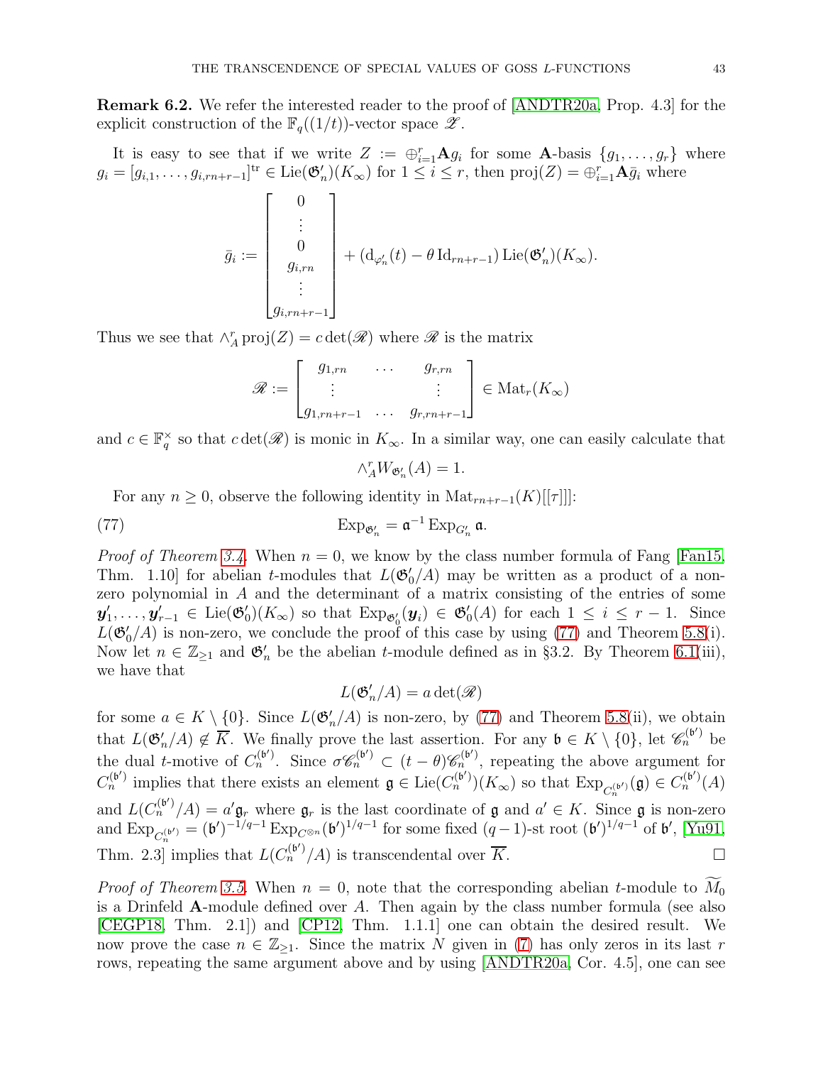**Remark 6.2.** We refer the interested reader to the proof of [ANDTR20a, Prop. 4.3] for the explicit construction of the $\mathbb{F}_q((1/t))$-vector space $\mathscr{Z}$.

It is easy to see that if we write $Z := \oplus_{i=1}^r \mathbf{A} g_i$ for some $\mathbf{A}$-basis $\{g_1, \dots, g_r\}$ where $g_i = [g_{i,1}, \dots, g_{i,rn+r-1}]^{\mathrm{tr}} \in \mathrm{Lie}(\mathfrak{G}_n')(K_\infty)$ for $1 \le i \le r$, then $\mathrm{proj}(Z) = \oplus_{i=1}^r \mathbf{A} \bar{g}_i$ where

$$\bar{g}_i := \begin{bmatrix} 0 \\ \vdots \\ 0 \\ g_{i,rn} \\ \vdots \\ g_{i,rn+r-1} \end{bmatrix} + (\mathrm{d}_{\varphi_n'}(t) - \theta \, \mathrm{Id}_{rn+r-1}) \, \mathrm{Lie}(\mathfrak{G}_n')(K_\infty).$$

Thus we see that $\wedge_A^r \mathrm{proj}(Z) = c \det(\mathscr{R})$ where $\mathscr{R}$ is the matrix

$$\mathscr{R} := \begin{bmatrix} g_{1,rn} & \cdots & g_{r,rn} \\ \vdots & & \vdots \\ g_{1,rn+r-1} & \cdots & g_{r,rn+r-1} \end{bmatrix} \in \mathrm{Mat}_r(K_\infty)$$

and $c \in \mathbb{F}_q^\times$ so that $c \det(\mathscr{R})$ is monic in $K_\infty$. In a similar way, one can easily calculate that

$$\wedge_A^r W_{\mathfrak{G}_n'}(A) = 1.$$

For any $n \ge 0$, observe the following identity in $\mathrm{Mat}_{rn+r-1}(K)[[\tau]]$:

$$\mathrm{Exp}_{\mathfrak{G}_n'} = \mathfrak{a}^{-1} \, \mathrm{Exp}_{G_n'} \, \mathfrak{a}. \tag{77}$$

*Proof of Theorem 3.4.* When $n = 0$, we know by the class number formula of Fang [Fan15, Thm. 1.10] for abelian $t$-modules that $L(\mathfrak{G}_0'/A)$ may be written as a product of a non-zero polynomial in $A$ and the determinant of a matrix consisting of the entries of some $\boldsymbol{y}_1', \dots, \boldsymbol{y}_{r-1}' \in \mathrm{Lie}(\mathfrak{G}_0')(K_\infty)$ so that $\mathrm{Exp}_{\mathfrak{G}_0'}(\boldsymbol{y}_i) \in \mathfrak{G}_0'(A)$ for each $1 \le i \le r-1$. Since $L(\mathfrak{G}_0'/A)$ is non-zero, we conclude the proof of this case by using (77) and Theorem 5.8(i). Now let $n \in \mathbb{Z}_{\ge 1}$ and $\mathfrak{G}_n'$ be the abelian $t$-module defined as in §3.2. By Theorem 6.1(iii), we have that

$$L(\mathfrak{G}_n'/A) = a \det(\mathscr{R})$$

for some $a \in K \setminus \{0\}$. Since $L(\mathfrak{G}_n'/A)$ is non-zero, by (77) and Theorem 5.8(ii), we obtain that $L(\mathfrak{G}_n'/A) \notin \overline{K}$. We finally prove the last assertion. For any $\mathfrak{b} \in K \setminus \{0\}$, let $\mathscr{C}_n^{(\mathfrak{b}')}$ be the dual $t$-motive of $C_n^{(\mathfrak{b}')}$. Since $\sigma \mathscr{C}_n^{(\mathfrak{b}')} \subset (t-\theta)\mathscr{C}_n^{(\mathfrak{b}')}$, repeating the above argument for $C_n^{(\mathfrak{b}')}$ implies that there exists an element $\mathfrak{g} \in \mathrm{Lie}(C_n^{(\mathfrak{b}')})(K_\infty)$ so that $\mathrm{Exp}_{C_n^{(\mathfrak{b}')}}(\mathfrak{g}) \in C_n^{(\mathfrak{b}')}(A)$ and $L(C_n^{(\mathfrak{b}')}/A) = a' \mathfrak{g}_r$ where $\mathfrak{g}_r$ is the last coordinate of $\mathfrak{g}$ and $a' \in K$. Since $\mathfrak{g}$ is non-zero and $\mathrm{Exp}_{C_n^{(\mathfrak{b}')}} = (\mathfrak{b}')^{-1/q-1} \mathrm{Exp}_{C^{\otimes n}} (\mathfrak{b}')^{1/q-1}$ for some fixed $(q-1)$-st root $(\mathfrak{b}')^{1/q-1}$ of $\mathfrak{b}'$, [Yu91, Thm. 2.3] implies that $L(C_n^{(\mathfrak{b}')}/A)$ is transcendental over $\overline{K}$. $\square$

*Proof of Theorem 3.5.* When $n = 0$, note that the corresponding abelian $t$-module to $\widetilde{M}_0$ is a Drinfeld $\mathbf{A}$-module defined over $A$. Then again by the class number formula (see also [CEGP18, Thm. 2.1]) and [CP12, Thm. 1.1.1] one can obtain the desired result. We now prove the case $n \in \mathbb{Z}_{\ge 1}$. Since the matrix $N$ given in (7) has only zeros in its last $r$ rows, repeating the same argument above and by using [ANDTR20a, Cor. 4.5], one can see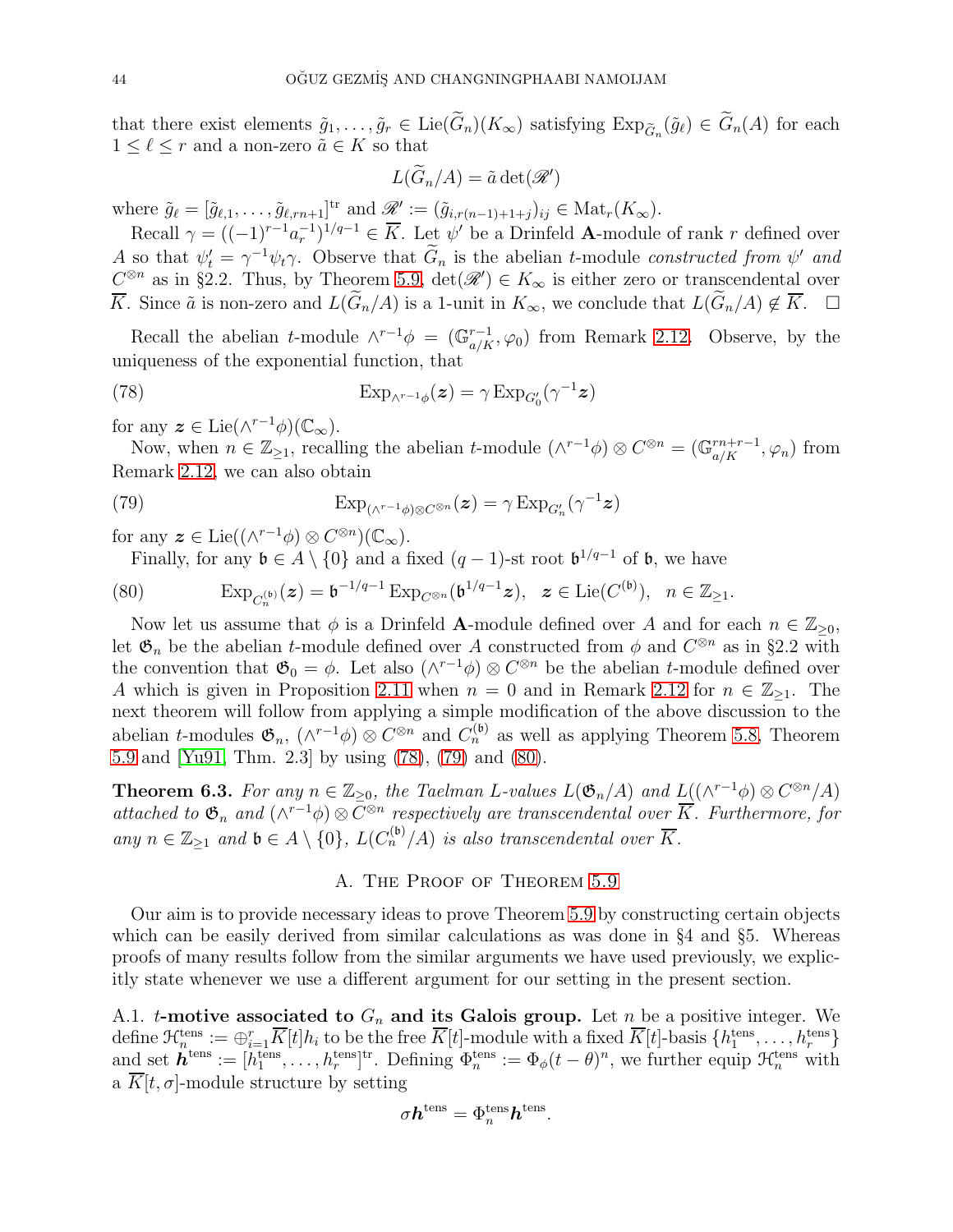that there exist elements $\tilde{g}_1, \ldots, \tilde{g}_r \in \mathrm{Lie}(\widetilde{G}_n)(K_\infty)$ satisfying $\mathrm{Exp}_{\widetilde{G}_n}(\tilde{g}_\ell) \in \widetilde{G}_n(A)$ for each $1 \leq \ell \leq r$ and a non-zero $\tilde{a} \in K$ so that

$$L(\widetilde{G}_n/A) = \tilde{a} \det(\mathscr{R}')$$

where $\tilde{g}_\ell = [\tilde{g}_{\ell,1}, \ldots, \tilde{g}_{\ell,rn+1}]^{\mathrm{tr}}$ and $\mathscr{R}' := (\tilde{g}_{i,r(n-1)+1+j})_{ij} \in \mathrm{Mat}_r(K_\infty)$.

Recall $\gamma = ((-1)^{r-1}a_r^{-1})^{1/q-1} \in \overline{K}$. Let $\psi'$ be a Drinfeld $\mathbf{A}$-module of rank $r$ defined over $A$ so that $\psi'_t = \gamma^{-1}\psi_t\gamma$. Observe that $\widetilde{G}_n$ is the abelian $t$-module *constructed from* $\psi'$ *and* $C^{\otimes n}$ as in §2.2. Thus, by Theorem 5.9, $\det(\mathscr{R}') \in K_\infty$ is either zero or transcendental over $\overline{K}$. Since $\tilde{a}$ is non-zero and $L(\widetilde{G}_n/A)$ is a 1-unit in $K_\infty$, we conclude that $L(\widetilde{G}_n/A) \notin \overline{K}$. $\square$

Recall the abelian $t$-module $\wedge^{r-1}\phi = (\mathbb{G}_{a/K}^{r-1}, \varphi_0)$ from Remark 2.12. Observe, by the uniqueness of the exponential function, that

$$\mathrm{Exp}_{\wedge^{r-1}\phi}(\boldsymbol{z}) = \gamma \,\mathrm{Exp}_{G_0'}(\gamma^{-1}\boldsymbol{z}) \tag{78}$$

for any $\boldsymbol{z} \in \mathrm{Lie}(\wedge^{r-1}\phi)(\mathbb{C}_\infty)$.

Now, when $n \in \mathbb{Z}_{\geq 1}$, recalling the abelian $t$-module $(\wedge^{r-1}\phi) \otimes C^{\otimes n} = (\mathbb{G}_{a/K}^{rn+r-1}, \varphi_n)$ from Remark 2.12, we can also obtain

$$\mathrm{Exp}_{(\wedge^{r-1}\phi)\otimes C^{\otimes n}}(\boldsymbol{z}) = \gamma \,\mathrm{Exp}_{G_n'}(\gamma^{-1}\boldsymbol{z}) \tag{79}$$

for any $\boldsymbol{z} \in \mathrm{Lie}((\wedge^{r-1}\phi) \otimes C^{\otimes n})(\mathbb{C}_\infty)$.

Finally, for any $\mathfrak{b} \in A \setminus \{0\}$ and a fixed $(q-1)$-st root $\mathfrak{b}^{1/q-1}$ of $\mathfrak{b}$, we have

$$\mathrm{Exp}_{C_n^{(\mathfrak{b})}}(\boldsymbol{z}) = \mathfrak{b}^{-1/q-1}\,\mathrm{Exp}_{C^{\otimes n}}(\mathfrak{b}^{1/q-1}\boldsymbol{z}), \quad \boldsymbol{z} \in \mathrm{Lie}(C^{(\mathfrak{b})}), \quad n \in \mathbb{Z}_{\geq 1}. \tag{80}$$

Now let us assume that $\phi$ is a Drinfeld $\mathbf{A}$-module defined over $A$ and for each $n \in \mathbb{Z}_{\geq 0}$, let $\mathfrak{G}_n$ be the abelian $t$-module defined over $A$ constructed from $\phi$ and $C^{\otimes n}$ as in §2.2 with the convention that $\mathfrak{G}_0 = \phi$. Let also $(\wedge^{r-1}\phi) \otimes C^{\otimes n}$ be the abelian $t$-module defined over $A$ which is given in Proposition 2.11 when $n = 0$ and in Remark 2.12 for $n \in \mathbb{Z}_{\geq 1}$. The next theorem will follow from applying a simple modification of the above discussion to the abelian $t$-modules $\mathfrak{G}_n$, $(\wedge^{r-1}\phi) \otimes C^{\otimes n}$ and $C_n^{(\mathfrak{b})}$ as well as applying Theorem 5.8, Theorem 5.9 and [Yu91, Thm. 2.3] by using (78), (79) and (80).

**Theorem 6.3.** *For any $n \in \mathbb{Z}_{\geq 0}$, the Taelman L-values $L(\mathfrak{G}_n/A)$ and $L((\wedge^{r-1}\phi) \otimes C^{\otimes n}/A)$ attached to $\mathfrak{G}_n$ and $(\wedge^{r-1}\phi) \otimes C^{\otimes n}$ respectively are transcendental over $\overline{K}$. Furthermore, for any $n \in \mathbb{Z}_{\geq 1}$ and $\mathfrak{b} \in A \setminus \{0\}$, $L(C_n^{(\mathfrak{b})}/A)$ is also transcendental over $\overline{K}$.*

## A. The Proof of Theorem 5.9

Our aim is to provide necessary ideas to prove Theorem 5.9 by constructing certain objects which can be easily derived from similar calculations as was done in §4 and §5. Whereas proofs of many results follow from the similar arguments we have used previously, we explicitly state whenever we use a different argument for our setting in the present section.

A.1. **$t$-motive associated to $G_n$ and its Galois group.** Let $n$ be a positive integer. We define $\mathcal{H}_n^{\mathrm{tens}} := \oplus_{i=1}^r \overline{K}[t]h_i$ to be the free $\overline{K}[t]$-module with a fixed $\overline{K}[t]$-basis $\{h_1^{\mathrm{tens}}, \ldots, h_r^{\mathrm{tens}}\}$ and set $\boldsymbol{h}^{\mathrm{tens}} := [h_1^{\mathrm{tens}}, \ldots, h_r^{\mathrm{tens}}]^{\mathrm{tr}}$. Defining $\Phi_n^{\mathrm{tens}} := \Phi_\phi(t-\theta)^n$, we further equip $\mathcal{H}_n^{\mathrm{tens}}$ with a $\overline{K}[t,\sigma]$-module structure by setting

$$\sigma \boldsymbol{h}^{\mathrm{tens}} = \Phi_n^{\mathrm{tens}} \boldsymbol{h}^{\mathrm{tens}}.$$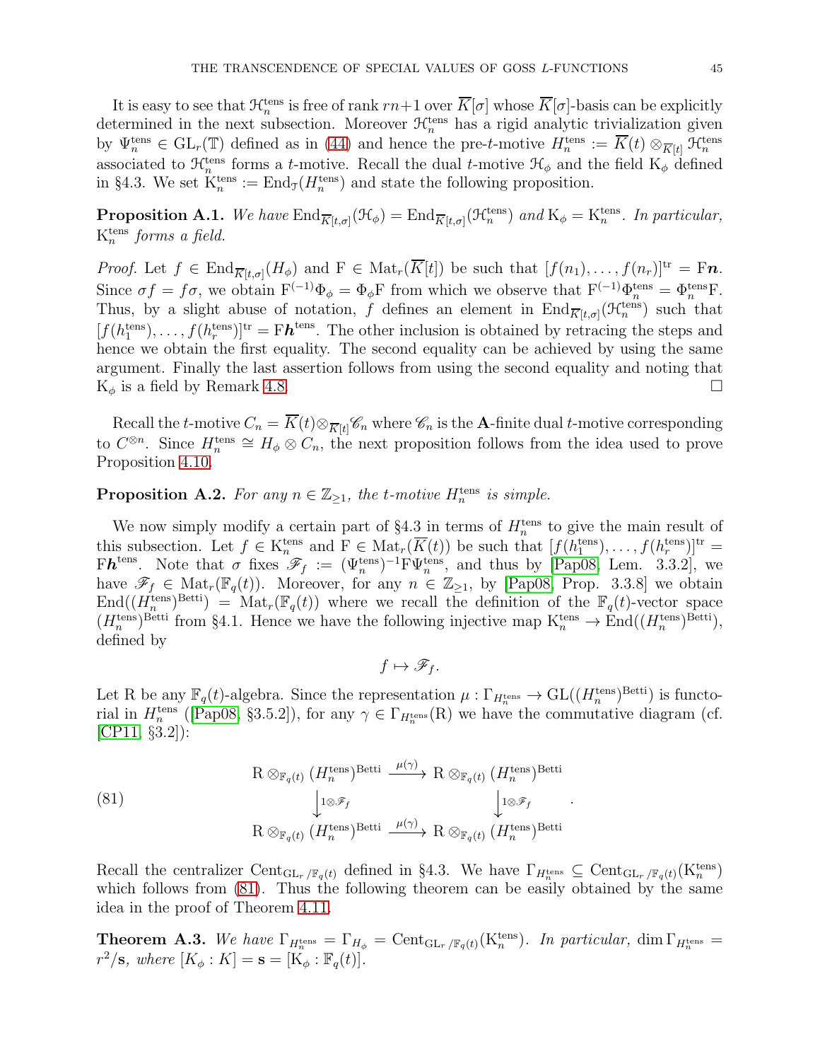It is easy to see that $\mathcal{H}_n^{\mathrm{tens}}$ is free of rank $rn+1$ over $\overline{K}[\sigma]$ whose $\overline{K}[\sigma]$-basis can be explicitly determined in the next subsection. Moreover $\mathcal{H}_n^{\mathrm{tens}}$ has a rigid analytic trivialization given by $\Psi_n^{\mathrm{tens}} \in \mathrm{GL}_r(\mathbb{T})$ defined as in (44) and hence the pre-$t$-motive $H_n^{\mathrm{tens}} := \overline{K}(t) \otimes_{\overline{K}[t]} \mathcal{H}_n^{\mathrm{tens}}$ associated to $\mathcal{H}_n^{\mathrm{tens}}$ forms a $t$-motive. Recall the dual $t$-motive $\mathcal{H}_\phi$ and the field $\mathrm{K}_\phi$ defined in §4.3. We set $\mathrm{K}_n^{\mathrm{tens}} := \mathrm{End}_{\mathcal{T}}(H_n^{\mathrm{tens}})$ and state the following proposition.

**Proposition A.1.** *We have* $\mathrm{End}_{\overline{K}[t,\sigma]}(\mathcal{H}_\phi) = \mathrm{End}_{\overline{K}[t,\sigma]}(\mathcal{H}_n^{\mathrm{tens}})$ *and* $\mathrm{K}_\phi = \mathrm{K}_n^{\mathrm{tens}}$*. In particular,* $\mathrm{K}_n^{\mathrm{tens}}$ *forms a field.*

*Proof.* Let $f \in \mathrm{End}_{\overline{K}[t,\sigma]}(H_\phi)$ and $\mathrm{F} \in \mathrm{Mat}_r(\overline{K}[t])$ be such that $[f(n_1), \dots, f(n_r)]^{\mathrm{tr}} = \mathrm{F}\boldsymbol{n}$. Since $\sigma f = f\sigma$, we obtain $\mathrm{F}^{(-1)}\Phi_\phi = \Phi_\phi \mathrm{F}$ from which we observe that $\mathrm{F}^{(-1)}\Phi_n^{\mathrm{tens}} = \Phi_n^{\mathrm{tens}}\mathrm{F}$. Thus, by a slight abuse of notation, $f$ defines an element in $\mathrm{End}_{\overline{K}[t,\sigma]}(\mathcal{H}_n^{\mathrm{tens}})$ such that $[f(h_1^{\mathrm{tens}}), \dots, f(h_r^{\mathrm{tens}})]^{\mathrm{tr}} = \mathrm{F}\boldsymbol{h}^{\mathrm{tens}}$. The other inclusion is obtained by retracing the steps and hence we obtain the first equality. The second equality can be achieved by using the same argument. Finally the last assertion follows from using the second equality and noting that $\mathrm{K}_\phi$ is a field by Remark 4.8. $\square$

Recall the $t$-motive $C_n = \overline{K}(t) \otimes_{\overline{K}[t]} \mathscr{C}_n$ where $\mathscr{C}_n$ is the $\mathbf{A}$-finite dual $t$-motive corresponding to $C^{\otimes n}$. Since $H_n^{\mathrm{tens}} \cong H_\phi \otimes C_n$, the next proposition follows from the idea used to prove Proposition 4.10.

**Proposition A.2.** *For any* $n \in \mathbb{Z}_{\geq 1}$*, the $t$-motive* $H_n^{\mathrm{tens}}$ *is simple.*

We now simply modify a certain part of §4.3 in terms of $H_n^{\mathrm{tens}}$ to give the main result of this subsection. Let $f \in \mathrm{K}_n^{\mathrm{tens}}$ and $\mathrm{F} \in \mathrm{Mat}_r(\overline{K}(t))$ be such that $[f(h_1^{\mathrm{tens}}), \dots, f(h_r^{\mathrm{tens}})]^{\mathrm{tr}} = \mathrm{F}\boldsymbol{h}^{\mathrm{tens}}$. Note that $\sigma$ fixes $\mathscr{F}_f := (\Psi_n^{\mathrm{tens}})^{-1}\mathrm{F}\Psi_n^{\mathrm{tens}}$, and thus by [Pap08, Lem. 3.3.2], we have $\mathscr{F}_f \in \mathrm{Mat}_r(\mathbb{F}_q(t))$. Moreover, for any $n \in \mathbb{Z}_{\geq 1}$, by [Pap08, Prop. 3.3.8] we obtain $\mathrm{End}((H_n^{\mathrm{tens}})^{\mathrm{Betti}}) = \mathrm{Mat}_r(\mathbb{F}_q(t))$ where we recall the definition of the $\mathbb{F}_q(t)$-vector space $(H_n^{\mathrm{tens}})^{\mathrm{Betti}}$ from §4.1. Hence we have the following injective map $\mathrm{K}_n^{\mathrm{tens}} \to \mathrm{End}((H_n^{\mathrm{tens}})^{\mathrm{Betti}})$, defined by

$$f \mapsto \mathscr{F}_f.$$

Let $\mathrm{R}$ be any $\mathbb{F}_q(t)$-algebra. Since the representation $\mu : \Gamma_{H_n^{\mathrm{tens}}} \to \mathrm{GL}((H_n^{\mathrm{tens}})^{\mathrm{Betti}})$ is functorial in $H_n^{\mathrm{tens}}$ ([Pap08, §3.5.2]), for any $\gamma \in \Gamma_{H_n^{\mathrm{tens}}}(\mathrm{R})$ we have the commutative diagram (cf. [CP11, §3.2]):

$$\begin{array}{ccc} \mathrm{R} \otimes_{\mathbb{F}_q(t)} (H_n^{\mathrm{tens}})^{\mathrm{Betti}} & \xrightarrow{\mu(\gamma)} & \mathrm{R} \otimes_{\mathbb{F}_q(t)} (H_n^{\mathrm{tens}})^{\mathrm{Betti}} \\ \Big\downarrow{\scriptstyle 1\otimes\mathscr{F}_f} & & \Big\downarrow{\scriptstyle 1\otimes\mathscr{F}_f} \\ \mathrm{R} \otimes_{\mathbb{F}_q(t)} (H_n^{\mathrm{tens}})^{\mathrm{Betti}} & \xrightarrow{\mu(\gamma)} & \mathrm{R} \otimes_{\mathbb{F}_q(t)} (H_n^{\mathrm{tens}})^{\mathrm{Betti}} \end{array} \tag{81}$$

Recall the centralizer $\mathrm{Cent}_{\mathrm{GL}_r/\mathbb{F}_q(t)}$ defined in §4.3. We have $\Gamma_{H_n^{\mathrm{tens}}} \subseteq \mathrm{Cent}_{\mathrm{GL}_r/\mathbb{F}_q(t)}(\mathrm{K}_n^{\mathrm{tens}})$ which follows from (81). Thus the following theorem can be easily obtained by the same idea in the proof of Theorem 4.11.

**Theorem A.3.** *We have* $\Gamma_{H_n^{\mathrm{tens}}} = \Gamma_{H_\phi} = \mathrm{Cent}_{\mathrm{GL}_r/\mathbb{F}_q(t)}(\mathrm{K}_n^{\mathrm{tens}})$*. In particular,* $\dim \Gamma_{H_n^{\mathrm{tens}}} = r^2/\mathbf{s}$*, where* $[K_\phi : K] = \mathbf{s} = [\mathrm{K}_\phi : \mathbb{F}_q(t)]$.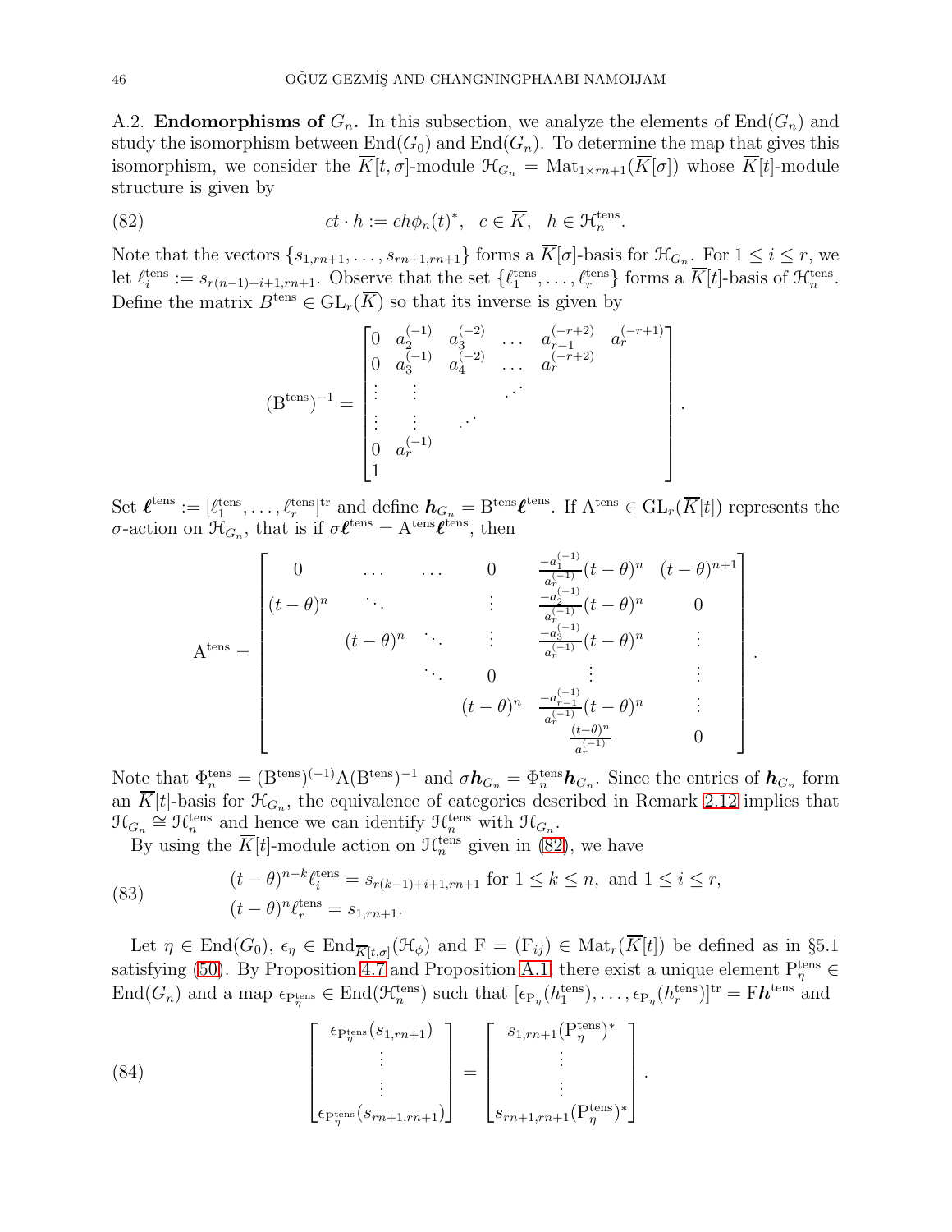**A.2. Endomorphisms of $G_n$.** In this subsection, we analyze the elements of $\mathrm{End}(G_n)$ and study the isomorphism between $\mathrm{End}(G_0)$ and $\mathrm{End}(G_n)$. To determine the map that gives this isomorphism, we consider the $\overline{K}[t,\sigma]$-module $\mathcal{H}_{G_n} = \mathrm{Mat}_{1\times rn+1}(\overline{K}[\sigma])$ whose $\overline{K}[t]$-module structure is given by

$$ct \cdot h := ch\phi_n(t)^*, \quad c \in \overline{K}, \quad h \in \mathcal{H}_n^{\mathrm{tens}}. \tag{82}$$

Note that the vectors $\{s_{1,rn+1}, \ldots, s_{rn+1,rn+1}\}$ forms a $\overline{K}[\sigma]$-basis for $\mathcal{H}_{G_n}$. For $1 \leq i \leq r$, we let $\ell_i^{\mathrm{tens}} := s_{r(n-1)+i+1,rn+1}$. Observe that the set $\{\ell_1^{\mathrm{tens}}, \ldots, \ell_r^{\mathrm{tens}}\}$ forms a $\overline{K}[t]$-basis of $\mathcal{H}_n^{\mathrm{tens}}$. Define the matrix $B^{\mathrm{tens}} \in \mathrm{GL}_r(\overline{K})$ so that its inverse is given by

$$(\mathrm{B}^{\mathrm{tens}})^{-1} = \begin{bmatrix} 0 & a_2^{(-1)} & a_3^{(-2)} & \ldots & a_{r-1}^{(-r+2)} & a_r^{(-r+1)} \\ 0 & a_3^{(-1)} & a_4^{(-2)} & \ldots & a_r^{(-r+2)} & \\ \vdots & \vdots & & \iddots & & \\ \vdots & \vdots & \iddots & & & \\ 0 & a_r^{(-1)} & & & & \\ 1 & & & & & \end{bmatrix}.$$

Set $\boldsymbol{\ell}^{\mathrm{tens}} := [\ell_1^{\mathrm{tens}}, \ldots, \ell_r^{\mathrm{tens}}]^{\mathrm{tr}}$ and define $\boldsymbol{h}_{G_n} = \mathrm{B}^{\mathrm{tens}}\boldsymbol{\ell}^{\mathrm{tens}}$. If $\mathrm{A}^{\mathrm{tens}} \in \mathrm{GL}_r(\overline{K}[t])$ represents the $\sigma$-action on $\mathcal{H}_{G_n}$, that is if $\sigma\boldsymbol{\ell}^{\mathrm{tens}} = \mathrm{A}^{\mathrm{tens}}\boldsymbol{\ell}^{\mathrm{tens}}$, then

$$\mathrm{A}^{\mathrm{tens}} = \begin{bmatrix} 0 & \ldots & \ldots & 0 & \frac{-a_1^{(-1)}}{a_r^{(-1)}}(t-\theta)^n & (t-\theta)^{n+1} \\ (t-\theta)^n & \ddots & & \vdots & \frac{-a_2^{(-1)}}{a_r^{(-1)}}(t-\theta)^n & 0 \\ & (t-\theta)^n & \ddots & \vdots & \frac{-a_3^{(-1)}}{a_r^{(-1)}}(t-\theta)^n & \vdots \\ & & \ddots & 0 & \vdots & \vdots \\ & & & (t-\theta)^n & \frac{-a_{r-1}^{(-1)}}{a_r^{(-1)}}(t-\theta)^n & \vdots \\ & & & & \frac{(t-\theta)^n}{a_r^{(-1)}} & 0 \end{bmatrix}.$$

Note that $\Phi_n^{\mathrm{tens}} = (\mathrm{B}^{\mathrm{tens}})^{(-1)}\mathrm{A}(\mathrm{B}^{\mathrm{tens}})^{-1}$ and $\sigma\boldsymbol{h}_{G_n} = \Phi_n^{\mathrm{tens}}\boldsymbol{h}_{G_n}$. Since the entries of $\boldsymbol{h}_{G_n}$ form an $\overline{K}[t]$-basis for $\mathcal{H}_{G_n}$, the equivalence of categories described in Remark 2.12 implies that $\mathcal{H}_{G_n} \cong \mathcal{H}_n^{\mathrm{tens}}$ and hence we can identify $\mathcal{H}_n^{\mathrm{tens}}$ with $\mathcal{H}_{G_n}$.

By using the $\overline{K}[t]$-module action on $\mathcal{H}_n^{\mathrm{tens}}$ given in (82), we have

$$\begin{aligned} &(t-\theta)^{n-k}\ell_i^{\mathrm{tens}} = s_{r(k-1)+i+1,rn+1} \text{ for } 1 \leq k \leq n, \text{ and } 1 \leq i \leq r, \\ &(t-\theta)^n \ell_r^{\mathrm{tens}} = s_{1,rn+1}. \end{aligned} \tag{83}$$

Let $\eta \in \mathrm{End}(G_0)$, $\epsilon_\eta \in \mathrm{End}_{\overline{K}[t,\sigma]}(\mathcal{H}_\phi)$ and $\mathrm{F} = (\mathrm{F}_{ij}) \in \mathrm{Mat}_r(\overline{K}[t])$ be defined as in §5.1 satisfying (50). By Proposition 4.7 and Proposition A.1, there exist a unique element $\mathrm{P}_\eta^{\mathrm{tens}} \in \mathrm{End}(G_n)$ and a map $\epsilon_{\mathrm{P}_\eta^{\mathrm{tens}}} \in \mathrm{End}(\mathcal{H}_n^{\mathrm{tens}})$ such that $[\epsilon_{\mathrm{P}_\eta}(h_1^{\mathrm{tens}}), \ldots, \epsilon_{\mathrm{P}_\eta}(h_r^{\mathrm{tens}})]^{\mathrm{tr}} = \mathrm{F}\boldsymbol{h}^{\mathrm{tens}}$ and

$$\begin{bmatrix} \epsilon_{\mathrm{P}_\eta^{\mathrm{tens}}}(s_{1,rn+1}) \\ \vdots \\ \vdots \\ \epsilon_{\mathrm{P}_\eta^{\mathrm{tens}}}(s_{rn+1,rn+1}) \end{bmatrix} = \begin{bmatrix} s_{1,rn+1}(\mathrm{P}_\eta^{\mathrm{tens}})^* \\ \vdots \\ \vdots \\ s_{rn+1,rn+1}(\mathrm{P}_\eta^{\mathrm{tens}})^* \end{bmatrix}. \tag{84}$$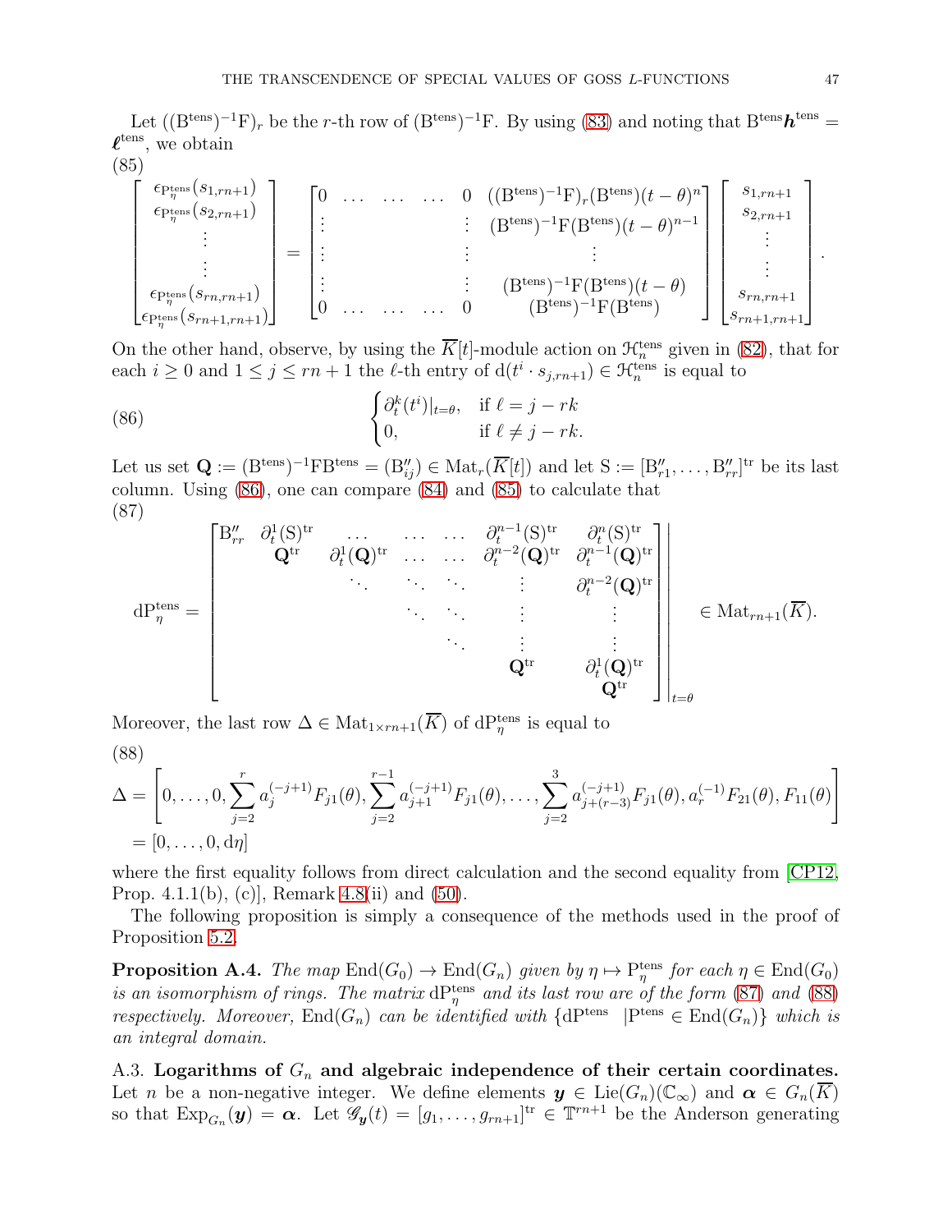Let $((\mathrm{B}^{\mathrm{tens}})^{-1}\mathrm{F})_r$ be the $r$-th row of $(\mathrm{B}^{\mathrm{tens}})^{-1}\mathrm{F}$. By using (83) and noting that $\mathrm{B}^{\mathrm{tens}}\boldsymbol{h}^{\mathrm{tens}} = \boldsymbol{\ell}^{\mathrm{tens}}$, we obtain

(85)

$$
\begin{bmatrix} \epsilon_{\mathrm{P}_\eta^{\mathrm{tens}}}(s_{1,rn+1}) \\ \epsilon_{\mathrm{P}_\eta^{\mathrm{tens}}}(s_{2,rn+1}) \\ \vdots \\ \vdots \\ \epsilon_{\mathrm{P}_\eta^{\mathrm{tens}}}(s_{rn,rn+1}) \\ \epsilon_{\mathrm{P}_\eta^{\mathrm{tens}}}(s_{rn+1,rn+1}) \end{bmatrix} = \begin{bmatrix} 0 & \dots & \dots & \dots & 0 & ((\mathrm{B}^{\mathrm{tens}})^{-1}\mathrm{F})_r(\mathrm{B}^{\mathrm{tens}})(t-\theta)^n \\ \vdots & & & & \vdots & (\mathrm{B}^{\mathrm{tens}})^{-1}\mathrm{F}(\mathrm{B}^{\mathrm{tens}})(t-\theta)^{n-1} \\ \vdots & & & & \vdots & \vdots \\ \vdots & & & & \vdots & (\mathrm{B}^{\mathrm{tens}})^{-1}\mathrm{F}(\mathrm{B}^{\mathrm{tens}})(t-\theta) \\ 0 & \dots & \dots & \dots & 0 & (\mathrm{B}^{\mathrm{tens}})^{-1}\mathrm{F}(\mathrm{B}^{\mathrm{tens}}) \end{bmatrix} \begin{bmatrix} s_{1,rn+1} \\ s_{2,rn+1} \\ \vdots \\ \vdots \\ s_{rn,rn+1} \\ s_{rn+1,rn+1} \end{bmatrix}.
$$

On the other hand, observe, by using the $\overline{K}[t]$-module action on $\mathcal{H}_n^{\mathrm{tens}}$ given in (82), that for each $i \geq 0$ and $1 \leq j \leq rn+1$ the $\ell$-th entry of $\mathrm{d}(t^i \cdot s_{j,rn+1}) \in \mathcal{H}_n^{\mathrm{tens}}$ is equal to

$$
\begin{cases} \partial_t^k(t^i)|_{t=\theta}, & \text{if } \ell = j - rk \\ 0, & \text{if } \ell \neq j - rk. \end{cases} \tag{86}
$$

Let us set $\mathbf{Q} := (\mathrm{B}^{\mathrm{tens}})^{-1}\mathrm{F}\mathrm{B}^{\mathrm{tens}} = (\mathrm{B}''_{ij}) \in \mathrm{Mat}_r(\overline{K}[t])$ and let $\mathrm{S} := [\mathrm{B}''_{r1}, \dots, \mathrm{B}''_{rr}]^{\mathrm{tr}}$ be its last column. Using (86), one can compare (84) and (85) to calculate that

(87)

$$
\mathrm{dP}_\eta^{\mathrm{tens}} = \begin{bmatrix} \mathrm{B}''_{rr} & \partial_t^1(\mathrm{S})^{\mathrm{tr}} & \dots & \dots & \dots & \partial_t^{n-1}(\mathrm{S})^{\mathrm{tr}} & \partial_t^n(\mathrm{S})^{\mathrm{tr}} \\ & \mathbf{Q}^{\mathrm{tr}} & \partial_t^1(\mathbf{Q})^{\mathrm{tr}} & \dots & \dots & \partial_t^{n-2}(\mathbf{Q})^{\mathrm{tr}} & \partial_t^{n-1}(\mathbf{Q})^{\mathrm{tr}} \\ & & \ddots & \ddots & \ddots & \vdots & \partial_t^{n-2}(\mathbf{Q})^{\mathrm{tr}} \\ & & & \ddots & \ddots & \vdots & \vdots \\ & & & & \ddots & \vdots & \vdots \\ & & & & & \mathbf{Q}^{\mathrm{tr}} & \partial_t^1(\mathbf{Q})^{\mathrm{tr}} \\ & & & & & & \mathbf{Q}^{\mathrm{tr}} \end{bmatrix}\Bigg|_{t=\theta} \in \mathrm{Mat}_{rn+1}(\overline{K}).
$$

Moreover, the last row $\Delta \in \mathrm{Mat}_{1\times rn+1}(\overline{K})$ of $\mathrm{dP}_\eta^{\mathrm{tens}}$ is equal to

(88)

$$
\begin{aligned}
\Delta &= \left[0, \dots, 0, \sum_{j=2}^{r} a_j^{(-j+1)} F_{j1}(\theta), \sum_{j=2}^{r-1} a_{j+1}^{(-j+1)} F_{j1}(\theta), \dots, \sum_{j=2}^{3} a_{j+(r-3)}^{(-j+1)} F_{j1}(\theta), a_r^{(-1)} F_{21}(\theta), F_{11}(\theta)\right] \\
&= [0, \dots, 0, \mathrm{d}\eta]
\end{aligned}
$$

where the first equality follows from direct calculation and the second equality from [CP12, Prop. 4.1.1(b), (c)], Remark 4.8(ii) and (50).

The following proposition is simply a consequence of the methods used in the proof of Proposition 5.2.

**Proposition A.4.** *The map* $\mathrm{End}(G_0) \to \mathrm{End}(G_n)$ *given by* $\eta \mapsto \mathrm{P}_\eta^{\mathrm{tens}}$ *for each* $\eta \in \mathrm{End}(G_0)$ *is an isomorphism of rings. The matrix* $\mathrm{dP}_\eta^{\mathrm{tens}}$ *and its last row are of the form* (87) *and* (88) *respectively. Moreover,* $\mathrm{End}(G_n)$ *can be identified with* $\{\mathrm{dP}^{\mathrm{tens}} \ |\mathrm{P}^{\mathrm{tens}} \in \mathrm{End}(G_n)\}$ *which is an integral domain.*

A.3. **Logarithms of $G_n$ and algebraic independence of their certain coordinates.** Let $n$ be a non-negative integer. We define elements $\boldsymbol{y} \in \mathrm{Lie}(G_n)(\mathbb{C}_\infty)$ and $\boldsymbol{\alpha} \in G_n(\overline{K})$ so that $\mathrm{Exp}_{G_n}(\boldsymbol{y}) = \boldsymbol{\alpha}$. Let $\mathscr{G}_{\boldsymbol{y}}(t) = [g_1, \dots, g_{rn+1}]^{\mathrm{tr}} \in \mathbb{T}^{rn+1}$ be the Anderson generating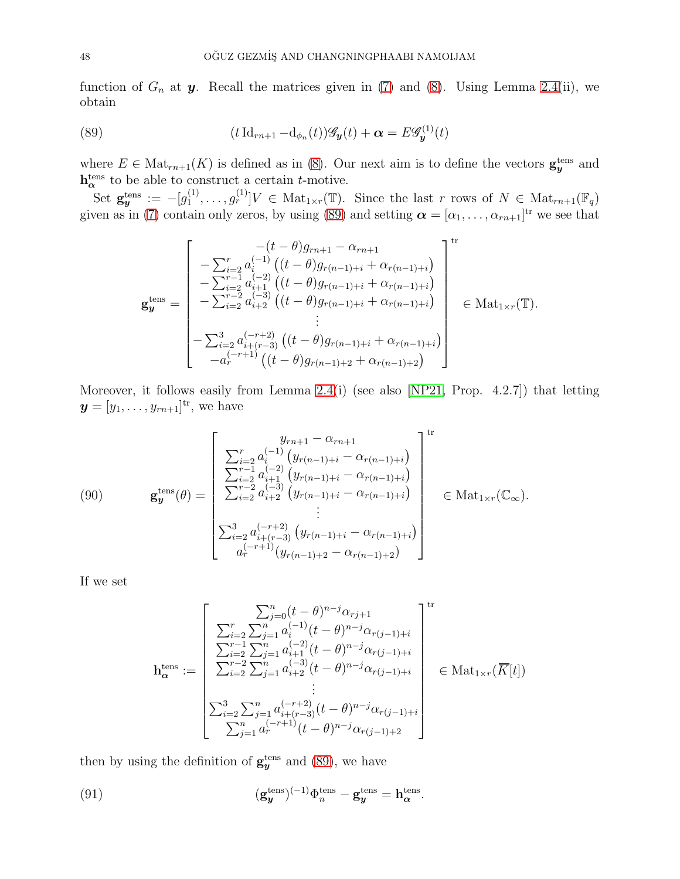function of $G_n$ at $\boldsymbol{y}$. Recall the matrices given in (7) and (8). Using Lemma 2.4(ii), we obtain

$$
(t\,\mathrm{Id}_{rn+1} - \mathrm{d}_{\phi_n}(t))\mathscr{G}_{\boldsymbol{y}}(t) + \boldsymbol{\alpha} = E\mathscr{G}_{\boldsymbol{y}}^{(1)}(t) \tag{89}
$$

where $E \in \mathrm{Mat}_{rn+1}(K)$ is defined as in (8). Our next aim is to define the vectors $\mathbf{g}_{\boldsymbol{y}}^{\mathrm{tens}}$ and $\mathbf{h}_{\boldsymbol{\alpha}}^{\mathrm{tens}}$ to be able to construct a certain $t$-motive.

Set $\mathbf{g}_{\boldsymbol{y}}^{\mathrm{tens}} := -[g_1^{(1)}, \dots, g_r^{(1)}]V \in \mathrm{Mat}_{1\times r}(\mathbb{T})$. Since the last $r$ rows of $N \in \mathrm{Mat}_{rn+1}(\mathbb{F}_q)$ given as in (7) contain only zeros, by using (89) and setting $\boldsymbol{\alpha} = [\alpha_1, \dots, \alpha_{rn+1}]^{\mathrm{tr}}$ we see that

$$
\mathbf{g}_{\boldsymbol{y}}^{\mathrm{tens}} = \begin{bmatrix} -(t-\theta)g_{rn+1} - \alpha_{rn+1} \\ -\sum_{i=2}^{r} a_i^{(-1)}\left((t-\theta)g_{r(n-1)+i} + \alpha_{r(n-1)+i}\right) \\ -\sum_{i=2}^{r-1} a_{i+1}^{(-2)}\left((t-\theta)g_{r(n-1)+i} + \alpha_{r(n-1)+i}\right) \\ -\sum_{i=2}^{r-2} a_{i+2}^{(-3)}\left((t-\theta)g_{r(n-1)+i} + \alpha_{r(n-1)+i}\right) \\ \vdots \\ -\sum_{i=2}^{3} a_{i+(r-3)}^{(-r+2)}\left((t-\theta)g_{r(n-1)+i} + \alpha_{r(n-1)+i}\right) \\ -a_r^{(-r+1)}\left((t-\theta)g_{r(n-1)+2} + \alpha_{r(n-1)+2}\right) \end{bmatrix}^{\mathrm{tr}} \in \mathrm{Mat}_{1\times r}(\mathbb{T}).
$$

Moreover, it follows easily from Lemma 2.4(i) (see also [NP21, Prop. 4.2.7]) that letting $\boldsymbol{y} = [y_1, \dots, y_{rn+1}]^{\mathrm{tr}}$, we have

$$
\mathbf{g}_{\boldsymbol{y}}^{\mathrm{tens}}(\theta) = \begin{bmatrix} y_{rn+1} - \alpha_{rn+1} \\ \sum_{i=2}^{r} a_i^{(-1)}\left(y_{r(n-1)+i} - \alpha_{r(n-1)+i}\right) \\ \sum_{i=2}^{r-1} a_{i+1}^{(-2)}\left(y_{r(n-1)+i} - \alpha_{r(n-1)+i}\right) \\ \sum_{i=2}^{r-2} a_{i+2}^{(-3)}\left(y_{r(n-1)+i} - \alpha_{r(n-1)+i}\right) \\ \vdots \\ \sum_{i=2}^{3} a_{i+(r-3)}^{(-r+2)}\left(y_{r(n-1)+i} - \alpha_{r(n-1)+i}\right) \\ a_r^{(-r+1)}(y_{r(n-1)+2} - \alpha_{r(n-1)+2}) \end{bmatrix}^{\mathrm{tr}} \in \mathrm{Mat}_{1\times r}(\mathbb{C}_\infty). \tag{90}
$$

If we set

$$
\mathbf{h}_{\boldsymbol{\alpha}}^{\mathrm{tens}} := \begin{bmatrix} \sum_{j=0}^{n}(t-\theta)^{n-j}\alpha_{rj+1} \\ \sum_{i=2}^{r}\sum_{j=1}^{n} a_i^{(-1)}(t-\theta)^{n-j}\alpha_{r(j-1)+i} \\ \sum_{i=2}^{r-1}\sum_{j=1}^{n} a_{i+1}^{(-2)}(t-\theta)^{n-j}\alpha_{r(j-1)+i} \\ \sum_{i=2}^{r-2}\sum_{j=1}^{n} a_{i+2}^{(-3)}(t-\theta)^{n-j}\alpha_{r(j-1)+i} \\ \vdots \\ \sum_{i=2}^{3}\sum_{j=1}^{n} a_{i+(r-3)}^{(-r+2)}(t-\theta)^{n-j}\alpha_{r(j-1)+i} \\ \sum_{j=1}^{n} a_r^{(-r+1)}(t-\theta)^{n-j}\alpha_{r(j-1)+2} \end{bmatrix}^{\mathrm{tr}} \in \mathrm{Mat}_{1\times r}(\overline{K}[t])
$$

then by using the definition of $\mathbf{g}_{\boldsymbol{y}}^{\mathrm{tens}}$ and (89), we have

$$
(\mathbf{g}_{\boldsymbol{y}}^{\mathrm{tens}})^{(-1)}\Phi_n^{\mathrm{tens}} - \mathbf{g}_{\boldsymbol{y}}^{\mathrm{tens}} = \mathbf{h}_{\boldsymbol{\alpha}}^{\mathrm{tens}}. \tag{91}
$$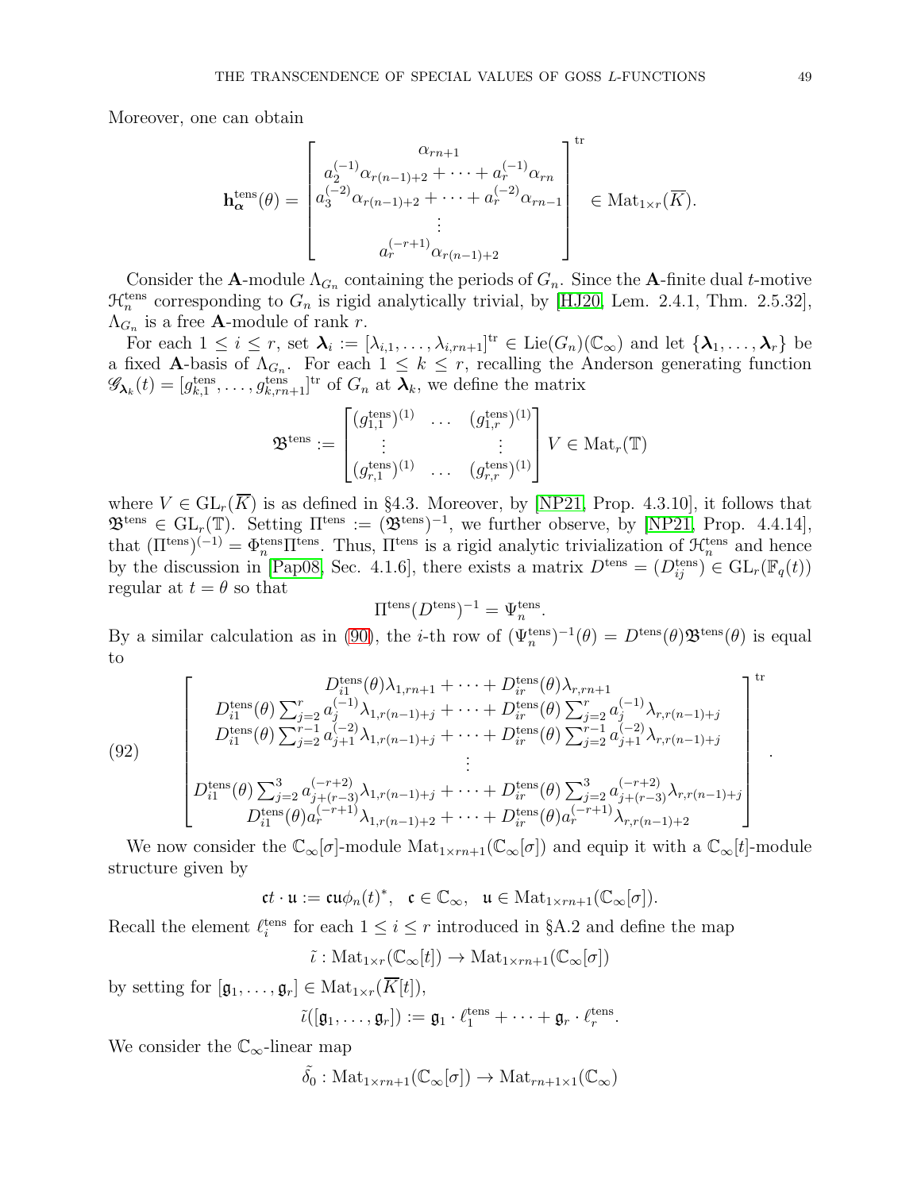Moreover, one can obtain

$$\mathbf{h}_{\boldsymbol{\alpha}}^{\mathrm{tens}}(\theta)=\begin{bmatrix}\alpha_{rn+1}\\ a_2^{(-1)}\alpha_{r(n-1)+2}+\cdots+a_r^{(-1)}\alpha_{rn}\\ a_3^{(-2)}\alpha_{r(n-1)+2}+\cdots+a_r^{(-2)}\alpha_{rn-1}\\ \vdots\\ a_r^{(-r+1)}\alpha_{r(n-1)+2}\end{bmatrix}^{\mathrm{tr}}\in\mathrm{Mat}_{1\times r}(\overline{K}).$$

Consider the $\mathbf{A}$-module $\Lambda_{G_n}$ containing the periods of $G_n$. Since the $\mathbf{A}$-finite dual $t$-motive $\mathcal{H}_n^{\mathrm{tens}}$ corresponding to $G_n$ is rigid analytically trivial, by [HJ20, Lem. 2.4.1, Thm. 2.5.32], $\Lambda_{G_n}$ is a free $\mathbf{A}$-module of rank $r$.

For each $1\leq i\leq r$, set $\boldsymbol{\lambda}_i:=[\lambda_{i,1},\dots,\lambda_{i,rn+1}]^{\mathrm{tr}}\in\mathrm{Lie}(G_n)(\mathbb{C}_\infty)$ and let $\{\boldsymbol{\lambda}_1,\dots,\boldsymbol{\lambda}_r\}$ be a fixed $\mathbf{A}$-basis of $\Lambda_{G_n}$. For each $1\leq k\leq r$, recalling the Anderson generating function $\mathscr{G}_{\boldsymbol{\lambda}_k}(t)=[g_{k,1}^{\mathrm{tens}},\dots,g_{k,rn+1}^{\mathrm{tens}}]^{\mathrm{tr}}$ of $G_n$ at $\boldsymbol{\lambda}_k$, we define the matrix

$$\mathfrak{B}^{\mathrm{tens}}:=\begin{bmatrix}(g_{1,1}^{\mathrm{tens}})^{(1)}&\dots&(g_{1,r}^{\mathrm{tens}})^{(1)}\\ \vdots&&\vdots\\ (g_{r,1}^{\mathrm{tens}})^{(1)}&\dots&(g_{r,r}^{\mathrm{tens}})^{(1)}\end{bmatrix}V\in\mathrm{Mat}_r(\mathbb{T})$$

where $V\in\mathrm{GL}_r(\overline{K})$ is as defined in §4.3. Moreover, by [NP21, Prop. 4.3.10], it follows that $\mathfrak{B}^{\mathrm{tens}}\in\mathrm{GL}_r(\mathbb{T})$. Setting $\Pi^{\mathrm{tens}}:=(\mathfrak{B}^{\mathrm{tens}})^{-1}$, we further observe, by [NP21, Prop. 4.4.14], that $(\Pi^{\mathrm{tens}})^{(-1)}=\Phi_n^{\mathrm{tens}}\Pi^{\mathrm{tens}}$. Thus, $\Pi^{\mathrm{tens}}$ is a rigid analytic trivialization of $\mathcal{H}_n^{\mathrm{tens}}$ and hence by the discussion in [Pap08, Sec. 4.1.6], there exists a matrix $D^{\mathrm{tens}}=(D^{\mathrm{tens}}_{ij})\in\mathrm{GL}_r(\mathbb{F}_q(t))$ regular at $t=\theta$ so that

$$\Pi^{\mathrm{tens}}(D^{\mathrm{tens}})^{-1}=\Psi_n^{\mathrm{tens}}.$$

By a similar calculation as in (90), the $i$-th row of $(\Psi_n^{\mathrm{tens}})^{-1}(\theta)=D^{\mathrm{tens}}(\theta)\mathfrak{B}^{\mathrm{tens}}(\theta)$ is equal to

$$\begin{bmatrix}D_{i1}^{\mathrm{tens}}(\theta)\lambda_{1,rn+1}+\cdots+D_{ir}^{\mathrm{tens}}(\theta)\lambda_{r,rn+1}\\ D_{i1}^{\mathrm{tens}}(\theta)\sum_{j=2}^{r}a_j^{(-1)}\lambda_{1,r(n-1)+j}+\cdots+D_{ir}^{\mathrm{tens}}(\theta)\sum_{j=2}^{r}a_j^{(-1)}\lambda_{r,r(n-1)+j}\\ D_{i1}^{\mathrm{tens}}(\theta)\sum_{j=2}^{r-1}a_{j+1}^{(-2)}\lambda_{1,r(n-1)+j}+\cdots+D_{ir}^{\mathrm{tens}}(\theta)\sum_{j=2}^{r-1}a_{j+1}^{(-2)}\lambda_{r,r(n-1)+j}\\ \vdots\\ D_{i1}^{\mathrm{tens}}(\theta)\sum_{j=2}^{3}a_{j+(r-3)}^{(-r+2)}\lambda_{1,r(n-1)+j}+\cdots+D_{ir}^{\mathrm{tens}}(\theta)\sum_{j=2}^{3}a_{j+(r-3)}^{(-r+2)}\lambda_{r,r(n-1)+j}\\ D_{i1}^{\mathrm{tens}}(\theta)a_r^{(-r+1)}\lambda_{1,r(n-1)+2}+\cdots+D_{ir}^{\mathrm{tens}}(\theta)a_r^{(-r+1)}\lambda_{r,r(n-1)+2}\end{bmatrix}^{\mathrm{tr}}. \tag{92}$$

We now consider the $\mathbb{C}_\infty[\sigma]$-module $\mathrm{Mat}_{1\times rn+1}(\mathbb{C}_\infty[\sigma])$ and equip it with a $\mathbb{C}_\infty[t]$-module structure given by

$$\mathfrak{c}t\cdot\mathfrak{u}:=\mathfrak{c}\mathfrak{u}\phi_n(t)^*,\quad \mathfrak{c}\in\mathbb{C}_\infty,\quad \mathfrak{u}\in\mathrm{Mat}_{1\times rn+1}(\mathbb{C}_\infty[\sigma]).$$

Recall the element $\ell_i^{\mathrm{tens}}$ for each $1\leq i\leq r$ introduced in §A.2 and define the map

$$\tilde{\iota}:\mathrm{Mat}_{1\times r}(\mathbb{C}_\infty[t])\to\mathrm{Mat}_{1\times rn+1}(\mathbb{C}_\infty[\sigma])$$

by setting for $[\mathfrak{g}_1,\dots,\mathfrak{g}_r]\in\mathrm{Mat}_{1\times r}(\overline{K}[t])$,

$$\tilde{\iota}([\mathfrak{g}_1,\dots,\mathfrak{g}_r]):=\mathfrak{g}_1\cdot\ell_1^{\mathrm{tens}}+\cdots+\mathfrak{g}_r\cdot\ell_r^{\mathrm{tens}}.$$

We consider the $\mathbb{C}_\infty$-linear map

$$\tilde{\delta}_0:\mathrm{Mat}_{1\times rn+1}(\mathbb{C}_\infty[\sigma])\to\mathrm{Mat}_{rn+1\times 1}(\mathbb{C}_\infty)$$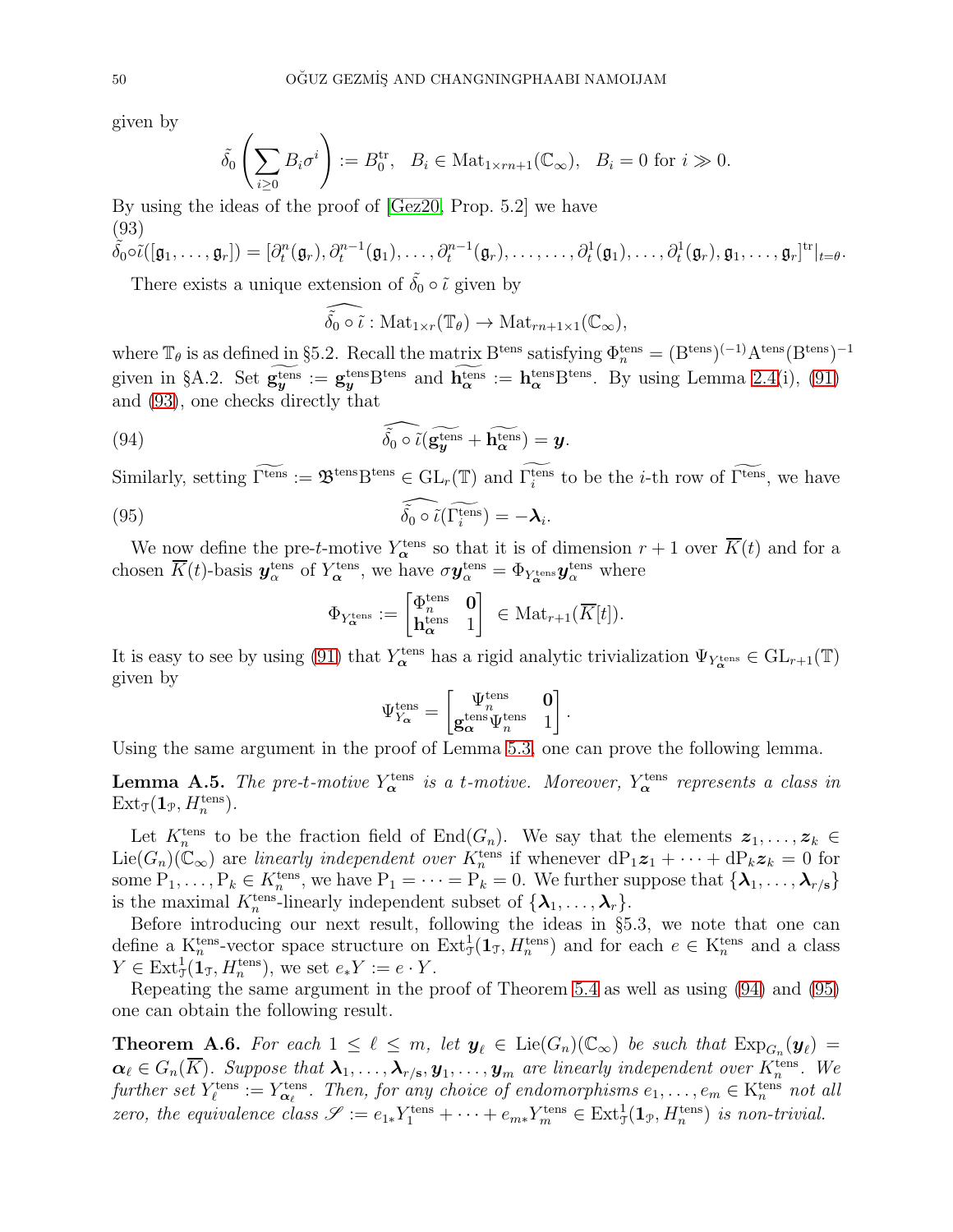given by

$$\tilde{\delta}_0\left(\sum_{i\geq 0} B_i\sigma^i\right) := B_0^{\mathrm{tr}}, \quad B_i \in \mathrm{Mat}_{1\times rn+1}(\mathbb{C}_\infty), \quad B_i = 0 \text{ for } i \gg 0.$$

By using the ideas of the proof of [Gez20, Prop. 5.2] we have

(93)
$$\tilde{\delta}_0\circ\tilde{\iota}([\mathfrak{g}_1,\dots,\mathfrak{g}_r]) = [\partial_t^n(\mathfrak{g}_r), \partial_t^{n-1}(\mathfrak{g}_1),\dots,\partial_t^{n-1}(\mathfrak{g}_r),\dots,\dots,\partial_t^1(\mathfrak{g}_1),\dots,\partial_t^1(\mathfrak{g}_r),\mathfrak{g}_1,\dots,\mathfrak{g}_r]^{\mathrm{tr}}|_{t=\theta}.$$

There exists a unique extension of $\tilde{\delta}_0\circ\tilde{\iota}$ given by

$$\widehat{\tilde{\delta}_0\circ\tilde{\iota}} : \mathrm{Mat}_{1\times r}(\mathbb{T}_\theta) \to \mathrm{Mat}_{rn+1\times 1}(\mathbb{C}_\infty),$$

where $\mathbb{T}_\theta$ is as defined in §5.2. Recall the matrix $\mathrm{B}^{\mathrm{tens}}$ satisfying $\Phi_n^{\mathrm{tens}} = (\mathrm{B}^{\mathrm{tens}})^{(-1)}\mathrm{A}^{\mathrm{tens}}(\mathrm{B}^{\mathrm{tens}})^{-1}$ given in §A.2. Set $\widetilde{\mathbf{g}_{\boldsymbol{y}}^{\mathrm{tens}}} := \mathbf{g}_{\boldsymbol{y}}^{\mathrm{tens}}\mathrm{B}^{\mathrm{tens}}$ and $\widetilde{\mathbf{h}_{\boldsymbol{\alpha}}^{\mathrm{tens}}} := \mathbf{h}_{\boldsymbol{\alpha}}^{\mathrm{tens}}\mathrm{B}^{\mathrm{tens}}$. By using Lemma 2.4(i), (91) and (93), one checks directly that

$$\widehat{\tilde{\delta}_0\circ\tilde{\iota}}(\widetilde{\mathbf{g}_{\boldsymbol{y}}^{\mathrm{tens}}} + \widetilde{\mathbf{h}_{\boldsymbol{\alpha}}^{\mathrm{tens}}}) = \boldsymbol{y}. \tag{94}$$

Similarly, setting $\widetilde{\Gamma^{\mathrm{tens}}} := \mathfrak{B}^{\mathrm{tens}}\mathrm{B}^{\mathrm{tens}} \in \mathrm{GL}_r(\mathbb{T})$ and $\widetilde{\Gamma_i^{\mathrm{tens}}}$ to be the $i$-th row of $\widetilde{\Gamma^{\mathrm{tens}}}$, we have

$$\widehat{\tilde{\delta}_0\circ\tilde{\iota}}(\widetilde{\Gamma_i^{\mathrm{tens}}}) = -\boldsymbol{\lambda}_i. \tag{95}$$

We now define the pre-$t$-motive $Y_{\boldsymbol{\alpha}}^{\mathrm{tens}}$ so that it is of dimension $r+1$ over $\overline{K}(t)$ and for a chosen $\overline{K}(t)$-basis $\boldsymbol{y}_\alpha^{\mathrm{tens}}$ of $Y_{\boldsymbol{\alpha}}^{\mathrm{tens}}$, we have $\sigma\boldsymbol{y}_\alpha^{\mathrm{tens}} = \Phi_{Y_{\boldsymbol{\alpha}}^{\mathrm{tens}}}\boldsymbol{y}_\alpha^{\mathrm{tens}}$ where

$$\Phi_{Y_{\boldsymbol{\alpha}}^{\mathrm{tens}}} := \begin{bmatrix} \Phi_n^{\mathrm{tens}} & \mathbf{0} \\ \mathbf{h}_{\boldsymbol{\alpha}}^{\mathrm{tens}} & 1 \end{bmatrix} \in \mathrm{Mat}_{r+1}(\overline{K}[t]).$$

It is easy to see by using (91) that $Y_{\boldsymbol{\alpha}}^{\mathrm{tens}}$ has a rigid analytic trivialization $\Psi_{Y_{\boldsymbol{\alpha}}^{\mathrm{tens}}} \in \mathrm{GL}_{r+1}(\mathbb{T})$ given by

$$\Psi_{Y_{\boldsymbol{\alpha}}}^{\mathrm{tens}} = \begin{bmatrix} \Psi_n^{\mathrm{tens}} & \mathbf{0} \\ \mathbf{g}_{\boldsymbol{\alpha}}^{\mathrm{tens}}\Psi_n^{\mathrm{tens}} & 1 \end{bmatrix}.$$

Using the same argument in the proof of Lemma 5.3, one can prove the following lemma.

**Lemma A.5.** *The pre-$t$-motive $Y_{\boldsymbol{\alpha}}^{\mathrm{tens}}$ is a $t$-motive. Moreover, $Y_{\boldsymbol{\alpha}}^{\mathrm{tens}}$ represents a class in $\mathrm{Ext}_{\mathcal{T}}(\mathbf{1}_{\mathcal{P}}, H_n^{\mathrm{tens}})$.*

Let $K_n^{\mathrm{tens}}$ to be the fraction field of $\mathrm{End}(G_n)$. We say that the elements $\boldsymbol{z}_1,\dots,\boldsymbol{z}_k \in \mathrm{Lie}(G_n)(\mathbb{C}_\infty)$ are *linearly independent over* $K_n^{\mathrm{tens}}$ if whenever $\mathrm{dP}_1\boldsymbol{z}_1 + \cdots + \mathrm{dP}_k\boldsymbol{z}_k = 0$ for some $\mathrm{P}_1,\dots,\mathrm{P}_k \in K_n^{\mathrm{tens}}$, we have $\mathrm{P}_1 = \cdots = \mathrm{P}_k = 0$. We further suppose that $\{\boldsymbol{\lambda}_1,\dots,\boldsymbol{\lambda}_{r/\mathbf{s}}\}$ is the maximal $K_n^{\mathrm{tens}}$-linearly independent subset of $\{\boldsymbol{\lambda}_1,\dots,\boldsymbol{\lambda}_r\}$.

Before introducing our next result, following the ideas in §5.3, we note that one can define a $\mathrm{K}_n^{\mathrm{tens}}$-vector space structure on $\mathrm{Ext}_{\mathcal{T}}^1(\mathbf{1}_{\mathcal{T}}, H_n^{\mathrm{tens}})$ and for each $e \in \mathrm{K}_n^{\mathrm{tens}}$ and a class $Y \in \mathrm{Ext}_{\mathcal{T}}^1(\mathbf{1}_{\mathcal{T}}, H_n^{\mathrm{tens}})$, we set $e_*Y := e\cdot Y$.

Repeating the same argument in the proof of Theorem 5.4 as well as using (94) and (95) one can obtain the following result.

**Theorem A.6.** *For each $1 \leq \ell \leq m$, let $\boldsymbol{y}_\ell \in \mathrm{Lie}(G_n)(\mathbb{C}_\infty)$ be such that $\mathrm{Exp}_{G_n}(\boldsymbol{y}_\ell) = \boldsymbol{\alpha}_\ell \in G_n(\overline{K})$. Suppose that $\boldsymbol{\lambda}_1,\dots,\boldsymbol{\lambda}_{r/\mathbf{s}},\boldsymbol{y}_1,\dots,\boldsymbol{y}_m$ are linearly independent over $K_n^{\mathrm{tens}}$. We further set $Y_\ell^{\mathrm{tens}} := Y_{\boldsymbol{\alpha}_\ell}^{\mathrm{tens}}$. Then, for any choice of endomorphisms $e_1,\dots,e_m \in \mathrm{K}_n^{\mathrm{tens}}$ not all zero, the equivalence class $\mathscr{S} := e_{1*}Y_1^{\mathrm{tens}} + \cdots + e_{m*}Y_m^{\mathrm{tens}} \in \mathrm{Ext}_{\mathcal{T}}^1(\mathbf{1}_{\mathcal{P}}, H_n^{\mathrm{tens}})$ is non-trivial.*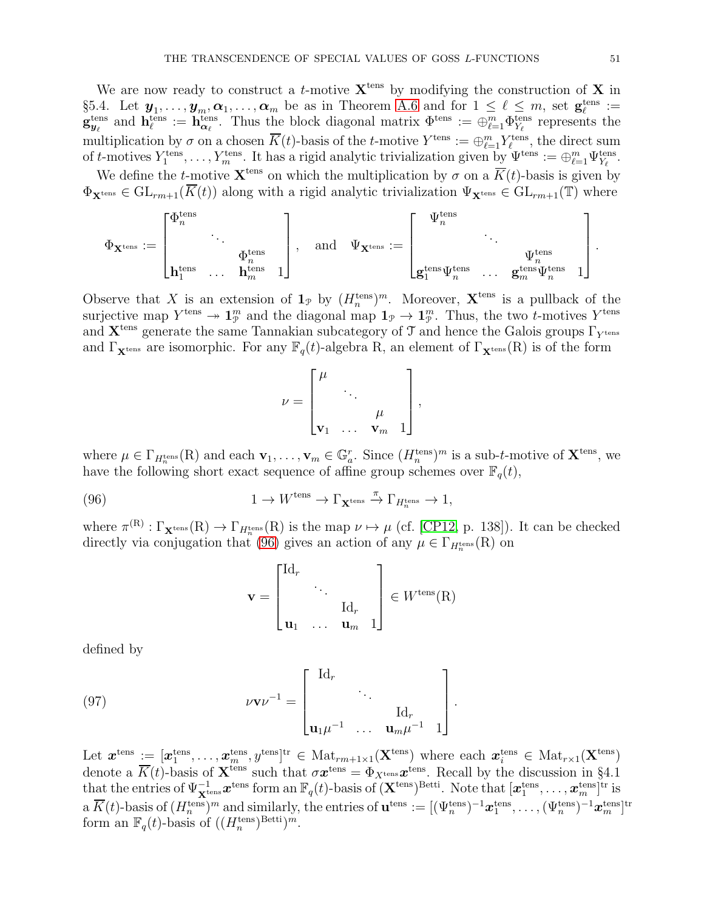We are now ready to construct a $t$-motive $\mathbf{X}^{\mathrm{tens}}$ by modifying the construction of $\mathbf{X}$ in §5.4. Let $\boldsymbol{y}_1, \dots, \boldsymbol{y}_m, \boldsymbol{\alpha}_1, \dots, \boldsymbol{\alpha}_m$ be as in Theorem A.6 and for $1 \leq \ell \leq m$, set $\mathbf{g}_\ell^{\mathrm{tens}} := \mathbf{g}_{\boldsymbol{y}_\ell}^{\mathrm{tens}}$ and $\mathbf{h}_\ell^{\mathrm{tens}} := \mathbf{h}_{\boldsymbol{\alpha}_\ell}^{\mathrm{tens}}$. Thus the block diagonal matrix $\Phi^{\mathrm{tens}} := \oplus_{\ell=1}^m \Phi_{Y_\ell}^{\mathrm{tens}}$ represents the multiplication by $\sigma$ on a chosen $\overline{K}(t)$-basis of the $t$-motive $Y^{\mathrm{tens}} := \oplus_{\ell=1}^m Y_\ell^{\mathrm{tens}}$, the direct sum of $t$-motives $Y_1^{\mathrm{tens}}, \dots, Y_m^{\mathrm{tens}}$. It has a rigid analytic trivialization given by $\Psi^{\mathrm{tens}} := \oplus_{\ell=1}^m \Psi_{Y_\ell}^{\mathrm{tens}}$.

We define the $t$-motive $\mathbf{X}^{\mathrm{tens}}$ on which the multiplication by $\sigma$ on a $\overline{K}(t)$-basis is given by $\Phi_{\mathbf{X}^{\mathrm{tens}}} \in \mathrm{GL}_{rm+1}(\overline{K}(t))$ along with a rigid analytic trivialization $\Psi_{\mathbf{X}^{\mathrm{tens}}} \in \mathrm{GL}_{rm+1}(\mathbb{T})$ where

$$\Phi_{\mathbf{X}^{\mathrm{tens}}} := \begin{bmatrix} \Phi_n^{\mathrm{tens}} & & & \\ & \ddots & & \\ & & \Phi_n^{\mathrm{tens}} & \\ \mathbf{h}_1^{\mathrm{tens}} & \dots & \mathbf{h}_m^{\mathrm{tens}} & 1 \end{bmatrix}, \quad \text{and} \quad \Psi_{\mathbf{X}^{\mathrm{tens}}} := \begin{bmatrix} \Psi_n^{\mathrm{tens}} & & & \\ & \ddots & & \\ & & \Psi_n^{\mathrm{tens}} & \\ \mathbf{g}_1^{\mathrm{tens}}\Psi_n^{\mathrm{tens}} & \dots & \mathbf{g}_m^{\mathrm{tens}}\Psi_n^{\mathrm{tens}} & 1 \end{bmatrix}.$$

Observe that $X$ is an extension of $\mathbf{1}_{\mathcal{P}}$ by $(H_n^{\mathrm{tens}})^m$. Moreover, $\mathbf{X}^{\mathrm{tens}}$ is a pullback of the surjective map $Y^{\mathrm{tens}} \twoheadrightarrow \mathbf{1}_{\mathcal{P}}^m$ and the diagonal map $\mathbf{1}_{\mathcal{P}} \to \mathbf{1}_{\mathcal{P}}^m$. Thus, the two $t$-motives $Y^{\mathrm{tens}}$ and $\mathbf{X}^{\mathrm{tens}}$ generate the same Tannakian subcategory of $\mathcal{T}$ and hence the Galois groups $\Gamma_{Y^{\mathrm{tens}}}$ and $\Gamma_{\mathbf{X}^{\mathrm{tens}}}$ are isomorphic. For any $\mathbb{F}_q(t)$-algebra R, an element of $\Gamma_{\mathbf{X}^{\mathrm{tens}}}(\mathrm{R})$ is of the form

$$\nu = \begin{bmatrix} \mu & & & \\ & \ddots & & \\ & & \mu & \\ \mathbf{v}_1 & \dots & \mathbf{v}_m & 1 \end{bmatrix},$$

where $\mu \in \Gamma_{H_n^{\mathrm{tens}}}(\mathrm{R})$ and each $\mathbf{v}_1, \dots, \mathbf{v}_m \in \mathbb{G}_a^r$. Since $(H_n^{\mathrm{tens}})^m$ is a sub-$t$-motive of $\mathbf{X}^{\mathrm{tens}}$, we have the following short exact sequence of affine group schemes over $\mathbb{F}_q(t)$,

$$1 \to W^{\mathrm{tens}} \to \Gamma_{\mathbf{X}^{\mathrm{tens}}} \xrightarrow{\pi} \Gamma_{H_n^{\mathrm{tens}}} \to 1, \tag{96}$$

where $\pi^{(\mathrm{R})} : \Gamma_{\mathbf{X}^{\mathrm{tens}}}(\mathrm{R}) \to \Gamma_{H_n^{\mathrm{tens}}}(\mathrm{R})$ is the map $\nu \mapsto \mu$ (cf. [CP12, p. 138]). It can be checked directly via conjugation that (96) gives an action of any $\mu \in \Gamma_{H_n^{\mathrm{tens}}}(\mathrm{R})$ on

$$\mathbf{v} = \begin{bmatrix} \mathrm{Id}_r & & & \\ & \ddots & & \\ & & \mathrm{Id}_r & \\ \mathbf{u}_1 & \dots & \mathbf{u}_m & 1 \end{bmatrix} \in W^{\mathrm{tens}}(\mathrm{R})$$

defined by

$$\nu\mathbf{v}\nu^{-1} = \begin{bmatrix} \mathrm{Id}_r & & & \\ & \ddots & & \\ & & \mathrm{Id}_r & \\ \mathbf{u}_1\mu^{-1} & \dots & \mathbf{u}_m\mu^{-1} & 1 \end{bmatrix}. \tag{97}$$

Let $\boldsymbol{x}^{\mathrm{tens}} := [\boldsymbol{x}_1^{\mathrm{tens}}, \dots, \boldsymbol{x}_m^{\mathrm{tens}}, y^{\mathrm{tens}}]^{\mathrm{tr}} \in \mathrm{Mat}_{rm+1\times 1}(\mathbf{X}^{\mathrm{tens}})$ where each $\boldsymbol{x}_i^{\mathrm{tens}} \in \mathrm{Mat}_{r\times 1}(\mathbf{X}^{\mathrm{tens}})$ denote a $\overline{K}(t)$-basis of $\mathbf{X}^{\mathrm{tens}}$ such that $\sigma\boldsymbol{x}^{\mathrm{tens}} = \Phi_{X^{\mathrm{tens}}}\boldsymbol{x}^{\mathrm{tens}}$. Recall by the discussion in §4.1 that the entries of $\Psi_{\mathbf{X}^{\mathrm{tens}}}^{-1}\boldsymbol{x}^{\mathrm{tens}}$ form an $\mathbb{F}_q(t)$-basis of $(\mathbf{X}^{\mathrm{tens}})^{\mathrm{Betti}}$. Note that $[\boldsymbol{x}_1^{\mathrm{tens}}, \dots, \boldsymbol{x}_m^{\mathrm{tens}}]^{\mathrm{tr}}$ is a $\overline{K}(t)$-basis of $(H_n^{\mathrm{tens}})^m$ and similarly, the entries of $\mathbf{u}^{\mathrm{tens}} := [(\Psi_n^{\mathrm{tens}})^{-1}\boldsymbol{x}_1^{\mathrm{tens}}, \dots, (\Psi_n^{\mathrm{tens}})^{-1}\boldsymbol{x}_m^{\mathrm{tens}}]^{\mathrm{tr}}$ form an $\mathbb{F}_q(t)$-basis of $((H_n^{\mathrm{tens}})^{\mathrm{Betti}})^m$.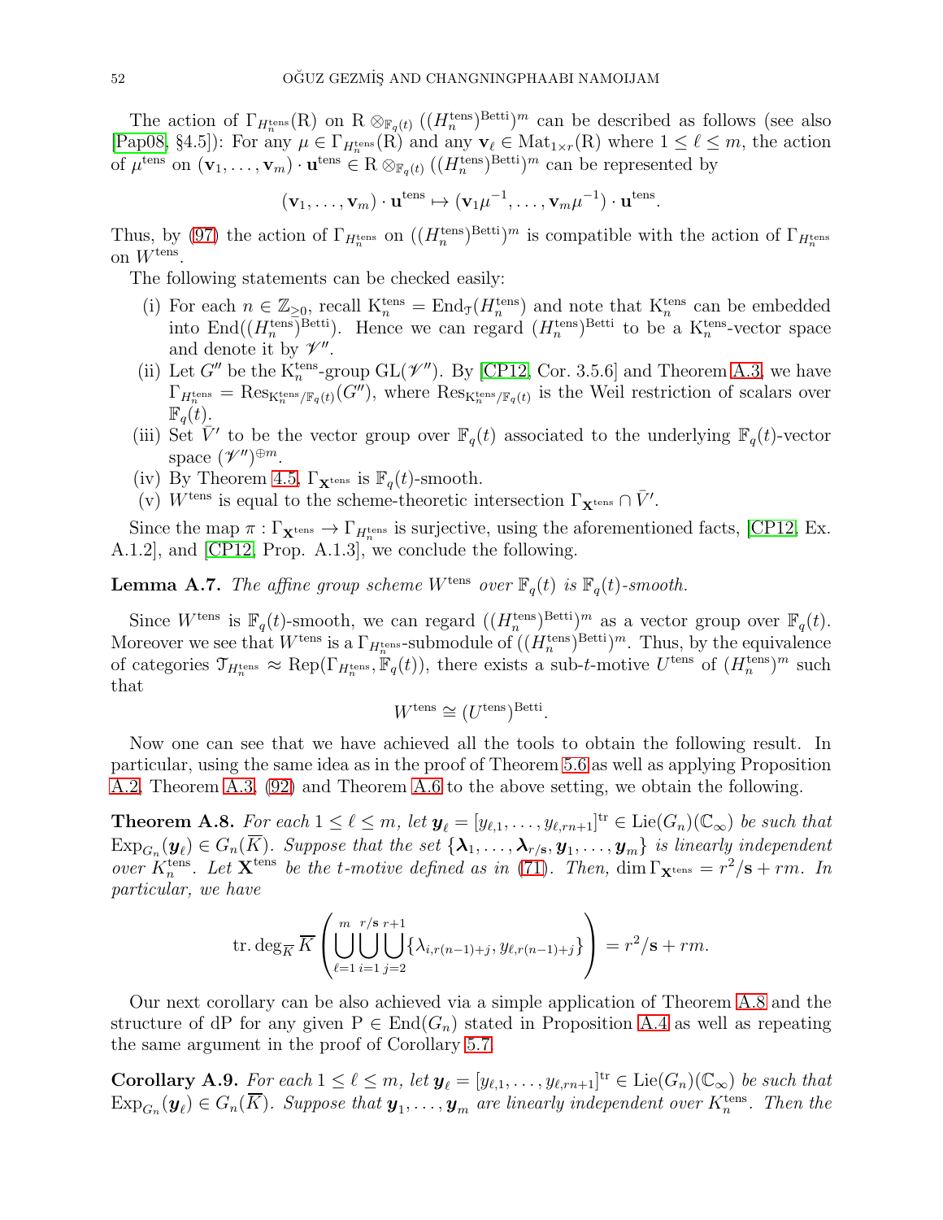The action of $\Gamma_{H_n^{\mathrm{tens}}}(\mathrm{R})$ on $\mathrm{R} \otimes_{\mathbb{F}_q(t)} ((H_n^{\mathrm{tens}})^{\mathrm{Betti}})^m$ can be described as follows (see also [Pap08, §4.5]): For any $\mu \in \Gamma_{H_n^{\mathrm{tens}}}(\mathrm{R})$ and any $\mathbf{v}_\ell \in \mathrm{Mat}_{1\times r}(\mathrm{R})$ where $1 \leq \ell \leq m$, the action of $\mu^{\mathrm{tens}}$ on $(\mathbf{v}_1, \dots, \mathbf{v}_m) \cdot \mathbf{u}^{\mathrm{tens}} \in \mathrm{R} \otimes_{\mathbb{F}_q(t)} ((H_n^{\mathrm{tens}})^{\mathrm{Betti}})^m$ can be represented by

$$(\mathbf{v}_1, \dots, \mathbf{v}_m) \cdot \mathbf{u}^{\mathrm{tens}} \mapsto (\mathbf{v}_1\mu^{-1}, \dots, \mathbf{v}_m\mu^{-1}) \cdot \mathbf{u}^{\mathrm{tens}}.$$

Thus, by (97) the action of $\Gamma_{H_n^{\mathrm{tens}}}$ on $((H_n^{\mathrm{tens}})^{\mathrm{Betti}})^m$ is compatible with the action of $\Gamma_{H_n^{\mathrm{tens}}}$ on $W^{\mathrm{tens}}$.

The following statements can be checked easily:

(i) For each $n \in \mathbb{Z}_{\geq 0}$, recall $\mathrm{K}_n^{\mathrm{tens}} = \mathrm{End}_{\mathcal{T}}(H_n^{\mathrm{tens}})$ and note that $\mathrm{K}_n^{\mathrm{tens}}$ can be embedded into $\mathrm{End}((H_n^{\mathrm{tens}})^{\mathrm{Betti}})$. Hence we can regard $(H_n^{\mathrm{tens}})^{\mathrm{Betti}}$ to be a $\mathrm{K}_n^{\mathrm{tens}}$-vector space and denote it by $\mathscr{V}''$.

(ii) Let $G''$ be the $\mathrm{K}_n^{\mathrm{tens}}$-group $\mathrm{GL}(\mathscr{V}'')$. By [CP12, Cor. 3.5.6] and Theorem A.3, we have $\Gamma_{H_n^{\mathrm{tens}}} = \mathrm{Res}_{\mathrm{K}_n^{\mathrm{tens}}/\mathbb{F}_q(t)}(G'')$, where $\mathrm{Res}_{\mathrm{K}_n^{\mathrm{tens}}/\mathbb{F}_q(t)}$ is the Weil restriction of scalars over $\mathbb{F}_q(t)$.

(iii) Set $\bar{V}'$ to be the vector group over $\mathbb{F}_q(t)$ associated to the underlying $\mathbb{F}_q(t)$-vector space $(\mathscr{V}'')^{\oplus m}$.

(iv) By Theorem 4.5, $\Gamma_{\mathbf{X}^{\mathrm{tens}}}$ is $\mathbb{F}_q(t)$-smooth.

(v) $W^{\mathrm{tens}}$ is equal to the scheme-theoretic intersection $\Gamma_{\mathbf{X}^{\mathrm{tens}}} \cap \bar{V}'$.

Since the map $\pi : \Gamma_{\mathbf{X}^{\mathrm{tens}}} \to \Gamma_{H_n^{\mathrm{tens}}}$ is surjective, using the aforementioned facts, [CP12, Ex. A.1.2], and [CP12, Prop. A.1.3], we conclude the following.

**Lemma A.7.** *The affine group scheme $W^{\mathrm{tens}}$ over $\mathbb{F}_q(t)$ is $\mathbb{F}_q(t)$-smooth.*

Since $W^{\mathrm{tens}}$ is $\mathbb{F}_q(t)$-smooth, we can regard $((H_n^{\mathrm{tens}})^{\mathrm{Betti}})^m$ as a vector group over $\mathbb{F}_q(t)$. Moreover we see that $W^{\mathrm{tens}}$ is a $\Gamma_{H_n^{\mathrm{tens}}}$-submodule of $((H_n^{\mathrm{tens}})^{\mathrm{Betti}})^m$. Thus, by the equivalence of categories $\mathcal{T}_{H_n^{\mathrm{tens}}} \approx \mathrm{Rep}(\Gamma_{H_n^{\mathrm{tens}}}, \mathbb{F}_q(t))$, there exists a sub-$t$-motive $U^{\mathrm{tens}}$ of $(H_n^{\mathrm{tens}})^m$ such that

$$W^{\mathrm{tens}} \cong (U^{\mathrm{tens}})^{\mathrm{Betti}}.$$

Now one can see that we have achieved all the tools to obtain the following result. In particular, using the same idea as in the proof of Theorem 5.6 as well as applying Proposition A.2, Theorem A.3, (92) and Theorem A.6 to the above setting, we obtain the following.

**Theorem A.8.** *For each $1 \leq \ell \leq m$, let $\boldsymbol{y}_\ell = [y_{\ell,1}, \dots, y_{\ell,rn+1}]^{\mathrm{tr}} \in \mathrm{Lie}(G_n)(\mathbb{C}_\infty)$ be such that $\mathrm{Exp}_{G_n}(\boldsymbol{y}_\ell) \in G_n(\overline{K})$. Suppose that the set $\{\boldsymbol{\lambda}_1, \dots, \boldsymbol{\lambda}_{r/\mathbf{s}}, \boldsymbol{y}_1, \dots, \boldsymbol{y}_m\}$ is linearly independent over $K_n^{\mathrm{tens}}$. Let $\mathbf{X}^{\mathrm{tens}}$ be the $t$-motive defined as in (71). Then, $\dim \Gamma_{\mathbf{X}^{\mathrm{tens}}} = r^2/\mathbf{s} + rm$. In particular, we have*

$$\mathrm{tr.deg}_{\overline{K}}\, \overline{K}\left(\bigcup_{\ell=1}^{m}\bigcup_{i=1}^{r/\mathbf{s}}\bigcup_{j=2}^{r+1}\{\lambda_{i,r(n-1)+j}, y_{\ell,r(n-1)+j}\}\right) = r^2/\mathbf{s} + rm.$$

Our next corollary can be also achieved via a simple application of Theorem A.8 and the structure of dP for any given $\mathrm{P} \in \mathrm{End}(G_n)$ stated in Proposition A.4 as well as repeating the same argument in the proof of Corollary 5.7.

**Corollary A.9.** *For each $1 \leq \ell \leq m$, let $\boldsymbol{y}_\ell = [y_{\ell,1}, \dots, y_{\ell,rn+1}]^{\mathrm{tr}} \in \mathrm{Lie}(G_n)(\mathbb{C}_\infty)$ be such that $\mathrm{Exp}_{G_n}(\boldsymbol{y}_\ell) \in G_n(\overline{K})$. Suppose that $\boldsymbol{y}_1, \dots, \boldsymbol{y}_m$ are linearly independent over $K_n^{\mathrm{tens}}$. Then the*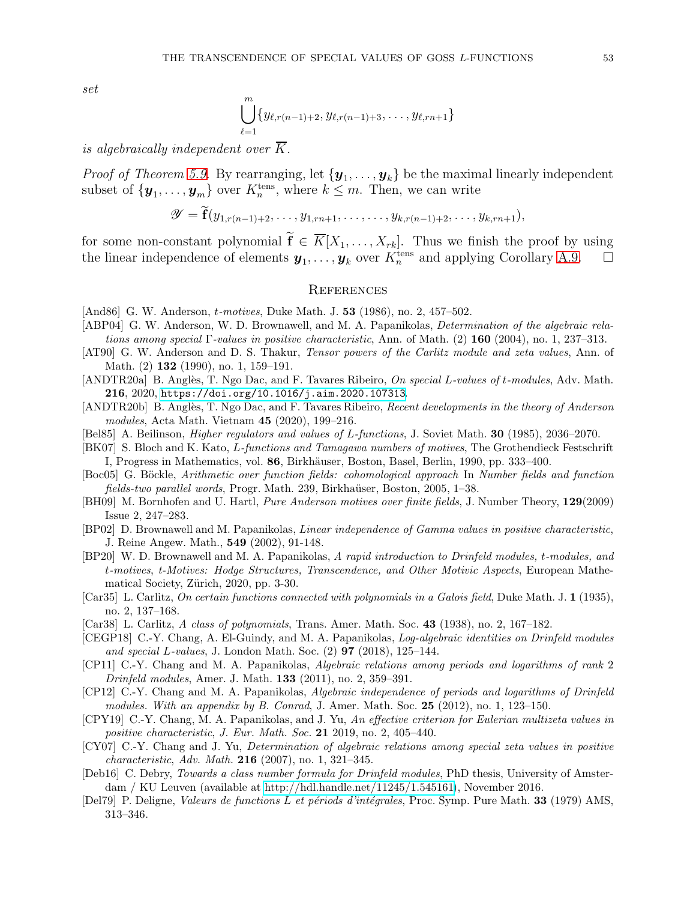*set*

$$\bigcup_{\ell=1}^{m}\{y_{\ell,r(n-1)+2},y_{\ell,r(n-1)+3},\ldots,y_{\ell,rn+1}\}$$

*is algebraically independent over* $\overline{K}$.

*Proof of Theorem 5.9.* By rearranging, let $\{\boldsymbol{y}_1,\ldots,\boldsymbol{y}_k\}$ be the maximal linearly independent subset of $\{\boldsymbol{y}_1,\ldots,\boldsymbol{y}_m\}$ over $K_n^{\mathrm{tens}}$, where $k\leq m$. Then, we can write

$$\mathscr{Y}=\widetilde{\mathbf{f}}(y_{1,r(n-1)+2},\ldots,y_{1,rn+1},\ldots,\ldots,y_{k,r(n-1)+2},\ldots,y_{k,rn+1}),$$

for some non-constant polynomial $\widetilde{\mathbf{f}}\in\overline{K}[X_1,\ldots,X_{rk}]$. Thus we finish the proof by using the linear independence of elements $\boldsymbol{y}_1,\ldots,\boldsymbol{y}_k$ over $K_n^{\mathrm{tens}}$ and applying Corollary A.9. □

## References

[And86] G. W. Anderson, *t-motives*, Duke Math. J. **53** (1986), no. 2, 457–502.

[ABP04] G. W. Anderson, W. D. Brownawell, and M. A. Papanikolas, *Determination of the algebraic relations among special Γ-values in positive characteristic*, Ann. of Math. (2) **160** (2004), no. 1, 237–313.

[AT90] G. W. Anderson and D. S. Thakur, *Tensor powers of the Carlitz module and zeta values*, Ann. of Math. (2) **132** (1990), no. 1, 159–191.

[ANDTR20a] B. Anglès, T. Ngo Dac, and F. Tavares Ribeiro, *On special L-values of t-modules*, Adv. Math. **216**, 2020, https://doi.org/10.1016/j.aim.2020.107313.

[ANDTR20b] B. Anglès, T. Ngo Dac, and F. Tavares Ribeiro, *Recent developments in the theory of Anderson modules*, Acta Math. Vietnam **45** (2020), 199–216.

[Bel85] A. Beilinson, *Higher regulators and values of L-functions*, J. Soviet Math. **30** (1985), 2036–2070.

[BK07] S. Bloch and K. Kato, *L-functions and Tamagawa numbers of motives*, The Grothendieck Festschrift I, Progress in Mathematics, vol. **86**, Birkhäuser, Boston, Basel, Berlin, 1990, pp. 333–400.

[Boc05] G. Böckle, *Arithmetic over function fields: cohomological approach* In *Number fields and function fields-two parallel words*, Progr. Math. 239, Birkhaüser, Boston, 2005, 1–38.

[BH09] M. Bornhofen and U. Hartl, *Pure Anderson motives over finite fields*, J. Number Theory, **129**(2009) Issue 2, 247–283.

[BP02] D. Brownawell and M. Papanikolas, *Linear independence of Gamma values in positive characteristic*, J. Reine Angew. Math., **549** (2002), 91-148.

[BP20] W. D. Brownawell and M. A. Papanikolas, *A rapid introduction to Drinfeld modules, t-modules, and t-motives*, *t-Motives: Hodge Structures, Transcendence, and Other Motivic Aspects*, European Mathematical Society, Zürich, 2020, pp. 3-30.

[Car35] L. Carlitz, *On certain functions connected with polynomials in a Galois field*, Duke Math. J. **1** (1935), no. 2, 137–168.

[Car38] L. Carlitz, *A class of polynomials*, Trans. Amer. Math. Soc. **43** (1938), no. 2, 167–182.

[CEGP18] C.-Y. Chang, A. El-Guindy, and M. A. Papanikolas, *Log-algebraic identities on Drinfeld modules and special L-values*, J. London Math. Soc. (2) **97** (2018), 125–144.

[CP11] C.-Y. Chang and M. A. Papanikolas, *Algebraic relations among periods and logarithms of rank* 2 *Drinfeld modules*, Amer. J. Math. **133** (2011), no. 2, 359–391.

[CP12] C.-Y. Chang and M. A. Papanikolas, *Algebraic independence of periods and logarithms of Drinfeld modules. With an appendix by B. Conrad*, J. Amer. Math. Soc. **25** (2012), no. 1, 123–150.

[CPY19] C.-Y. Chang, M. A. Papanikolas, and J. Yu, *An effective criterion for Eulerian multizeta values in positive characteristic*, *J. Eur. Math. Soc.* **21** 2019, no. 2, 405–440.

[CY07] C.-Y. Chang and J. Yu, *Determination of algebraic relations among special zeta values in positive characteristic*, *Adv. Math.* **216** (2007), no. 1, 321–345.

[Deb16] C. Debry, *Towards a class number formula for Drinfeld modules*, PhD thesis, University of Amsterdam / KU Leuven (available at http://hdl.handle.net/11245/1.545161), November 2016.

[Del79] P. Deligne, *Valeurs de functions L et périods d'intégrales*, Proc. Symp. Pure Math. **33** (1979) AMS, 313–346.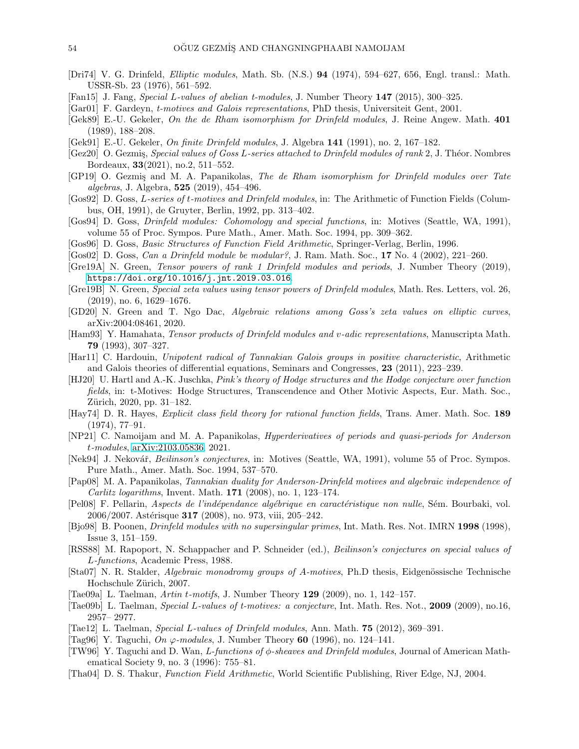[Dri74] V. G. Drinfeld, *Elliptic modules*, Math. Sb. (N.S.) **94** (1974), 594–627, 656, Engl. transl.: Math. USSR-Sb. 23 (1976), 561–592.

[Fan15] J. Fang, *Special L-values of abelian t-modules*, J. Number Theory **147** (2015), 300–325.

[Gar01] F. Gardeyn, *t-motives and Galois representations*, PhD thesis, Universiteit Gent, 2001.

[Gek89] E.-U. Gekeler, *On the de Rham isomorphism for Drinfeld modules*, J. Reine Angew. Math. **401** (1989), 188–208.

[Gek91] E.-U. Gekeler, *On finite Drinfeld modules*, J. Algebra **141** (1991), no. 2, 167–182.

[Gez20] O. Gezmiş, *Special values of Goss L-series attached to Drinfeld modules of rank* 2, J. Théor. Nombres Bordeaux, **33**(2021), no.2, 511–552.

[GP19] O. Gezmiş and M. A. Papanikolas, *The de Rham isomorphism for Drinfeld modules over Tate algebras*, J. Algebra, **525** (2019), 454–496.

[Gos92] D. Goss, *L-series of t-motives and Drinfeld modules*, in: The Arithmetic of Function Fields (Columbus, OH, 1991), de Gruyter, Berlin, 1992, pp. 313–402.

[Gos94] D. Goss, *Drinfeld modules: Cohomology and special functions*, in: Motives (Seattle, WA, 1991), volume 55 of Proc. Sympos. Pure Math., Amer. Math. Soc. 1994, pp. 309–362.

[Gos96] D. Goss, *Basic Structures of Function Field Arithmetic*, Springer-Verlag, Berlin, 1996.

[Gos02] D. Goss, *Can a Drinfeld module be modular?*, J. Ram. Math. Soc., **17** No. 4 (2002), 221–260.

[Gre19A] N. Green, *Tensor powers of rank 1 Drinfeld modules and periods*, J. Number Theory (2019), https://doi.org/10.1016/j.jnt.2019.03.016.

[Gre19B] N. Green, *Special zeta values using tensor powers of Drinfeld modules*, Math. Res. Letters, vol. 26, (2019), no. 6, 1629–1676.

[GD20] N. Green and T. Ngo Dac, *Algebraic relations among Goss's zeta values on elliptic curves*, arXiv:2004:08461, 2020.

[Ham93] Y. Hamahata, *Tensor products of Drinfeld modules and v-adic representations*, Manuscripta Math. **79** (1993), 307–327.

[Har11] C. Hardouin, *Unipotent radical of Tannakian Galois groups in positive characteristic*, Arithmetic and Galois theories of differential equations, Seminars and Congresses, **23** (2011), 223–239.

[HJ20] U. Hartl and A.-K. Juschka, *Pink's theory of Hodge structures and the Hodge conjecture over function fields*, in: t-Motives: Hodge Structures, Transcendence and Other Motivic Aspects, Eur. Math. Soc., Zürich, 2020, pp. 31–182.

[Hay74] D. R. Hayes, *Explicit class field theory for rational function fields*, Trans. Amer. Math. Soc. **189** (1974), 77–91.

[NP21] C. Namoijam and M. A. Papanikolas, *Hyperderivatives of periods and quasi-periods for Anderson t-modules*, arXiv:2103.05836, 2021.

[Nek94] J. Nekovář, *Beilinson's conjectures*, in: Motives (Seattle, WA, 1991), volume 55 of Proc. Sympos. Pure Math., Amer. Math. Soc. 1994, 537–570.

[Pap08] M. A. Papanikolas, *Tannakian duality for Anderson-Drinfeld motives and algebraic independence of Carlitz logarithms*, Invent. Math. **171** (2008), no. 1, 123–174.

[Pel08] F. Pellarin, *Aspects de l'indépendance algébrique en caractéristique non nulle*, Sém. Bourbaki, vol. 2006/2007. Astérisque **317** (2008), no. 973, viii, 205–242.

[Bjo98] B. Poonen, *Drinfeld modules with no supersingular primes*, Int. Math. Res. Not. IMRN **1998** (1998), Issue 3, 151–159.

[RSS88] M. Rapoport, N. Schappacher and P. Schneider (ed.), *Beilinson's conjectures on special values of L-functions*, Academic Press, 1988.

[Sta07] N. R. Stalder, *Algebraic monodromy groups of A-motives*, Ph.D thesis, Eidgenössische Technische Hochschule Zürich, 2007.

[Tae09a] L. Taelman, *Artin t-motifs*, J. Number Theory **129** (2009), no. 1, 142–157.

[Tae09b] L. Taelman, *Special L-values of t-motives: a conjecture*, Int. Math. Res. Not., **2009** (2009), no.16, 2957– 2977.

[Tae12] L. Taelman, *Special L-values of Drinfeld modules*, Ann. Math. **75** (2012), 369–391.

[Tag96] Y. Taguchi, *On φ-modules*, J. Number Theory **60** (1996), no. 124–141.

[TW96] Y. Taguchi and D. Wan, *L-functions of φ-sheaves and Drinfeld modules*, Journal of American Mathematical Society 9, no. 3 (1996): 755–81.

[Tha04] D. S. Thakur, *Function Field Arithmetic*, World Scientific Publishing, River Edge, NJ, 2004.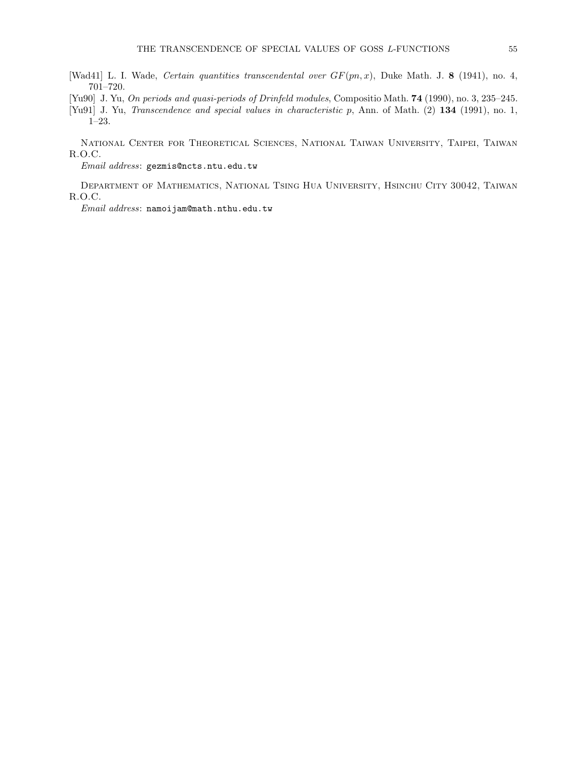[Wad41] L. I. Wade, *Certain quantities transcendental over $GF(pn, x)$*, Duke Math. J. **8** (1941), no. 4, 701–720.

[Yu90] J. Yu, *On periods and quasi-periods of Drinfeld modules*, Compositio Math. **74** (1990), no. 3, 235–245.

[Yu91] J. Yu, *Transcendence and special values in characteristic p*, Ann. of Math. (2) **134** (1991), no. 1, 1–23.

National Center for Theoretical Sciences, National Taiwan University, Taipei, Taiwan R.O.C.

*Email address*: gezmis@ncts.ntu.edu.tw

Department of Mathematics, National Tsing Hua University, Hsinchu City 30042, Taiwan R.O.C.

*Email address*: namoijam@math.nthu.edu.tw